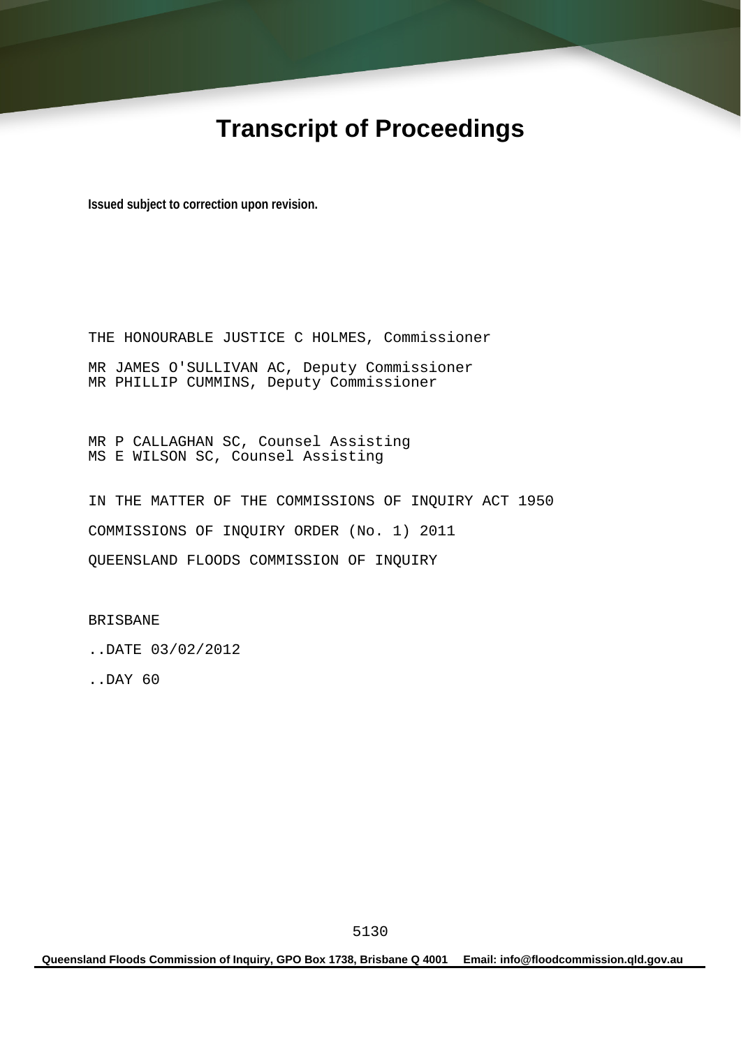# Transcript of Proceedings

**Issued subject to correction upon revision.**

THE HONOURABLE JUSTICE C HOLMES, Commissioner

MR JAMES O'SULLIVAN AC, Deputy Commissioner
MR PHILLIP CUMMINS, Deputy Commissioner

MR P CALLAGHAN SC, Counsel Assisting
MS E WILSON SC, Counsel Assisting

IN THE MATTER OF THE COMMISSIONS OF INQUIRY ACT 1950

COMMISSIONS OF INQUIRY ORDER (No. 1) 2011

QUEENSLAND FLOODS COMMISSION OF INQUIRY

BRISBANE

..DATE 03/02/2012

..DAY 60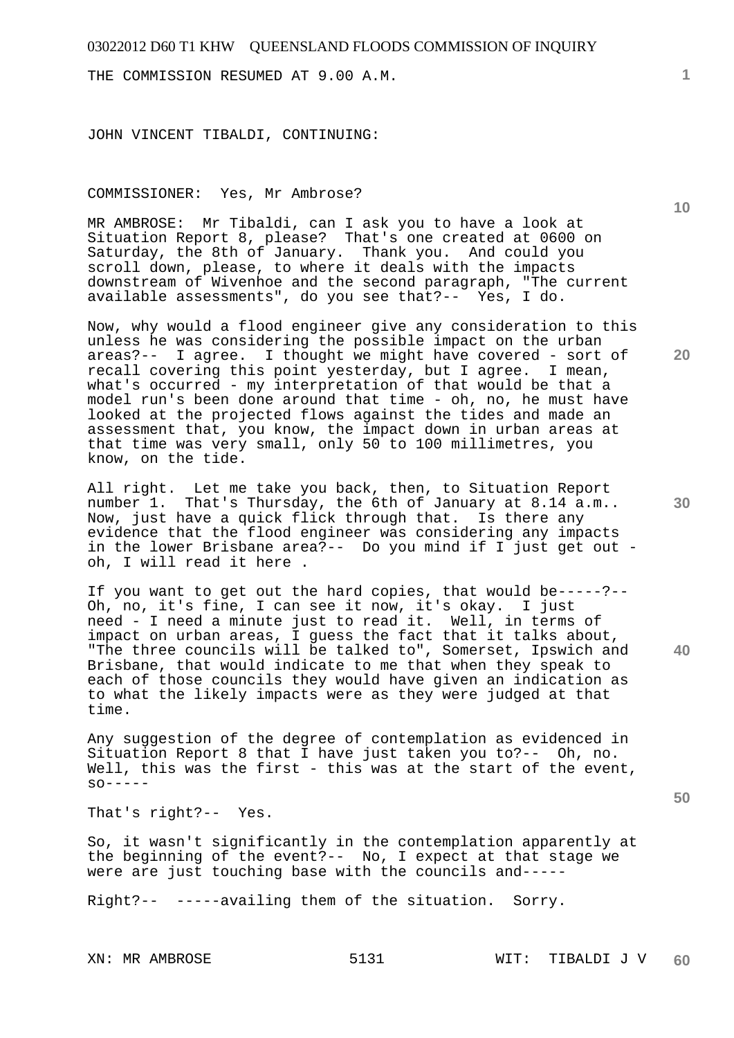THE COMMISSION RESUMED AT 9.00 A.M.

JOHN VINCENT TIBALDI, CONTINUING:

COMMISSIONER: Yes, Mr Ambrose?

MR AMBROSE: Mr Tibaldi, can I ask you to have a look at Situation Report 8, please? That's one created at 0600 on Saturday, the 8th of January. Thank you. And could you scroll down, please, to where it deals with the impacts downstream of Wivenhoe and the second paragraph, "The current available assessments", do you see that?-- Yes, I do.

Now, why would a flood engineer give any consideration to this unless he was considering the possible impact on the urban areas?-- I agree. I thought we might have covered - sort of recall covering this point yesterday, but I agree. I mean, what's occurred - my interpretation of that would be that a model run's been done around that time - oh, no, he must have looked at the projected flows against the tides and made an assessment that, you know, the impact down in urban areas at that time was very small, only 50 to 100 millimetres, you know, on the tide.

All right. Let me take you back, then, to Situation Report number 1. That's Thursday, the 6th of January at 8.14 a.m.. Now, just have a quick flick through that. Is there any evidence that the flood engineer was considering any impacts in the lower Brisbane area?-- Do you mind if I just get out - oh, I will read it here .

If you want to get out the hard copies, that would be-----?-- Oh, no, it's fine, I can see it now, it's okay. I just need - I need a minute just to read it. Well, in terms of impact on urban areas, I guess the fact that it talks about, "The three councils will be talked to", Somerset, Ipswich and Brisbane, that would indicate to me that when they speak to each of those councils they would have given an indication as to what the likely impacts were as they were judged at that time.

Any suggestion of the degree of contemplation as evidenced in Situation Report 8 that I have just taken you to?-- Oh, no. Well, this was the first - this was at the start of the event, so-----

That's right?-- Yes.

So, it wasn't significantly in the contemplation apparently at the beginning of the event?-- No, I expect at that stage we were are just touching base with the councils and-----

Right?-- -----availing them of the situation. Sorry.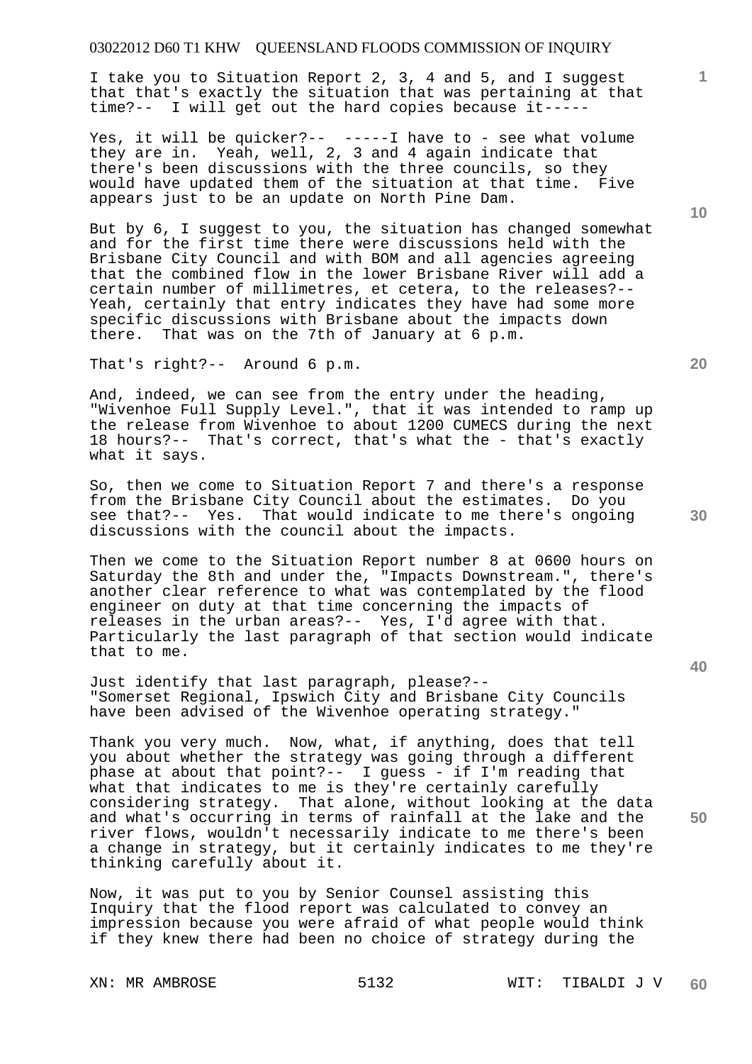I take you to Situation Report 2, 3, 4 and 5, and I suggest that that's exactly the situation that was pertaining at that time?-- I will get out the hard copies because it-----

Yes, it will be quicker?-- -----I have to - see what volume they are in. Yeah, well, 2, 3 and 4 again indicate that there's been discussions with the three councils, so they would have updated them of the situation at that time. Five appears just to be an update on North Pine Dam.

But by 6, I suggest to you, the situation has changed somewhat and for the first time there were discussions held with the Brisbane City Council and with BOM and all agencies agreeing that the combined flow in the lower Brisbane River will add a certain number of millimetres, et cetera, to the releases?-- Yeah, certainly that entry indicates they have had some more specific discussions with Brisbane about the impacts down there. That was on the 7th of January at 6 p.m.

That's right?-- Around 6 p.m.

And, indeed, we can see from the entry under the heading, "Wivenhoe Full Supply Level.", that it was intended to ramp up the release from Wivenhoe to about 1200 CUMECS during the next 18 hours?-- That's correct, that's what the - that's exactly what it says.

So, then we come to Situation Report 7 and there's a response from the Brisbane City Council about the estimates. Do you see that?-- Yes. That would indicate to me there's ongoing discussions with the council about the impacts.

Then we come to the Situation Report number 8 at 0600 hours on Saturday the 8th and under the, "Impacts Downstream.", there's another clear reference to what was contemplated by the flood engineer on duty at that time concerning the impacts of releases in the urban areas?-- Yes, I'd agree with that. Particularly the last paragraph of that section would indicate that to me.

Just identify that last paragraph, please?-- "Somerset Regional, Ipswich City and Brisbane City Councils have been advised of the Wivenhoe operating strategy."

Thank you very much. Now, what, if anything, does that tell you about whether the strategy was going through a different phase at about that point?-- I guess - if I'm reading that what that indicates to me is they're certainly carefully considering strategy. That alone, without looking at the data and what's occurring in terms of rainfall at the lake and the river flows, wouldn't necessarily indicate to me there's been a change in strategy, but it certainly indicates to me they're thinking carefully about it.

Now, it was put to you by Senior Counsel assisting this Inquiry that the flood report was calculated to convey an impression because you were afraid of what people would think if they knew there had been no choice of strategy during the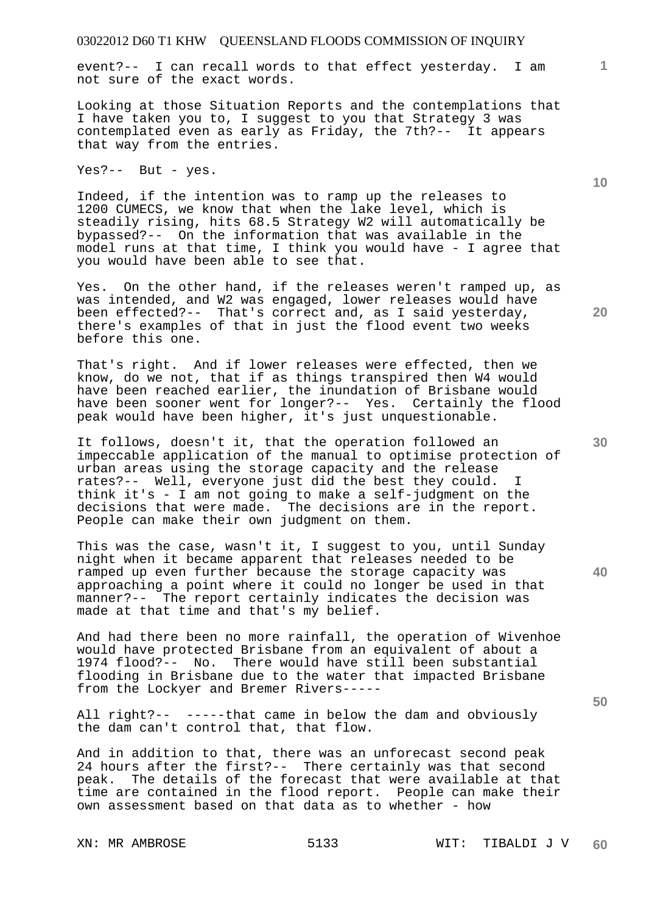event?-- I can recall words to that effect yesterday. I am not sure of the exact words.

Looking at those Situation Reports and the contemplations that I have taken you to, I suggest to you that Strategy 3 was contemplated even as early as Friday, the 7th?-- It appears that way from the entries.

Yes?-- But - yes.

Indeed, if the intention was to ramp up the releases to 1200 CUMECS, we know that when the lake level, which is steadily rising, hits 68.5 Strategy W2 will automatically be bypassed?-- On the information that was available in the model runs at that time, I think you would have - I agree that you would have been able to see that.

Yes. On the other hand, if the releases weren't ramped up, as was intended, and W2 was engaged, lower releases would have been effected?-- That's correct and, as I said yesterday, there's examples of that in just the flood event two weeks before this one.

That's right. And if lower releases were effected, then we know, do we not, that if as things transpired then W4 would have been reached earlier, the inundation of Brisbane would have been sooner went for longer?-- Yes. Certainly the flood peak would have been higher, it's just unquestionable.

It follows, doesn't it, that the operation followed an impeccable application of the manual to optimise protection of urban areas using the storage capacity and the release rates?-- Well, everyone just did the best they could. I think it's - I am not going to make a self-judgment on the decisions that were made. The decisions are in the report. People can make their own judgment on them.

This was the case, wasn't it, I suggest to you, until Sunday night when it became apparent that releases needed to be ramped up even further because the storage capacity was approaching a point where it could no longer be used in that manner?-- The report certainly indicates the decision was made at that time and that's my belief.

And had there been no more rainfall, the operation of Wivenhoe would have protected Brisbane from an equivalent of about a 1974 flood?-- No. There would have still been substantial flooding in Brisbane due to the water that impacted Brisbane from the Lockyer and Bremer Rivers-----

All right?-- -----that came in below the dam and obviously the dam can't control that, that flow.

And in addition to that, there was an unforecast second peak 24 hours after the first?-- There certainly was that second peak. The details of the forecast that were available at that time are contained in the flood report. People can make their own assessment based on that data as to whether - how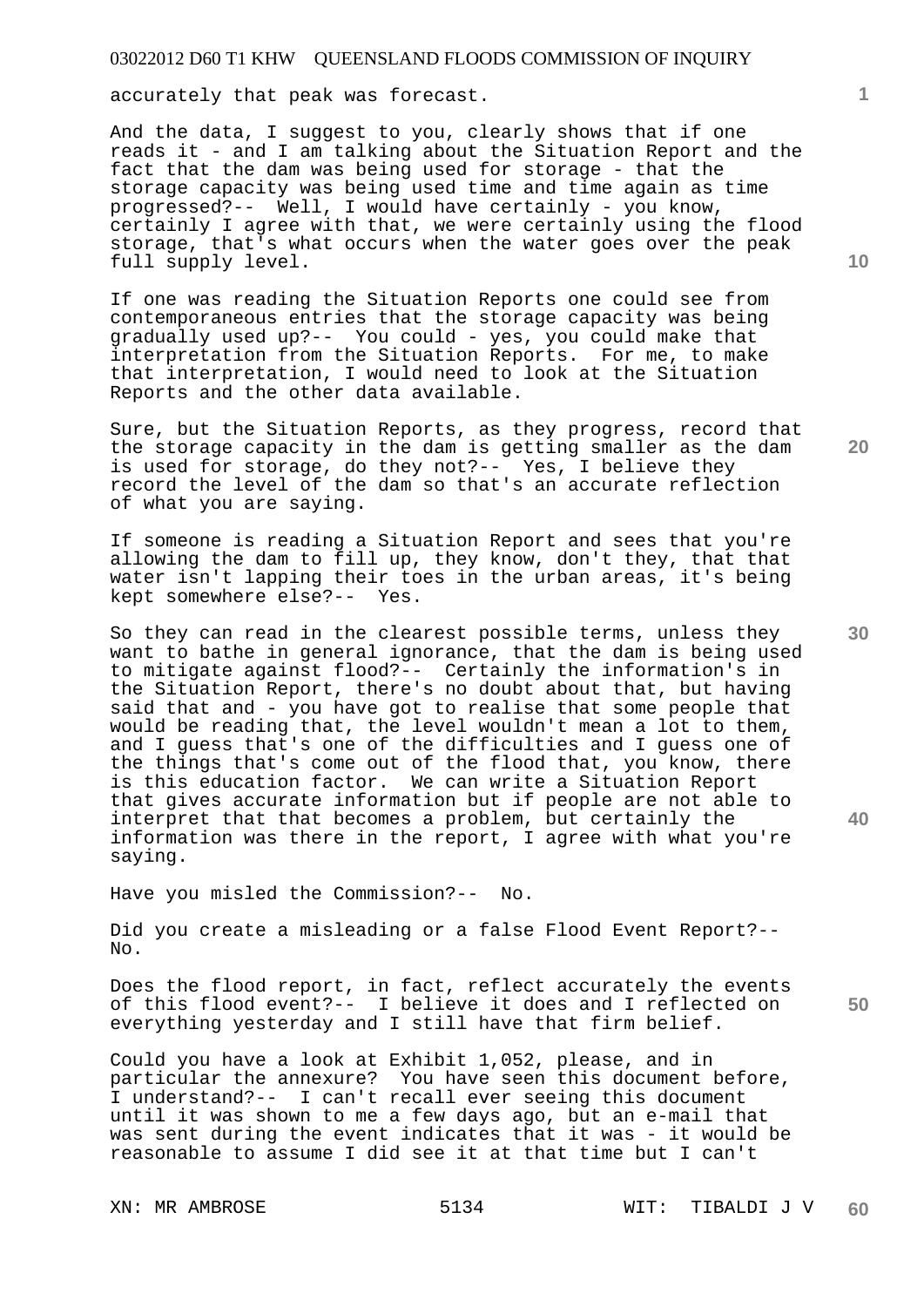accurately that peak was forecast.

And the data, I suggest to you, clearly shows that if one reads it - and I am talking about the Situation Report and the fact that the dam was being used for storage - that the storage capacity was being used time and time again as time progressed?-- Well, I would have certainly - you know, certainly I agree with that, we were certainly using the flood storage, that's what occurs when the water goes over the peak full supply level.

If one was reading the Situation Reports one could see from contemporaneous entries that the storage capacity was being gradually used up?-- You could - yes, you could make that interpretation from the Situation Reports. For me, to make that interpretation, I would need to look at the Situation Reports and the other data available.

Sure, but the Situation Reports, as they progress, record that the storage capacity in the dam is getting smaller as the dam is used for storage, do they not?-- Yes, I believe they record the level of the dam so that's an accurate reflection of what you are saying.

If someone is reading a Situation Report and sees that you're allowing the dam to fill up, they know, don't they, that that water isn't lapping their toes in the urban areas, it's being kept somewhere else?-- Yes.

So they can read in the clearest possible terms, unless they want to bathe in general ignorance, that the dam is being used to mitigate against flood?-- Certainly the information's in the Situation Report, there's no doubt about that, but having said that and - you have got to realise that some people that would be reading that, the level wouldn't mean a lot to them, and I guess that's one of the difficulties and I guess one of the things that's come out of the flood that, you know, there is this education factor. We can write a Situation Report that gives accurate information but if people are not able to interpret that that becomes a problem, but certainly the information was there in the report, I agree with what you're saying.

Have you misled the Commission?-- No.

Did you create a misleading or a false Flood Event Report?-- No.

Does the flood report, in fact, reflect accurately the events of this flood event?-- I believe it does and I reflected on everything yesterday and I still have that firm belief.

Could you have a look at Exhibit 1,052, please, and in particular the annexure? You have seen this document before, I understand?-- I can't recall ever seeing this document until it was shown to me a few days ago, but an e-mail that was sent during the event indicates that it was - it would be reasonable to assume I did see it at that time but I can't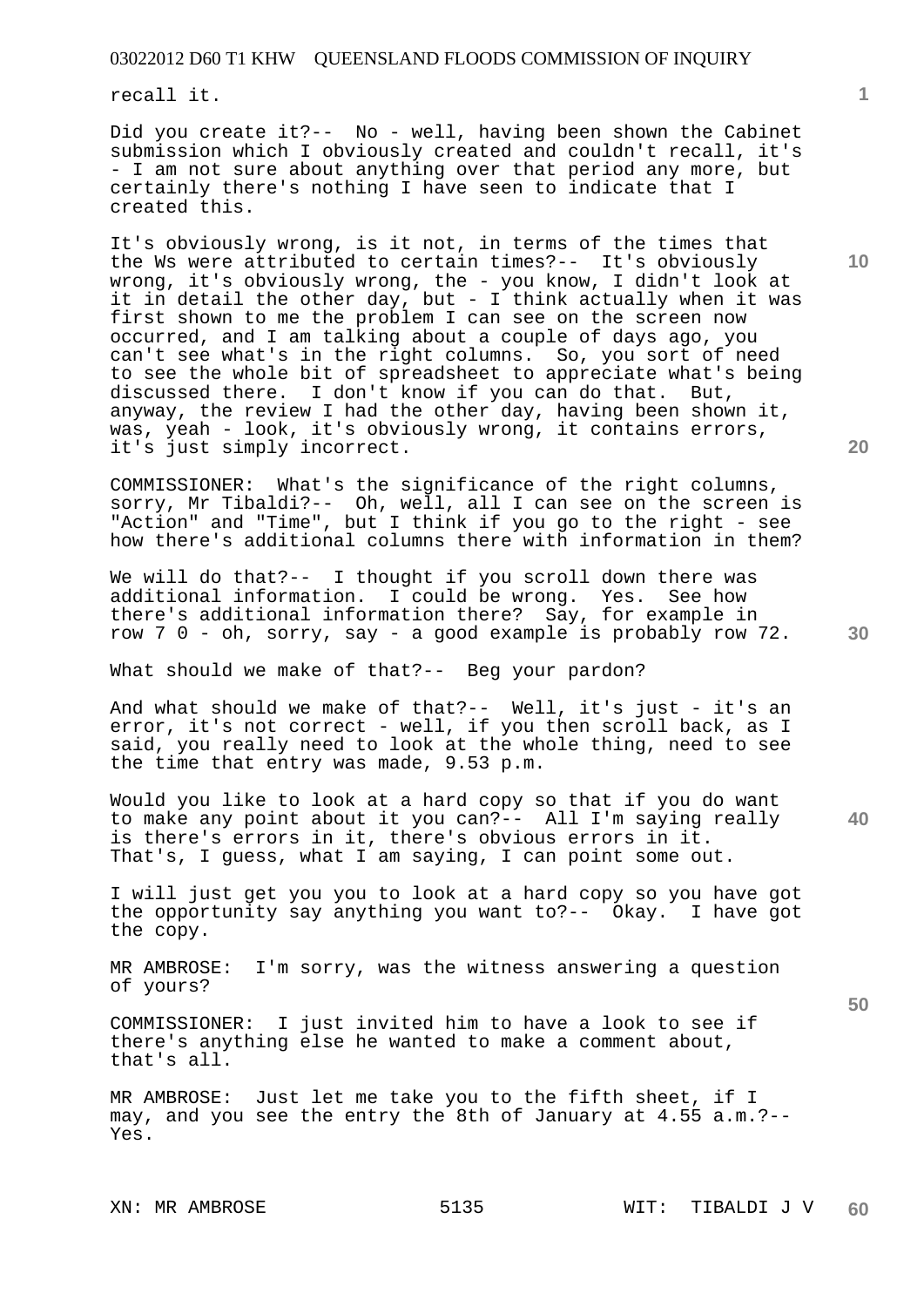recall it.

Did you create it?-- No - well, having been shown the Cabinet submission which I obviously created and couldn't recall, it's - I am not sure about anything over that period any more, but certainly there's nothing I have seen to indicate that I created this.

It's obviously wrong, is it not, in terms of the times that the Ws were attributed to certain times?-- It's obviously wrong, it's obviously wrong, the - you know, I didn't look at it in detail the other day, but - I think actually when it was first shown to me the problem I can see on the screen now occurred, and I am talking about a couple of days ago, you can't see what's in the right columns. So, you sort of need to see the whole bit of spreadsheet to appreciate what's being discussed there. I don't know if you can do that. But, anyway, the review I had the other day, having been shown it, was, yeah - look, it's obviously wrong, it contains errors, it's just simply incorrect.

COMMISSIONER: What's the significance of the right columns, sorry, Mr Tibaldi?-- Oh, well, all I can see on the screen is "Action" and "Time", but I think if you go to the right - see how there's additional columns there with information in them?

We will do that?-- I thought if you scroll down there was additional information. I could be wrong. Yes. See how there's additional information there? Say, for example in row 7 0 - oh, sorry, say - a good example is probably row 72.

What should we make of that?-- Beg your pardon?

And what should we make of that?-- Well, it's just - it's an error, it's not correct - well, if you then scroll back, as I said, you really need to look at the whole thing, need to see the time that entry was made, 9.53 p.m.

Would you like to look at a hard copy so that if you do want to make any point about it you can?-- All I'm saying really is there's errors in it, there's obvious errors in it. That's, I guess, what I am saying, I can point some out.

I will just get you you to look at a hard copy so you have got the opportunity say anything you want to?-- Okay. I have got the copy.

MR AMBROSE: I'm sorry, was the witness answering a question of yours?

COMMISSIONER: I just invited him to have a look to see if there's anything else he wanted to make a comment about, that's all.

MR AMBROSE: Just let me take you to the fifth sheet, if I may, and you see the entry the 8th of January at 4.55 a.m.?-- Yes.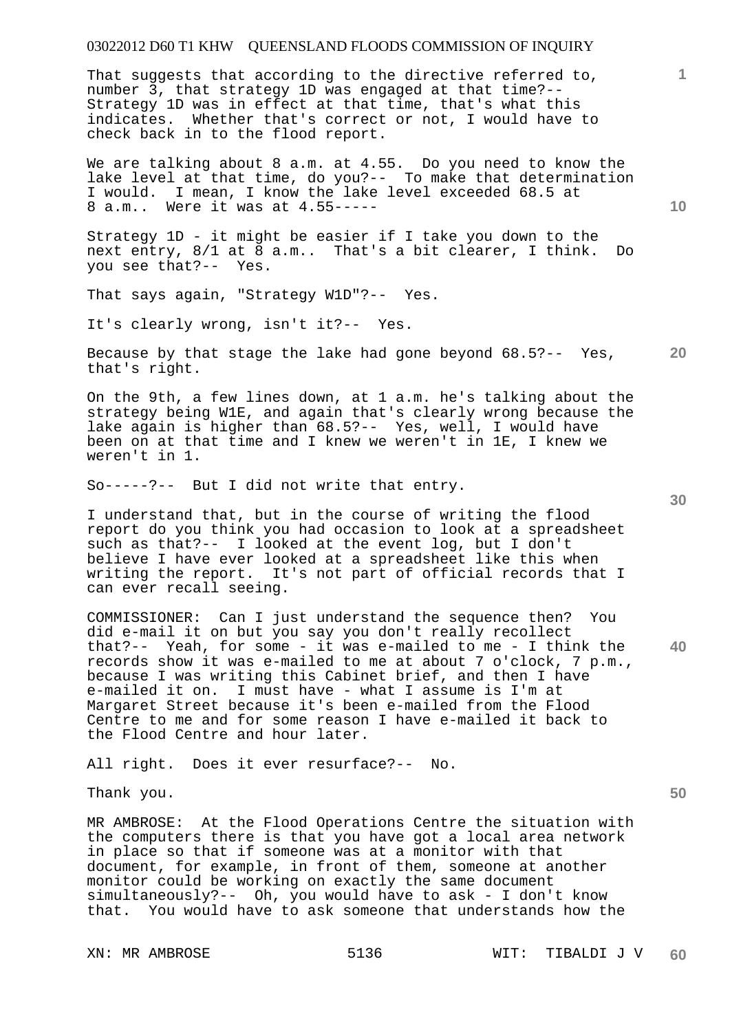That suggests that according to the directive referred to, number 3, that strategy 1D was engaged at that time?-- Strategy 1D was in effect at that time, that's what this indicates. Whether that's correct or not, I would have to check back in to the flood report.

We are talking about 8 a.m. at 4.55. Do you need to know the lake level at that time, do you?-- To make that determination I would. I mean, I know the lake level exceeded 68.5 at 8 a.m.. Were it was at 4.55-----

Strategy 1D - it might be easier if I take you down to the next entry, 8/1 at 8 a.m.. That's a bit clearer, I think. Do you see that?-- Yes.

That says again, "Strategy W1D"?-- Yes.

It's clearly wrong, isn't it?-- Yes.

Because by that stage the lake had gone beyond 68.5?-- Yes, that's right.

On the 9th, a few lines down, at 1 a.m. he's talking about the strategy being W1E, and again that's clearly wrong because the lake again is higher than 68.5?-- Yes, well, I would have been on at that time and I knew we weren't in 1E, I knew we weren't in 1.

So-----?-- But I did not write that entry.

I understand that, but in the course of writing the flood report do you think you had occasion to look at a spreadsheet such as that?-- I looked at the event log, but I don't believe I have ever looked at a spreadsheet like this when writing the report. It's not part of official records that I can ever recall seeing.

COMMISSIONER: Can I just understand the sequence then? You did e-mail it on but you say you don't really recollect that?-- Yeah, for some - it was e-mailed to me - I think the records show it was e-mailed to me at about 7 o'clock, 7 p.m., because I was writing this Cabinet brief, and then I have e-mailed it on. I must have - what I assume is I'm at Margaret Street because it's been e-mailed from the Flood Centre to me and for some reason I have e-mailed it back to the Flood Centre and hour later.

All right. Does it ever resurface?-- No.

Thank you.

MR AMBROSE: At the Flood Operations Centre the situation with the computers there is that you have got a local area network in place so that if someone was at a monitor with that document, for example, in front of them, someone at another monitor could be working on exactly the same document simultaneously?-- Oh, you would have to ask - I don't know that. You would have to ask someone that understands how the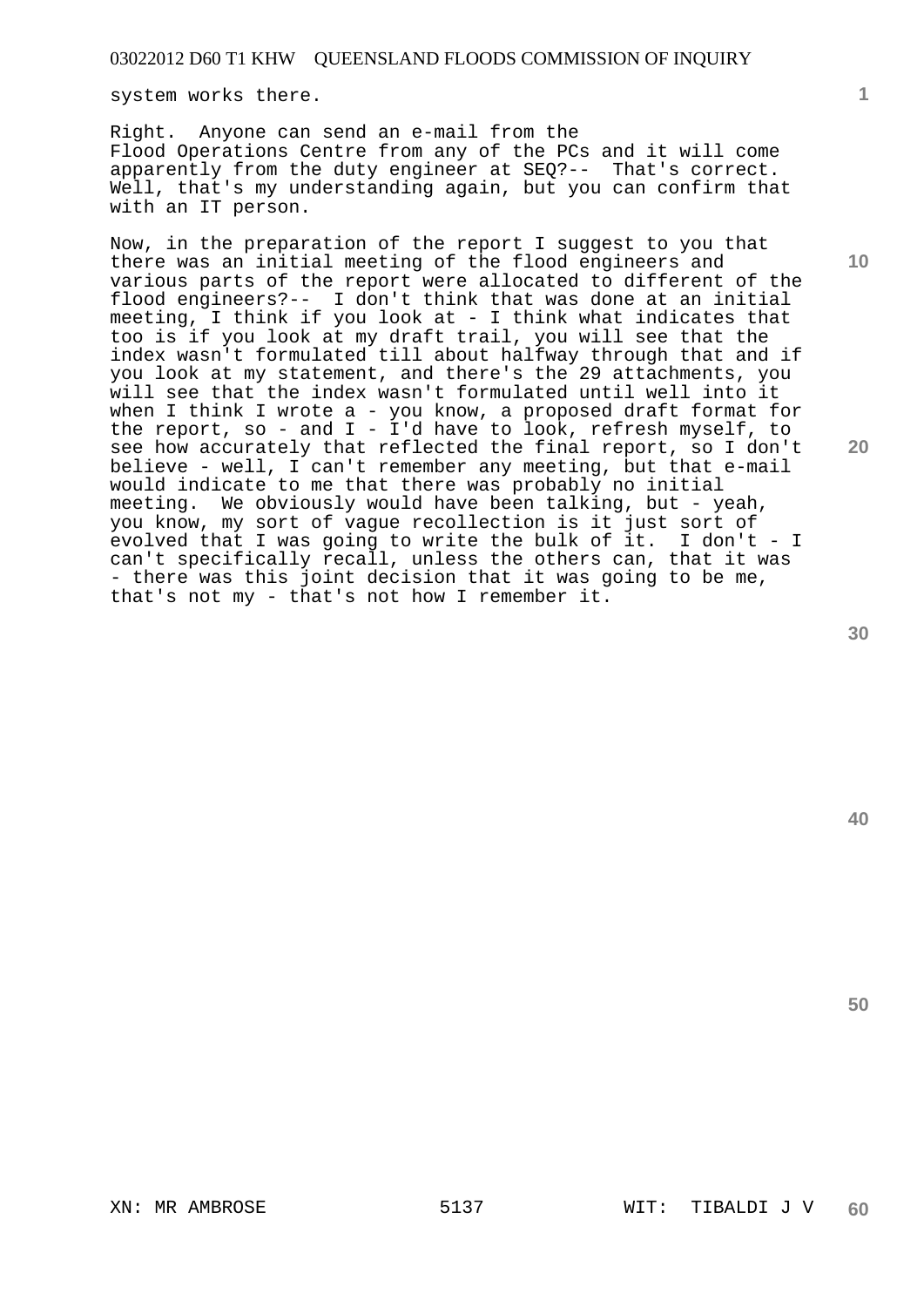system works there.

Right. Anyone can send an e-mail from the Flood Operations Centre from any of the PCs and it will come apparently from the duty engineer at SEQ?-- That's correct. Well, that's my understanding again, but you can confirm that with an IT person.

Now, in the preparation of the report I suggest to you that there was an initial meeting of the flood engineers and various parts of the report were allocated to different of the flood engineers?-- I don't think that was done at an initial meeting, I think if you look at - I think what indicates that too is if you look at my draft trail, you will see that the index wasn't formulated till about halfway through that and if you look at my statement, and there's the 29 attachments, you will see that the index wasn't formulated until well into it when I think I wrote a - you know, a proposed draft format for the report, so - and I - I'd have to look, refresh myself, to see how accurately that reflected the final report, so I don't believe - well, I can't remember any meeting, but that e-mail would indicate to me that there was probably no initial meeting. We obviously would have been talking, but - yeah, you know, my sort of vague recollection is it just sort of evolved that I was going to write the bulk of it. I don't - I can't specifically recall, unless the others can, that it was - there was this joint decision that it was going to be me, that's not my - that's not how I remember it.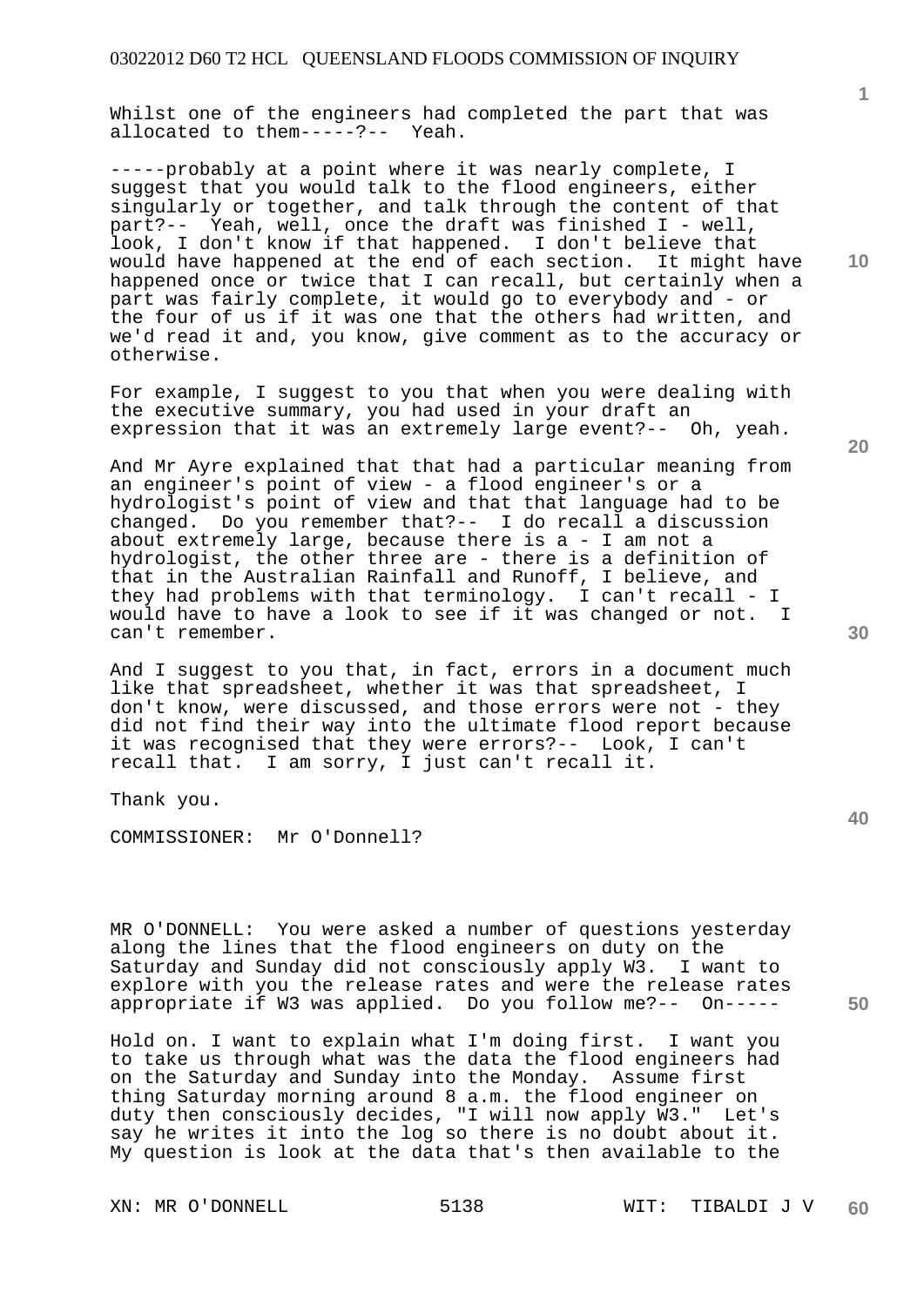Whilst one of the engineers had completed the part that was allocated to them-----?-- Yeah.

-----probably at a point where it was nearly complete, I suggest that you would talk to the flood engineers, either singularly or together, and talk through the content of that part?-- Yeah, well, once the draft was finished I - well, look, I don't know if that happened. I don't believe that would have happened at the end of each section. It might have happened once or twice that I can recall, but certainly when a part was fairly complete, it would go to everybody and - or the four of us if it was one that the others had written, and we'd read it and, you know, give comment as to the accuracy or otherwise.

For example, I suggest to you that when you were dealing with the executive summary, you had used in your draft an expression that it was an extremely large event?-- Oh, yeah.

And Mr Ayre explained that that had a particular meaning from an engineer's point of view - a flood engineer's or a hydrologist's point of view and that that language had to be changed. Do you remember that?-- I do recall a discussion about extremely large, because there is a - I am not a hydrologist, the other three are - there is a definition of that in the Australian Rainfall and Runoff, I believe, and they had problems with that terminology. I can't recall - I would have to have a look to see if it was changed or not. I can't remember.

And I suggest to you that, in fact, errors in a document much like that spreadsheet, whether it was that spreadsheet, I don't know, were discussed, and those errors were not - they did not find their way into the ultimate flood report because it was recognised that they were errors?-- Look, I can't recall that. I am sorry, I just can't recall it.

Thank you.

COMMISSIONER: Mr O'Donnell?

MR O'DONNELL: You were asked a number of questions yesterday along the lines that the flood engineers on duty on the Saturday and Sunday did not consciously apply W3. I want to explore with you the release rates and were the release rates appropriate if W3 was applied. Do you follow me?-- On-----

Hold on. I want to explain what I'm doing first. I want you to take us through what was the data the flood engineers had on the Saturday and Sunday into the Monday. Assume first thing Saturday morning around 8 a.m. the flood engineer on duty then consciously decides, "I will now apply W3." Let's say he writes it into the log so there is no doubt about it. My question is look at the data that's then available to the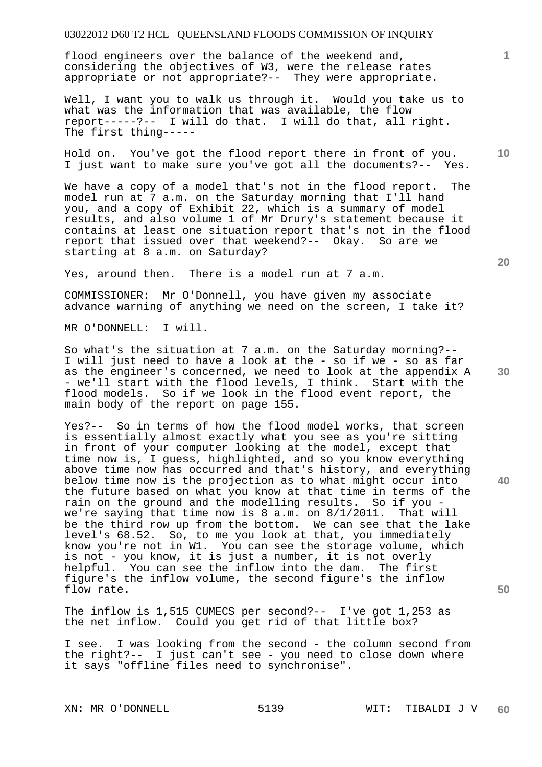flood engineers over the balance of the weekend and, considering the objectives of W3, were the release rates appropriate or not appropriate?-- They were appropriate.

Well, I want you to walk us through it. Would you take us to what was the information that was available, the flow report-----?-- I will do that. I will do that, all right. The first thing-----

Hold on. You've got the flood report there in front of you. I just want to make sure you've got all the documents?-- Yes.

We have a copy of a model that's not in the flood report. The model run at 7 a.m. on the Saturday morning that I'll hand you, and a copy of Exhibit 22, which is a summary of model results, and also volume 1 of Mr Drury's statement because it contains at least one situation report that's not in the flood report that issued over that weekend?-- Okay. So are we starting at 8 a.m. on Saturday?

Yes, around then. There is a model run at 7 a.m.

COMMISSIONER: Mr O'Donnell, you have given my associate advance warning of anything we need on the screen, I take it?

MR O'DONNELL: I will.

So what's the situation at 7 a.m. on the Saturday morning?-- I will just need to have a look at the - so if we - so as far as the engineer's concerned, we need to look at the appendix A - we'll start with the flood levels, I think. Start with the flood models. So if we look in the flood event report, the main body of the report on page 155.

Yes?-- So in terms of how the flood model works, that screen is essentially almost exactly what you see as you're sitting in front of your computer looking at the model, except that time now is, I guess, highlighted, and so you know everything above time now has occurred and that's history, and everything below time now is the projection as to what might occur into the future based on what you know at that time in terms of the rain on the ground and the modelling results. So if you - we're saying that time now is 8 a.m. on 8/1/2011. That will be the third row up from the bottom. We can see that the lake level's 68.52. So, to me you look at that, you immediately know you're not in W1. You can see the storage volume, which is not - you know, it is just a number, it is not overly helpful. You can see the inflow into the dam. The first figure's the inflow volume, the second figure's the inflow flow rate.

The inflow is 1,515 CUMECS per second?-- I've got 1,253 as the net inflow. Could you get rid of that little box?

I see. I was looking from the second - the column second from the right?-- I just can't see - you need to close down where it says "offline files need to synchronise".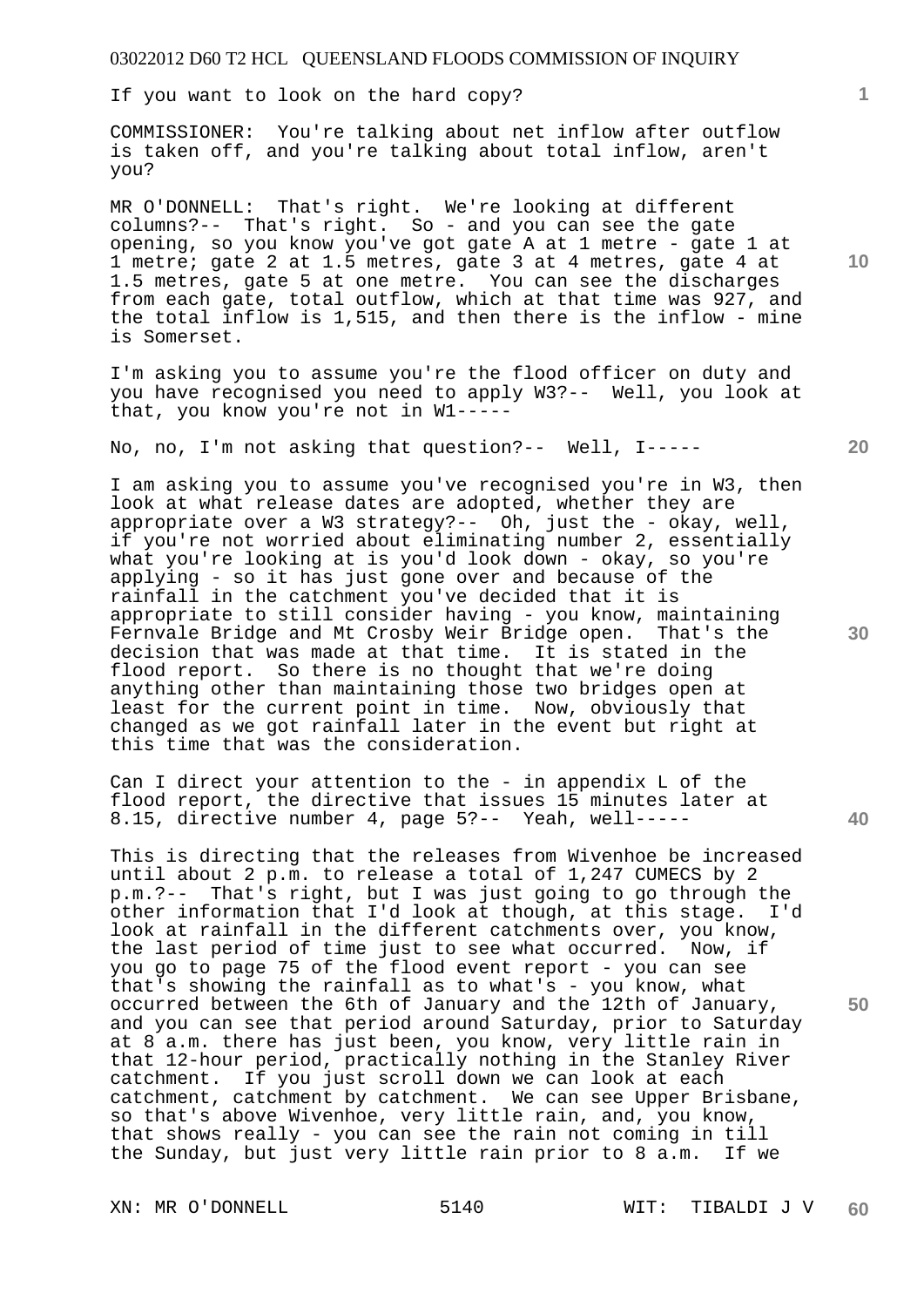If you want to look on the hard copy?

COMMISSIONER: You're talking about net inflow after outflow is taken off, and you're talking about total inflow, aren't you?

MR O'DONNELL: That's right. We're looking at different columns?-- That's right. So - and you can see the gate opening, so you know you've got gate A at 1 metre - gate 1 at 1 metre; gate 2 at 1.5 metres, gate 3 at 4 metres, gate 4 at 1.5 metres, gate 5 at one metre. You can see the discharges from each gate, total outflow, which at that time was 927, and the total inflow is 1,515, and then there is the inflow - mine is Somerset.

I'm asking you to assume you're the flood officer on duty and you have recognised you need to apply W3?-- Well, you look at that, you know you're not in W1-----

No, no, I'm not asking that question?-- Well, I-----

I am asking you to assume you've recognised you're in W3, then look at what release dates are adopted, whether they are appropriate over a W3 strategy?-- Oh, just the - okay, well, if you're not worried about eliminating number 2, essentially what you're looking at is you'd look down - okay, so you're applying - so it has just gone over and because of the rainfall in the catchment you've decided that it is appropriate to still consider having - you know, maintaining Fernvale Bridge and Mt Crosby Weir Bridge open. That's the decision that was made at that time. It is stated in the flood report. So there is no thought that we're doing anything other than maintaining those two bridges open at least for the current point in time. Now, obviously that changed as we got rainfall later in the event but right at this time that was the consideration.

Can I direct your attention to the - in appendix L of the flood report, the directive that issues 15 minutes later at 8.15, directive number 4, page 5?-- Yeah, well-----

This is directing that the releases from Wivenhoe be increased until about 2 p.m. to release a total of 1,247 CUMECS by 2 p.m.?-- That's right, but I was just going to go through the other information that I'd look at though, at this stage. I'd look at rainfall in the different catchments over, you know, the last period of time just to see what occurred. Now, if you go to page 75 of the flood event report - you can see that's showing the rainfall as to what's - you know, what occurred between the 6th of January and the 12th of January, and you can see that period around Saturday, prior to Saturday at 8 a.m. there has just been, you know, very little rain in that 12-hour period, practically nothing in the Stanley River catchment. If you just scroll down we can look at each catchment, catchment by catchment. We can see Upper Brisbane, so that's above Wivenhoe, very little rain, and, you know, that shows really - you can see the rain not coming in till the Sunday, but just very little rain prior to 8 a.m. If we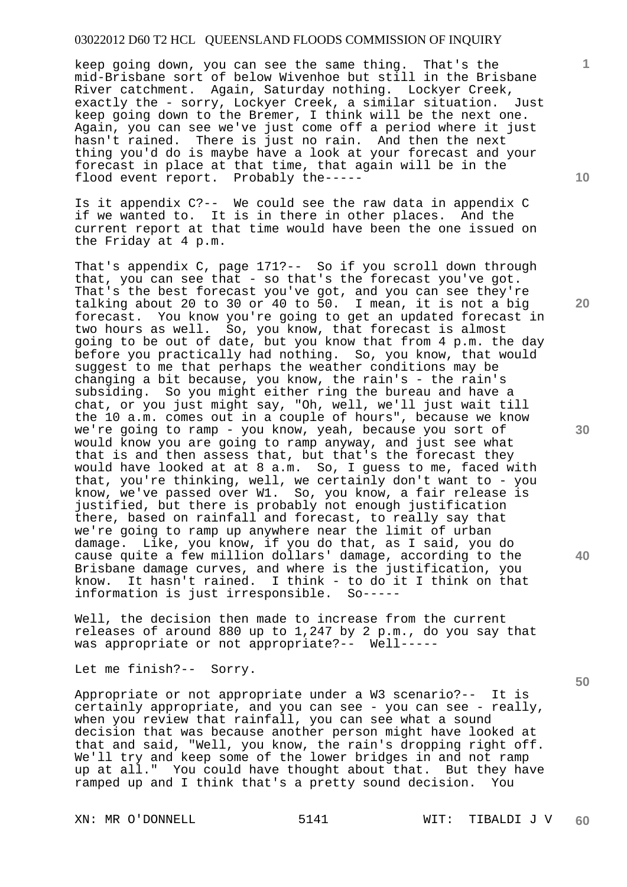keep going down, you can see the same thing. That's the mid-Brisbane sort of below Wivenhoe but still in the Brisbane River catchment. Again, Saturday nothing. Lockyer Creek, exactly the - sorry, Lockyer Creek, a similar situation. Just keep going down to the Bremer, I think will be the next one. Again, you can see we've just come off a period where it just hasn't rained. There is just no rain. And then the next thing you'd do is maybe have a look at your forecast and your forecast in place at that time, that again will be in the flood event report. Probably the-----

Is it appendix C?-- We could see the raw data in appendix C if we wanted to. It is in there in other places. And the current report at that time would have been the one issued on the Friday at 4 p.m.

That's appendix C, page 171?-- So if you scroll down through that, you can see that - so that's the forecast you've got. That's the best forecast you've got, and you can see they're talking about 20 to 30 or 40 to 50. I mean, it is not a big forecast. You know you're going to get an updated forecast in two hours as well. So, you know, that forecast is almost going to be out of date, but you know that from 4 p.m. the day before you practically had nothing. So, you know, that would suggest to me that perhaps the weather conditions may be changing a bit because, you know, the rain's - the rain's subsiding. So you might either ring the bureau and have a chat, or you just might say, "Oh, well, we'll just wait till the 10 a.m. comes out in a couple of hours", because we know we're going to ramp - you know, yeah, because you sort of would know you are going to ramp anyway, and just see what that is and then assess that, but that's the forecast they would have looked at at 8 a.m. So, I guess to me, faced with that, you're thinking, well, we certainly don't want to - you know, we've passed over W1. So, you know, a fair release is justified, but there is probably not enough justification there, based on rainfall and forecast, to really say that we're going to ramp up anywhere near the limit of urban damage. Like, you know, if you do that, as I said, you do cause quite a few million dollars' damage, according to the Brisbane damage curves, and where is the justification, you know. It hasn't rained. I think - to do it I think on that information is just irresponsible. So-----

Well, the decision then made to increase from the current releases of around 880 up to 1,247 by 2 p.m., do you say that was appropriate or not appropriate?-- Well-----

Let me finish?-- Sorry.

Appropriate or not appropriate under a W3 scenario?-- It is certainly appropriate, and you can see - you can see - really, when you review that rainfall, you can see what a sound decision that was because another person might have looked at that and said, "Well, you know, the rain's dropping right off. We'll try and keep some of the lower bridges in and not ramp up at all." You could have thought about that. But they have ramped up and I think that's a pretty sound decision. You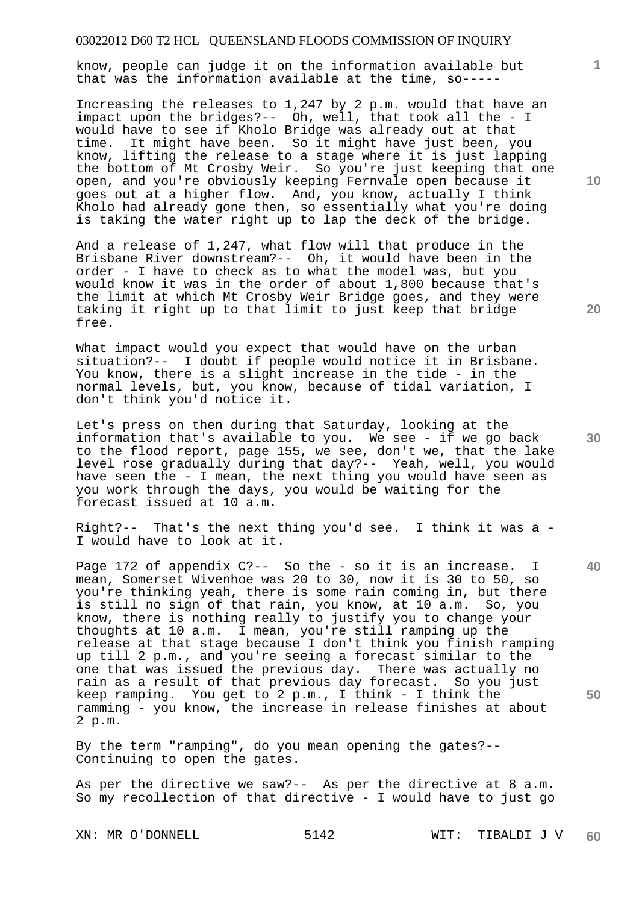know, people can judge it on the information available but that was the information available at the time, so-----

Increasing the releases to 1,247 by 2 p.m. would that have an impact upon the bridges?-- Oh, well, that took all the - I would have to see if Kholo Bridge was already out at that time. It might have been. So it might have just been, you know, lifting the release to a stage where it is just lapping the bottom of Mt Crosby Weir. So you're just keeping that one open, and you're obviously keeping Fernvale open because it goes out at a higher flow. And, you know, actually I think Kholo had already gone then, so essentially what you're doing is taking the water right up to lap the deck of the bridge.

And a release of 1,247, what flow will that produce in the Brisbane River downstream?-- Oh, it would have been in the order - I have to check as to what the model was, but you would know it was in the order of about 1,800 because that's the limit at which Mt Crosby Weir Bridge goes, and they were taking it right up to that limit to just keep that bridge free.

What impact would you expect that would have on the urban situation?-- I doubt if people would notice it in Brisbane. You know, there is a slight increase in the tide - in the normal levels, but, you know, because of tidal variation, I don't think you'd notice it.

Let's press on then during that Saturday, looking at the information that's available to you. We see - if we go back to the flood report, page 155, we see, don't we, that the lake level rose gradually during that day?-- Yeah, well, you would have seen the - I mean, the next thing you would have seen as you work through the days, you would be waiting for the forecast issued at 10 a.m.

Right?-- That's the next thing you'd see. I think it was a - I would have to look at it.

Page 172 of appendix C?-- So the - so it is an increase. I mean, Somerset Wivenhoe was 20 to 30, now it is 30 to 50, so you're thinking yeah, there is some rain coming in, but there is still no sign of that rain, you know, at 10 a.m. So, you know, there is nothing really to justify you to change your thoughts at 10 a.m. I mean, you're still ramping up the release at that stage because I don't think you finish ramping up till 2 p.m., and you're seeing a forecast similar to the one that was issued the previous day. There was actually no rain as a result of that previous day forecast. So you just keep ramping. You get to 2 p.m., I think - I think the ramming - you know, the increase in release finishes at about 2 p.m.

By the term "ramping", do you mean opening the gates?-- Continuing to open the gates.

As per the directive we saw?-- As per the directive at 8 a.m. So my recollection of that directive - I would have to just go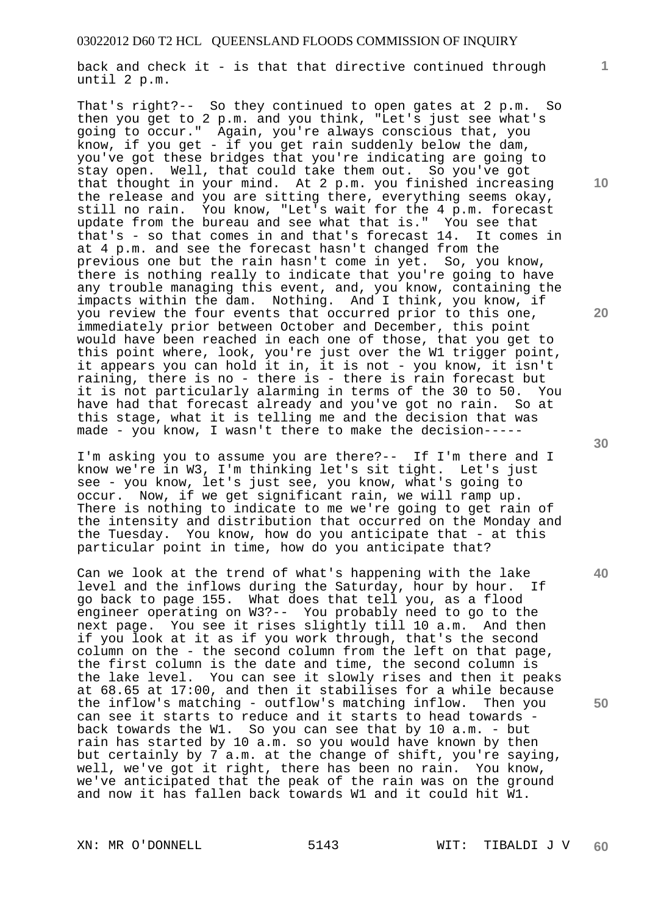back and check it - is that that directive continued through until 2 p.m.

That's right?-- So they continued to open gates at 2 p.m. So then you get to 2 p.m. and you think, "Let's just see what's going to occur." Again, you're always conscious that, you know, if you get - if you get rain suddenly below the dam, you've got these bridges that you're indicating are going to stay open. Well, that could take them out. So you've got that thought in your mind. At 2 p.m. you finished increasing the release and you are sitting there, everything seems okay, still no rain. You know, "Let's wait for the 4 p.m. forecast update from the bureau and see what that is." You see that that's - so that comes in and that's forecast 14. It comes in at 4 p.m. and see the forecast hasn't changed from the previous one but the rain hasn't come in yet. So, you know, there is nothing really to indicate that you're going to have any trouble managing this event, and, you know, containing the impacts within the dam. Nothing. And I think, you know, if you review the four events that occurred prior to this one, immediately prior between October and December, this point would have been reached in each one of those, that you get to this point where, look, you're just over the W1 trigger point, it appears you can hold it in, it is not - you know, it isn't raining, there is no - there is - there is rain forecast but it is not particularly alarming in terms of the 30 to 50. You have had that forecast already and you've got no rain. So at this stage, what it is telling me and the decision that was made - you know, I wasn't there to make the decision-----

I'm asking you to assume you are there?-- If I'm there and I know we're in W3, I'm thinking let's sit tight. Let's just see - you know, let's just see, you know, what's going to occur. Now, if we get significant rain, we will ramp up. There is nothing to indicate to me we're going to get rain of the intensity and distribution that occurred on the Monday and the Tuesday. You know, how do you anticipate that - at this particular point in time, how do you anticipate that?

Can we look at the trend of what's happening with the lake level and the inflows during the Saturday, hour by hour. If go back to page 155. What does that tell you, as a flood engineer operating on W3?-- You probably need to go to the next page. You see it rises slightly till 10 a.m. And then if you look at it as if you work through, that's the second column on the - the second column from the left on that page, the first column is the date and time, the second column is the lake level. You can see it slowly rises and then it peaks at 68.65 at 17:00, and then it stabilises for a while because the inflow's matching - outflow's matching inflow. Then you can see it starts to reduce and it starts to head towards - back towards the W1. So you can see that by 10 a.m. - but rain has started by 10 a.m. so you would have known by then but certainly by 7 a.m. at the change of shift, you're saying, well, we've got it right, there has been no rain. You know, we've anticipated that the peak of the rain was on the ground and now it has fallen back towards W1 and it could hit W1.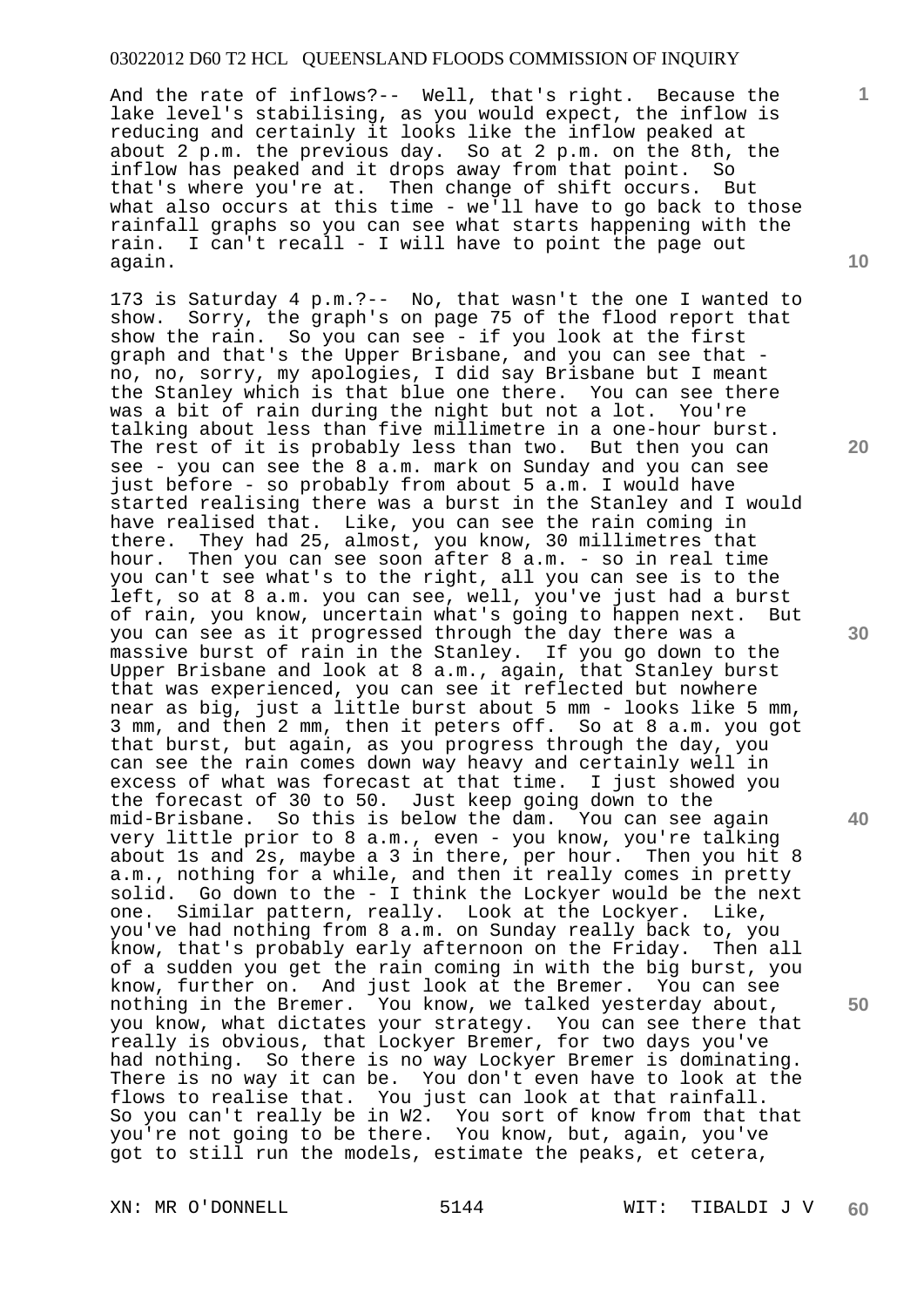And the rate of inflows?-- Well, that's right. Because the lake level's stabilising, as you would expect, the inflow is reducing and certainly it looks like the inflow peaked at about 2 p.m. the previous day. So at 2 p.m. on the 8th, the inflow has peaked and it drops away from that point. So that's where you're at. Then change of shift occurs. But what also occurs at this time - we'll have to go back to those rainfall graphs so you can see what starts happening with the rain. I can't recall - I will have to point the page out again.

173 is Saturday 4 p.m.?-- No, that wasn't the one I wanted to show. Sorry, the graph's on page 75 of the flood report that show the rain. So you can see - if you look at the first graph and that's the Upper Brisbane, and you can see that - no, no, sorry, my apologies, I did say Brisbane but I meant the Stanley which is that blue one there. You can see there was a bit of rain during the night but not a lot. You're talking about less than five millimetre in a one-hour burst. The rest of it is probably less than two. But then you can see - you can see the 8 a.m. mark on Sunday and you can see just before - so probably from about 5 a.m. I would have started realising there was a burst in the Stanley and I would have realised that. Like, you can see the rain coming in there. They had 25, almost, you know, 30 millimetres that hour. Then you can see soon after 8 a.m. - so in real time you can't see what's to the right, all you can see is to the left, so at 8 a.m. you can see, well, you've just had a burst of rain, you know, uncertain what's going to happen next. But you can see as it progressed through the day there was a massive burst of rain in the Stanley. If you go down to the Upper Brisbane and look at 8 a.m., again, that Stanley burst that was experienced, you can see it reflected but nowhere near as big, just a little burst about 5 mm - looks like 5 mm, 3 mm, and then 2 mm, then it peters off. So at 8 a.m. you got that burst, but again, as you progress through the day, you can see the rain comes down way heavy and certainly well in excess of what was forecast at that time. I just showed you the forecast of 30 to 50. Just keep going down to the mid-Brisbane. So this is below the dam. You can see again very little prior to 8 a.m., even - you know, you're talking about 1s and 2s, maybe a 3 in there, per hour. Then you hit 8 a.m., nothing for a while, and then it really comes in pretty solid. Go down to the - I think the Lockyer would be the next one. Similar pattern, really. Look at the Lockyer. Like, you've had nothing from 8 a.m. on Sunday really back to, you know, that's probably early afternoon on the Friday. Then all of a sudden you get the rain coming in with the big burst, you know, further on. And just look at the Bremer. You can see nothing in the Bremer. You know, we talked yesterday about, you know, what dictates your strategy. You can see there that really is obvious, that Lockyer Bremer, for two days you've had nothing. So there is no way Lockyer Bremer is dominating. There is no way it can be. You don't even have to look at the flows to realise that. You just can look at that rainfall. So you can't really be in W2. You sort of know from that that you're not going to be there. You know, but, again, you've got to still run the models, estimate the peaks, et cetera,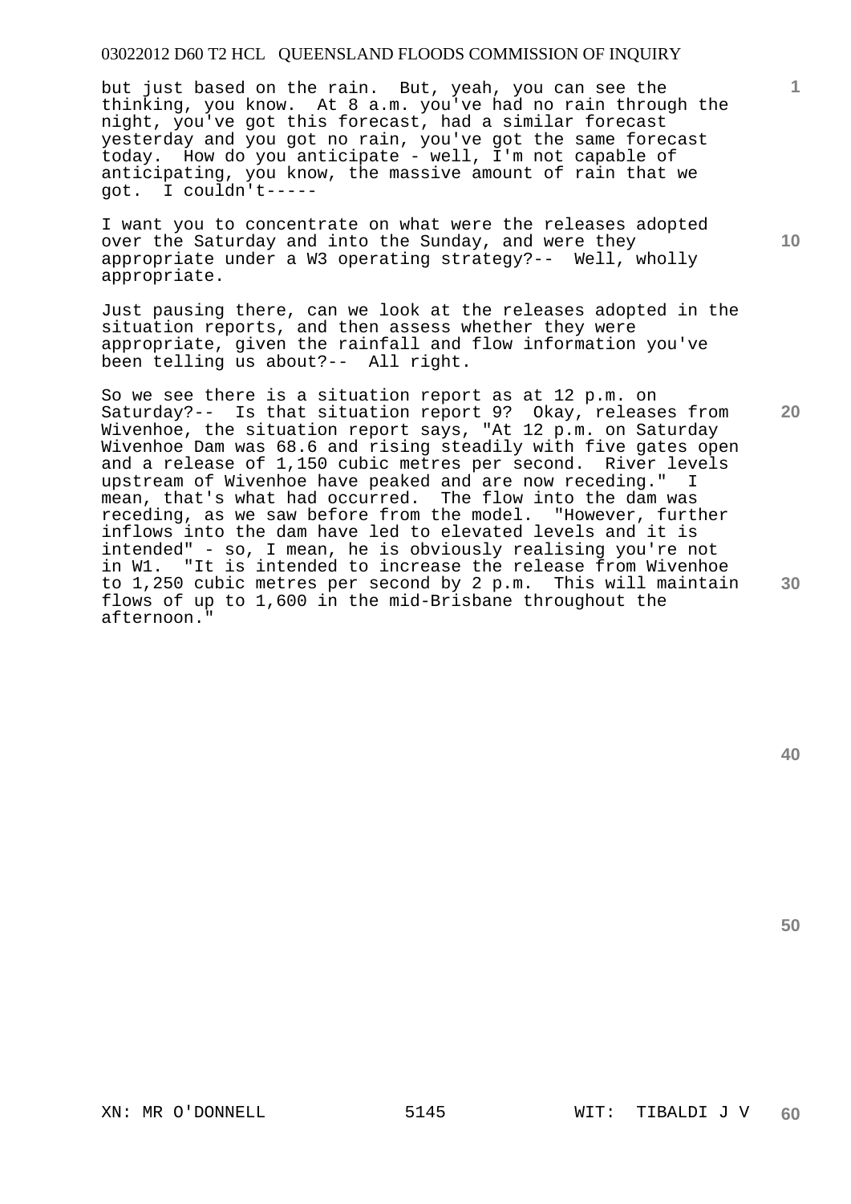but just based on the rain. But, yeah, you can see the thinking, you know. At 8 a.m. you've had no rain through the night, you've got this forecast, had a similar forecast yesterday and you got no rain, you've got the same forecast today. How do you anticipate - well, I'm not capable of anticipating, you know, the massive amount of rain that we got. I couldn't-----

I want you to concentrate on what were the releases adopted over the Saturday and into the Sunday, and were they appropriate under a W3 operating strategy?-- Well, wholly appropriate.

Just pausing there, can we look at the releases adopted in the situation reports, and then assess whether they were appropriate, given the rainfall and flow information you've been telling us about?-- All right.

So we see there is a situation report as at 12 p.m. on Saturday?-- Is that situation report 9? Okay, releases from Wivenhoe, the situation report says, "At 12 p.m. on Saturday Wivenhoe Dam was 68.6 and rising steadily with five gates open and a release of 1,150 cubic metres per second. River levels upstream of Wivenhoe have peaked and are now receding." I mean, that's what had occurred. The flow into the dam was receding, as we saw before from the model. "However, further inflows into the dam have led to elevated levels and it is intended" - so, I mean, he is obviously realising you're not in W1. "It is intended to increase the release from Wivenhoe to 1,250 cubic metres per second by 2 p.m. This will maintain flows of up to 1,600 in the mid-Brisbane throughout the afternoon."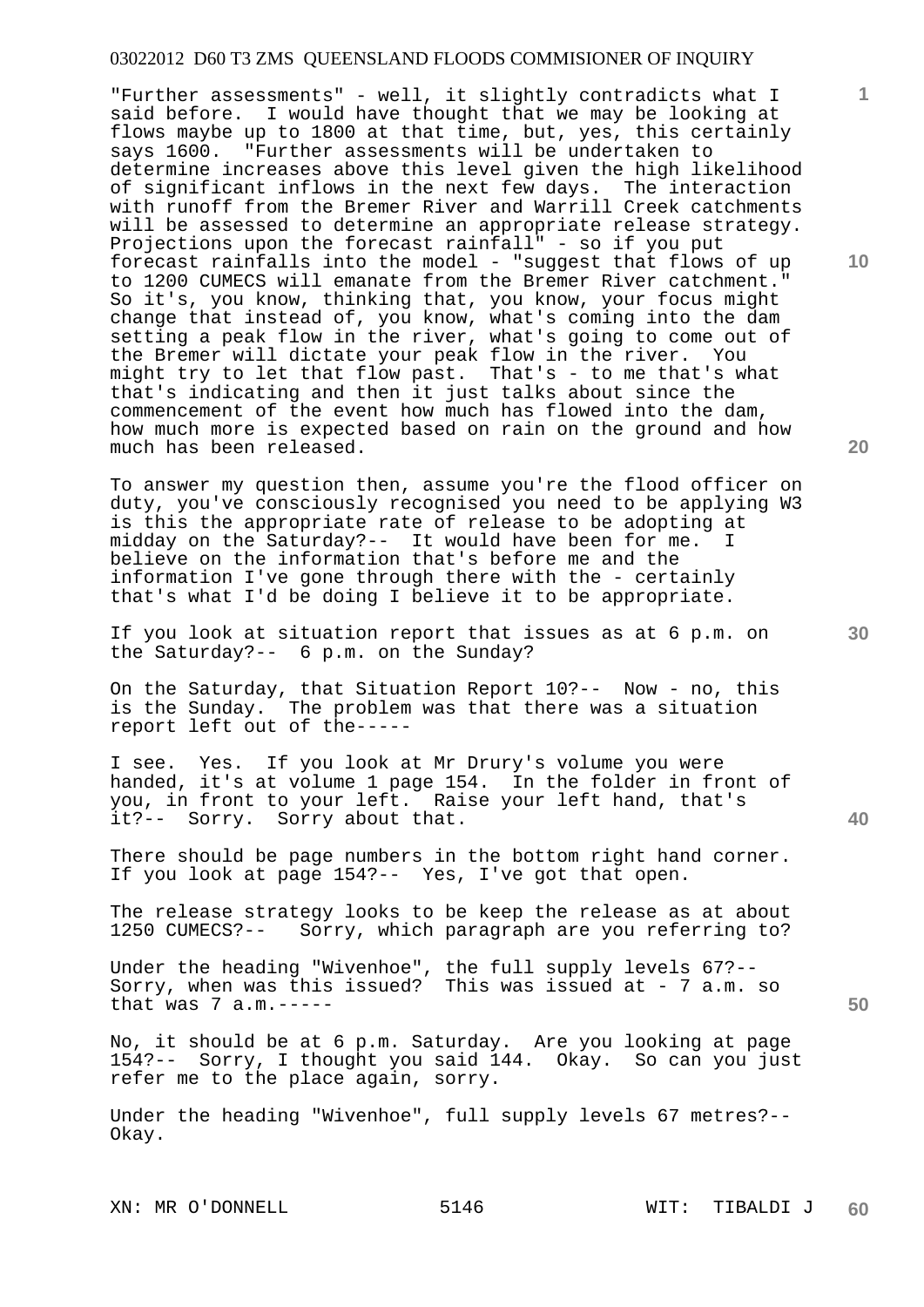"Further assessments" - well, it slightly contradicts what I said before. I would have thought that we may be looking at flows maybe up to 1800 at that time, but, yes, this certainly says 1600. "Further assessments will be undertaken to determine increases above this level given the high likelihood of significant inflows in the next few days. The interaction with runoff from the Bremer River and Warrill Creek catchments will be assessed to determine an appropriate release strategy. Projections upon the forecast rainfall" - so if you put forecast rainfalls into the model - "suggest that flows of up to 1200 CUMECS will emanate from the Bremer River catchment." So it's, you know, thinking that, you know, your focus might change that instead of, you know, what's coming into the dam setting a peak flow in the river, what's going to come out of the Bremer will dictate your peak flow in the river. You might try to let that flow past. That's - to me that's what that's indicating and then it just talks about since the commencement of the event how much has flowed into the dam, how much more is expected based on rain on the ground and how much has been released.

To answer my question then, assume you're the flood officer on duty, you've consciously recognised you need to be applying W3 is this the appropriate rate of release to be adopting at midday on the Saturday?-- It would have been for me. I believe on the information that's before me and the information I've gone through there with the - certainly that's what I'd be doing I believe it to be appropriate.

If you look at situation report that issues as at 6 p.m. on the Saturday?-- 6 p.m. on the Sunday?

On the Saturday, that Situation Report 10?-- Now - no, this is the Sunday. The problem was that there was a situation report left out of the-----

I see. Yes. If you look at Mr Drury's volume you were handed, it's at volume 1 page 154. In the folder in front of you, in front to your left. Raise your left hand, that's it?-- Sorry. Sorry about that.

There should be page numbers in the bottom right hand corner. If you look at page 154?-- Yes, I've got that open.

The release strategy looks to be keep the release as at about 1250 CUMECS?-- Sorry, which paragraph are you referring to?

Under the heading "Wivenhoe", the full supply levels 67?-- Sorry, when was this issued? This was issued at - 7 a.m. so that was 7 a.m.-----

No, it should be at 6 p.m. Saturday. Are you looking at page 154?-- Sorry, I thought you said 144. Okay. So can you just refer me to the place again, sorry.

Under the heading "Wivenhoe", full supply levels 67 metres?-- Okay.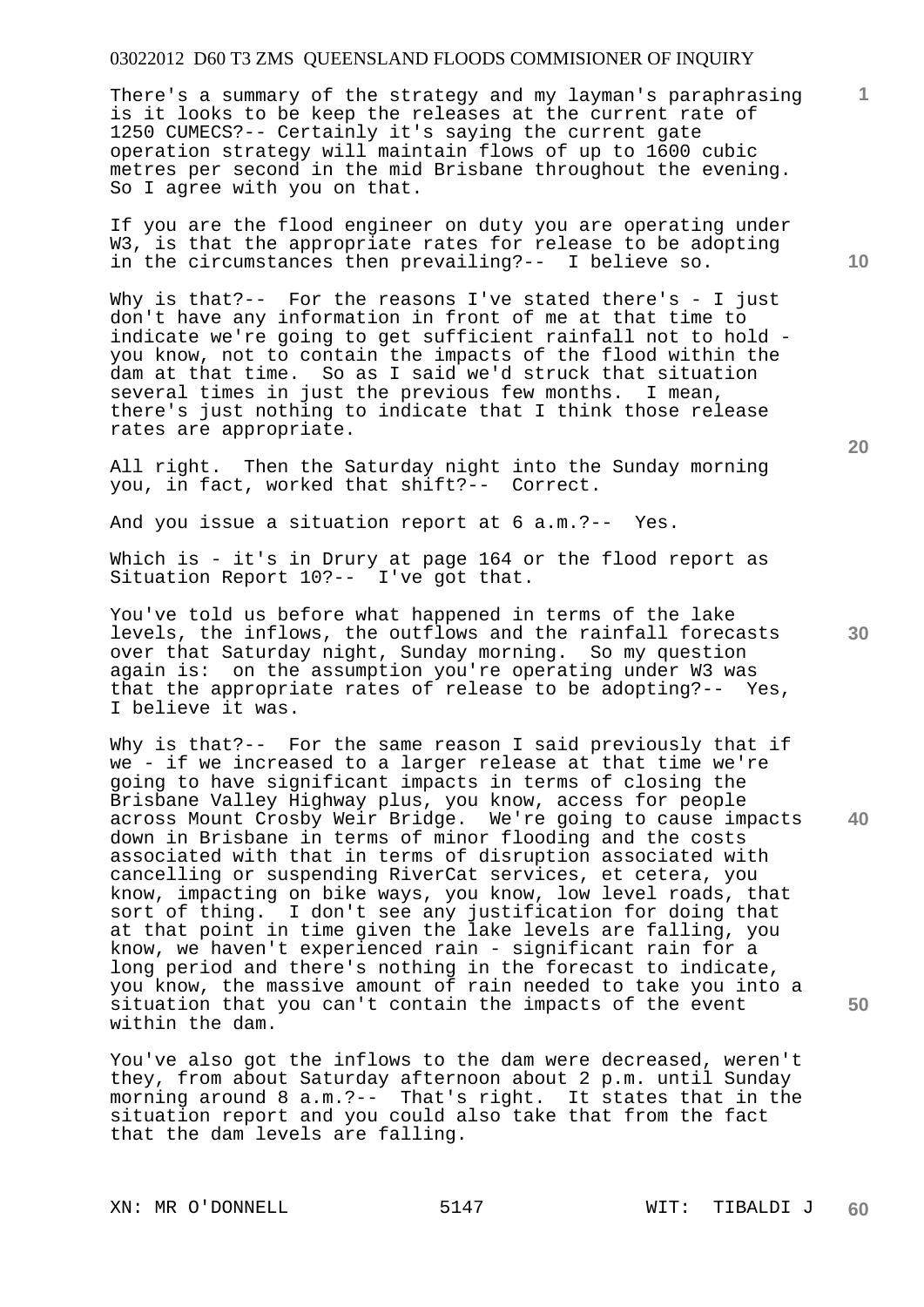There's a summary of the strategy and my layman's paraphrasing is it looks to be keep the releases at the current rate of 1250 CUMECS?-- Certainly it's saying the current gate operation strategy will maintain flows of up to 1600 cubic metres per second in the mid Brisbane throughout the evening. So I agree with you on that.

If you are the flood engineer on duty you are operating under W3, is that the appropriate rates for release to be adopting in the circumstances then prevailing?-- I believe so.

Why is that?-- For the reasons I've stated there's - I just don't have any information in front of me at that time to indicate we're going to get sufficient rainfall not to hold - you know, not to contain the impacts of the flood within the dam at that time. So as I said we'd struck that situation several times in just the previous few months. I mean, there's just nothing to indicate that I think those release rates are appropriate.

All right. Then the Saturday night into the Sunday morning you, in fact, worked that shift?-- Correct.

And you issue a situation report at 6 a.m.?-- Yes.

Which is - it's in Drury at page 164 or the flood report as Situation Report 10?-- I've got that.

You've told us before what happened in terms of the lake levels, the inflows, the outflows and the rainfall forecasts over that Saturday night, Sunday morning. So my question again is: on the assumption you're operating under W3 was that the appropriate rates of release to be adopting?-- Yes, I believe it was.

Why is that?-- For the same reason I said previously that if we - if we increased to a larger release at that time we're going to have significant impacts in terms of closing the Brisbane Valley Highway plus, you know, access for people across Mount Crosby Weir Bridge. We're going to cause impacts down in Brisbane in terms of minor flooding and the costs associated with that in terms of disruption associated with cancelling or suspending RiverCat services, et cetera, you know, impacting on bike ways, you know, low level roads, that sort of thing. I don't see any justification for doing that at that point in time given the lake levels are falling, you know, we haven't experienced rain - significant rain for a long period and there's nothing in the forecast to indicate, you know, the massive amount of rain needed to take you into a situation that you can't contain the impacts of the event within the dam.

You've also got the inflows to the dam were decreased, weren't they, from about Saturday afternoon about 2 p.m. until Sunday morning around 8 a.m.?-- That's right. It states that in the situation report and you could also take that from the fact that the dam levels are falling.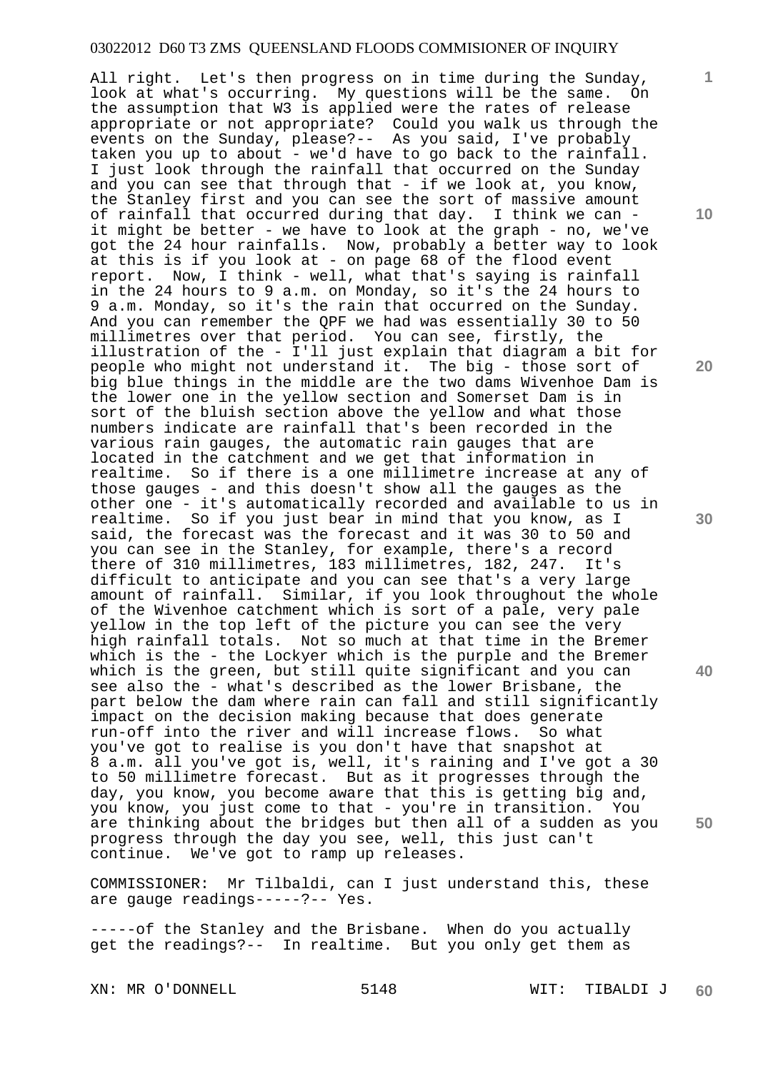All right. Let's then progress on in time during the Sunday, look at what's occurring. My questions will be the same. On the assumption that W3 is applied were the rates of release appropriate or not appropriate? Could you walk us through the events on the Sunday, please?-- As you said, I've probably taken you up to about - we'd have to go back to the rainfall. I just look through the rainfall that occurred on the Sunday and you can see that through that - if we look at, you know, the Stanley first and you can see the sort of massive amount of rainfall that occurred during that day. I think we can - it might be better - we have to look at the graph - no, we've got the 24 hour rainfalls. Now, probably a better way to look at this is if you look at - on page 68 of the flood event report. Now, I think - well, what that's saying is rainfall in the 24 hours to 9 a.m. on Monday, so it's the 24 hours to 9 a.m. Monday, so it's the rain that occurred on the Sunday. And you can remember the QPF we had was essentially 30 to 50 millimetres over that period. You can see, firstly, the illustration of the - I'll just explain that diagram a bit for people who might not understand it. The big - those sort of big blue things in the middle are the two dams Wivenhoe Dam is the lower one in the yellow section and Somerset Dam is in sort of the bluish section above the yellow and what those numbers indicate are rainfall that's been recorded in the various rain gauges, the automatic rain gauges that are located in the catchment and we get that information in realtime. So if there is a one millimetre increase at any of those gauges - and this doesn't show all the gauges as the other one - it's automatically recorded and available to us in realtime. So if you just bear in mind that you know, as I said, the forecast was the forecast and it was 30 to 50 and you can see in the Stanley, for example, there's a record there of 310 millimetres, 183 millimetres, 182, 247. It's difficult to anticipate and you can see that's a very large amount of rainfall. Similar, if you look throughout the whole of the Wivenhoe catchment which is sort of a pale, very pale yellow in the top left of the picture you can see the very high rainfall totals. Not so much at that time in the Bremer which is the - the Lockyer which is the purple and the Bremer which is the green, but still quite significant and you can see also the - what's described as the lower Brisbane, the part below the dam where rain can fall and still significantly impact on the decision making because that does generate run-off into the river and will increase flows. So what you've got to realise is you don't have that snapshot at 8 a.m. all you've got is, well, it's raining and I've got a 30 to 50 millimetre forecast. But as it progresses through the day, you know, you become aware that this is getting big and, you know, you just come to that - you're in transition. You are thinking about the bridges but then all of a sudden as you progress through the day you see, well, this just can't continue. We've got to ramp up releases.

COMMISSIONER: Mr Tilbaldi, can I just understand this, these are gauge readings-----?-- Yes.

-----of the Stanley and the Brisbane. When do you actually get the readings?-- In realtime. But you only get them as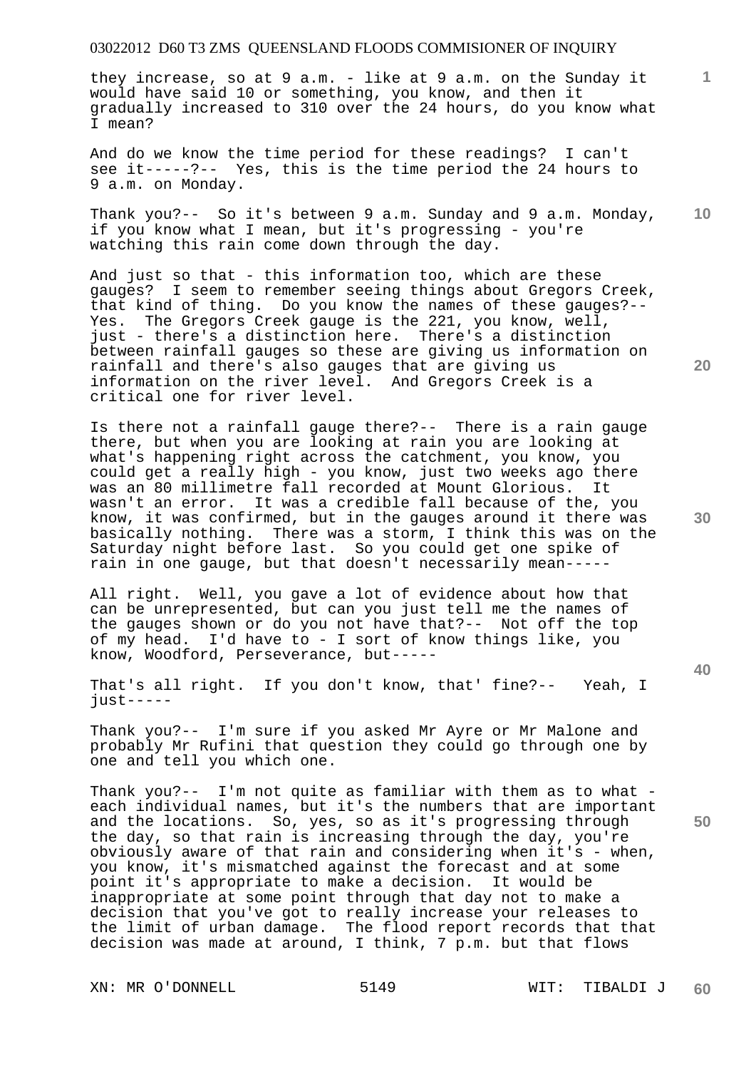they increase, so at 9 a.m. - like at 9 a.m. on the Sunday it would have said 10 or something, you know, and then it gradually increased to 310 over the 24 hours, do you know what I mean?

And do we know the time period for these readings? I can't see it-----?-- Yes, this is the time period the 24 hours to 9 a.m. on Monday.

Thank you?-- So it's between 9 a.m. Sunday and 9 a.m. Monday, if you know what I mean, but it's progressing - you're watching this rain come down through the day.

And just so that - this information too, which are these gauges? I seem to remember seeing things about Gregors Creek, that kind of thing. Do you know the names of these gauges?-- Yes. The Gregors Creek gauge is the 221, you know, well, just - there's a distinction here. There's a distinction between rainfall gauges so these are giving us information on rainfall and there's also gauges that are giving us information on the river level. And Gregors Creek is a critical one for river level.

Is there not a rainfall gauge there?-- There is a rain gauge there, but when you are looking at rain you are looking at what's happening right across the catchment, you know, you could get a really high - you know, just two weeks ago there was an 80 millimetre fall recorded at Mount Glorious. It wasn't an error. It was a credible fall because of the, you know, it was confirmed, but in the gauges around it there was basically nothing. There was a storm, I think this was on the Saturday night before last. So you could get one spike of rain in one gauge, but that doesn't necessarily mean-----

All right. Well, you gave a lot of evidence about how that can be unrepresented, but can you just tell me the names of the gauges shown or do you not have that?-- Not off the top of my head. I'd have to - I sort of know things like, you know, Woodford, Perseverance, but-----

That's all right. If you don't know, that' fine?-- Yeah, I just-----

Thank you?-- I'm sure if you asked Mr Ayre or Mr Malone and probably Mr Rufini that question they could go through one by one and tell you which one.

Thank you?-- I'm not quite as familiar with them as to what - each individual names, but it's the numbers that are important and the locations. So, yes, so as it's progressing through the day, so that rain is increasing through the day, you're obviously aware of that rain and considering when it's - when, you know, it's mismatched against the forecast and at some point it's appropriate to make a decision. It would be inappropriate at some point through that day not to make a decision that you've got to really increase your releases to the limit of urban damage. The flood report records that that decision was made at around, I think, 7 p.m. but that flows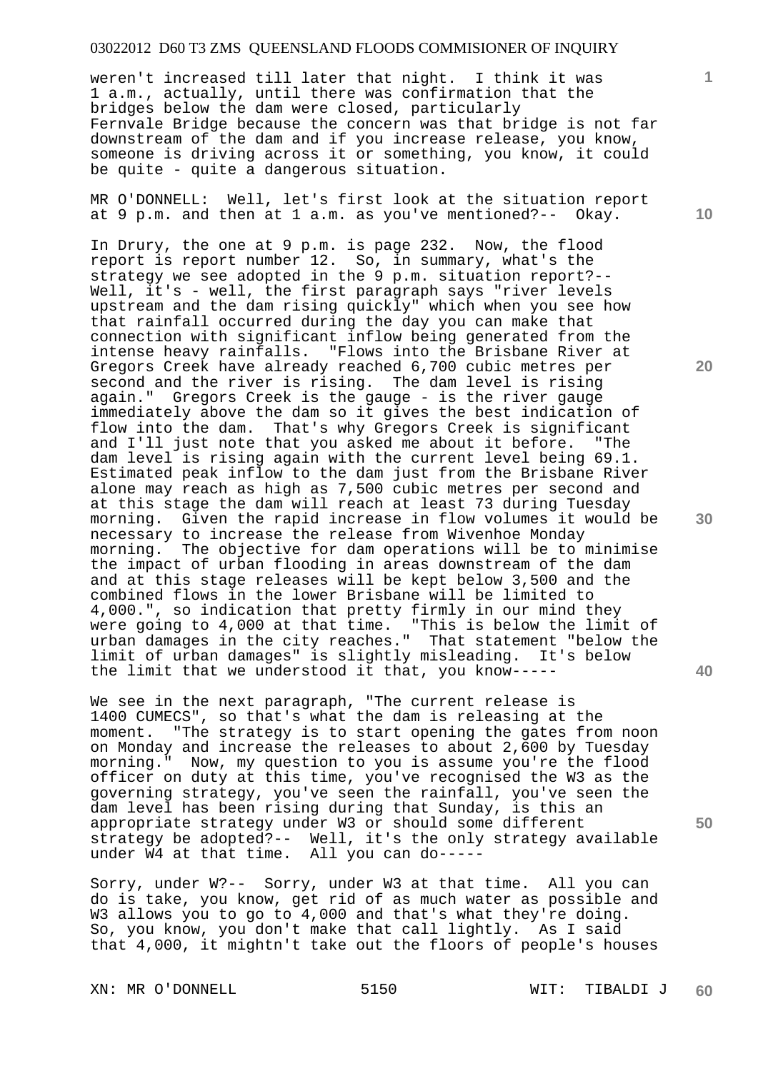weren't increased till later that night. I think it was 1 a.m., actually, until there was confirmation that the bridges below the dam were closed, particularly Fernvale Bridge because the concern was that bridge is not far downstream of the dam and if you increase release, you know, someone is driving across it or something, you know, it could be quite - quite a dangerous situation.

MR O'DONNELL: Well, let's first look at the situation report at 9 p.m. and then at 1 a.m. as you've mentioned?-- Okay.

In Drury, the one at 9 p.m. is page 232. Now, the flood report is report number 12. So, in summary, what's the strategy we see adopted in the 9 p.m. situation report?-- Well, it's - well, the first paragraph says "river levels upstream and the dam rising quickly" which when you see how that rainfall occurred during the day you can make that connection with significant inflow being generated from the intense heavy rainfalls. "Flows into the Brisbane River at Gregors Creek have already reached 6,700 cubic metres per second and the river is rising. The dam level is rising again." Gregors Creek is the gauge - is the river gauge immediately above the dam so it gives the best indication of flow into the dam. That's why Gregors Creek is significant and I'll just note that you asked me about it before. "The dam level is rising again with the current level being 69.1. Estimated peak inflow to the dam just from the Brisbane River alone may reach as high as 7,500 cubic metres per second and at this stage the dam will reach at least 73 during Tuesday morning. Given the rapid increase in flow volumes it would be necessary to increase the release from Wivenhoe Monday morning. The objective for dam operations will be to minimise the impact of urban flooding in areas downstream of the dam and at this stage releases will be kept below 3,500 and the combined flows in the lower Brisbane will be limited to 4,000.", so indication that pretty firmly in our mind they were going to 4,000 at that time. "This is below the limit of urban damages in the city reaches." That statement "below the limit of urban damages" is slightly misleading. It's below the limit that we understood it that, you know-----

We see in the next paragraph, "The current release is 1400 CUMECS", so that's what the dam is releasing at the moment. "The strategy is to start opening the gates from noon on Monday and increase the releases to about 2,600 by Tuesday morning." Now, my question to you is assume you're the flood officer on duty at this time, you've recognised the W3 as the governing strategy, you've seen the rainfall, you've seen the dam level has been rising during that Sunday, is this an appropriate strategy under W3 or should some different strategy be adopted?-- Well, it's the only strategy available under W4 at that time. All you can do-----

Sorry, under W?-- Sorry, under W3 at that time. All you can do is take, you know, get rid of as much water as possible and W3 allows you to go to 4,000 and that's what they're doing. So, you know, you don't make that call lightly. As I said that 4,000, it mightn't take out the floors of people's houses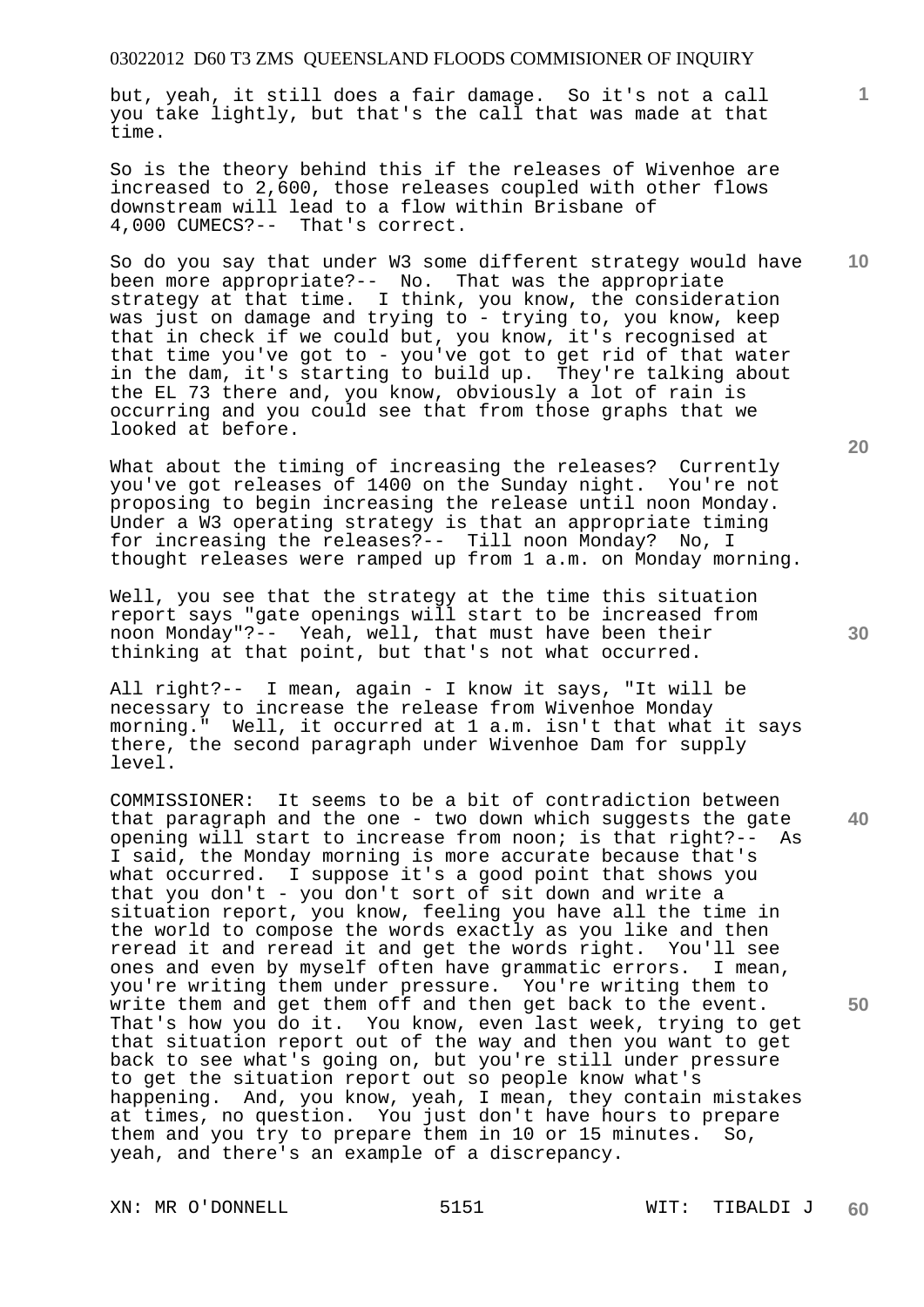but, yeah, it still does a fair damage. So it's not a call you take lightly, but that's the call that was made at that time.

So is the theory behind this if the releases of Wivenhoe are increased to 2,600, those releases coupled with other flows downstream will lead to a flow within Brisbane of 4,000 CUMECS?-- That's correct.

So do you say that under W3 some different strategy would have been more appropriate?-- No. That was the appropriate strategy at that time. I think, you know, the consideration was just on damage and trying to - trying to, you know, keep that in check if we could but, you know, it's recognised at that time you've got to - you've got to get rid of that water in the dam, it's starting to build up. They're talking about the EL 73 there and, you know, obviously a lot of rain is occurring and you could see that from those graphs that we looked at before.

What about the timing of increasing the releases? Currently you've got releases of 1400 on the Sunday night. You're not proposing to begin increasing the release until noon Monday. Under a W3 operating strategy is that an appropriate timing for increasing the releases?-- Till noon Monday? No, I thought releases were ramped up from 1 a.m. on Monday morning.

Well, you see that the strategy at the time this situation report says "gate openings will start to be increased from noon Monday"?-- Yeah, well, that must have been their thinking at that point, but that's not what occurred.

All right?-- I mean, again - I know it says, "It will be necessary to increase the release from Wivenhoe Monday morning." Well, it occurred at 1 a.m. isn't that what it says there, the second paragraph under Wivenhoe Dam for supply level.

COMMISSIONER: It seems to be a bit of contradiction between that paragraph and the one - two down which suggests the gate opening will start to increase from noon; is that right?-- As I said, the Monday morning is more accurate because that's what occurred. I suppose it's a good point that shows you that you don't - you don't sort of sit down and write a situation report, you know, feeling you have all the time in the world to compose the words exactly as you like and then reread it and reread it and get the words right. You'll see ones and even by myself often have grammatic errors. I mean, you're writing them under pressure. You're writing them to write them and get them off and then get back to the event. That's how you do it. You know, even last week, trying to get that situation report out of the way and then you want to get back to see what's going on, but you're still under pressure to get the situation report out so people know what's happening. And, you know, yeah, I mean, they contain mistakes at times, no question. You just don't have hours to prepare them and you try to prepare them in 10 or 15 minutes. So, yeah, and there's an example of a discrepancy.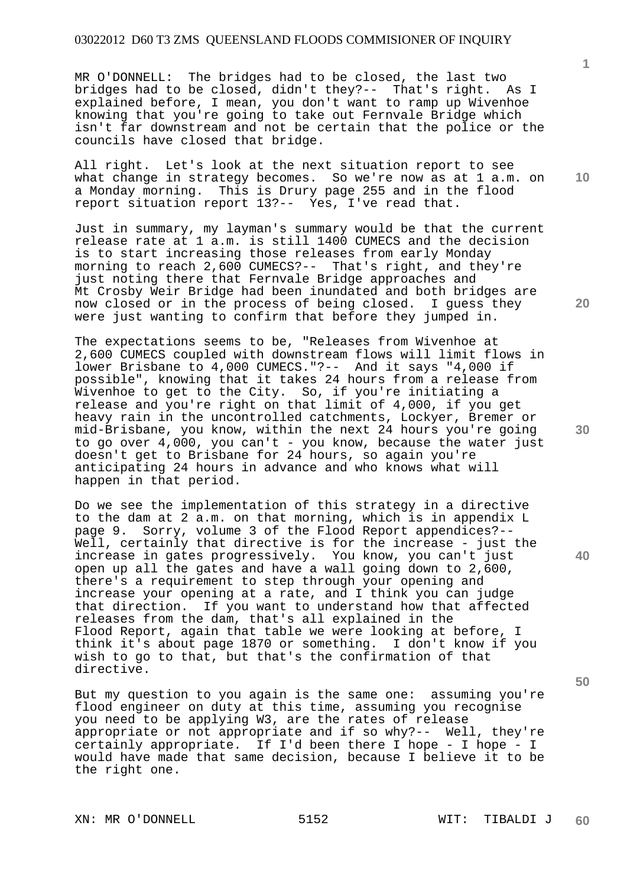MR O'DONNELL: The bridges had to be closed, the last two bridges had to be closed, didn't they?-- That's right. As I explained before, I mean, you don't want to ramp up Wivenhoe knowing that you're going to take out Fernvale Bridge which isn't far downstream and not be certain that the police or the councils have closed that bridge.

All right. Let's look at the next situation report to see what change in strategy becomes. So we're now as at 1 a.m. on a Monday morning. This is Drury page 255 and in the flood report situation report 13?-- Yes, I've read that.

Just in summary, my layman's summary would be that the current release rate at 1 a.m. is still 1400 CUMECS and the decision is to start increasing those releases from early Monday morning to reach 2,600 CUMECS?-- That's right, and they're just noting there that Fernvale Bridge approaches and Mt Crosby Weir Bridge had been inundated and both bridges are now closed or in the process of being closed. I guess they were just wanting to confirm that before they jumped in.

The expectations seems to be, "Releases from Wivenhoe at 2,600 CUMECS coupled with downstream flows will limit flows in lower Brisbane to 4,000 CUMECS."?-- And it says "4,000 if possible", knowing that it takes 24 hours from a release from Wivenhoe to get to the City. So, if you're initiating a release and you're right on that limit of 4,000, if you get heavy rain in the uncontrolled catchments, Lockyer, Bremer or mid-Brisbane, you know, within the next 24 hours you're going to go over 4,000, you can't - you know, because the water just doesn't get to Brisbane for 24 hours, so again you're anticipating 24 hours in advance and who knows what will happen in that period.

Do we see the implementation of this strategy in a directive to the dam at 2 a.m. on that morning, which is in appendix L page 9. Sorry, volume 3 of the Flood Report appendices?-- Well, certainly that directive is for the increase - just the increase in gates progressively. You know, you can't just open up all the gates and have a wall going down to 2,600, there's a requirement to step through your opening and increase your opening at a rate, and I think you can judge that direction. If you want to understand how that affected releases from the dam, that's all explained in the Flood Report, again that table we were looking at before, I think it's about page 1870 or something. I don't know if you wish to go to that, but that's the confirmation of that directive.

But my question to you again is the same one: assuming you're flood engineer on duty at this time, assuming you recognise you need to be applying W3, are the rates of release appropriate or not appropriate and if so why?-- Well, they're certainly appropriate. If I'd been there I hope - I hope - I would have made that same decision, because I believe it to be the right one.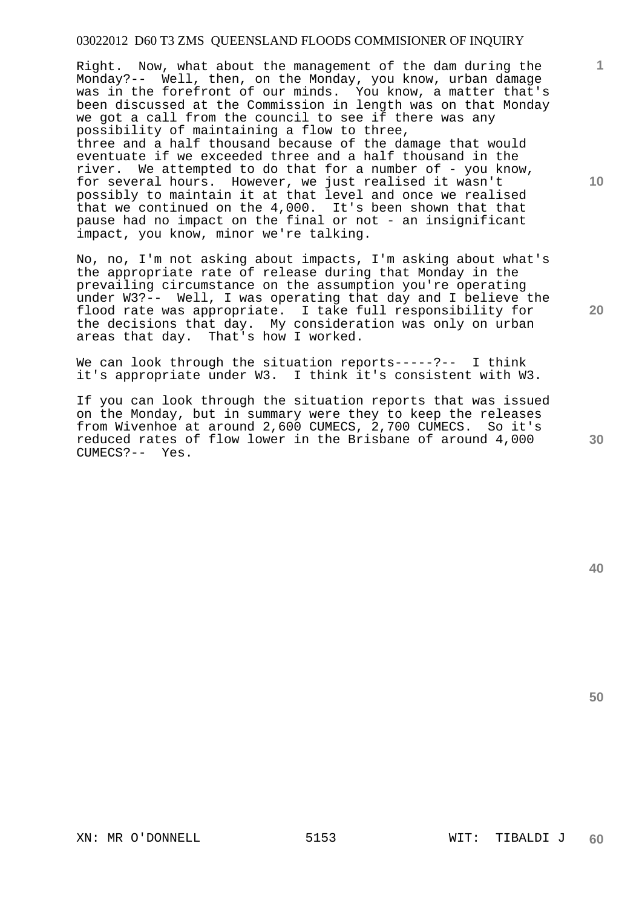Right. Now, what about the management of the dam during the Monday?-- Well, then, on the Monday, you know, urban damage was in the forefront of our minds. You know, a matter that's been discussed at the Commission in length was on that Monday we got a call from the council to see if there was any possibility of maintaining a flow to three, three and a half thousand because of the damage that would eventuate if we exceeded three and a half thousand in the river. We attempted to do that for a number of - you know, for several hours. However, we just realised it wasn't possibly to maintain it at that level and once we realised that we continued on the 4,000. It's been shown that that pause had no impact on the final or not - an insignificant impact, you know, minor we're talking.

No, no, I'm not asking about impacts, I'm asking about what's the appropriate rate of release during that Monday in the prevailing circumstance on the assumption you're operating under W3?-- Well, I was operating that day and I believe the flood rate was appropriate. I take full responsibility for the decisions that day. My consideration was only on urban areas that day. That's how I worked.

We can look through the situation reports-----?-- I think it's appropriate under W3. I think it's consistent with W3.

If you can look through the situation reports that was issued on the Monday, but in summary were they to keep the releases from Wivenhoe at around 2,600 CUMECS, 2,700 CUMECS. So it's reduced rates of flow lower in the Brisbane of around 4,000 CUMECS?-- Yes.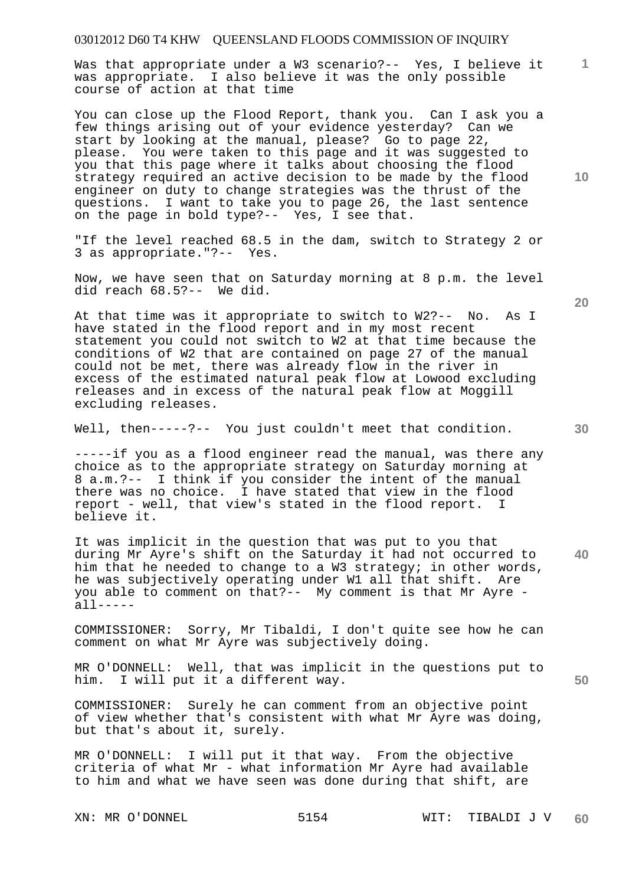Was that appropriate under a W3 scenario?-- Yes, I believe it was appropriate. I also believe it was the only possible course of action at that time

You can close up the Flood Report, thank you. Can I ask you a few things arising out of your evidence yesterday? Can we start by looking at the manual, please? Go to page 22, please. You were taken to this page and it was suggested to you that this page where it talks about choosing the flood strategy required an active decision to be made by the flood engineer on duty to change strategies was the thrust of the questions. I want to take you to page 26, the last sentence on the page in bold type?-- Yes, I see that.

"If the level reached 68.5 in the dam, switch to Strategy 2 or 3 as appropriate."?-- Yes.

Now, we have seen that on Saturday morning at 8 p.m. the level did reach 68.5?-- We did.

At that time was it appropriate to switch to W2?-- No. As I have stated in the flood report and in my most recent statement you could not switch to W2 at that time because the conditions of W2 that are contained on page 27 of the manual could not be met, there was already flow in the river in excess of the estimated natural peak flow at Lowood excluding releases and in excess of the natural peak flow at Moggill excluding releases.

Well, then-----?-- You just couldn't meet that condition.

-----if you as a flood engineer read the manual, was there any choice as to the appropriate strategy on Saturday morning at 8 a.m.?-- I think if you consider the intent of the manual there was no choice. I have stated that view in the flood report - well, that view's stated in the flood report. I believe it.

It was implicit in the question that was put to you that during Mr Ayre's shift on the Saturday it had not occurred to him that he needed to change to a W3 strategy; in other words, he was subjectively operating under W1 all that shift. Are you able to comment on that?-- My comment is that Mr Ayre - all-----

COMMISSIONER: Sorry, Mr Tibaldi, I don't quite see how he can comment on what Mr Ayre was subjectively doing.

MR O'DONNELL: Well, that was implicit in the questions put to him. I will put it a different way.

COMMISSIONER: Surely he can comment from an objective point of view whether that's consistent with what Mr Ayre was doing, but that's about it, surely.

MR O'DONNELL: I will put it that way. From the objective criteria of what Mr - what information Mr Ayre had available to him and what we have seen was done during that shift, are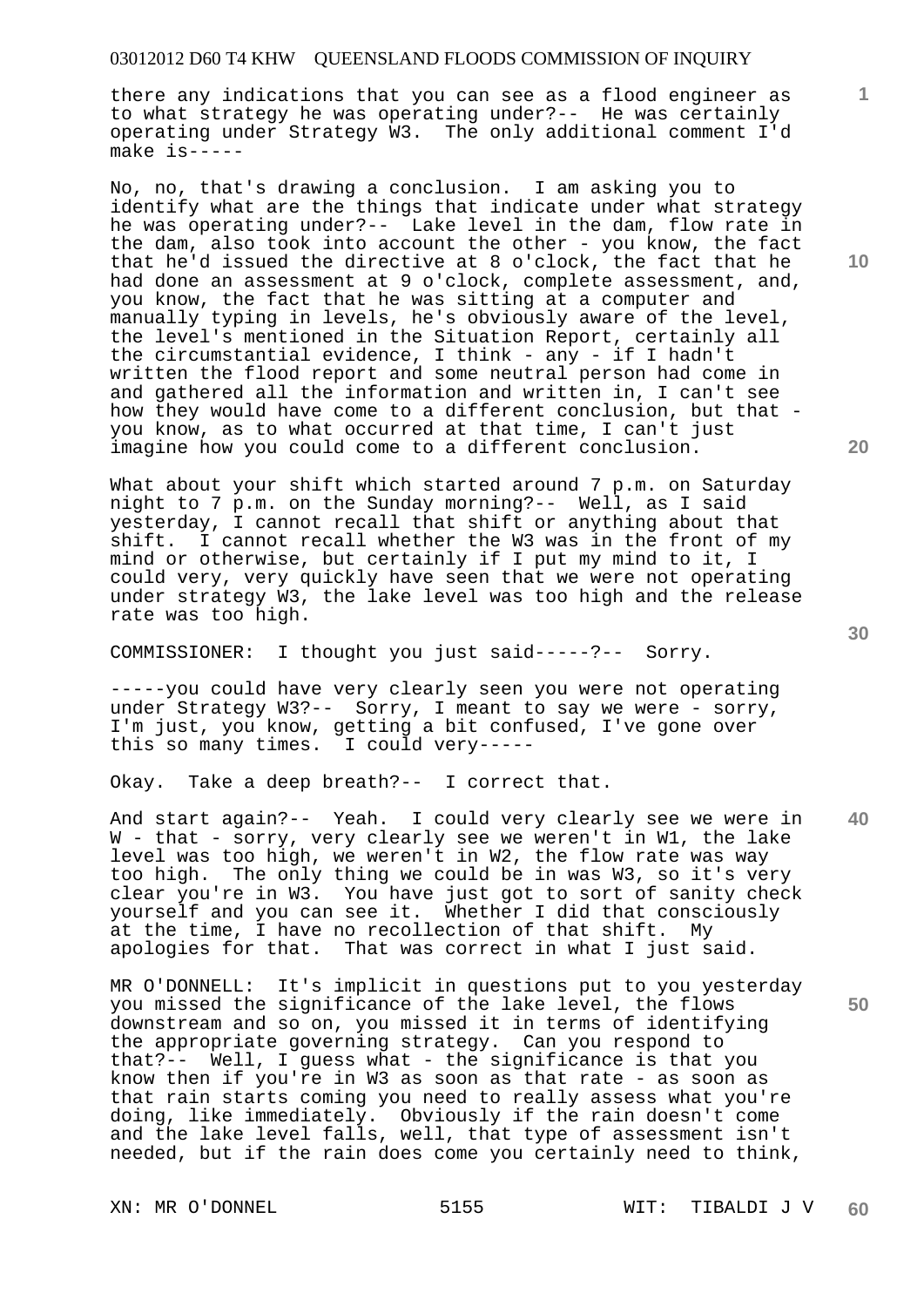there any indications that you can see as a flood engineer as to what strategy he was operating under?-- He was certainly operating under Strategy W3. The only additional comment I'd make is-----

No, no, that's drawing a conclusion. I am asking you to identify what are the things that indicate under what strategy he was operating under?-- Lake level in the dam, flow rate in the dam, also took into account the other - you know, the fact that he'd issued the directive at 8 o'clock, the fact that he had done an assessment at 9 o'clock, complete assessment, and, you know, the fact that he was sitting at a computer and manually typing in levels, he's obviously aware of the level, the level's mentioned in the Situation Report, certainly all the circumstantial evidence, I think - any - if I hadn't written the flood report and some neutral person had come in and gathered all the information and written in, I can't see how they would have come to a different conclusion, but that - you know, as to what occurred at that time, I can't just imagine how you could come to a different conclusion.

What about your shift which started around 7 p.m. on Saturday night to 7 p.m. on the Sunday morning?-- Well, as I said yesterday, I cannot recall that shift or anything about that shift. I cannot recall whether the W3 was in the front of my mind or otherwise, but certainly if I put my mind to it, I could very, very quickly have seen that we were not operating under strategy W3, the lake level was too high and the release rate was too high.

COMMISSIONER: I thought you just said-----?-- Sorry.

-----you could have very clearly seen you were not operating under Strategy W3?-- Sorry, I meant to say we were - sorry, I'm just, you know, getting a bit confused, I've gone over this so many times. I could very-----

Okay. Take a deep breath?-- I correct that.

And start again?-- Yeah. I could very clearly see we were in W - that - sorry, very clearly see we weren't in W1, the lake level was too high, we weren't in W2, the flow rate was way too high. The only thing we could be in was W3, so it's very clear you're in W3. You have just got to sort of sanity check yourself and you can see it. Whether I did that consciously at the time, I have no recollection of that shift. My apologies for that. That was correct in what I just said.

MR O'DONNELL: It's implicit in questions put to you yesterday you missed the significance of the lake level, the flows downstream and so on, you missed it in terms of identifying the appropriate governing strategy. Can you respond to that?-- Well, I guess what - the significance is that you know then if you're in W3 as soon as that rate - as soon as that rain starts coming you need to really assess what you're doing, like immediately. Obviously if the rain doesn't come and the lake level falls, well, that type of assessment isn't needed, but if the rain does come you certainly need to think,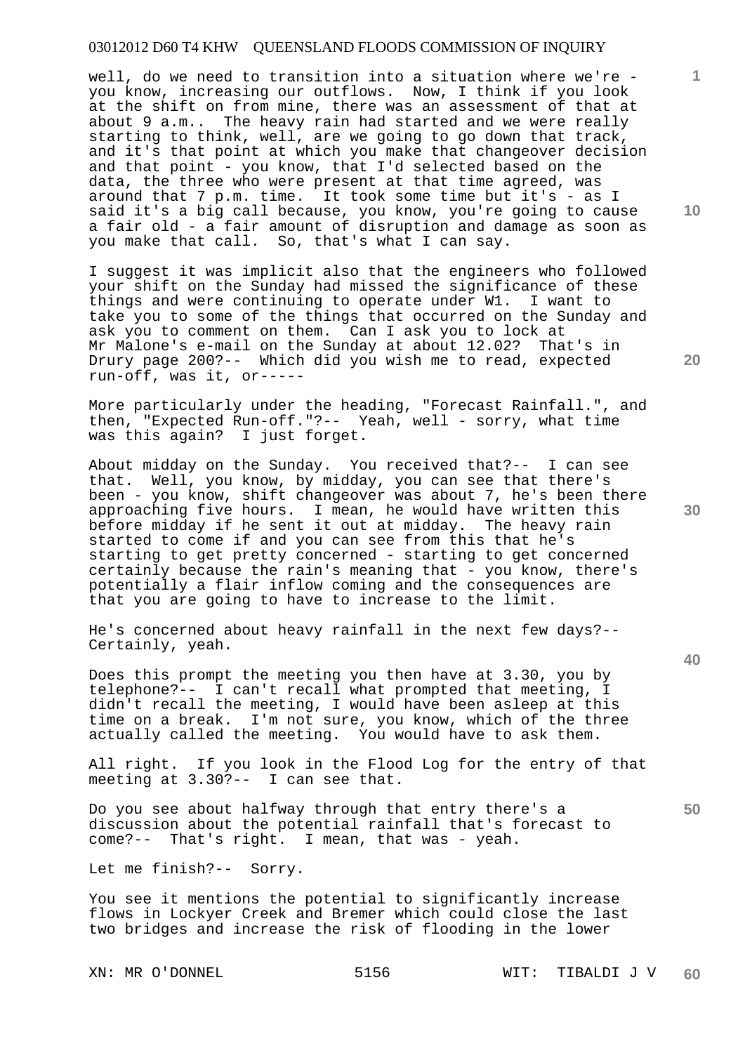well, do we need to transition into a situation where we're - you know, increasing our outflows. Now, I think if you look at the shift on from mine, there was an assessment of that at about 9 a.m.. The heavy rain had started and we were really starting to think, well, are we going to go down that track, and it's that point at which you make that changeover decision and that point - you know, that I'd selected based on the data, the three who were present at that time agreed, was around that 7 p.m. time. It took some time but it's - as I said it's a big call because, you know, you're going to cause a fair old - a fair amount of disruption and damage as soon as you make that call. So, that's what I can say.

I suggest it was implicit also that the engineers who followed your shift on the Sunday had missed the significance of these things and were continuing to operate under W1. I want to take you to some of the things that occurred on the Sunday and ask you to comment on them. Can I ask you to lock at Mr Malone's e-mail on the Sunday at about 12.02? That's in Drury page 200?-- Which did you wish me to read, expected run-off, was it, or-----

More particularly under the heading, "Forecast Rainfall.", and then, "Expected Run-off."?-- Yeah, well - sorry, what time was this again? I just forget.

About midday on the Sunday. You received that?-- I can see that. Well, you know, by midday, you can see that there's been - you know, shift changeover was about 7, he's been there approaching five hours. I mean, he would have written this before midday if he sent it out at midday. The heavy rain started to come if and you can see from this that he's starting to get pretty concerned - starting to get concerned certainly because the rain's meaning that - you know, there's potentially a flair inflow coming and the consequences are that you are going to have to increase to the limit.

He's concerned about heavy rainfall in the next few days?-- Certainly, yeah.

Does this prompt the meeting you then have at 3.30, you by telephone?-- I can't recall what prompted that meeting, I didn't recall the meeting, I would have been asleep at this time on a break. I'm not sure, you know, which of the three actually called the meeting. You would have to ask them.

All right. If you look in the Flood Log for the entry of that meeting at 3.30?-- I can see that.

Do you see about halfway through that entry there's a discussion about the potential rainfall that's forecast to come?-- That's right. I mean, that was - yeah.

Let me finish?-- Sorry.

You see it mentions the potential to significantly increase flows in Lockyer Creek and Bremer which could close the last two bridges and increase the risk of flooding in the lower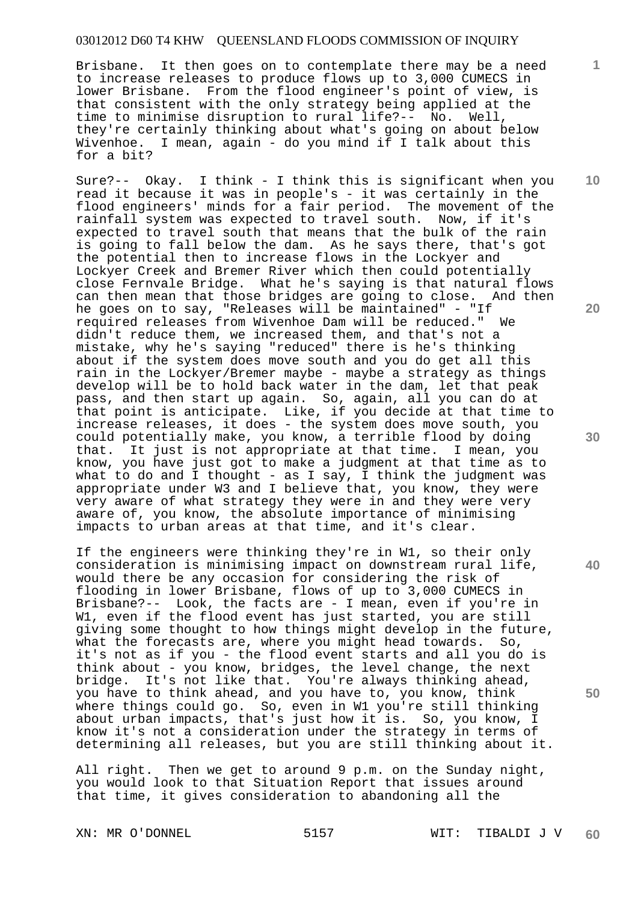Brisbane. It then goes on to contemplate there may be a need to increase releases to produce flows up to 3,000 CUMECS in lower Brisbane. From the flood engineer's point of view, is that consistent with the only strategy being applied at the time to minimise disruption to rural life?-- No. Well, they're certainly thinking about what's going on about below Wivenhoe. I mean, again - do you mind if I talk about this for a bit?

Sure?-- Okay. I think - I think this is significant when you read it because it was in people's - it was certainly in the flood engineers' minds for a fair period. The movement of the rainfall system was expected to travel south. Now, if it's expected to travel south that means that the bulk of the rain is going to fall below the dam. As he says there, that's got the potential then to increase flows in the Lockyer and Lockyer Creek and Bremer River which then could potentially close Fernvale Bridge. What he's saying is that natural flows can then mean that those bridges are going to close. And then he goes on to say, "Releases will be maintained" - "If required releases from Wivenhoe Dam will be reduced." We didn't reduce them, we increased them, and that's not a mistake, why he's saying "reduced" there is he's thinking about if the system does move south and you do get all this rain in the Lockyer/Bremer maybe - maybe a strategy as things develop will be to hold back water in the dam, let that peak pass, and then start up again. So, again, all you can do at that point is anticipate. Like, if you decide at that time to increase releases, it does - the system does move south, you could potentially make, you know, a terrible flood by doing that. It just is not appropriate at that time. I mean, you know, you have just got to make a judgment at that time as to what to do and I thought - as I say, I think the judgment was appropriate under W3 and I believe that, you know, they were very aware of what strategy they were in and they were very aware of, you know, the absolute importance of minimising impacts to urban areas at that time, and it's clear.

If the engineers were thinking they're in W1, so their only consideration is minimising impact on downstream rural life, would there be any occasion for considering the risk of flooding in lower Brisbane, flows of up to 3,000 CUMECS in Brisbane?-- Look, the facts are - I mean, even if you're in W1, even if the flood event has just started, you are still giving some thought to how things might develop in the future, what the forecasts are, where you might head towards. So, it's not as if you - the flood event starts and all you do is think about - you know, bridges, the level change, the next bridge. It's not like that. You're always thinking ahead, you have to think ahead, and you have to, you know, think where things could go. So, even in W1 you're still thinking about urban impacts, that's just how it is. So, you know, I know it's not a consideration under the strategy in terms of determining all releases, but you are still thinking about it.

All right. Then we get to around 9 p.m. on the Sunday night, you would look to that Situation Report that issues around that time, it gives consideration to abandoning all the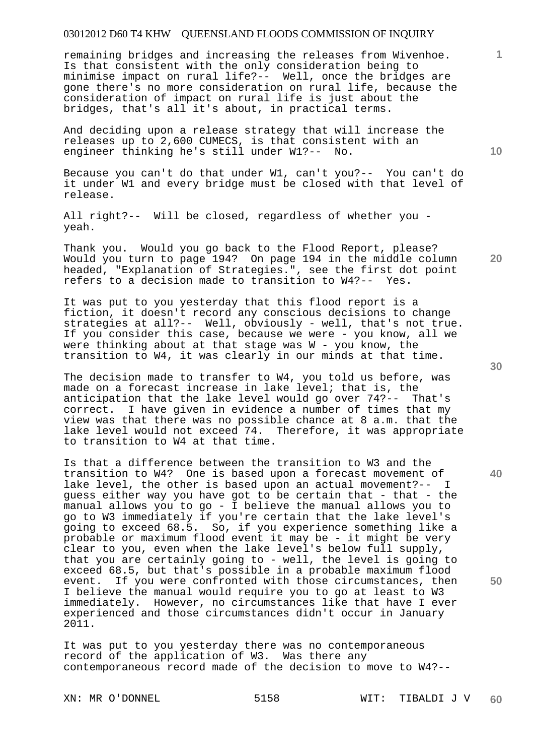remaining bridges and increasing the releases from Wivenhoe. Is that consistent with the only consideration being to minimise impact on rural life?-- Well, once the bridges are gone there's no more consideration on rural life, because the consideration of impact on rural life is just about the bridges, that's all it's about, in practical terms.

And deciding upon a release strategy that will increase the releases up to 2,600 CUMECS, is that consistent with an engineer thinking he's still under W1?-- No.

Because you can't do that under W1, can't you?-- You can't do it under W1 and every bridge must be closed with that level of release.

All right?-- Will be closed, regardless of whether you - yeah.

Thank you. Would you go back to the Flood Report, please? Would you turn to page 194? On page 194 in the middle column headed, "Explanation of Strategies.", see the first dot point refers to a decision made to transition to W4?-- Yes.

It was put to you yesterday that this flood report is a fiction, it doesn't record any conscious decisions to change strategies at all?-- Well, obviously - well, that's not true. If you consider this case, because we were - you know, all we were thinking about at that stage was W - you know, the transition to W4, it was clearly in our minds at that time.

The decision made to transfer to W4, you told us before, was made on a forecast increase in lake level; that is, the anticipation that the lake level would go over 74?-- That's correct. I have given in evidence a number of times that my view was that there was no possible chance at 8 a.m. that the lake level would not exceed 74. Therefore, it was appropriate to transition to W4 at that time.

Is that a difference between the transition to W3 and the transition to W4? One is based upon a forecast movement of lake level, the other is based upon an actual movement?-- I guess either way you have got to be certain that - that - the manual allows you to go - I believe the manual allows you to go to W3 immediately if you're certain that the lake level's going to exceed 68.5. So, if you experience something like a probable or maximum flood event it may be - it might be very clear to you, even when the lake level's below full supply, that you are certainly going to - well, the level is going to exceed 68.5, but that's possible in a probable maximum flood event. If you were confronted with those circumstances, then I believe the manual would require you to go at least to W3 immediately. However, no circumstances like that have I ever experienced and those circumstances didn't occur in January 2011.

It was put to you yesterday there was no contemporaneous record of the application of W3. Was there any contemporaneous record made of the decision to move to W4?--

XN: MR O'DONNEL WIT: TIBALDI J V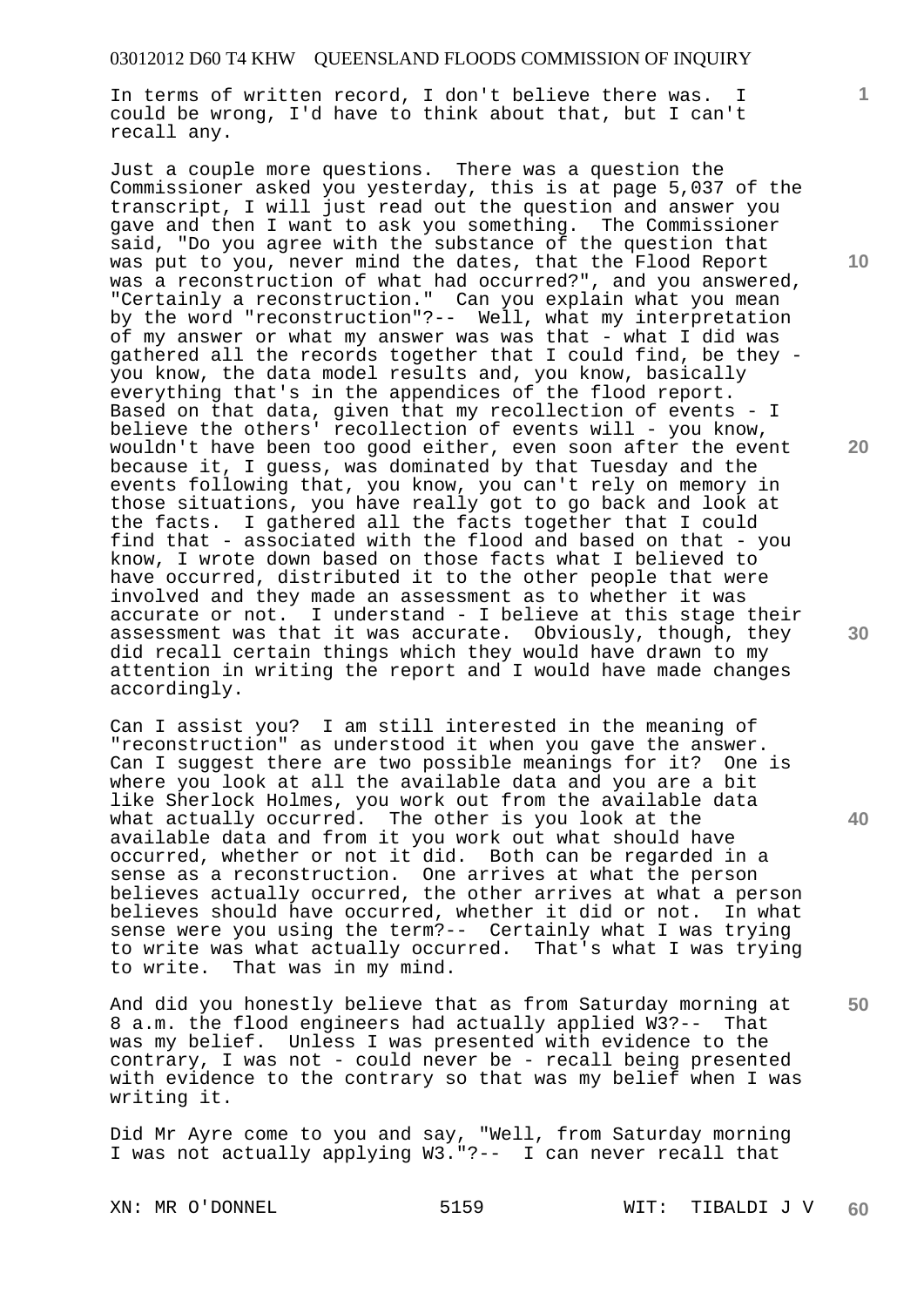In terms of written record, I don't believe there was. I could be wrong, I'd have to think about that, but I can't recall any.

Just a couple more questions. There was a question the Commissioner asked you yesterday, this is at page 5,037 of the transcript, I will just read out the question and answer you gave and then I want to ask you something. The Commissioner said, "Do you agree with the substance of the question that was put to you, never mind the dates, that the Flood Report was a reconstruction of what had occurred?", and you answered, "Certainly a reconstruction." Can you explain what you mean by the word "reconstruction"?-- Well, what my interpretation of my answer or what my answer was was that - what I did was gathered all the records together that I could find, be they - you know, the data model results and, you know, basically everything that's in the appendices of the flood report. Based on that data, given that my recollection of events - I believe the others' recollection of events will - you know, wouldn't have been too good either, even soon after the event because it, I guess, was dominated by that Tuesday and the events following that, you know, you can't rely on memory in those situations, you have really got to go back and look at the facts. I gathered all the facts together that I could find that - associated with the flood and based on that - you know, I wrote down based on those facts what I believed to have occurred, distributed it to the other people that were involved and they made an assessment as to whether it was accurate or not. I understand - I believe at this stage their assessment was that it was accurate. Obviously, though, they did recall certain things which they would have drawn to my attention in writing the report and I would have made changes accordingly.

Can I assist you? I am still interested in the meaning of "reconstruction" as understood it when you gave the answer. Can I suggest there are two possible meanings for it? One is where you look at all the available data and you are a bit like Sherlock Holmes, you work out from the available data what actually occurred. The other is you look at the available data and from it you work out what should have occurred, whether or not it did. Both can be regarded in a sense as a reconstruction. One arrives at what the person believes actually occurred, the other arrives at what a person believes should have occurred, whether it did or not. In what sense were you using the term?-- Certainly what I was trying to write was what actually occurred. That's what I was trying to write. That was in my mind.

And did you honestly believe that as from Saturday morning at 8 a.m. the flood engineers had actually applied W3?-- That was my belief. Unless I was presented with evidence to the contrary, I was not - could never be - recall being presented with evidence to the contrary so that was my belief when I was writing it.

Did Mr Ayre come to you and say, "Well, from Saturday morning I was not actually applying W3."?-- I can never recall that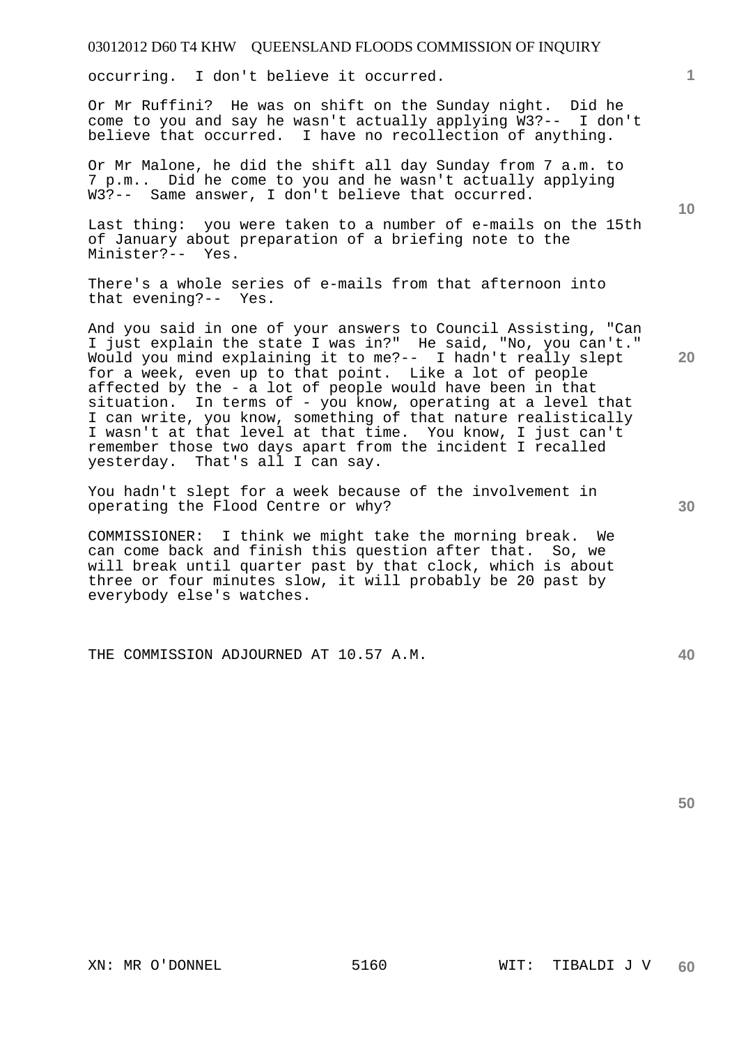occurring. I don't believe it occurred.

Or Mr Ruffini? He was on shift on the Sunday night. Did he come to you and say he wasn't actually applying W3?-- I don't believe that occurred. I have no recollection of anything.

Or Mr Malone, he did the shift all day Sunday from 7 a.m. to 7 p.m.. Did he come to you and he wasn't actually applying W3?-- Same answer, I don't believe that occurred.

Last thing: you were taken to a number of e-mails on the 15th of January about preparation of a briefing note to the Minister?-- Yes.

There's a whole series of e-mails from that afternoon into that evening?-- Yes.

And you said in one of your answers to Council Assisting, "Can I just explain the state I was in?" He said, "No, you can't." Would you mind explaining it to me?-- I hadn't really slept for a week, even up to that point. Like a lot of people affected by the - a lot of people would have been in that situation. In terms of - you know, operating at a level that I can write, you know, something of that nature realistically I wasn't at that level at that time. You know, I just can't remember those two days apart from the incident I recalled yesterday. That's all I can say.

You hadn't slept for a week because of the involvement in operating the Flood Centre or why?

COMMISSIONER: I think we might take the morning break. We can come back and finish this question after that. So, we will break until quarter past by that clock, which is about three or four minutes slow, it will probably be 20 past by everybody else's watches.

THE COMMISSION ADJOURNED AT 10.57 A.M.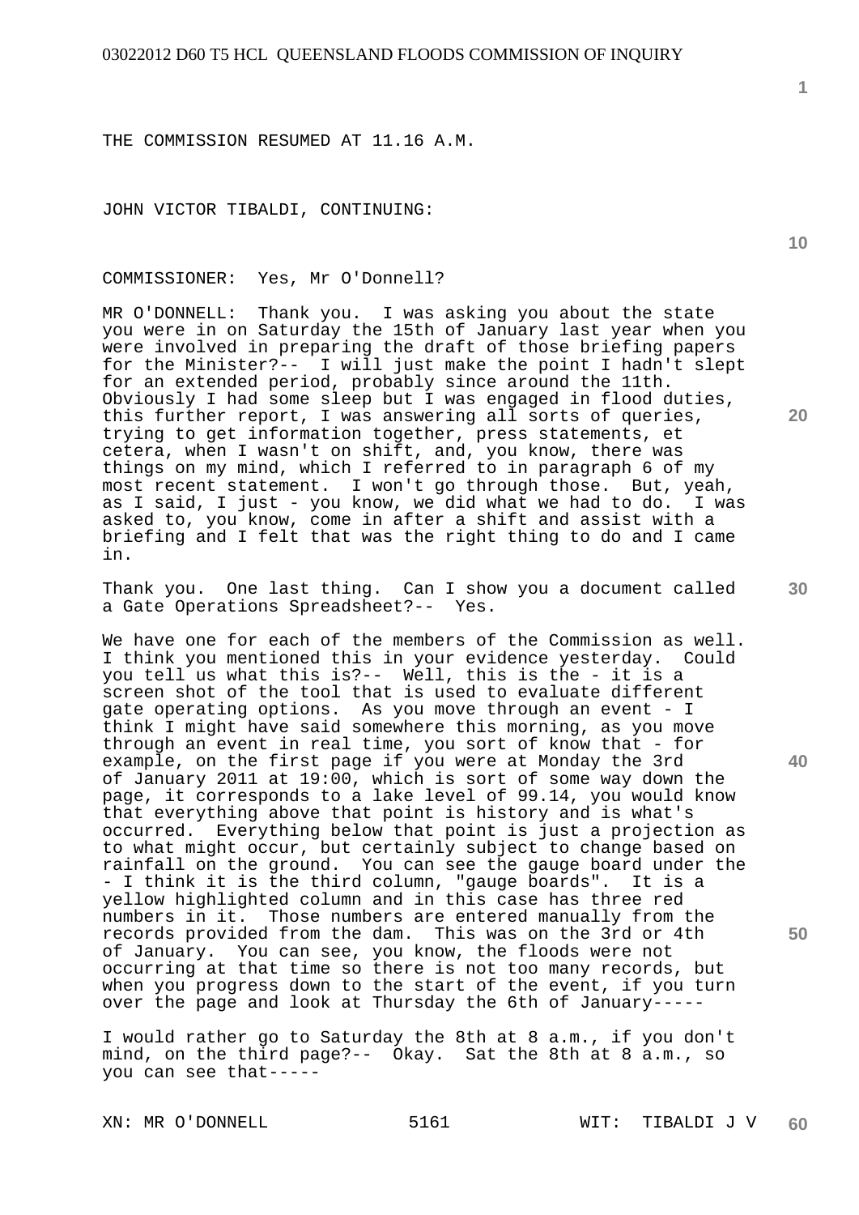THE COMMISSION RESUMED AT 11.16 A.M.

JOHN VICTOR TIBALDI, CONTINUING:

COMMISSIONER: Yes, Mr O'Donnell?

MR O'DONNELL: Thank you. I was asking you about the state you were in on Saturday the 15th of January last year when you were involved in preparing the draft of those briefing papers for the Minister?-- I will just make the point I hadn't slept for an extended period, probably since around the 11th. Obviously I had some sleep but I was engaged in flood duties, this further report, I was answering all sorts of queries, trying to get information together, press statements, et cetera, when I wasn't on shift, and, you know, there was things on my mind, which I referred to in paragraph 6 of my most recent statement. I won't go through those. But, yeah, as I said, I just - you know, we did what we had to do. I was asked to, you know, come in after a shift and assist with a briefing and I felt that was the right thing to do and I came in.

Thank you. One last thing. Can I show you a document called a Gate Operations Spreadsheet?-- Yes.

We have one for each of the members of the Commission as well. I think you mentioned this in your evidence yesterday. Could you tell us what this is?-- Well, this is the - it is a screen shot of the tool that is used to evaluate different gate operating options. As you move through an event - I think I might have said somewhere this morning, as you move through an event in real time, you sort of know that - for example, on the first page if you were at Monday the 3rd of January 2011 at 19:00, which is sort of some way down the page, it corresponds to a lake level of 99.14, you would know that everything above that point is history and is what's occurred. Everything below that point is just a projection as to what might occur, but certainly subject to change based on rainfall on the ground. You can see the gauge board under the - I think it is the third column, "gauge boards". It is a yellow highlighted column and in this case has three red numbers in it. Those numbers are entered manually from the records provided from the dam. This was on the 3rd or 4th of January. You can see, you know, the floods were not occurring at that time so there is not too many records, but when you progress down to the start of the event, if you turn over the page and look at Thursday the 6th of January-----

I would rather go to Saturday the 8th at 8 a.m., if you don't mind, on the third page?-- Okay. Sat the 8th at 8 a.m., so you can see that-----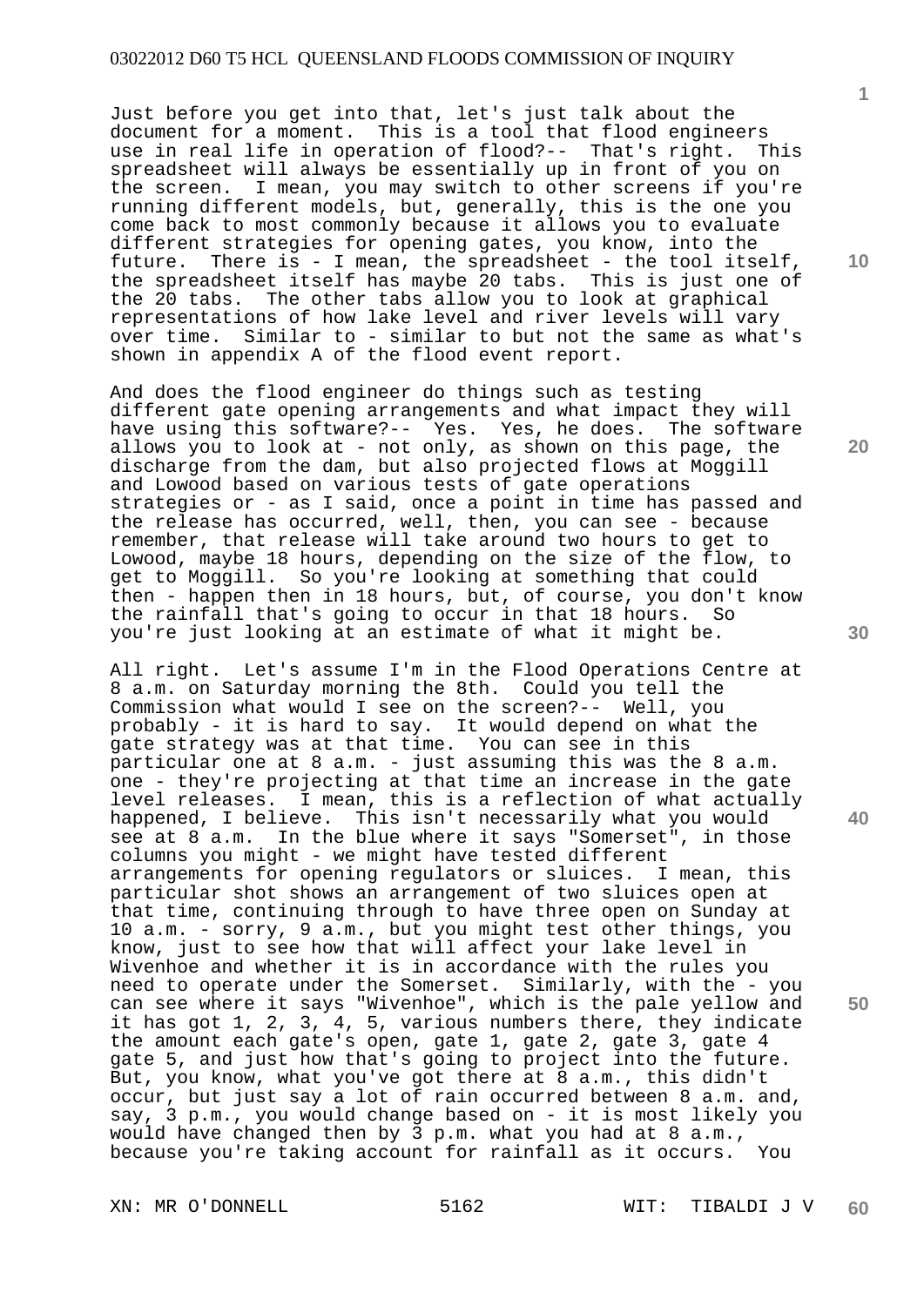Just before you get into that, let's just talk about the document for a moment. This is a tool that flood engineers use in real life in operation of flood?-- That's right. This spreadsheet will always be essentially up in front of you on the screen. I mean, you may switch to other screens if you're running different models, but, generally, this is the one you come back to most commonly because it allows you to evaluate different strategies for opening gates, you know, into the future. There is - I mean, the spreadsheet - the tool itself, the spreadsheet itself has maybe 20 tabs. This is just one of the 20 tabs. The other tabs allow you to look at graphical representations of how lake level and river levels will vary over time. Similar to - similar to but not the same as what's shown in appendix A of the flood event report.

And does the flood engineer do things such as testing different gate opening arrangements and what impact they will have using this software?-- Yes. Yes, he does. The software allows you to look at - not only, as shown on this page, the discharge from the dam, but also projected flows at Moggill and Lowood based on various tests of gate operations strategies or - as I said, once a point in time has passed and the release has occurred, well, then, you can see - because remember, that release will take around two hours to get to Lowood, maybe 18 hours, depending on the size of the flow, to get to Moggill. So you're looking at something that could then - happen then in 18 hours, but, of course, you don't know the rainfall that's going to occur in that 18 hours. So you're just looking at an estimate of what it might be.

All right. Let's assume I'm in the Flood Operations Centre at 8 a.m. on Saturday morning the 8th. Could you tell the Commission what would I see on the screen?-- Well, you probably - it is hard to say. It would depend on what the gate strategy was at that time. You can see in this particular one at 8 a.m. - just assuming this was the 8 a.m. one - they're projecting at that time an increase in the gate level releases. I mean, this is a reflection of what actually happened, I believe. This isn't necessarily what you would see at 8 a.m. In the blue where it says "Somerset", in those columns you might - we might have tested different arrangements for opening regulators or sluices. I mean, this particular shot shows an arrangement of two sluices open at that time, continuing through to have three open on Sunday at 10 a.m. - sorry, 9 a.m., but you might test other things, you know, just to see how that will affect your lake level in Wivenhoe and whether it is in accordance with the rules you need to operate under the Somerset. Similarly, with the - you can see where it says "Wivenhoe", which is the pale yellow and it has got 1, 2, 3, 4, 5, various numbers there, they indicate the amount each gate's open, gate 1, gate 2, gate 3, gate 4 gate 5, and just how that's going to project into the future. But, you know, what you've got there at 8 a.m., this didn't occur, but just say a lot of rain occurred between 8 a.m. and, say, 3 p.m., you would change based on - it is most likely you would have changed then by 3 p.m. what you had at 8 a.m., because you're taking account for rainfall as it occurs. You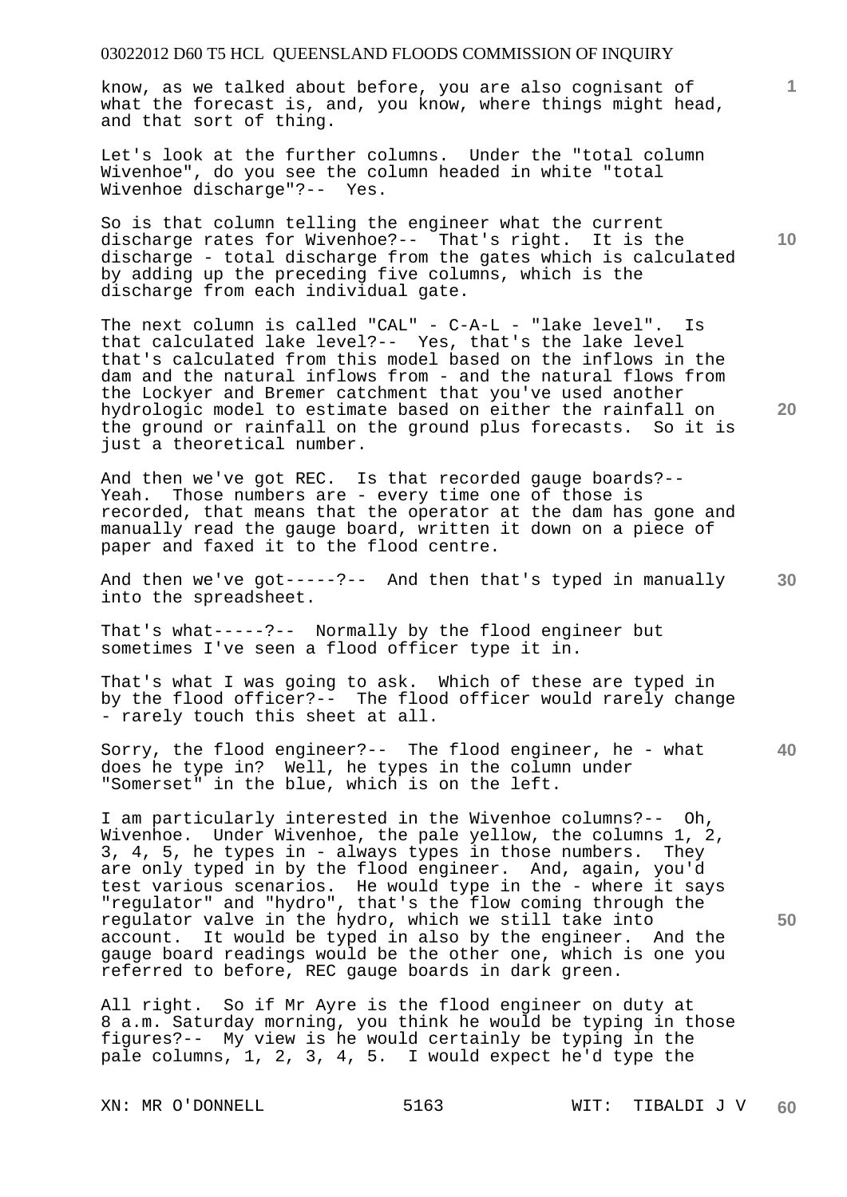know, as we talked about before, you are also cognisant of what the forecast is, and, you know, where things might head, and that sort of thing.

Let's look at the further columns. Under the "total column Wivenhoe", do you see the column headed in white "total Wivenhoe discharge"?-- Yes.

So is that column telling the engineer what the current discharge rates for Wivenhoe?-- That's right. It is the discharge - total discharge from the gates which is calculated by adding up the preceding five columns, which is the discharge from each individual gate.

The next column is called "CAL" - C-A-L - "lake level". Is that calculated lake level?-- Yes, that's the lake level that's calculated from this model based on the inflows in the dam and the natural inflows from - and the natural flows from the Lockyer and Bremer catchment that you've used another hydrologic model to estimate based on either the rainfall on the ground or rainfall on the ground plus forecasts. So it is just a theoretical number.

And then we've got REC. Is that recorded gauge boards?-- Yeah. Those numbers are - every time one of those is recorded, that means that the operator at the dam has gone and manually read the gauge board, written it down on a piece of paper and faxed it to the flood centre.

And then we've got-----?-- And then that's typed in manually into the spreadsheet.

That's what-----?-- Normally by the flood engineer but sometimes I've seen a flood officer type it in.

That's what I was going to ask. Which of these are typed in by the flood officer?-- The flood officer would rarely change - rarely touch this sheet at all.

Sorry, the flood engineer?-- The flood engineer, he - what does he type in? Well, he types in the column under "Somerset" in the blue, which is on the left.

I am particularly interested in the Wivenhoe columns?-- Oh, Wivenhoe. Under Wivenhoe, the pale yellow, the columns 1, 2, 3, 4, 5, he types in - always types in those numbers. They are only typed in by the flood engineer. And, again, you'd test various scenarios. He would type in the - where it says "regulator" and "hydro", that's the flow coming through the regulator valve in the hydro, which we still take into account. It would be typed in also by the engineer. And the gauge board readings would be the other one, which is one you referred to before, REC gauge boards in dark green.

All right. So if Mr Ayre is the flood engineer on duty at 8 a.m. Saturday morning, you think he would be typing in those figures?-- My view is he would certainly be typing in the pale columns, 1, 2, 3, 4, 5. I would expect he'd type the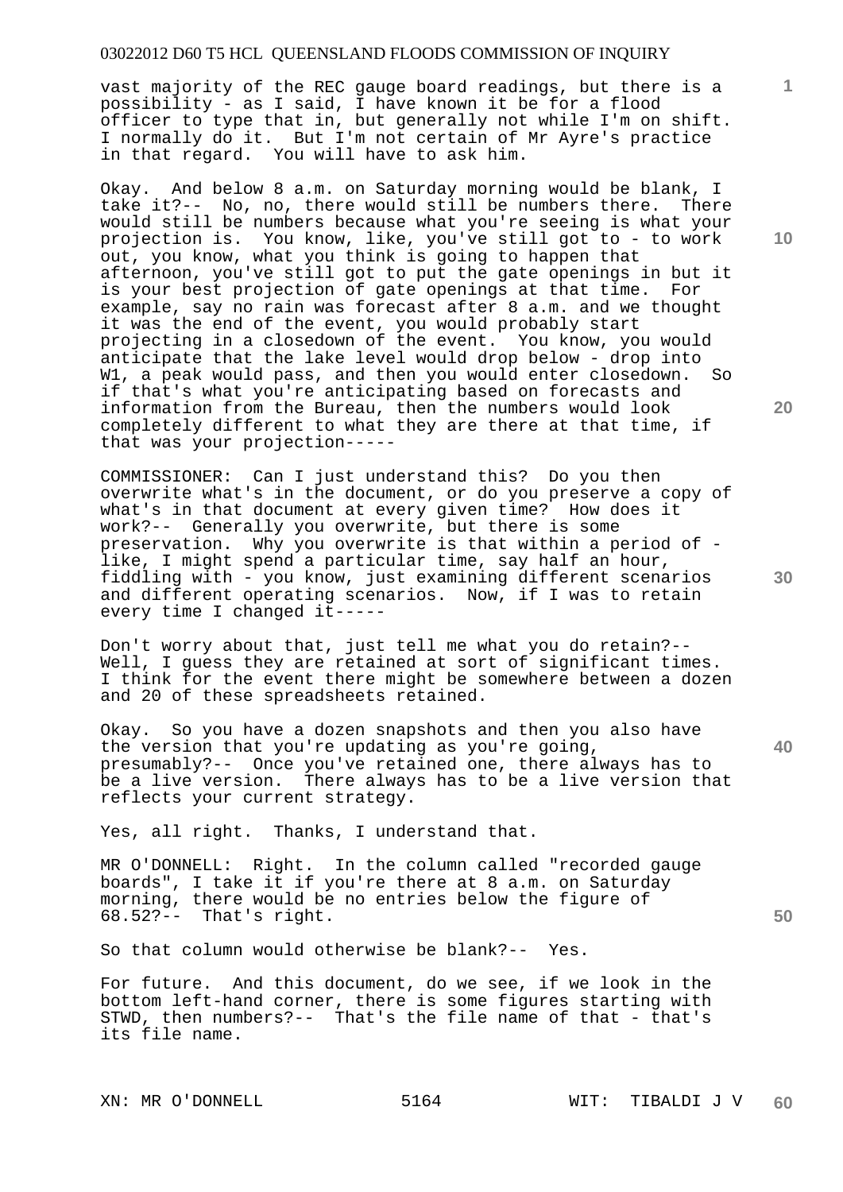vast majority of the REC gauge board readings, but there is a possibility - as I said, I have known it be for a flood officer to type that in, but generally not while I'm on shift. I normally do it. But I'm not certain of Mr Ayre's practice in that regard. You will have to ask him.

Okay. And below 8 a.m. on Saturday morning would be blank, I take it?-- No, no, there would still be numbers there. There would still be numbers because what you're seeing is what your projection is. You know, like, you've still got to - to work out, you know, what you think is going to happen that afternoon, you've still got to put the gate openings in but it is your best projection of gate openings at that time. For example, say no rain was forecast after 8 a.m. and we thought it was the end of the event, you would probably start projecting in a closedown of the event. You know, you would anticipate that the lake level would drop below - drop into W1, a peak would pass, and then you would enter closedown. So if that's what you're anticipating based on forecasts and information from the Bureau, then the numbers would look completely different to what they are there at that time, if that was your projection-----

COMMISSIONER: Can I just understand this? Do you then overwrite what's in the document, or do you preserve a copy of what's in that document at every given time? How does it work?-- Generally you overwrite, but there is some preservation. Why you overwrite is that within a period of - like, I might spend a particular time, say half an hour, fiddling with - you know, just examining different scenarios and different operating scenarios. Now, if I was to retain every time I changed it-----

Don't worry about that, just tell me what you do retain?-- Well, I guess they are retained at sort of significant times. I think for the event there might be somewhere between a dozen and 20 of these spreadsheets retained.

Okay. So you have a dozen snapshots and then you also have the version that you're updating as you're going, presumably?-- Once you've retained one, there always has to be a live version. There always has to be a live version that reflects your current strategy.

Yes, all right. Thanks, I understand that.

MR O'DONNELL: Right. In the column called "recorded gauge boards", I take it if you're there at 8 a.m. on Saturday morning, there would be no entries below the figure of 68.52?-- That's right.

So that column would otherwise be blank?-- Yes.

For future. And this document, do we see, if we look in the bottom left-hand corner, there is some figures starting with STWD, then numbers?-- That's the file name of that - that's its file name.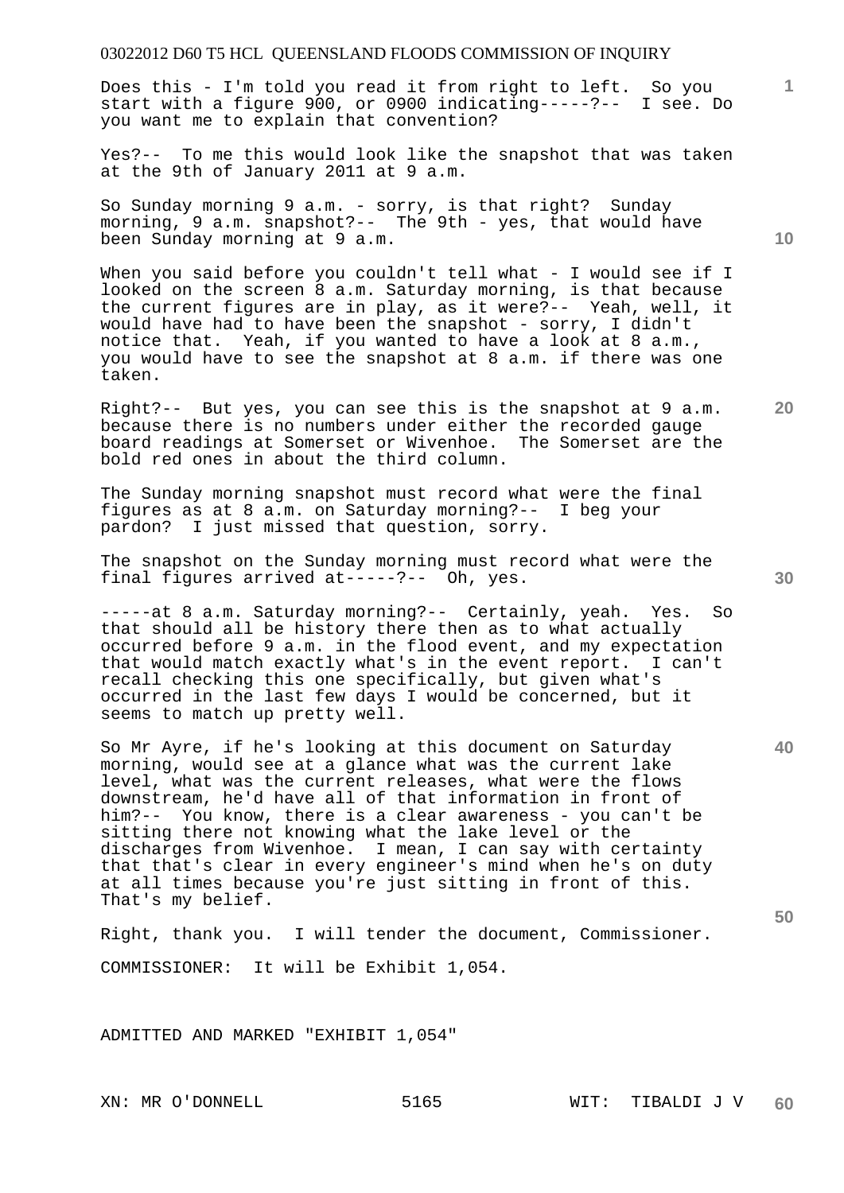Does this - I'm told you read it from right to left. So you start with a figure 900, or 0900 indicating-----?-- I see. Do you want me to explain that convention?

Yes?-- To me this would look like the snapshot that was taken at the 9th of January 2011 at 9 a.m.

So Sunday morning 9 a.m. - sorry, is that right? Sunday morning, 9 a.m. snapshot?-- The 9th - yes, that would have been Sunday morning at 9 a.m.

When you said before you couldn't tell what - I would see if I looked on the screen 8 a.m. Saturday morning, is that because the current figures are in play, as it were?-- Yeah, well, it would have had to have been the snapshot - sorry, I didn't notice that. Yeah, if you wanted to have a look at 8 a.m., you would have to see the snapshot at 8 a.m. if there was one taken.

Right?-- But yes, you can see this is the snapshot at 9 a.m. because there is no numbers under either the recorded gauge board readings at Somerset or Wivenhoe. The Somerset are the bold red ones in about the third column.

The Sunday morning snapshot must record what were the final figures as at 8 a.m. on Saturday morning?-- I beg your pardon? I just missed that question, sorry.

The snapshot on the Sunday morning must record what were the final figures arrived at-----?-- Oh, yes.

-----at 8 a.m. Saturday morning?-- Certainly, yeah. Yes. So that should all be history there then as to what actually occurred before 9 a.m. in the flood event, and my expectation that would match exactly what's in the event report. I can't recall checking this one specifically, but given what's occurred in the last few days I would be concerned, but it seems to match up pretty well.

So Mr Ayre, if he's looking at this document on Saturday morning, would see at a glance what was the current lake level, what was the current releases, what were the flows downstream, he'd have all of that information in front of him?-- You know, there is a clear awareness - you can't be sitting there not knowing what the lake level or the discharges from Wivenhoe. I mean, I can say with certainty that that's clear in every engineer's mind when he's on duty at all times because you're just sitting in front of this. That's my belief.

Right, thank you. I will tender the document, Commissioner.

COMMISSIONER: It will be Exhibit 1,054.

ADMITTED AND MARKED "EXHIBIT 1,054"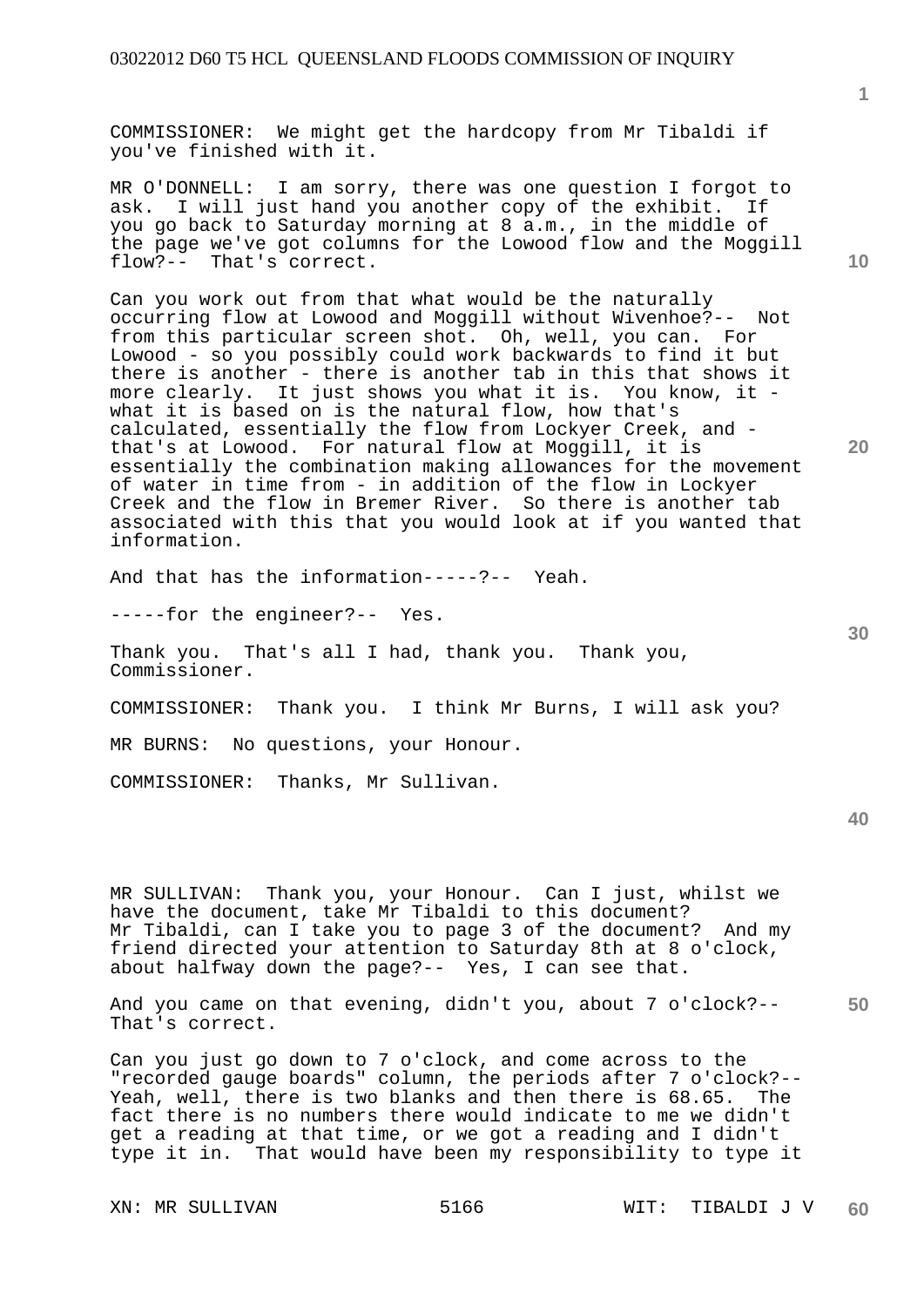COMMISSIONER: We might get the hardcopy from Mr Tibaldi if you've finished with it.

MR O'DONNELL: I am sorry, there was one question I forgot to ask. I will just hand you another copy of the exhibit. If you go back to Saturday morning at 8 a.m., in the middle of the page we've got columns for the Lowood flow and the Moggill flow?-- That's correct.

Can you work out from that what would be the naturally occurring flow at Lowood and Moggill without Wivenhoe?-- Not from this particular screen shot. Oh, well, you can. For Lowood - so you possibly could work backwards to find it but there is another - there is another tab in this that shows it more clearly. It just shows you what it is. You know, it - what it is based on is the natural flow, how that's calculated, essentially the flow from Lockyer Creek, and - that's at Lowood. For natural flow at Moggill, it is essentially the combination making allowances for the movement of water in time from - in addition of the flow in Lockyer Creek and the flow in Bremer River. So there is another tab associated with this that you would look at if you wanted that information.

And that has the information-----?-- Yeah.

-----for the engineer?-- Yes.

Thank you. That's all I had, thank you. Thank you, Commissioner.

COMMISSIONER: Thank you. I think Mr Burns, I will ask you?

MR BURNS: No questions, your Honour.

COMMISSIONER: Thanks, Mr Sullivan.

MR SULLIVAN: Thank you, your Honour. Can I just, whilst we have the document, take Mr Tibaldi to this document? Mr Tibaldi, can I take you to page 3 of the document? And my friend directed your attention to Saturday 8th at 8 o'clock, about halfway down the page?-- Yes, I can see that.

And you came on that evening, didn't you, about 7 o'clock?-- That's correct.

Can you just go down to 7 o'clock, and come across to the "recorded gauge boards" column, the periods after 7 o'clock?-- Yeah, well, there is two blanks and then there is 68.65. The fact there is no numbers there would indicate to me we didn't get a reading at that time, or we got a reading and I didn't type it in. That would have been my responsibility to type it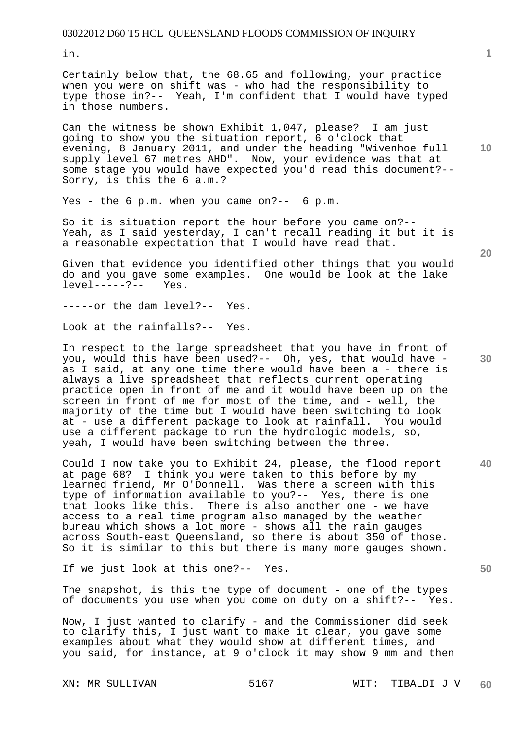in.

Certainly below that, the 68.65 and following, your practice when you were on shift was - who had the responsibility to type those in?-- Yeah, I'm confident that I would have typed in those numbers.

Can the witness be shown Exhibit 1,047, please? I am just going to show you the situation report, 6 o'clock that evening, 8 January 2011, and under the heading "Wivenhoe full supply level 67 metres AHD". Now, your evidence was that at some stage you would have expected you'd read this document?-- Sorry, is this the 6 a.m.?

Yes - the 6 p.m. when you came on?-- 6 p.m.

So it is situation report the hour before you came on?-- Yeah, as I said yesterday, I can't recall reading it but it is a reasonable expectation that I would have read that.

Given that evidence you identified other things that you would do and you gave some examples. One would be look at the lake level-----?-- Yes.

-----or the dam level?-- Yes.

Look at the rainfalls?-- Yes.

In respect to the large spreadsheet that you have in front of you, would this have been used?-- Oh, yes, that would have - as I said, at any one time there would have been a - there is always a live spreadsheet that reflects current operating practice open in front of me and it would have been up on the screen in front of me for most of the time, and - well, the majority of the time but I would have been switching to look at - use a different package to look at rainfall. You would use a different package to run the hydrologic models, so, yeah, I would have been switching between the three.

Could I now take you to Exhibit 24, please, the flood report at page 68? I think you were taken to this before by my learned friend, Mr O'Donnell. Was there a screen with this type of information available to you?-- Yes, there is one that looks like this. There is also another one - we have access to a real time program also managed by the weather bureau which shows a lot more - shows all the rain gauges across South-east Queensland, so there is about 350 of those. So it is similar to this but there is many more gauges shown.

If we just look at this one?-- Yes.

The snapshot, is this the type of document - one of the types of documents you use when you come on duty on a shift?-- Yes.

Now, I just wanted to clarify - and the Commissioner did seek to clarify this, I just want to make it clear, you gave some examples about what they would show at different times, and you said, for instance, at 9 o'clock it may show 9 mm and then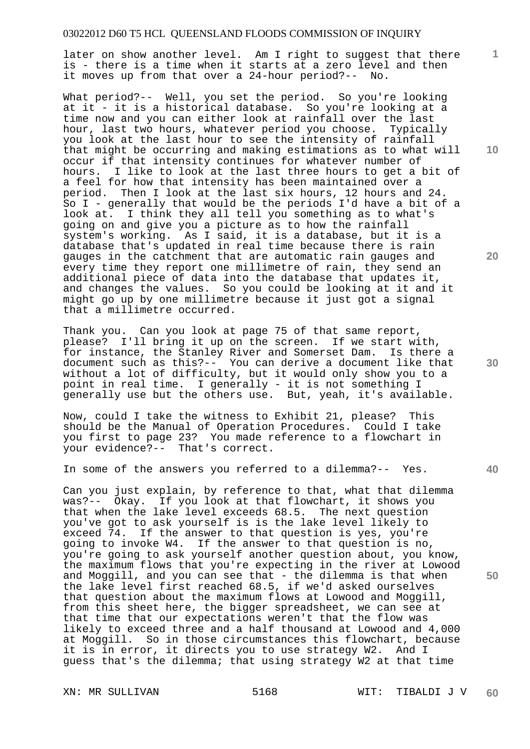later on show another level. Am I right to suggest that there is - there is a time when it starts at a zero level and then it moves up from that over a 24-hour period?-- No.

What period?-- Well, you set the period. So you're looking at it - it is a historical database. So you're looking at a time now and you can either look at rainfall over the last hour, last two hours, whatever period you choose. Typically you look at the last hour to see the intensity of rainfall that might be occurring and making estimations as to what will occur if that intensity continues for whatever number of hours. I like to look at the last three hours to get a bit of a feel for how that intensity has been maintained over a period. Then I look at the last six hours, 12 hours and 24. So I - generally that would be the periods I'd have a bit of a look at. I think they all tell you something as to what's going on and give you a picture as to how the rainfall system's working. As I said, it is a database, but it is a database that's updated in real time because there is rain gauges in the catchment that are automatic rain gauges and every time they report one millimetre of rain, they send an additional piece of data into the database that updates it, and changes the values. So you could be looking at it and it might go up by one millimetre because it just got a signal that a millimetre occurred.

Thank you. Can you look at page 75 of that same report, please? I'll bring it up on the screen. If we start with, for instance, the Stanley River and Somerset Dam. Is there a document such as this?-- You can derive a document like that without a lot of difficulty, but it would only show you to a point in real time. I generally - it is not something I generally use but the others use. But, yeah, it's available.

Now, could I take the witness to Exhibit 21, please? This should be the Manual of Operation Procedures. Could I take you first to page 23? You made reference to a flowchart in your evidence?-- That's correct.

In some of the answers you referred to a dilemma?-- Yes.

Can you just explain, by reference to that, what that dilemma was?-- Okay. If you look at that flowchart, it shows you that when the lake level exceeds 68.5. The next question you've got to ask yourself is is the lake level likely to exceed 74. If the answer to that question is yes, you're going to invoke W4. If the answer to that question is no, you're going to ask yourself another question about, you know, the maximum flows that you're expecting in the river at Lowood and Moggill, and you can see that - the dilemma is that when the lake level first reached 68.5, if we'd asked ourselves that question about the maximum flows at Lowood and Moggill, from this sheet here, the bigger spreadsheet, we can see at that time that our expectations weren't that the flow was likely to exceed three and a half thousand at Lowood and 4,000 at Moggill. So in those circumstances this flowchart, because it is in error, it directs you to use strategy W2. And I guess that's the dilemma; that using strategy W2 at that time

XN: MR SULLIVAN 5168 WIT: TIBALDI J V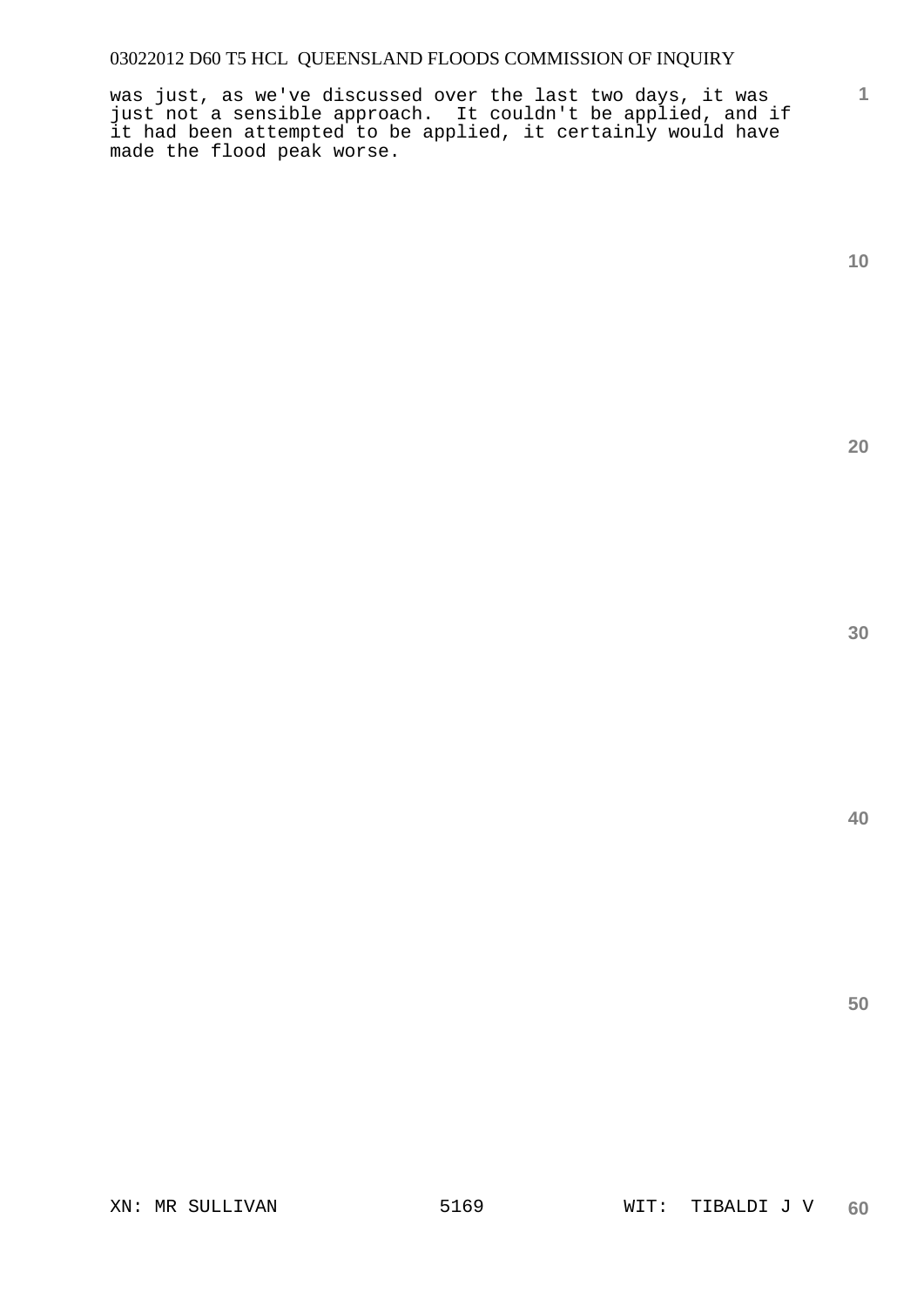was just, as we've discussed over the last two days, it was just not a sensible approach. It couldn't be applied, and if it had been attempted to be applied, it certainly would have made the flood peak worse.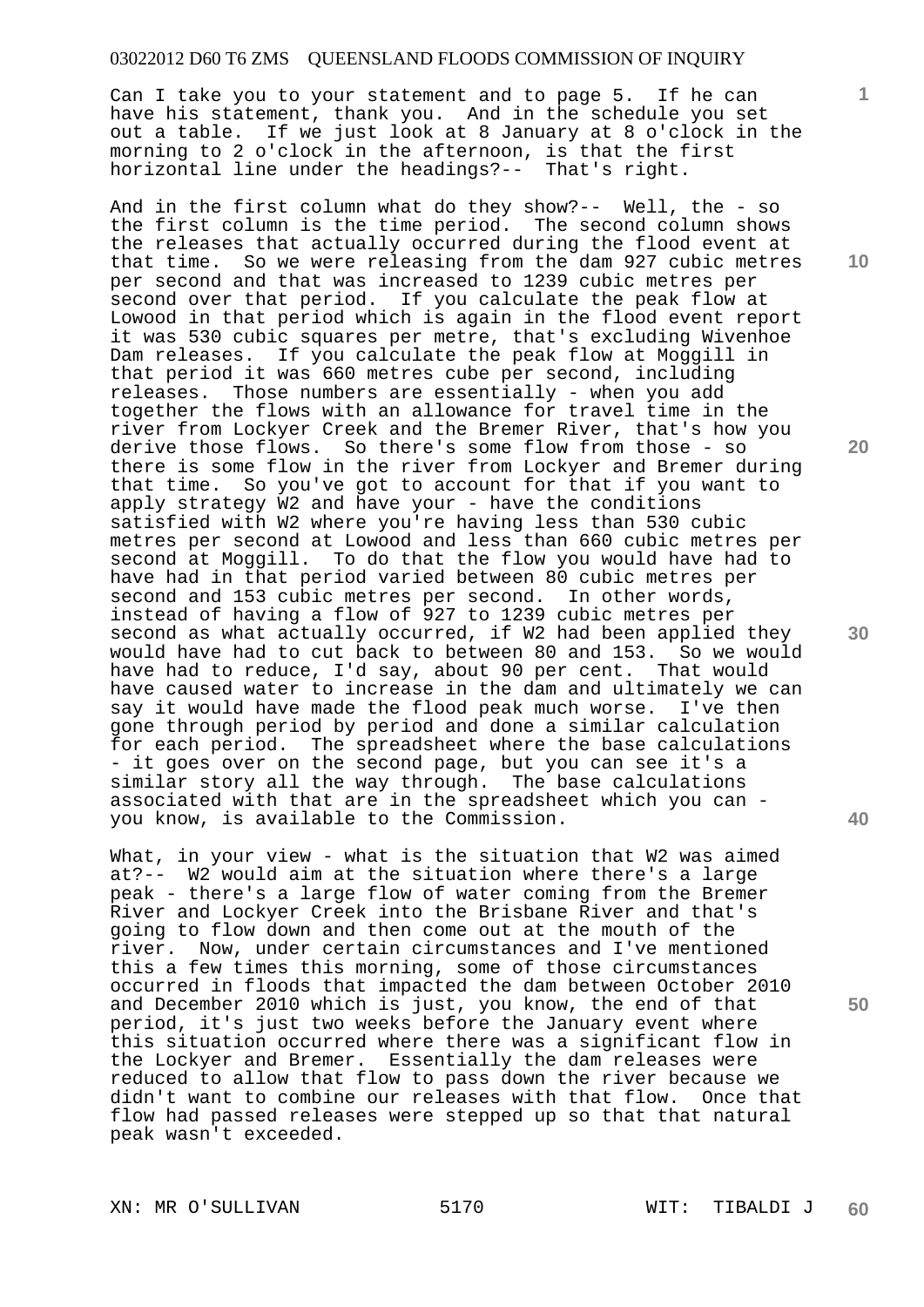Can I take you to your statement and to page 5. If he can have his statement, thank you. And in the schedule you set out a table. If we just look at 8 January at 8 o'clock in the morning to 2 o'clock in the afternoon, is that the first horizontal line under the headings?-- That's right.

And in the first column what do they show?-- Well, the - so the first column is the time period. The second column shows the releases that actually occurred during the flood event at that time. So we were releasing from the dam 927 cubic metres per second and that was increased to 1239 cubic metres per second over that period. If you calculate the peak flow at Lowood in that period which is again in the flood event report it was 530 cubic squares per metre, that's excluding Wivenhoe Dam releases. If you calculate the peak flow at Moggill in that period it was 660 metres cube per second, including releases. Those numbers are essentially - when you add together the flows with an allowance for travel time in the river from Lockyer Creek and the Bremer River, that's how you derive those flows. So there's some flow from those - so there is some flow in the river from Lockyer and Bremer during that time. So you've got to account for that if you want to apply strategy W2 and have your - have the conditions satisfied with W2 where you're having less than 530 cubic metres per second at Lowood and less than 660 cubic metres per second at Moggill. To do that the flow you would have had to have had in that period varied between 80 cubic metres per second and 153 cubic metres per second. In other words, instead of having a flow of 927 to 1239 cubic metres per second as what actually occurred, if W2 had been applied they would have had to cut back to between 80 and 153. So we would have had to reduce, I'd say, about 90 per cent. That would have caused water to increase in the dam and ultimately we can say it would have made the flood peak much worse. I've then gone through period by period and done a similar calculation for each period. The spreadsheet where the base calculations - it goes over on the second page, but you can see it's a similar story all the way through. The base calculations associated with that are in the spreadsheet which you can - you know, is available to the Commission.

What, in your view - what is the situation that W2 was aimed at?-- W2 would aim at the situation where there's a large peak - there's a large flow of water coming from the Bremer River and Lockyer Creek into the Brisbane River and that's going to flow down and then come out at the mouth of the river. Now, under certain circumstances and I've mentioned this a few times this morning, some of those circumstances occurred in floods that impacted the dam between October 2010 and December 2010 which is just, you know, the end of that period, it's just two weeks before the January event where this situation occurred where there was a significant flow in the Lockyer and Bremer. Essentially the dam releases were reduced to allow that flow to pass down the river because we didn't want to combine our releases with that flow. Once that flow had passed releases were stepped up so that that natural peak wasn't exceeded.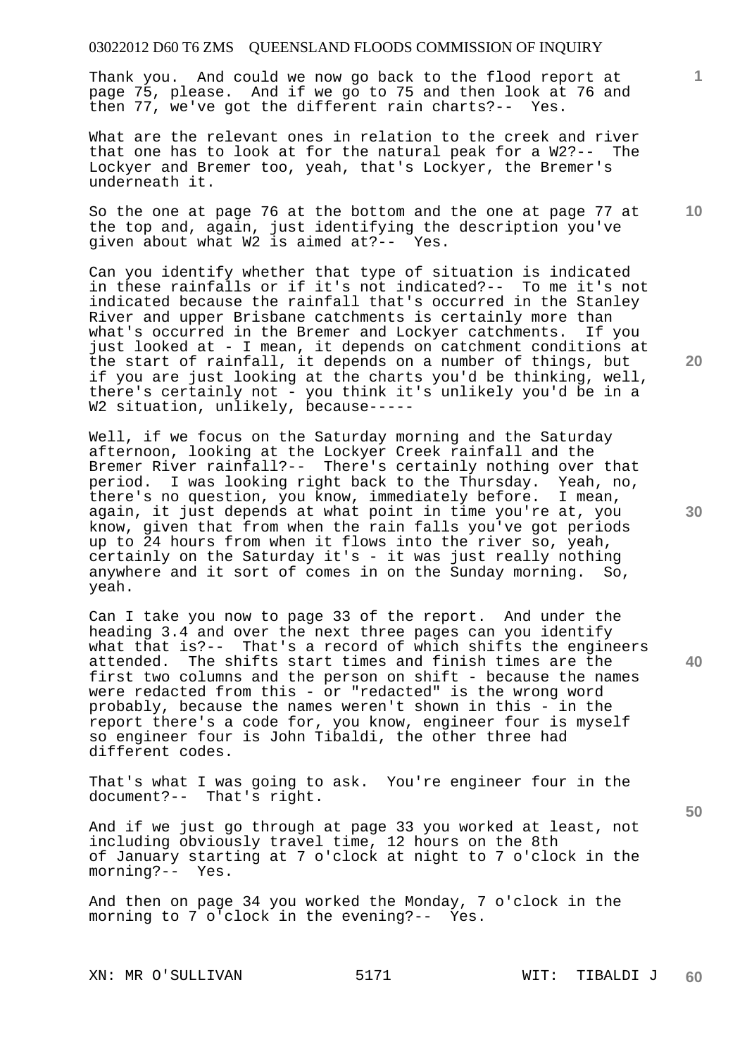Thank you. And could we now go back to the flood report at page 75, please. And if we go to 75 and then look at 76 and then 77, we've got the different rain charts?-- Yes.

What are the relevant ones in relation to the creek and river that one has to look at for the natural peak for a W2?-- The Lockyer and Bremer too, yeah, that's Lockyer, the Bremer's underneath it.

So the one at page 76 at the bottom and the one at page 77 at the top and, again, just identifying the description you've given about what W2 is aimed at?-- Yes.

Can you identify whether that type of situation is indicated in these rainfalls or if it's not indicated?-- To me it's not indicated because the rainfall that's occurred in the Stanley River and upper Brisbane catchments is certainly more than what's occurred in the Bremer and Lockyer catchments. If you just looked at - I mean, it depends on catchment conditions at the start of rainfall, it depends on a number of things, but if you are just looking at the charts you'd be thinking, well, there's certainly not - you think it's unlikely you'd be in a W2 situation, unlikely, because-----

Well, if we focus on the Saturday morning and the Saturday afternoon, looking at the Lockyer Creek rainfall and the Bremer River rainfall?-- There's certainly nothing over that period. I was looking right back to the Thursday. Yeah, no, there's no question, you know, immediately before. I mean, again, it just depends at what point in time you're at, you know, given that from when the rain falls you've got periods up to 24 hours from when it flows into the river so, yeah, certainly on the Saturday it's - it was just really nothing anywhere and it sort of comes in on the Sunday morning. So, yeah.

Can I take you now to page 33 of the report. And under the heading 3.4 and over the next three pages can you identify what that is?-- That's a record of which shifts the engineers attended. The shifts start times and finish times are the first two columns and the person on shift - because the names were redacted from this - or "redacted" is the wrong word probably, because the names weren't shown in this - in the report there's a code for, you know, engineer four is myself so engineer four is John Tibaldi, the other three had different codes.

That's what I was going to ask. You're engineer four in the document?-- That's right.

And if we just go through at page 33 you worked at least, not including obviously travel time, 12 hours on the 8th of January starting at 7 o'clock at night to 7 o'clock in the morning?-- Yes.

And then on page 34 you worked the Monday, 7 o'clock in the morning to 7 o'clock in the evening?-- Yes.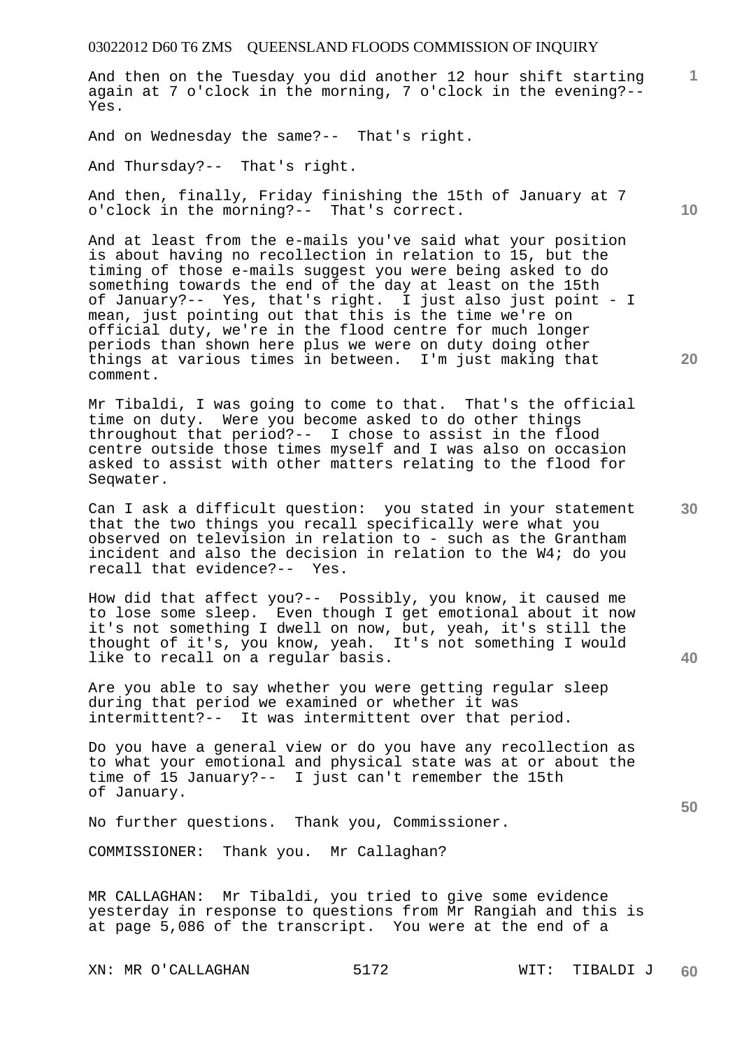And then on the Tuesday you did another 12 hour shift starting again at 7 o'clock in the morning, 7 o'clock in the evening?-- Yes.

And on Wednesday the same?-- That's right.

And Thursday?-- That's right.

And then, finally, Friday finishing the 15th of January at 7 o'clock in the morning?-- That's correct.

And at least from the e-mails you've said what your position is about having no recollection in relation to 15, but the timing of those e-mails suggest you were being asked to do something towards the end of the day at least on the 15th of January?-- Yes, that's right. I just also just point - I mean, just pointing out that this is the time we're on official duty, we're in the flood centre for much longer periods than shown here plus we were on duty doing other things at various times in between. I'm just making that comment.

Mr Tibaldi, I was going to come to that. That's the official time on duty. Were you become asked to do other things throughout that period?-- I chose to assist in the flood centre outside those times myself and I was also on occasion asked to assist with other matters relating to the flood for Seqwater.

Can I ask a difficult question: you stated in your statement that the two things you recall specifically were what you observed on television in relation to - such as the Grantham incident and also the decision in relation to the W4; do you recall that evidence?-- Yes.

How did that affect you?-- Possibly, you know, it caused me to lose some sleep. Even though I get emotional about it now it's not something I dwell on now, but, yeah, it's still the thought of it's, you know, yeah. It's not something I would like to recall on a regular basis.

Are you able to say whether you were getting regular sleep during that period we examined or whether it was intermittent?-- It was intermittent over that period.

Do you have a general view or do you have any recollection as to what your emotional and physical state was at or about the time of 15 January?-- I just can't remember the 15th of January.

No further questions. Thank you, Commissioner.

COMMISSIONER: Thank you. Mr Callaghan?

MR CALLAGHAN: Mr Tibaldi, you tried to give some evidence yesterday in response to questions from Mr Rangiah and this is at page 5,086 of the transcript. You were at the end of a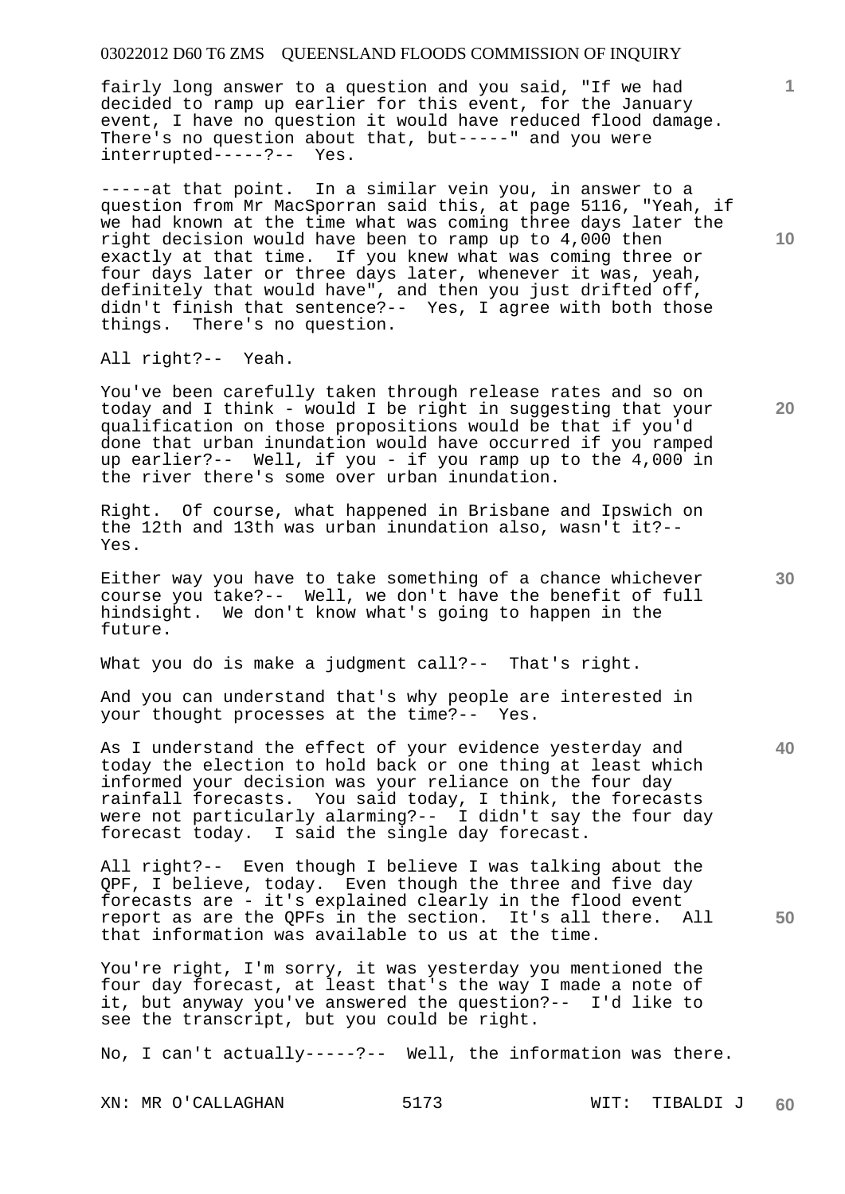fairly long answer to a question and you said, "If we had decided to ramp up earlier for this event, for the January event, I have no question it would have reduced flood damage. There's no question about that, but-----" and you were interrupted-----?-- Yes.

-----at that point. In a similar vein you, in answer to a question from Mr MacSporran said this, at page 5116, "Yeah, if we had known at the time what was coming three days later the right decision would have been to ramp up to 4,000 then exactly at that time. If you knew what was coming three or four days later or three days later, whenever it was, yeah, definitely that would have", and then you just drifted off, didn't finish that sentence?-- Yes, I agree with both those things. There's no question.

All right?-- Yeah.

You've been carefully taken through release rates and so on today and I think - would I be right in suggesting that your qualification on those propositions would be that if you'd done that urban inundation would have occurred if you ramped up earlier?-- Well, if you - if you ramp up to the 4,000 in the river there's some over urban inundation.

Right. Of course, what happened in Brisbane and Ipswich on the 12th and 13th was urban inundation also, wasn't it?-- Yes.

Either way you have to take something of a chance whichever course you take?-- Well, we don't have the benefit of full hindsight. We don't know what's going to happen in the future.

What you do is make a judgment call?-- That's right.

And you can understand that's why people are interested in your thought processes at the time?-- Yes.

As I understand the effect of your evidence yesterday and today the election to hold back or one thing at least which informed your decision was your reliance on the four day rainfall forecasts. You said today, I think, the forecasts were not particularly alarming?-- I didn't say the four day forecast today. I said the single day forecast.

All right?-- Even though I believe I was talking about the QPF, I believe, today. Even though the three and five day forecasts are - it's explained clearly in the flood event report as are the QPFs in the section. It's all there. All that information was available to us at the time.

You're right, I'm sorry, it was yesterday you mentioned the four day forecast, at least that's the way I made a note of it, but anyway you've answered the question?-- I'd like to see the transcript, but you could be right.

No, I can't actually-----?-- Well, the information was there.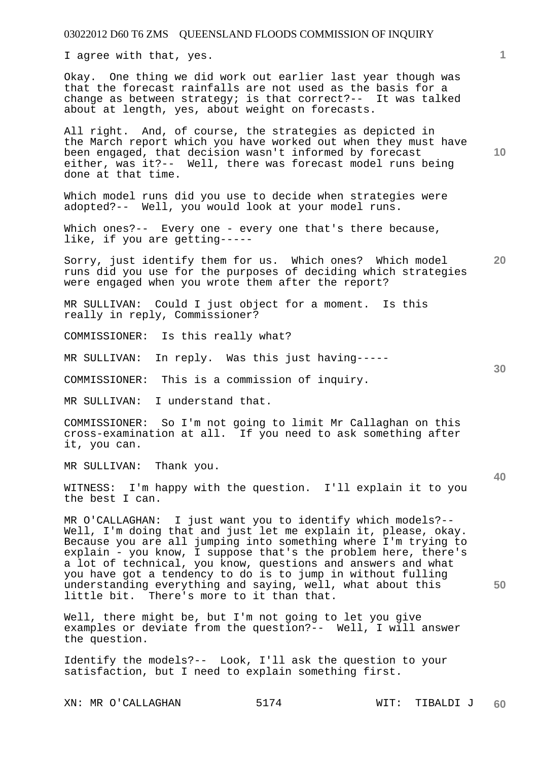I agree with that, yes.

Okay. One thing we did work out earlier last year though was that the forecast rainfalls are not used as the basis for a change as between strategy; is that correct?-- It was talked about at length, yes, about weight on forecasts.

All right. And, of course, the strategies as depicted in the March report which you have worked out when they must have been engaged, that decision wasn't informed by forecast either, was it?-- Well, there was forecast model runs being done at that time.

Which model runs did you use to decide when strategies were adopted?-- Well, you would look at your model runs.

Which ones?-- Every one - every one that's there because, like, if you are getting-----

Sorry, just identify them for us. Which ones? Which model runs did you use for the purposes of deciding which strategies were engaged when you wrote them after the report?

MR SULLIVAN: Could I just object for a moment. Is this really in reply, Commissioner?

COMMISSIONER: Is this really what?

MR SULLIVAN: In reply. Was this just having-----

COMMISSIONER: This is a commission of inquiry.

MR SULLIVAN: I understand that.

COMMISSIONER: So I'm not going to limit Mr Callaghan on this cross-examination at all. If you need to ask something after it, you can.

MR SULLIVAN: Thank you.

WITNESS: I'm happy with the question. I'll explain it to you the best I can.

MR O'CALLAGHAN: I just want you to identify which models?-- Well, I'm doing that and just let me explain it, please, okay. Because you are all jumping into something where I'm trying to explain - you know, I suppose that's the problem here, there's a lot of technical, you know, questions and answers and what you have got a tendency to do is to jump in without fulling understanding everything and saying, well, what about this little bit. There's more to it than that.

Well, there might be, but I'm not going to let you give examples or deviate from the question?-- Well, I will answer the question.

Identify the models?-- Look, I'll ask the question to your satisfaction, but I need to explain something first.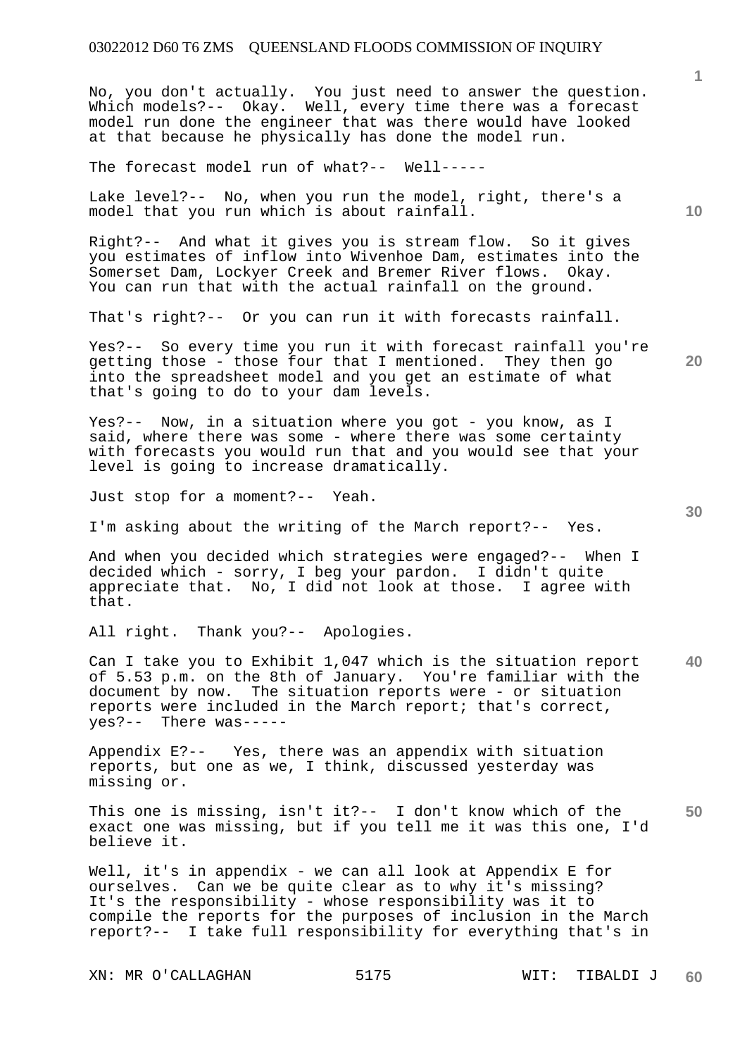No, you don't actually. You just need to answer the question. Which models?-- Okay. Well, every time there was a forecast model run done the engineer that was there would have looked at that because he physically has done the model run.

The forecast model run of what?-- Well-----

Lake level?-- No, when you run the model, right, there's a model that you run which is about rainfall.

Right?-- And what it gives you is stream flow. So it gives you estimates of inflow into Wivenhoe Dam, estimates into the Somerset Dam, Lockyer Creek and Bremer River flows. Okay. You can run that with the actual rainfall on the ground.

That's right?-- Or you can run it with forecasts rainfall.

Yes?-- So every time you run it with forecast rainfall you're getting those - those four that I mentioned. They then go into the spreadsheet model and you get an estimate of what that's going to do to your dam levels.

Yes?-- Now, in a situation where you got - you know, as I said, where there was some - where there was some certainty with forecasts you would run that and you would see that your level is going to increase dramatically.

Just stop for a moment?-- Yeah.

I'm asking about the writing of the March report?-- Yes.

And when you decided which strategies were engaged?-- When I decided which - sorry, I beg your pardon. I didn't quite appreciate that. No, I did not look at those. I agree with that.

All right. Thank you?-- Apologies.

Can I take you to Exhibit 1,047 which is the situation report of 5.53 p.m. on the 8th of January. You're familiar with the document by now. The situation reports were - or situation reports were included in the March report; that's correct, yes?-- There was-----

Appendix E?-- Yes, there was an appendix with situation reports, but one as we, I think, discussed yesterday was missing or.

This one is missing, isn't it?-- I don't know which of the exact one was missing, but if you tell me it was this one, I'd believe it.

Well, it's in appendix - we can all look at Appendix E for ourselves. Can we be quite clear as to why it's missing? It's the responsibility - whose responsibility was it to compile the reports for the purposes of inclusion in the March report?-- I take full responsibility for everything that's in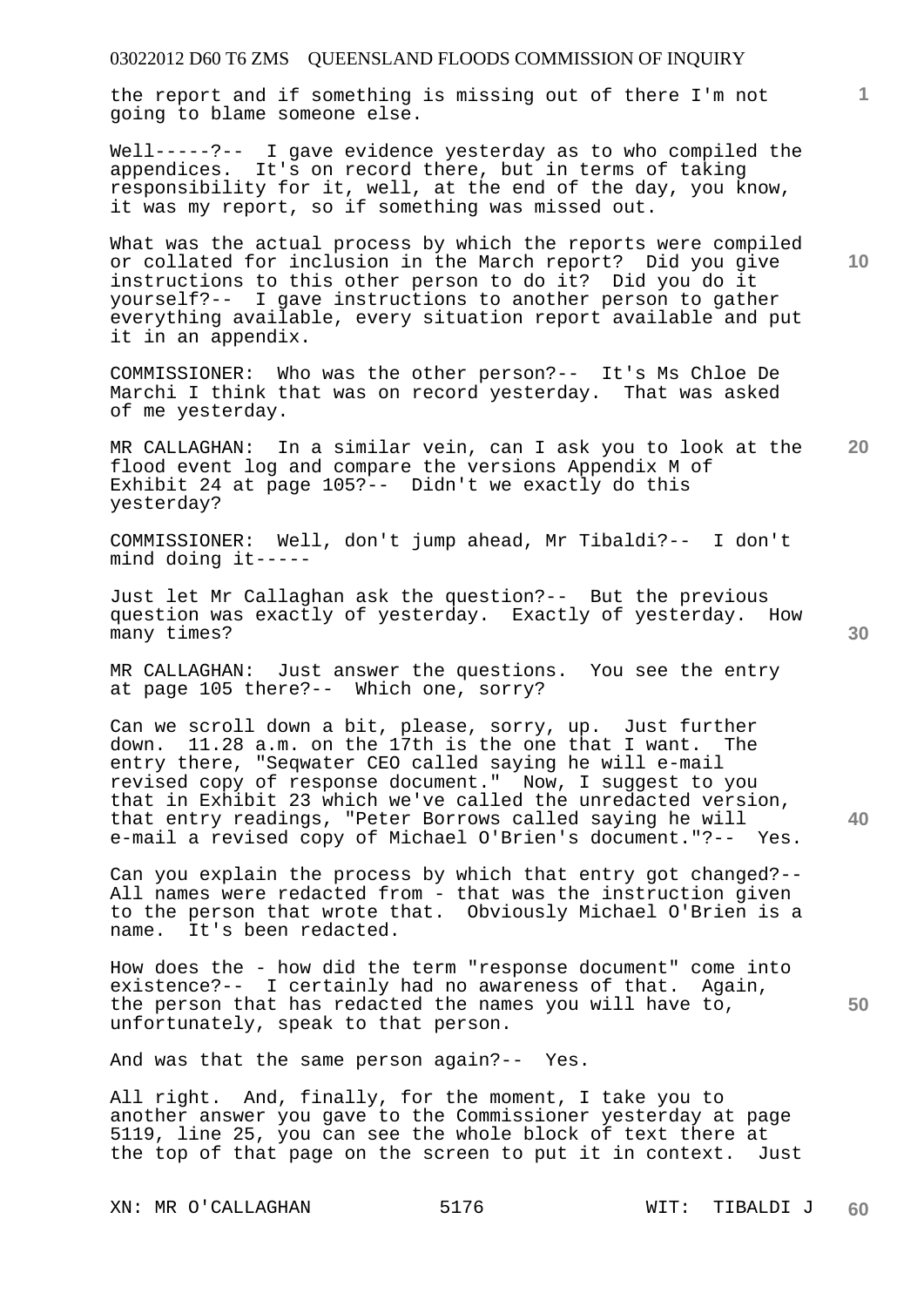the report and if something is missing out of there I'm not going to blame someone else.

Well-----?-- I gave evidence yesterday as to who compiled the appendices. It's on record there, but in terms of taking responsibility for it, well, at the end of the day, you know, it was my report, so if something was missed out.

What was the actual process by which the reports were compiled or collated for inclusion in the March report? Did you give instructions to this other person to do it? Did you do it yourself?-- I gave instructions to another person to gather everything available, every situation report available and put it in an appendix.

COMMISSIONER: Who was the other person?-- It's Ms Chloe De Marchi I think that was on record yesterday. That was asked of me yesterday.

MR CALLAGHAN: In a similar vein, can I ask you to look at the flood event log and compare the versions Appendix M of Exhibit 24 at page 105?-- Didn't we exactly do this yesterday?

COMMISSIONER: Well, don't jump ahead, Mr Tibaldi?-- I don't mind doing it-----

Just let Mr Callaghan ask the question?-- But the previous question was exactly of yesterday. Exactly of yesterday. How many times?

MR CALLAGHAN: Just answer the questions. You see the entry at page 105 there?-- Which one, sorry?

Can we scroll down a bit, please, sorry, up. Just further down. 11.28 a.m. on the 17th is the one that I want. The entry there, "Seqwater CEO called saying he will e-mail revised copy of response document." Now, I suggest to you that in Exhibit 23 which we've called the unredacted version, that entry readings, "Peter Borrows called saying he will e-mail a revised copy of Michael O'Brien's document."?-- Yes.

Can you explain the process by which that entry got changed?-- All names were redacted from - that was the instruction given to the person that wrote that. Obviously Michael O'Brien is a name. It's been redacted.

How does the - how did the term "response document" come into existence?-- I certainly had no awareness of that. Again, the person that has redacted the names you will have to, unfortunately, speak to that person.

And was that the same person again?-- Yes.

All right. And, finally, for the moment, I take you to another answer you gave to the Commissioner yesterday at page 5119, line 25, you can see the whole block of text there at the top of that page on the screen to put it in context. Just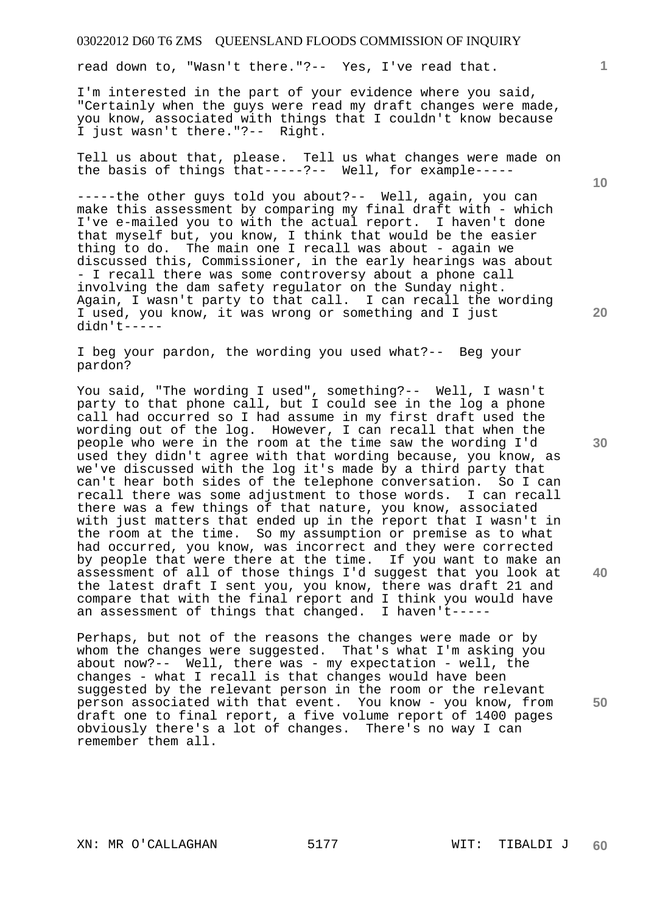read down to, "Wasn't there."?-- Yes, I've read that.

I'm interested in the part of your evidence where you said, "Certainly when the guys were read my draft changes were made, you know, associated with things that I couldn't know because I just wasn't there."?-- Right.

Tell us about that, please. Tell us what changes were made on the basis of things that-----?-- Well, for example-----

-----the other guys told you about?-- Well, again, you can make this assessment by comparing my final draft with - which I've e-mailed you to with the actual report. I haven't done that myself but, you know, I think that would be the easier thing to do. The main one I recall was about - again we discussed this, Commissioner, in the early hearings was about - I recall there was some controversy about a phone call involving the dam safety regulator on the Sunday night. Again, I wasn't party to that call. I can recall the wording I used, you know, it was wrong or something and I just didn't-----

I beg your pardon, the wording you used what?-- Beg your pardon?

You said, "The wording I used", something?-- Well, I wasn't party to that phone call, but I could see in the log a phone call had occurred so I had assume in my first draft used the wording out of the log. However, I can recall that when the people who were in the room at the time saw the wording I'd used they didn't agree with that wording because, you know, as we've discussed with the log it's made by a third party that can't hear both sides of the telephone conversation. So I can recall there was some adjustment to those words. I can recall there was a few things of that nature, you know, associated with just matters that ended up in the report that I wasn't in the room at the time. So my assumption or premise as to what had occurred, you know, was incorrect and they were corrected by people that were there at the time. If you want to make an assessment of all of those things I'd suggest that you look at the latest draft I sent you, you know, there was draft 21 and compare that with the final report and I think you would have an assessment of things that changed. I haven't-----

Perhaps, but not of the reasons the changes were made or by whom the changes were suggested. That's what I'm asking you about now?-- Well, there was - my expectation - well, the changes - what I recall is that changes would have been suggested by the relevant person in the room or the relevant person associated with that event. You know - you know, from draft one to final report, a five volume report of 1400 pages obviously there's a lot of changes. There's no way I can remember them all.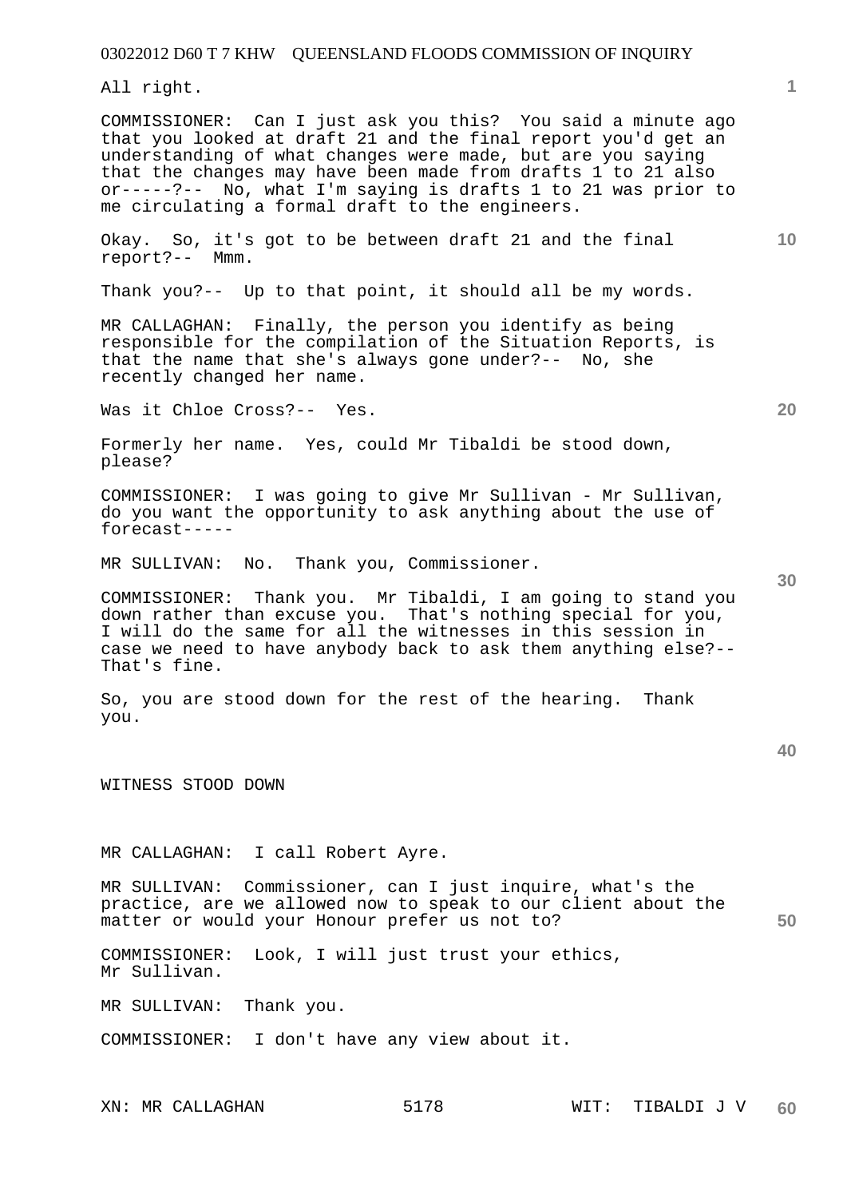All right.

COMMISSIONER: Can I just ask you this? You said a minute ago that you looked at draft 21 and the final report you'd get an understanding of what changes were made, but are you saying that the changes may have been made from drafts 1 to 21 also or-----?-- No, what I'm saying is drafts 1 to 21 was prior to me circulating a formal draft to the engineers.

Okay. So, it's got to be between draft 21 and the final report?-- Mmm.

Thank you?-- Up to that point, it should all be my words.

MR CALLAGHAN: Finally, the person you identify as being responsible for the compilation of the Situation Reports, is that the name that she's always gone under?-- No, she recently changed her name.

Was it Chloe Cross?-- Yes.

Formerly her name. Yes, could Mr Tibaldi be stood down, please?

COMMISSIONER: I was going to give Mr Sullivan - Mr Sullivan, do you want the opportunity to ask anything about the use of forecast-----

MR SULLIVAN: No. Thank you, Commissioner.

COMMISSIONER: Thank you. Mr Tibaldi, I am going to stand you down rather than excuse you. That's nothing special for you, I will do the same for all the witnesses in this session in case we need to have anybody back to ask them anything else?-- That's fine.

So, you are stood down for the rest of the hearing. Thank you.

WITNESS STOOD DOWN

MR CALLAGHAN: I call Robert Ayre.

MR SULLIVAN: Commissioner, can I just inquire, what's the practice, are we allowed now to speak to our client about the matter or would your Honour prefer us not to?

COMMISSIONER: Look, I will just trust your ethics, Mr Sullivan.

MR SULLIVAN: Thank you.

COMMISSIONER: I don't have any view about it.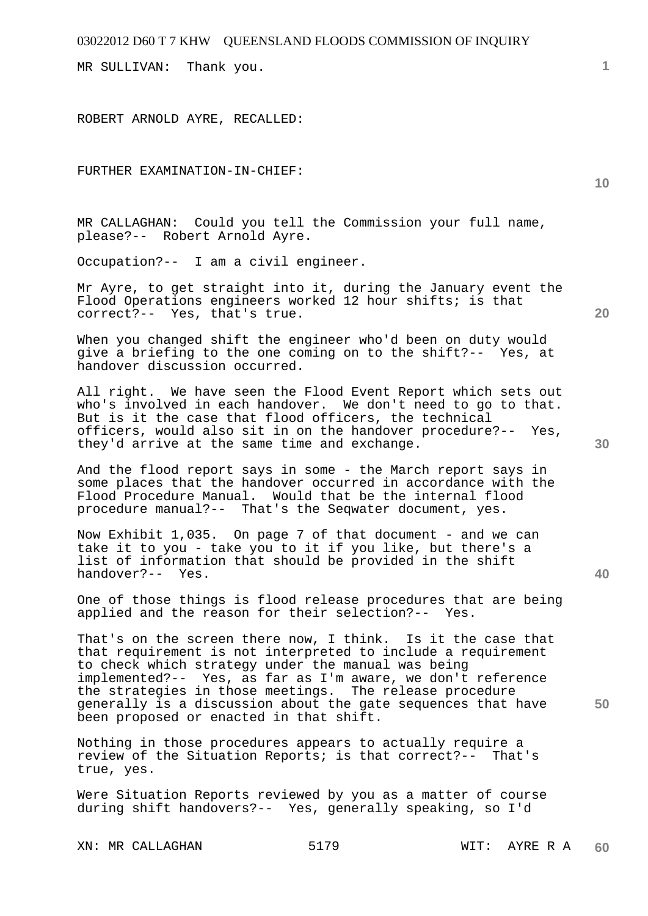MR SULLIVAN: Thank you.

ROBERT ARNOLD AYRE, RECALLED:

FURTHER EXAMINATION-IN-CHIEF:

MR CALLAGHAN: Could you tell the Commission your full name, please?-- Robert Arnold Ayre.

Occupation?-- I am a civil engineer.

Mr Ayre, to get straight into it, during the January event the Flood Operations engineers worked 12 hour shifts; is that correct?-- Yes, that's true.

When you changed shift the engineer who'd been on duty would give a briefing to the one coming on to the shift?-- Yes, at handover discussion occurred.

All right. We have seen the Flood Event Report which sets out who's involved in each handover. We don't need to go to that. But is it the case that flood officers, the technical officers, would also sit in on the handover procedure?-- Yes, they'd arrive at the same time and exchange.

And the flood report says in some - the March report says in some places that the handover occurred in accordance with the Flood Procedure Manual. Would that be the internal flood procedure manual?-- That's the Seqwater document, yes.

Now Exhibit 1,035. On page 7 of that document - and we can take it to you - take you to it if you like, but there's a list of information that should be provided in the shift handover?-- Yes.

One of those things is flood release procedures that are being applied and the reason for their selection?-- Yes.

That's on the screen there now, I think. Is it the case that that requirement is not interpreted to include a requirement to check which strategy under the manual was being implemented?-- Yes, as far as I'm aware, we don't reference the strategies in those meetings. The release procedure generally is a discussion about the gate sequences that have been proposed or enacted in that shift.

Nothing in those procedures appears to actually require a review of the Situation Reports; is that correct?-- That's true, yes.

Were Situation Reports reviewed by you as a matter of course during shift handovers?-- Yes, generally speaking, so I'd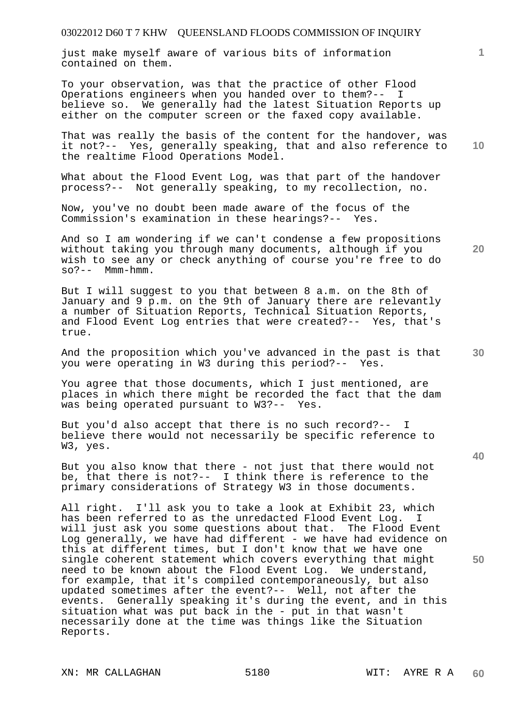just make myself aware of various bits of information contained on them.

To your observation, was that the practice of other Flood Operations engineers when you handed over to them?-- I believe so. We generally had the latest Situation Reports up either on the computer screen or the faxed copy available.

That was really the basis of the content for the handover, was it not?-- Yes, generally speaking, that and also reference to the realtime Flood Operations Model.

What about the Flood Event Log, was that part of the handover process?-- Not generally speaking, to my recollection, no.

Now, you've no doubt been made aware of the focus of the Commission's examination in these hearings?-- Yes.

And so I am wondering if we can't condense a few propositions without taking you through many documents, although if you wish to see any or check anything of course you're free to do so?-- Mmm-hmm.

But I will suggest to you that between 8 a.m. on the 8th of January and 9 p.m. on the 9th of January there are relevantly a number of Situation Reports, Technical Situation Reports, and Flood Event Log entries that were created?-- Yes, that's true.

And the proposition which you've advanced in the past is that you were operating in W3 during this period?-- Yes.

You agree that those documents, which I just mentioned, are places in which there might be recorded the fact that the dam was being operated pursuant to W3?-- Yes.

But you'd also accept that there is no such record?-- I believe there would not necessarily be specific reference to W3, yes.

But you also know that there - not just that there would not be, that there is not?-- I think there is reference to the primary considerations of Strategy W3 in those documents.

All right. I'll ask you to take a look at Exhibit 23, which has been referred to as the unredacted Flood Event Log. I will just ask you some questions about that. The Flood Event Log generally, we have had different - we have had evidence on this at different times, but I don't know that we have one single coherent statement which covers everything that might need to be known about the Flood Event Log. We understand, for example, that it's compiled contemporaneously, but also updated sometimes after the event?-- Well, not after the events. Generally speaking it's during the event, and in this situation what was put back in the - put in that wasn't necessarily done at the time was things like the Situation Reports.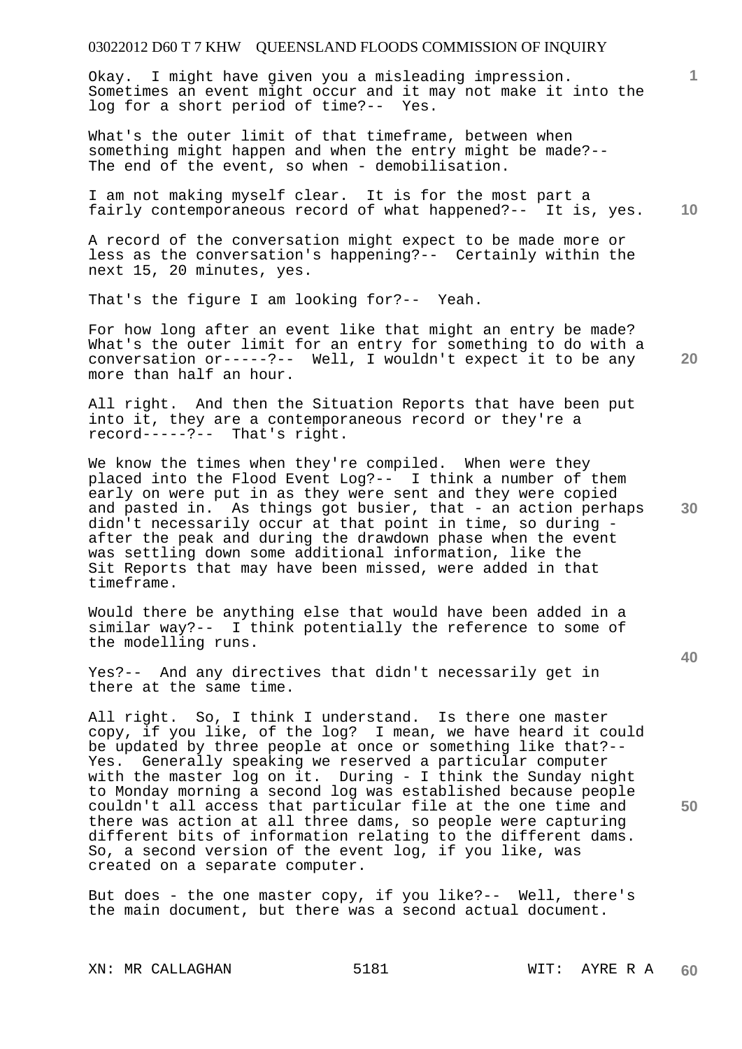Okay. I might have given you a misleading impression. Sometimes an event might occur and it may not make it into the log for a short period of time?-- Yes.

What's the outer limit of that timeframe, between when something might happen and when the entry might be made?-- The end of the event, so when - demobilisation.

I am not making myself clear. It is for the most part a fairly contemporaneous record of what happened?-- It is, yes.

A record of the conversation might expect to be made more or less as the conversation's happening?-- Certainly within the next 15, 20 minutes, yes.

That's the figure I am looking for?-- Yeah.

For how long after an event like that might an entry be made? What's the outer limit for an entry for something to do with a conversation or-----?-- Well, I wouldn't expect it to be any more than half an hour.

All right. And then the Situation Reports that have been put into it, they are a contemporaneous record or they're a record-----?-- That's right.

We know the times when they're compiled. When were they placed into the Flood Event Log?-- I think a number of them early on were put in as they were sent and they were copied and pasted in. As things got busier, that - an action perhaps didn't necessarily occur at that point in time, so during - after the peak and during the drawdown phase when the event was settling down some additional information, like the Sit Reports that may have been missed, were added in that timeframe.

Would there be anything else that would have been added in a similar way?-- I think potentially the reference to some of the modelling runs.

Yes?-- And any directives that didn't necessarily get in there at the same time.

All right. So, I think I understand. Is there one master copy, if you like, of the log? I mean, we have heard it could be updated by three people at once or something like that?-- Yes. Generally speaking we reserved a particular computer with the master log on it. During - I think the Sunday night to Monday morning a second log was established because people couldn't all access that particular file at the one time and there was action at all three dams, so people were capturing different bits of information relating to the different dams. So, a second version of the event log, if you like, was created on a separate computer.

But does - the one master copy, if you like?-- Well, there's the main document, but there was a second actual document.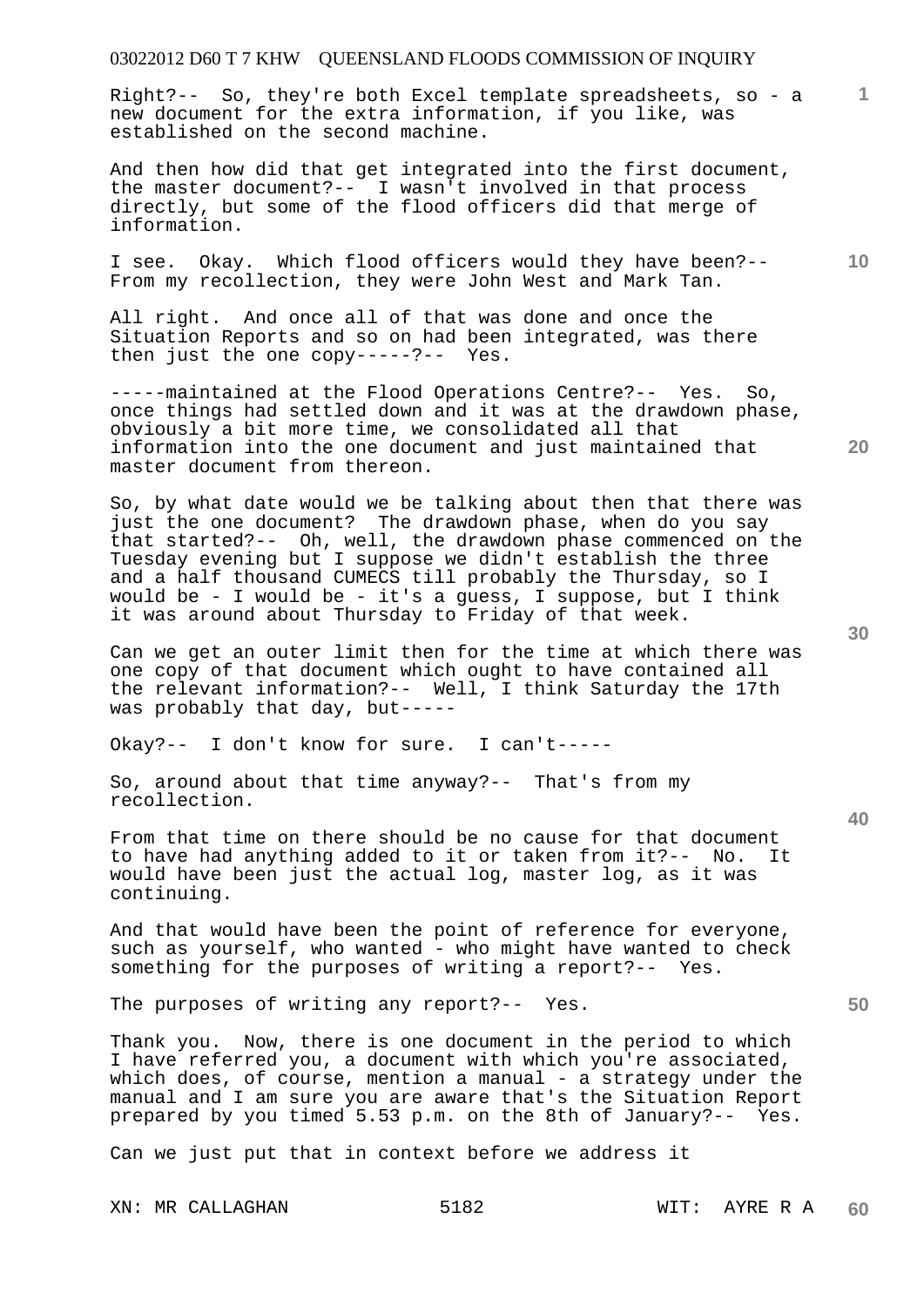Right?-- So, they're both Excel template spreadsheets, so - a new document for the extra information, if you like, was established on the second machine.

And then how did that get integrated into the first document, the master document?-- I wasn't involved in that process directly, but some of the flood officers did that merge of information.

I see. Okay. Which flood officers would they have been?-- From my recollection, they were John West and Mark Tan.

All right. And once all of that was done and once the Situation Reports and so on had been integrated, was there then just the one copy-----?-- Yes.

-----maintained at the Flood Operations Centre?-- Yes. So, once things had settled down and it was at the drawdown phase, obviously a bit more time, we consolidated all that information into the one document and just maintained that master document from thereon.

So, by what date would we be talking about then that there was just the one document? The drawdown phase, when do you say that started?-- Oh, well, the drawdown phase commenced on the Tuesday evening but I suppose we didn't establish the three and a half thousand CUMECS till probably the Thursday, so I would be - I would be - it's a guess, I suppose, but I think it was around about Thursday to Friday of that week.

Can we get an outer limit then for the time at which there was one copy of that document which ought to have contained all the relevant information?-- Well, I think Saturday the 17th was probably that day, but-----

Okay?-- I don't know for sure. I can't-----

So, around about that time anyway?-- That's from my recollection.

From that time on there should be no cause for that document to have had anything added to it or taken from it?-- No. It would have been just the actual log, master log, as it was continuing.

And that would have been the point of reference for everyone, such as yourself, who wanted - who might have wanted to check something for the purposes of writing a report?-- Yes.

The purposes of writing any report?-- Yes.

Thank you. Now, there is one document in the period to which I have referred you, a document with which you're associated, which does, of course, mention a manual - a strategy under the manual and I am sure you are aware that's the Situation Report prepared by you timed 5.53 p.m. on the 8th of January?-- Yes.

Can we just put that in context before we address it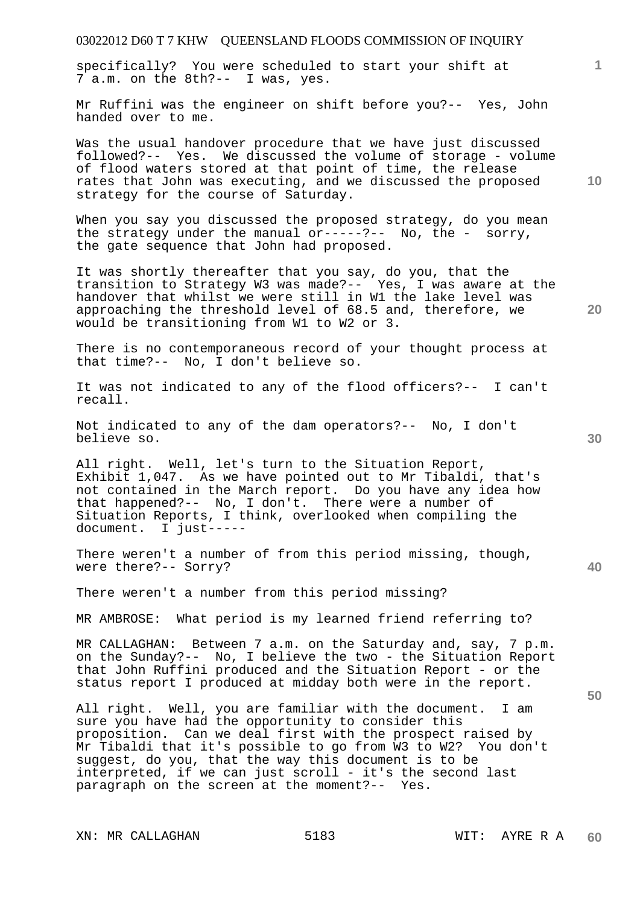specifically? You were scheduled to start your shift at 7 a.m. on the 8th?-- I was, yes.

Mr Ruffini was the engineer on shift before you?-- Yes, John handed over to me.

Was the usual handover procedure that we have just discussed followed?-- Yes. We discussed the volume of storage - volume of flood waters stored at that point of time, the release rates that John was executing, and we discussed the proposed strategy for the course of Saturday.

When you say you discussed the proposed strategy, do you mean the strategy under the manual or-----?-- No, the - sorry, the gate sequence that John had proposed.

It was shortly thereafter that you say, do you, that the transition to Strategy W3 was made?-- Yes, I was aware at the handover that whilst we were still in W1 the lake level was approaching the threshold level of 68.5 and, therefore, we would be transitioning from W1 to W2 or 3.

There is no contemporaneous record of your thought process at that time?-- No, I don't believe so.

It was not indicated to any of the flood officers?-- I can't recall.

Not indicated to any of the dam operators?-- No, I don't believe so.

All right. Well, let's turn to the Situation Report, Exhibit 1,047. As we have pointed out to Mr Tibaldi, that's not contained in the March report. Do you have any idea how that happened?-- No, I don't. There were a number of Situation Reports, I think, overlooked when compiling the document. I just-----

There weren't a number of from this period missing, though, were there?-- Sorry?

There weren't a number from this period missing?

MR AMBROSE: What period is my learned friend referring to?

MR CALLAGHAN: Between 7 a.m. on the Saturday and, say, 7 p.m. on the Sunday?-- No, I believe the two - the Situation Report that John Ruffini produced and the Situation Report - or the status report I produced at midday both were in the report.

All right. Well, you are familiar with the document. I am sure you have had the opportunity to consider this proposition. Can we deal first with the prospect raised by Mr Tibaldi that it's possible to go from W3 to W2? You don't suggest, do you, that the way this document is to be interpreted, if we can just scroll - it's the second last paragraph on the screen at the moment?-- Yes.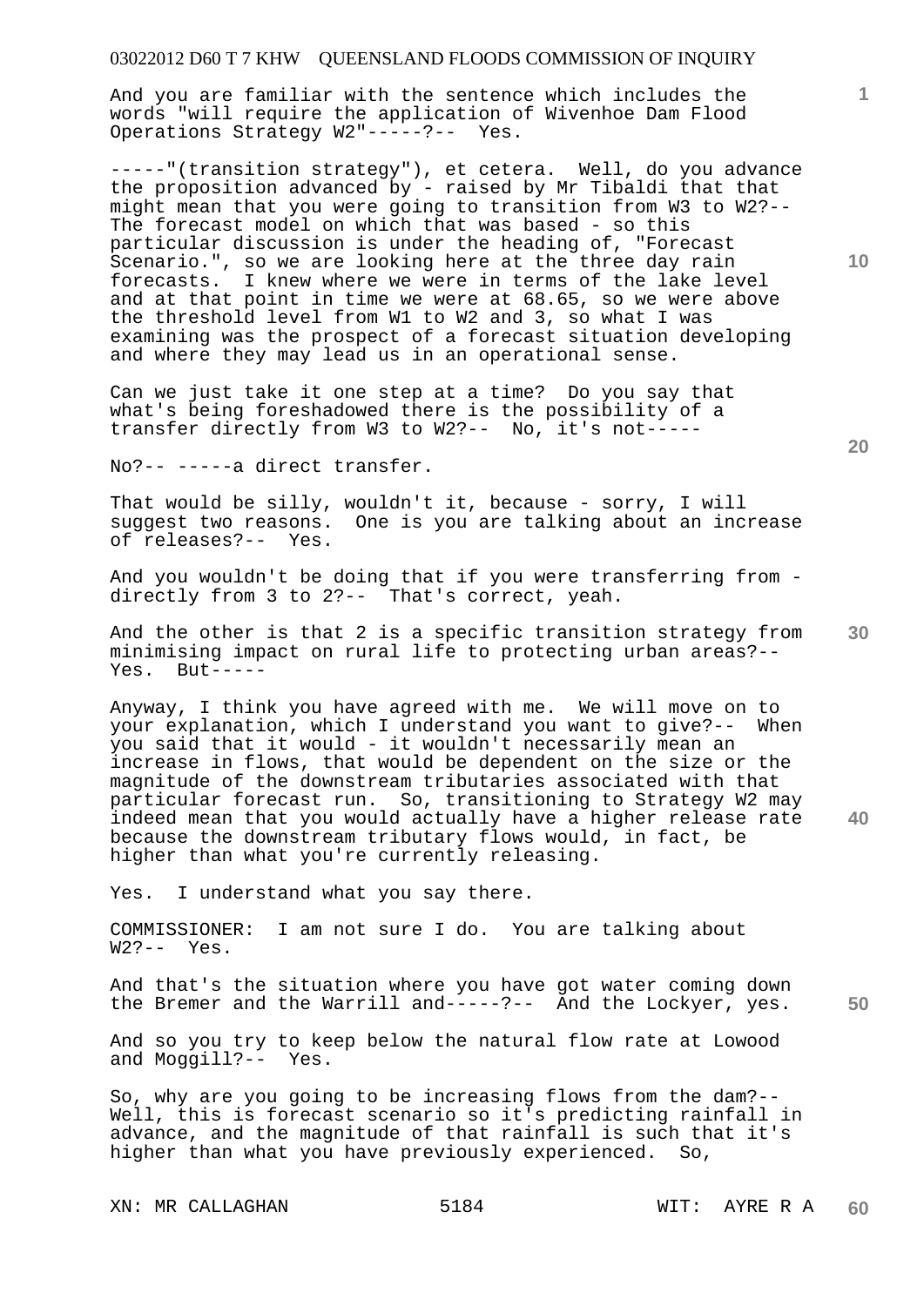And you are familiar with the sentence which includes the words "will require the application of Wivenhoe Dam Flood Operations Strategy W2"-----?-- Yes.

-----"(transition strategy"), et cetera. Well, do you advance the proposition advanced by - raised by Mr Tibaldi that that might mean that you were going to transition from W3 to W2?-- The forecast model on which that was based - so this particular discussion is under the heading of, "Forecast Scenario.", so we are looking here at the three day rain forecasts. I knew where we were in terms of the lake level and at that point in time we were at 68.65, so we were above the threshold level from W1 to W2 and 3, so what I was examining was the prospect of a forecast situation developing and where they may lead us in an operational sense.

Can we just take it one step at a time? Do you say that what's being foreshadowed there is the possibility of a transfer directly from W3 to W2?-- No, it's not-----

No?-- -----a direct transfer.

That would be silly, wouldn't it, because - sorry, I will suggest two reasons. One is you are talking about an increase of releases?-- Yes.

And you wouldn't be doing that if you were transferring from - directly from 3 to 2?-- That's correct, yeah.

And the other is that 2 is a specific transition strategy from minimising impact on rural life to protecting urban areas?-- Yes. But-----

Anyway, I think you have agreed with me. We will move on to your explanation, which I understand you want to give?-- When you said that it would - it wouldn't necessarily mean an increase in flows, that would be dependent on the size or the magnitude of the downstream tributaries associated with that particular forecast run. So, transitioning to Strategy W2 may indeed mean that you would actually have a higher release rate because the downstream tributary flows would, in fact, be higher than what you're currently releasing.

Yes. I understand what you say there.

COMMISSIONER: I am not sure I do. You are talking about W2?-- Yes.

And that's the situation where you have got water coming down the Bremer and the Warrill and-----?-- And the Lockyer, yes.

And so you try to keep below the natural flow rate at Lowood and Moggill?-- Yes.

So, why are you going to be increasing flows from the dam?-- Well, this is forecast scenario so it's predicting rainfall in advance, and the magnitude of that rainfall is such that it's higher than what you have previously experienced. So,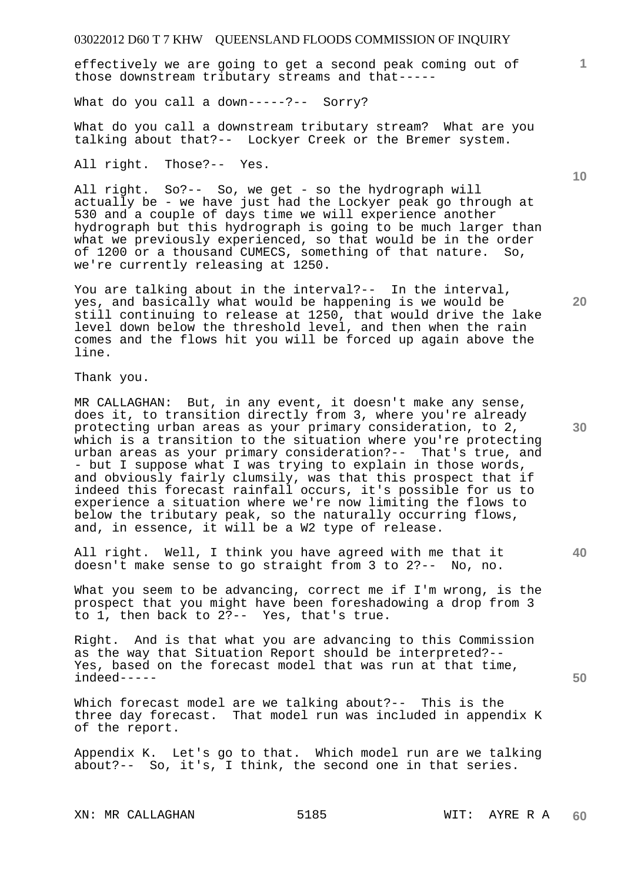effectively we are going to get a second peak coming out of those downstream tributary streams and that-----

What do you call a down-----?-- Sorry?

What do you call a downstream tributary stream? What are you talking about that?-- Lockyer Creek or the Bremer system.

All right. Those?-- Yes.

All right. So?-- So, we get - so the hydrograph will actually be - we have just had the Lockyer peak go through at 530 and a couple of days time we will experience another hydrograph but this hydrograph is going to be much larger than what we previously experienced, so that would be in the order of 1200 or a thousand CUMECS, something of that nature. So, we're currently releasing at 1250.

You are talking about in the interval?-- In the interval, yes, and basically what would be happening is we would be still continuing to release at 1250, that would drive the lake level down below the threshold level, and then when the rain comes and the flows hit you will be forced up again above the line.

Thank you.

MR CALLAGHAN: But, in any event, it doesn't make any sense, does it, to transition directly from 3, where you're already protecting urban areas as your primary consideration, to 2, which is a transition to the situation where you're protecting urban areas as your primary consideration?-- That's true, and - but I suppose what I was trying to explain in those words, and obviously fairly clumsily, was that this prospect that if indeed this forecast rainfall occurs, it's possible for us to experience a situation where we're now limiting the flows to below the tributary peak, so the naturally occurring flows, and, in essence, it will be a W2 type of release.

All right. Well, I think you have agreed with me that it doesn't make sense to go straight from 3 to 2?-- No, no.

What you seem to be advancing, correct me if I'm wrong, is the prospect that you might have been foreshadowing a drop from 3 to 1, then back to 2?-- Yes, that's true.

Right. And is that what you are advancing to this Commission as the way that Situation Report should be interpreted?-- Yes, based on the forecast model that was run at that time, indeed-----

Which forecast model are we talking about?-- This is the three day forecast. That model run was included in appendix K of the report.

Appendix K. Let's go to that. Which model run are we talking about?-- So, it's, I think, the second one in that series.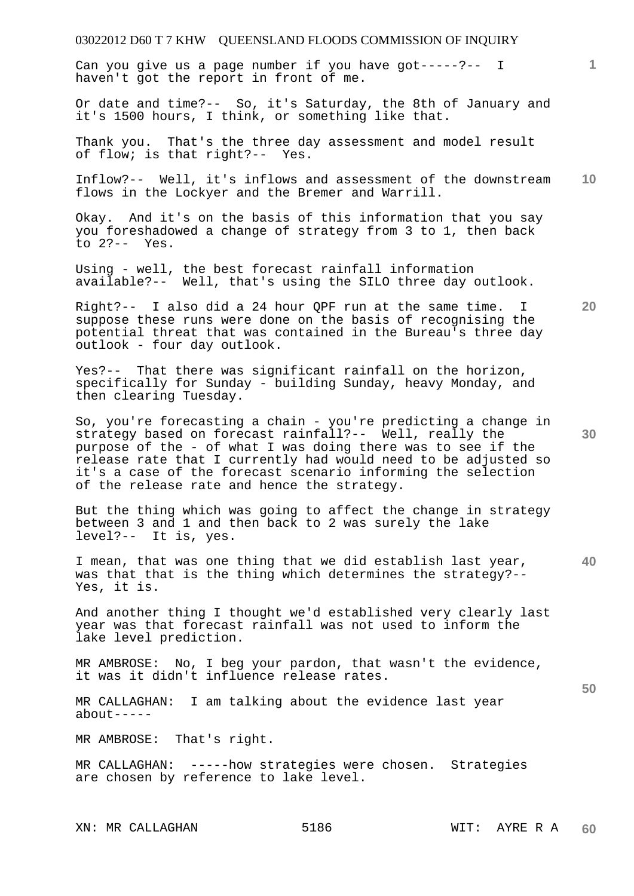Can you give us a page number if you have got-----?-- I haven't got the report in front of me.

Or date and time?-- So, it's Saturday, the 8th of January and it's 1500 hours, I think, or something like that.

Thank you. That's the three day assessment and model result of flow; is that right?-- Yes.

Inflow?-- Well, it's inflows and assessment of the downstream flows in the Lockyer and the Bremer and Warrill.

Okay. And it's on the basis of this information that you say you foreshadowed a change of strategy from 3 to 1, then back to 2?-- Yes.

Using - well, the best forecast rainfall information available?-- Well, that's using the SILO three day outlook.

Right?-- I also did a 24 hour QPF run at the same time. I suppose these runs were done on the basis of recognising the potential threat that was contained in the Bureau's three day outlook - four day outlook.

Yes?-- That there was significant rainfall on the horizon, specifically for Sunday - building Sunday, heavy Monday, and then clearing Tuesday.

So, you're forecasting a chain - you're predicting a change in strategy based on forecast rainfall?-- Well, really the purpose of the - of what I was doing there was to see if the release rate that I currently had would need to be adjusted so it's a case of the forecast scenario informing the selection of the release rate and hence the strategy.

But the thing which was going to affect the change in strategy between 3 and 1 and then back to 2 was surely the lake level?-- It is, yes.

I mean, that was one thing that we did establish last year, was that that is the thing which determines the strategy?-- Yes, it is.

And another thing I thought we'd established very clearly last year was that forecast rainfall was not used to inform the lake level prediction.

MR AMBROSE: No, I beg your pardon, that wasn't the evidence, it was it didn't influence release rates.

MR CALLAGHAN: I am talking about the evidence last year about-----

MR AMBROSE: That's right.

MR CALLAGHAN: -----how strategies were chosen. Strategies are chosen by reference to lake level.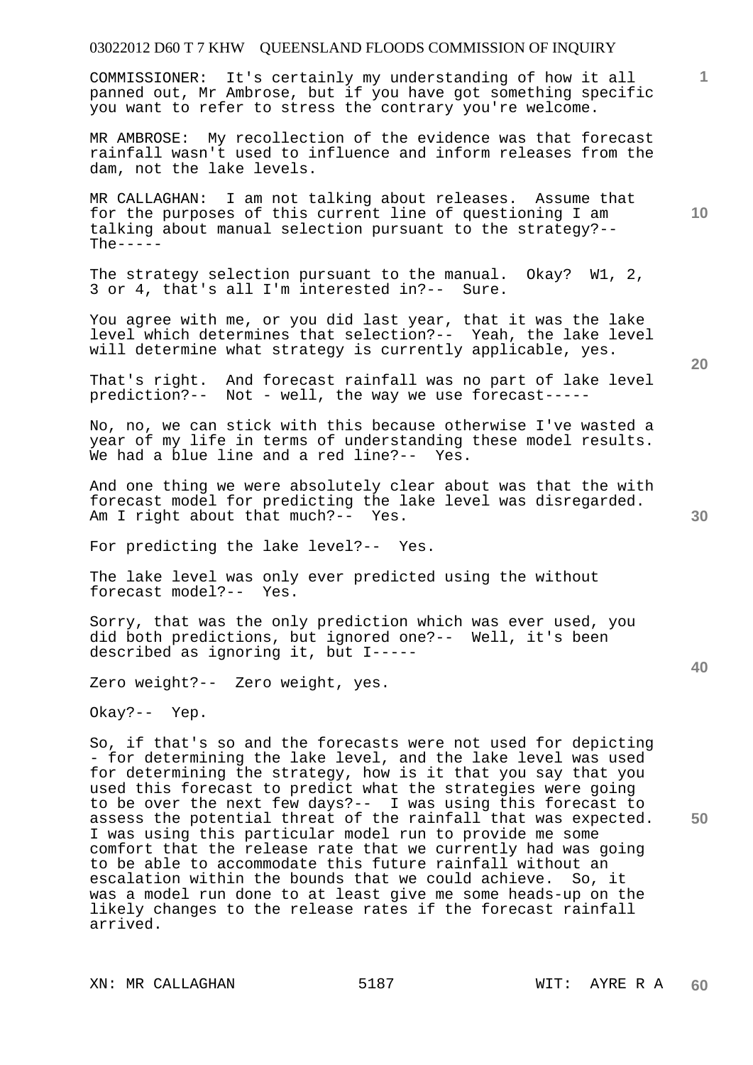COMMISSIONER: It's certainly my understanding of how it all panned out, Mr Ambrose, but if you have got something specific you want to refer to stress the contrary you're welcome.

MR AMBROSE: My recollection of the evidence was that forecast rainfall wasn't used to influence and inform releases from the dam, not the lake levels.

MR CALLAGHAN: I am not talking about releases. Assume that for the purposes of this current line of questioning I am talking about manual selection pursuant to the strategy?-- The-----

The strategy selection pursuant to the manual. Okay? W1, 2, 3 or 4, that's all I'm interested in?-- Sure.

You agree with me, or you did last year, that it was the lake level which determines that selection?-- Yeah, the lake level will determine what strategy is currently applicable, yes.

That's right. And forecast rainfall was no part of lake level prediction?-- Not - well, the way we use forecast-----

No, no, we can stick with this because otherwise I've wasted a year of my life in terms of understanding these model results. We had a blue line and a red line?-- Yes.

And one thing we were absolutely clear about was that the with forecast model for predicting the lake level was disregarded. Am I right about that much?-- Yes.

For predicting the lake level?-- Yes.

The lake level was only ever predicted using the without forecast model?-- Yes.

Sorry, that was the only prediction which was ever used, you did both predictions, but ignored one?-- Well, it's been described as ignoring it, but I-----

Zero weight?-- Zero weight, yes.

Okay?-- Yep.

So, if that's so and the forecasts were not used for depicting - for determining the lake level, and the lake level was used for determining the strategy, how is it that you say that you used this forecast to predict what the strategies were going to be over the next few days?-- I was using this forecast to assess the potential threat of the rainfall that was expected. I was using this particular model run to provide me some comfort that the release rate that we currently had was going to be able to accommodate this future rainfall without an escalation within the bounds that we could achieve. So, it was a model run done to at least give me some heads-up on the likely changes to the release rates if the forecast rainfall arrived.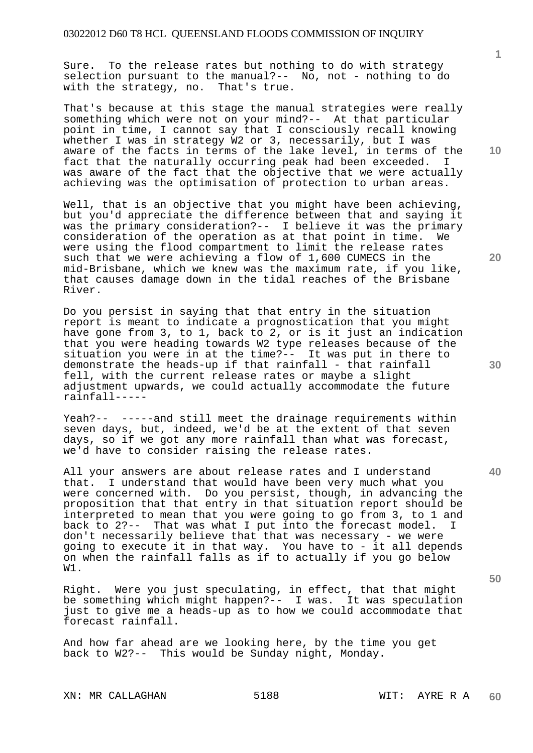Sure. To the release rates but nothing to do with strategy selection pursuant to the manual?-- No, not - nothing to do with the strategy, no. That's true.

That's because at this stage the manual strategies were really something which were not on your mind?-- At that particular point in time, I cannot say that I consciously recall knowing whether I was in strategy W2 or 3, necessarily, but I was aware of the facts in terms of the lake level, in terms of the fact that the naturally occurring peak had been exceeded. I was aware of the fact that the objective that we were actually achieving was the optimisation of protection to urban areas.

Well, that is an objective that you might have been achieving, but you'd appreciate the difference between that and saying it was the primary consideration?-- I believe it was the primary consideration of the operation as at that point in time. We were using the flood compartment to limit the release rates such that we were achieving a flow of 1,600 CUMECS in the mid-Brisbane, which we knew was the maximum rate, if you like, that causes damage down in the tidal reaches of the Brisbane River.

Do you persist in saying that that entry in the situation report is meant to indicate a prognostication that you might have gone from 3, to 1, back to 2, or is it just an indication that you were heading towards W2 type releases because of the situation you were in at the time?-- It was put in there to demonstrate the heads-up if that rainfall - that rainfall fell, with the current release rates or maybe a slight adjustment upwards, we could actually accommodate the future rainfall-----

Yeah?-- -----and still meet the drainage requirements within seven days, but, indeed, we'd be at the extent of that seven days, so if we got any more rainfall than what was forecast, we'd have to consider raising the release rates.

All your answers are about release rates and I understand that. I understand that would have been very much what you were concerned with. Do you persist, though, in advancing the proposition that that entry in that situation report should be interpreted to mean that you were going to go from 3, to 1 and back to 2?-- That was what I put into the forecast model. I don't necessarily believe that that was necessary - we were going to execute it in that way. You have to - it all depends on when the rainfall falls as if to actually if you go below W1.

Right. Were you just speculating, in effect, that that might be something which might happen?-- I was. It was speculation just to give me a heads-up as to how we could accommodate that forecast rainfall.

And how far ahead are we looking here, by the time you get back to W2?-- This would be Sunday night, Monday.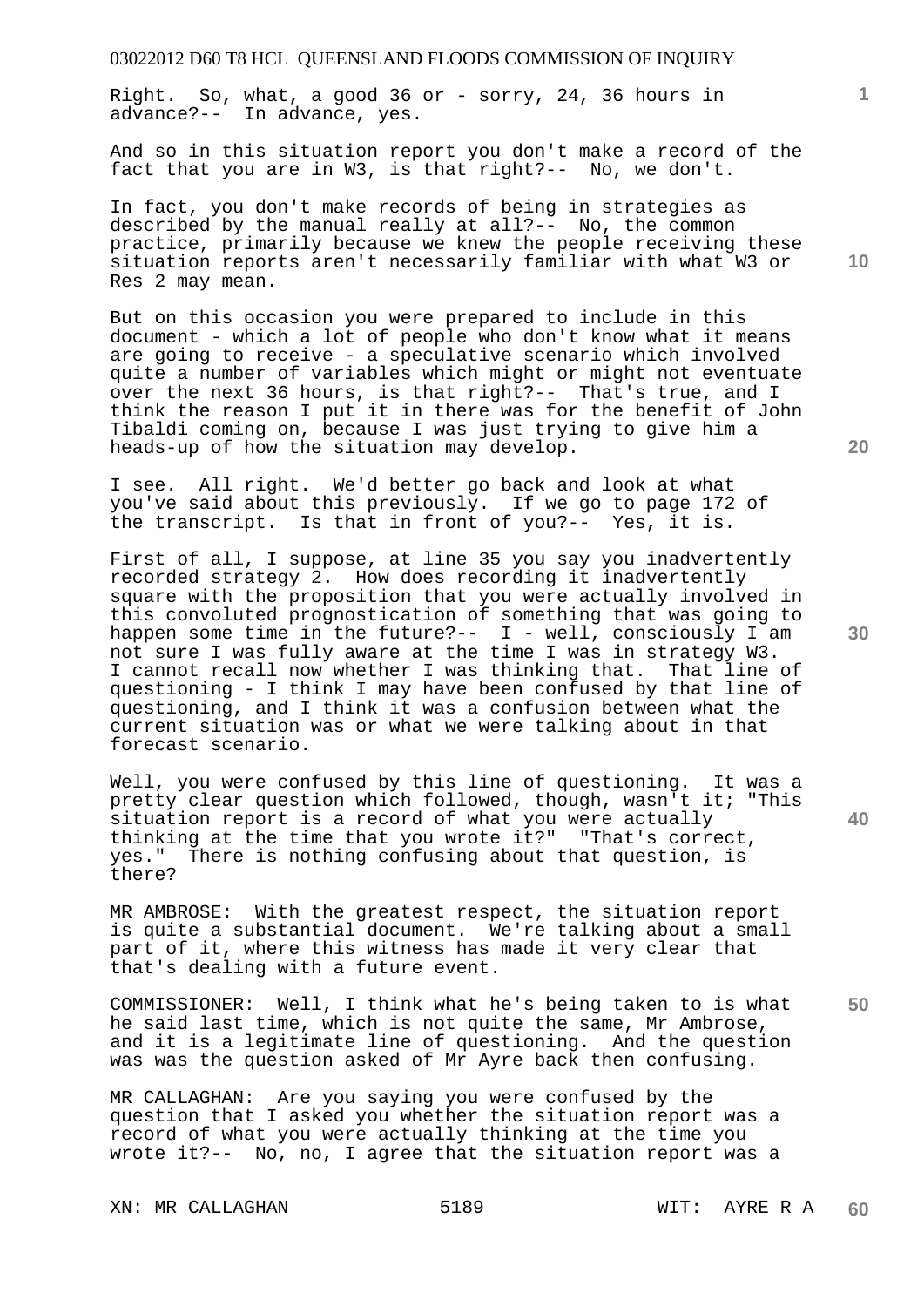Right. So, what, a good 36 or - sorry, 24, 36 hours in advance?-- In advance, yes.

And so in this situation report you don't make a record of the fact that you are in W3, is that right?-- No, we don't.

In fact, you don't make records of being in strategies as described by the manual really at all?-- No, the common practice, primarily because we knew the people receiving these situation reports aren't necessarily familiar with what W3 or Res 2 may mean.

But on this occasion you were prepared to include in this document - which a lot of people who don't know what it means are going to receive - a speculative scenario which involved quite a number of variables which might or might not eventuate over the next 36 hours, is that right?-- That's true, and I think the reason I put it in there was for the benefit of John Tibaldi coming on, because I was just trying to give him a heads-up of how the situation may develop.

I see. All right. We'd better go back and look at what you've said about this previously. If we go to page 172 of the transcript. Is that in front of you?-- Yes, it is.

First of all, I suppose, at line 35 you say you inadvertently recorded strategy 2. How does recording it inadvertently square with the proposition that you were actually involved in this convoluted prognostication of something that was going to happen some time in the future?-- I - well, consciously I am not sure I was fully aware at the time I was in strategy W3. I cannot recall now whether I was thinking that. That line of questioning - I think I may have been confused by that line of questioning, and I think it was a confusion between what the current situation was or what we were talking about in that forecast scenario.

Well, you were confused by this line of questioning. It was a pretty clear question which followed, though, wasn't it; "This situation report is a record of what you were actually thinking at the time that you wrote it?" "That's correct, yes." There is nothing confusing about that question, is there?

MR AMBROSE: With the greatest respect, the situation report is quite a substantial document. We're talking about a small part of it, where this witness has made it very clear that that's dealing with a future event.

COMMISSIONER: Well, I think what he's being taken to is what he said last time, which is not quite the same, Mr Ambrose, and it is a legitimate line of questioning. And the question was was the question asked of Mr Ayre back then confusing.

MR CALLAGHAN: Are you saying you were confused by the question that I asked you whether the situation report was a record of what you were actually thinking at the time you wrote it?-- No, no, I agree that the situation report was a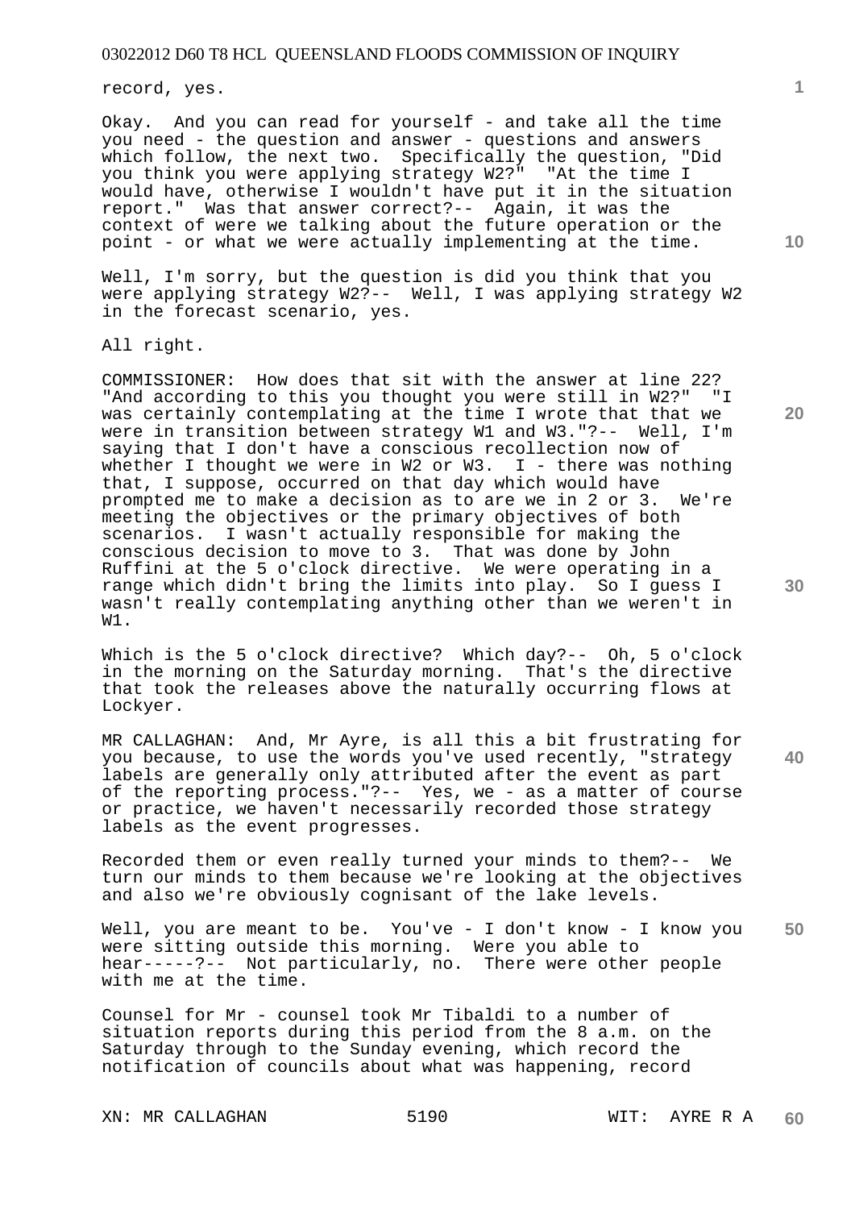record, yes.

Okay. And you can read for yourself - and take all the time you need - the question and answer - questions and answers which follow, the next two. Specifically the question, "Did you think you were applying strategy W2?" "At the time I would have, otherwise I wouldn't have put it in the situation report." Was that answer correct?-- Again, it was the context of were we talking about the future operation or the point - or what we were actually implementing at the time.

Well, I'm sorry, but the question is did you think that you were applying strategy W2?-- Well, I was applying strategy W2 in the forecast scenario, yes.

All right.

COMMISSIONER: How does that sit with the answer at line 22? "And according to this you thought you were still in W2?" "I was certainly contemplating at the time I wrote that that we were in transition between strategy W1 and W3."?-- Well, I'm saying that I don't have a conscious recollection now of whether I thought we were in W2 or W3. I - there was nothing that, I suppose, occurred on that day which would have prompted me to make a decision as to are we in 2 or 3. We're meeting the objectives or the primary objectives of both scenarios. I wasn't actually responsible for making the conscious decision to move to 3. That was done by John Ruffini at the 5 o'clock directive. We were operating in a range which didn't bring the limits into play. So I guess I wasn't really contemplating anything other than we weren't in W1.

Which is the 5 o'clock directive? Which day?-- Oh, 5 o'clock in the morning on the Saturday morning. That's the directive that took the releases above the naturally occurring flows at Lockyer.

MR CALLAGHAN: And, Mr Ayre, is all this a bit frustrating for you because, to use the words you've used recently, "strategy labels are generally only attributed after the event as part of the reporting process."?-- Yes, we - as a matter of course or practice, we haven't necessarily recorded those strategy labels as the event progresses.

Recorded them or even really turned your minds to them?-- We turn our minds to them because we're looking at the objectives and also we're obviously cognisant of the lake levels.

Well, you are meant to be. You've - I don't know - I know you were sitting outside this morning. Were you able to hear-----?-- Not particularly, no. There were other people with me at the time.

Counsel for Mr - counsel took Mr Tibaldi to a number of situation reports during this period from the 8 a.m. on the Saturday through to the Sunday evening, which record the notification of councils about what was happening, record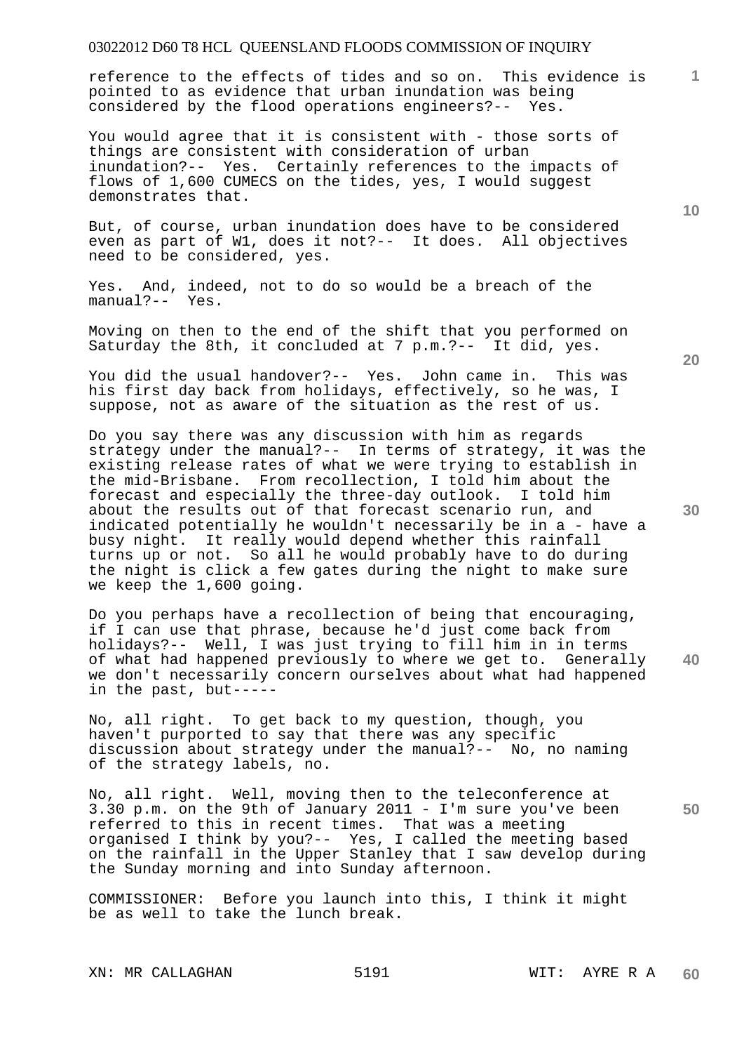reference to the effects of tides and so on. This evidence is pointed to as evidence that urban inundation was being considered by the flood operations engineers?-- Yes.

You would agree that it is consistent with - those sorts of things are consistent with consideration of urban inundation?-- Yes. Certainly references to the impacts of flows of 1,600 CUMECS on the tides, yes, I would suggest demonstrates that.

But, of course, urban inundation does have to be considered even as part of W1, does it not?-- It does. All objectives need to be considered, yes.

Yes. And, indeed, not to do so would be a breach of the manual?-- Yes.

Moving on then to the end of the shift that you performed on Saturday the 8th, it concluded at 7 p.m.?-- It did, yes.

You did the usual handover?-- Yes. John came in. This was his first day back from holidays, effectively, so he was, I suppose, not as aware of the situation as the rest of us.

Do you say there was any discussion with him as regards strategy under the manual?-- In terms of strategy, it was the existing release rates of what we were trying to establish in the mid-Brisbane. From recollection, I told him about the forecast and especially the three-day outlook. I told him about the results out of that forecast scenario run, and indicated potentially he wouldn't necessarily be in a - have a busy night. It really would depend whether this rainfall turns up or not. So all he would probably have to do during the night is click a few gates during the night to make sure we keep the 1,600 going.

Do you perhaps have a recollection of being that encouraging, if I can use that phrase, because he'd just come back from holidays?-- Well, I was just trying to fill him in in terms of what had happened previously to where we get to. Generally we don't necessarily concern ourselves about what had happened in the past, but-----

No, all right. To get back to my question, though, you haven't purported to say that there was any specific discussion about strategy under the manual?-- No, no naming of the strategy labels, no.

No, all right. Well, moving then to the teleconference at 3.30 p.m. on the 9th of January 2011 - I'm sure you've been referred to this in recent times. That was a meeting organised I think by you?-- Yes, I called the meeting based on the rainfall in the Upper Stanley that I saw develop during the Sunday morning and into Sunday afternoon.

COMMISSIONER: Before you launch into this, I think it might be as well to take the lunch break.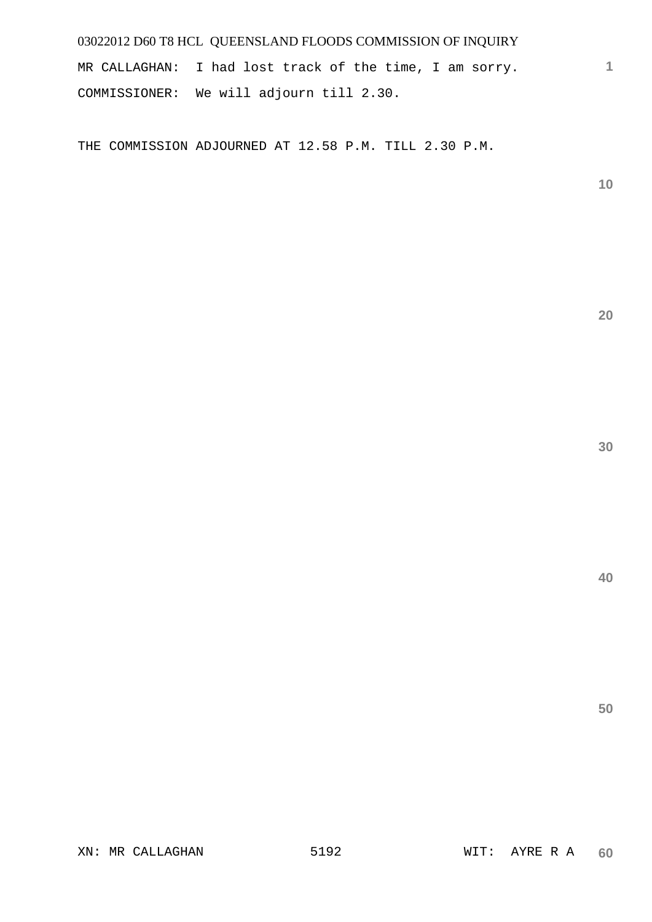MR CALLAGHAN: I had lost track of the time, I am sorry.

COMMISSIONER: We will adjourn till 2.30.

THE COMMISSION ADJOURNED AT 12.58 P.M. TILL 2.30 P.M.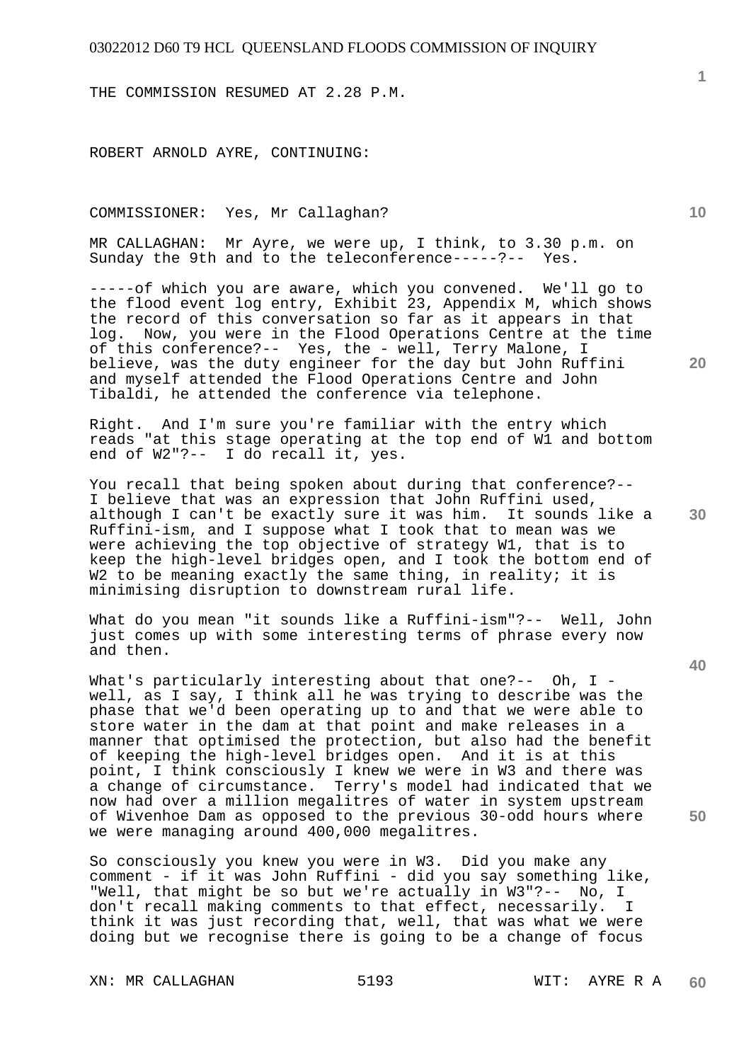THE COMMISSION RESUMED AT 2.28 P.M.

ROBERT ARNOLD AYRE, CONTINUING:

COMMISSIONER: Yes, Mr Callaghan?

MR CALLAGHAN: Mr Ayre, we were up, I think, to 3.30 p.m. on Sunday the 9th and to the teleconference-----?-- Yes.

-----of which you are aware, which you convened. We'll go to the flood event log entry, Exhibit 23, Appendix M, which shows the record of this conversation so far as it appears in that log. Now, you were in the Flood Operations Centre at the time of this conference?-- Yes, the - well, Terry Malone, I believe, was the duty engineer for the day but John Ruffini and myself attended the Flood Operations Centre and John Tibaldi, he attended the conference via telephone.

Right. And I'm sure you're familiar with the entry which reads "at this stage operating at the top end of W1 and bottom end of W2"?-- I do recall it, yes.

You recall that being spoken about during that conference?-- I believe that was an expression that John Ruffini used, although I can't be exactly sure it was him. It sounds like a Ruffini-ism, and I suppose what I took that to mean was we were achieving the top objective of strategy W1, that is to keep the high-level bridges open, and I took the bottom end of W2 to be meaning exactly the same thing, in reality; it is minimising disruption to downstream rural life.

What do you mean "it sounds like a Ruffini-ism"?-- Well, John just comes up with some interesting terms of phrase every now and then.

What's particularly interesting about that one?-- Oh, I - well, as I say, I think all he was trying to describe was the phase that we'd been operating up to and that we were able to store water in the dam at that point and make releases in a manner that optimised the protection, but also had the benefit of keeping the high-level bridges open. And it is at this point, I think consciously I knew we were in W3 and there was a change of circumstance. Terry's model had indicated that we now had over a million megalitres of water in system upstream of Wivenhoe Dam as opposed to the previous 30-odd hours where we were managing around 400,000 megalitres.

So consciously you knew you were in W3. Did you make any comment - if it was John Ruffini - did you say something like, "Well, that might be so but we're actually in W3"?-- No, I don't recall making comments to that effect, necessarily. I think it was just recording that, well, that was what we were doing but we recognise there is going to be a change of focus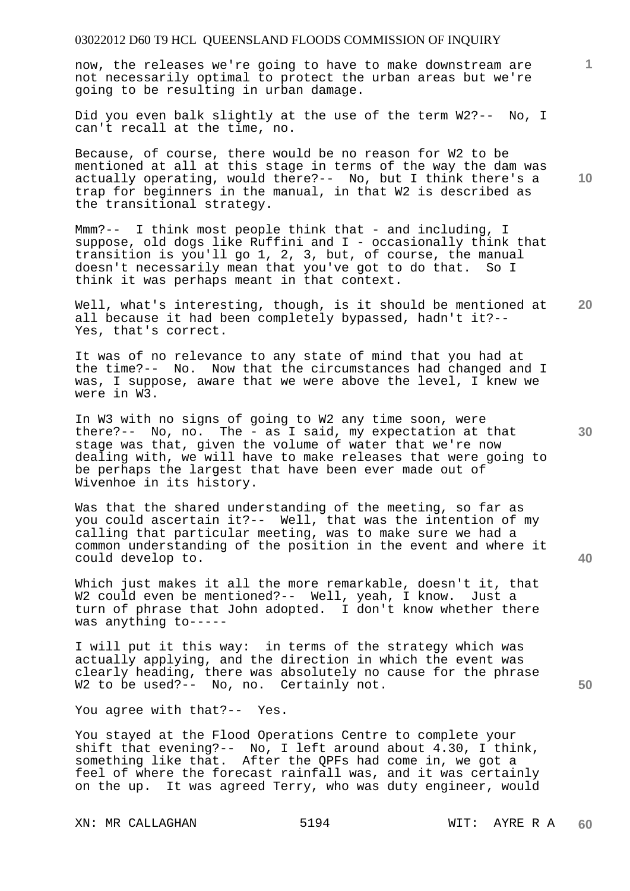now, the releases we're going to have to make downstream are not necessarily optimal to protect the urban areas but we're going to be resulting in urban damage.

Did you even balk slightly at the use of the term W2?-- No, I can't recall at the time, no.

Because, of course, there would be no reason for W2 to be mentioned at all at this stage in terms of the way the dam was actually operating, would there?-- No, but I think there's a trap for beginners in the manual, in that W2 is described as the transitional strategy.

Mmm?-- I think most people think that - and including, I suppose, old dogs like Ruffini and I - occasionally think that transition is you'll go 1, 2, 3, but, of course, the manual doesn't necessarily mean that you've got to do that. So I think it was perhaps meant in that context.

Well, what's interesting, though, is it should be mentioned at all because it had been completely bypassed, hadn't it?-- Yes, that's correct.

It was of no relevance to any state of mind that you had at the time?-- No. Now that the circumstances had changed and I was, I suppose, aware that we were above the level, I knew we were in W3.

In W3 with no signs of going to W2 any time soon, were there?-- No, no. The - as I said, my expectation at that stage was that, given the volume of water that we're now dealing with, we will have to make releases that were going to be perhaps the largest that have been ever made out of Wivenhoe in its history.

Was that the shared understanding of the meeting, so far as you could ascertain it?-- Well, that was the intention of my calling that particular meeting, was to make sure we had a common understanding of the position in the event and where it could develop to.

Which just makes it all the more remarkable, doesn't it, that W2 could even be mentioned?-- Well, yeah, I know. Just a turn of phrase that John adopted. I don't know whether there was anything to-----

I will put it this way: in terms of the strategy which was actually applying, and the direction in which the event was clearly heading, there was absolutely no cause for the phrase W2 to be used?-- No, no. Certainly not.

You agree with that?-- Yes.

You stayed at the Flood Operations Centre to complete your shift that evening?-- No, I left around about 4.30, I think, something like that. After the QPFs had come in, we got a feel of where the forecast rainfall was, and it was certainly on the up. It was agreed Terry, who was duty engineer, would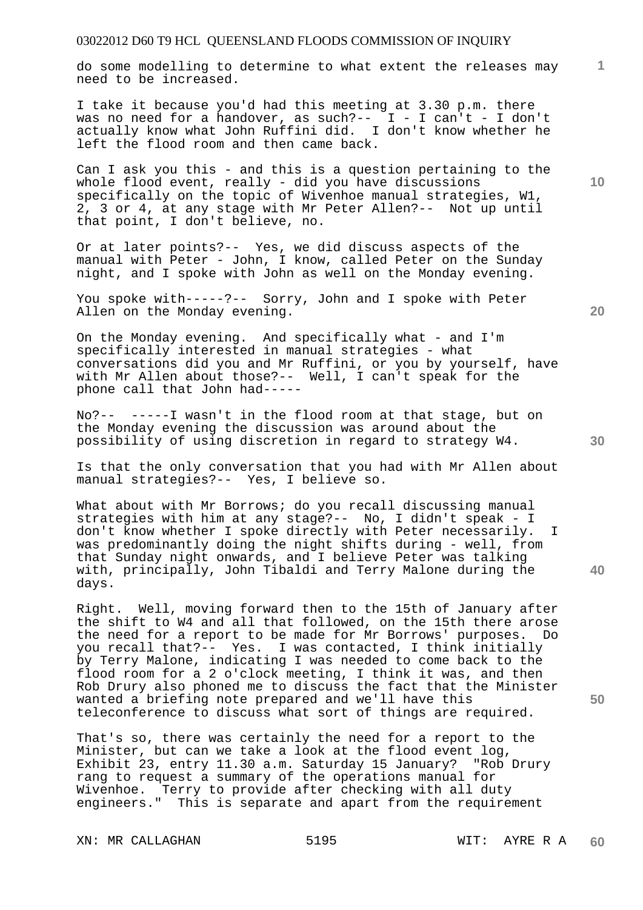do some modelling to determine to what extent the releases may need to be increased.

I take it because you'd had this meeting at 3.30 p.m. there was no need for a handover, as such?-- I - I can't - I don't actually know what John Ruffini did. I don't know whether he left the flood room and then came back.

Can I ask you this - and this is a question pertaining to the whole flood event, really - did you have discussions specifically on the topic of Wivenhoe manual strategies, W1, 2, 3 or 4, at any stage with Mr Peter Allen?-- Not up until that point, I don't believe, no.

Or at later points?-- Yes, we did discuss aspects of the manual with Peter - John, I know, called Peter on the Sunday night, and I spoke with John as well on the Monday evening.

You spoke with-----?-- Sorry, John and I spoke with Peter Allen on the Monday evening.

On the Monday evening. And specifically what - and I'm specifically interested in manual strategies - what conversations did you and Mr Ruffini, or you by yourself, have with Mr Allen about those?-- Well, I can't speak for the phone call that John had-----

No?-- -----I wasn't in the flood room at that stage, but on the Monday evening the discussion was around about the possibility of using discretion in regard to strategy W4.

Is that the only conversation that you had with Mr Allen about manual strategies?-- Yes, I believe so.

What about with Mr Borrows; do you recall discussing manual strategies with him at any stage?-- No, I didn't speak - I don't know whether I spoke directly with Peter necessarily. I was predominantly doing the night shifts during - well, from that Sunday night onwards, and I believe Peter was talking with, principally, John Tibaldi and Terry Malone during the days.

Right. Well, moving forward then to the 15th of January after the shift to W4 and all that followed, on the 15th there arose the need for a report to be made for Mr Borrows' purposes. Do you recall that?-- Yes. I was contacted, I think initially by Terry Malone, indicating I was needed to come back to the flood room for a 2 o'clock meeting, I think it was, and then Rob Drury also phoned me to discuss the fact that the Minister wanted a briefing note prepared and we'll have this teleconference to discuss what sort of things are required.

That's so, there was certainly the need for a report to the Minister, but can we take a look at the flood event log, Exhibit 23, entry 11.30 a.m. Saturday 15 January? "Rob Drury rang to request a summary of the operations manual for Wivenhoe. Terry to provide after checking with all duty engineers." This is separate and apart from the requirement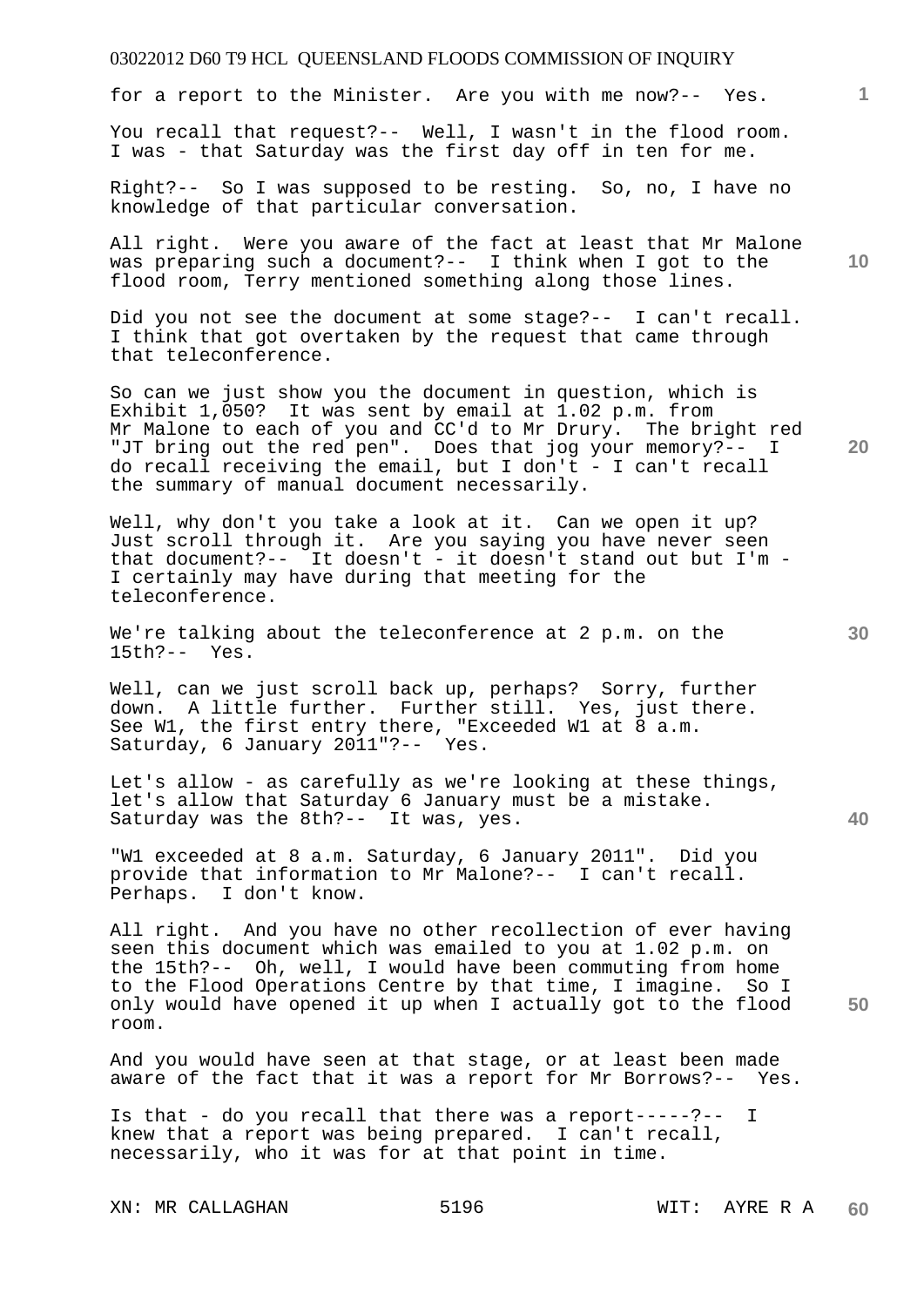for a report to the Minister. Are you with me now?-- Yes.

You recall that request?-- Well, I wasn't in the flood room. I was - that Saturday was the first day off in ten for me.

Right?-- So I was supposed to be resting. So, no, I have no knowledge of that particular conversation.

All right. Were you aware of the fact at least that Mr Malone was preparing such a document?-- I think when I got to the flood room, Terry mentioned something along those lines.

Did you not see the document at some stage?-- I can't recall. I think that got overtaken by the request that came through that teleconference.

So can we just show you the document in question, which is Exhibit 1,050? It was sent by email at 1.02 p.m. from Mr Malone to each of you and CC'd to Mr Drury. The bright red "JT bring out the red pen". Does that jog your memory?-- I do recall receiving the email, but I don't - I can't recall the summary of manual document necessarily.

Well, why don't you take a look at it. Can we open it up? Just scroll through it. Are you saying you have never seen that document?-- It doesn't - it doesn't stand out but I'm - I certainly may have during that meeting for the teleconference.

We're talking about the teleconference at 2 p.m. on the 15th?-- Yes.

Well, can we just scroll back up, perhaps? Sorry, further down. A little further. Further still. Yes, just there. See W1, the first entry there, "Exceeded W1 at 8 a.m. Saturday, 6 January 2011"?-- Yes.

Let's allow - as carefully as we're looking at these things, let's allow that Saturday 6 January must be a mistake. Saturday was the 8th?-- It was, yes.

"W1 exceeded at 8 a.m. Saturday, 6 January 2011". Did you provide that information to Mr Malone?-- I can't recall. Perhaps. I don't know.

All right. And you have no other recollection of ever having seen this document which was emailed to you at 1.02 p.m. on the 15th?-- Oh, well, I would have been commuting from home to the Flood Operations Centre by that time, I imagine. So I only would have opened it up when I actually got to the flood room.

And you would have seen at that stage, or at least been made aware of the fact that it was a report for Mr Borrows?-- Yes.

Is that - do you recall that there was a report-----?-- I knew that a report was being prepared. I can't recall, necessarily, who it was for at that point in time.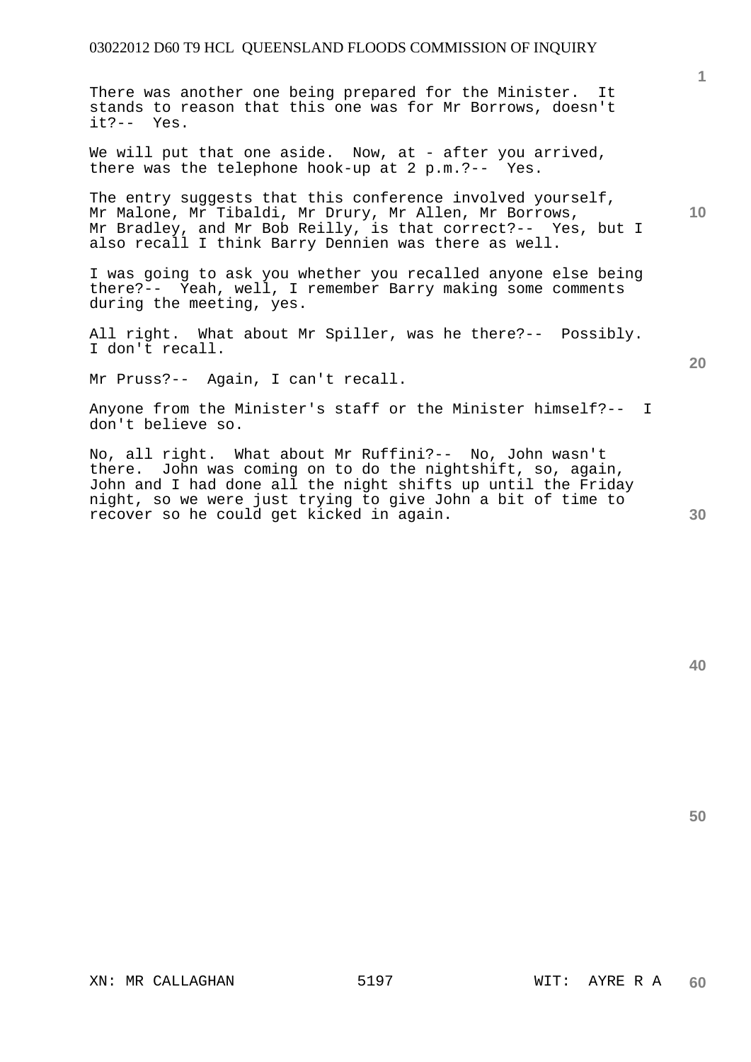There was another one being prepared for the Minister. It stands to reason that this one was for Mr Borrows, doesn't it?-- Yes.

We will put that one aside. Now, at - after you arrived, there was the telephone hook-up at 2 p.m.?-- Yes.

The entry suggests that this conference involved yourself, Mr Malone, Mr Tibaldi, Mr Drury, Mr Allen, Mr Borrows, Mr Bradley, and Mr Bob Reilly, is that correct?-- Yes, but I also recall I think Barry Dennien was there as well.

I was going to ask you whether you recalled anyone else being there?-- Yeah, well, I remember Barry making some comments during the meeting, yes.

All right. What about Mr Spiller, was he there?-- Possibly. I don't recall.

Mr Pruss?-- Again, I can't recall.

Anyone from the Minister's staff or the Minister himself?-- I don't believe so.

No, all right. What about Mr Ruffini?-- No, John wasn't there. John was coming on to do the nightshift, so, again, John and I had done all the night shifts up until the Friday night, so we were just trying to give John a bit of time to recover so he could get kicked in again.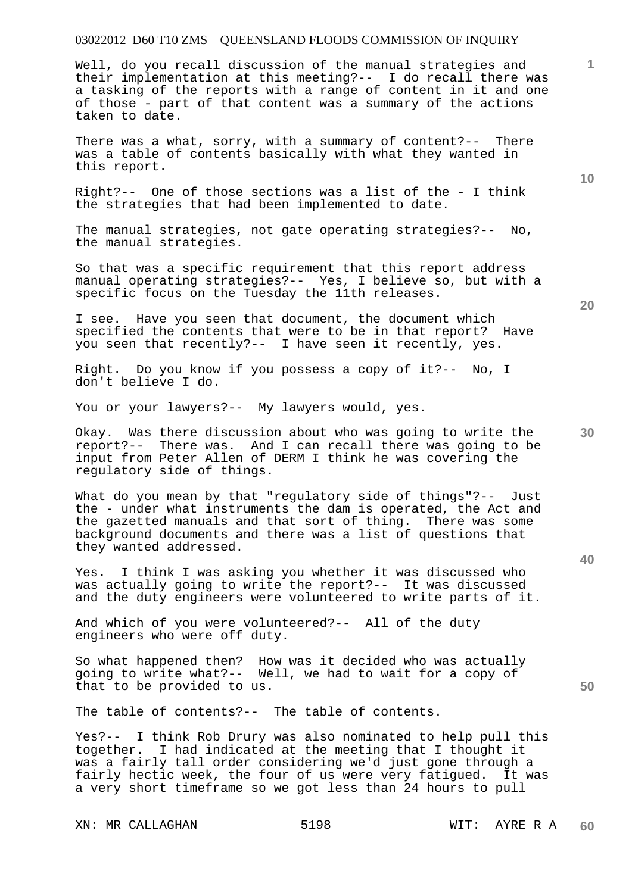Well, do you recall discussion of the manual strategies and their implementation at this meeting?-- I do recall there was a tasking of the reports with a range of content in it and one of those - part of that content was a summary of the actions taken to date.

There was a what, sorry, with a summary of content?-- There was a table of contents basically with what they wanted in this report.

Right?-- One of those sections was a list of the - I think the strategies that had been implemented to date.

The manual strategies, not gate operating strategies?-- No, the manual strategies.

So that was a specific requirement that this report address manual operating strategies?-- Yes, I believe so, but with a specific focus on the Tuesday the 11th releases.

I see. Have you seen that document, the document which specified the contents that were to be in that report? Have you seen that recently?-- I have seen it recently, yes.

Right. Do you know if you possess a copy of it?-- No, I don't believe I do.

You or your lawyers?-- My lawyers would, yes.

Okay. Was there discussion about who was going to write the report?-- There was. And I can recall there was going to be input from Peter Allen of DERM I think he was covering the regulatory side of things.

What do you mean by that "regulatory side of things"?-- Just the - under what instruments the dam is operated, the Act and the gazetted manuals and that sort of thing. There was some background documents and there was a list of questions that they wanted addressed.

Yes. I think I was asking you whether it was discussed who was actually going to write the report?-- It was discussed and the duty engineers were volunteered to write parts of it.

And which of you were volunteered?-- All of the duty engineers who were off duty.

So what happened then? How was it decided who was actually going to write what?-- Well, we had to wait for a copy of that to be provided to us.

The table of contents?-- The table of contents.

Yes?-- I think Rob Drury was also nominated to help pull this together. I had indicated at the meeting that I thought it was a fairly tall order considering we'd just gone through a fairly hectic week, the four of us were very fatigued. It was a very short timeframe so we got less than 24 hours to pull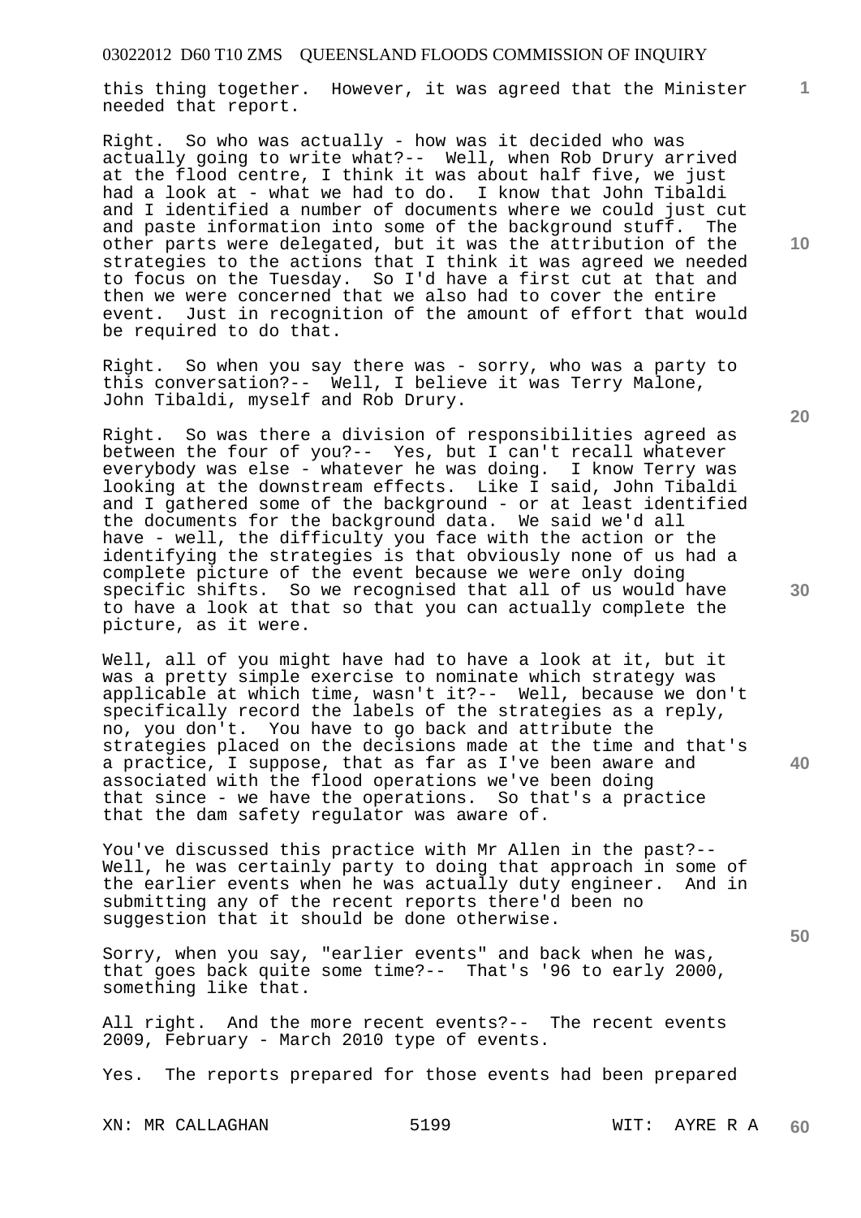this thing together. However, it was agreed that the Minister needed that report.

Right. So who was actually - how was it decided who was actually going to write what?-- Well, when Rob Drury arrived at the flood centre, I think it was about half five, we just had a look at - what we had to do. I know that John Tibaldi and I identified a number of documents where we could just cut and paste information into some of the background stuff. The other parts were delegated, but it was the attribution of the strategies to the actions that I think it was agreed we needed to focus on the Tuesday. So I'd have a first cut at that and then we were concerned that we also had to cover the entire event. Just in recognition of the amount of effort that would be required to do that.

Right. So when you say there was - sorry, who was a party to this conversation?-- Well, I believe it was Terry Malone, John Tibaldi, myself and Rob Drury.

Right. So was there a division of responsibilities agreed as between the four of you?-- Yes, but I can't recall whatever everybody was else - whatever he was doing. I know Terry was looking at the downstream effects. Like I said, John Tibaldi and I gathered some of the background - or at least identified the documents for the background data. We said we'd all have - well, the difficulty you face with the action or the identifying the strategies is that obviously none of us had a complete picture of the event because we were only doing specific shifts. So we recognised that all of us would have to have a look at that so that you can actually complete the picture, as it were.

Well, all of you might have had to have a look at it, but it was a pretty simple exercise to nominate which strategy was applicable at which time, wasn't it?-- Well, because we don't specifically record the labels of the strategies as a reply, no, you don't. You have to go back and attribute the strategies placed on the decisions made at the time and that's a practice, I suppose, that as far as I've been aware and associated with the flood operations we've been doing that since - we have the operations. So that's a practice that the dam safety regulator was aware of.

You've discussed this practice with Mr Allen in the past?-- Well, he was certainly party to doing that approach in some of the earlier events when he was actually duty engineer. And in submitting any of the recent reports there'd been no suggestion that it should be done otherwise.

Sorry, when you say, "earlier events" and back when he was, that goes back quite some time?-- That's '96 to early 2000, something like that.

All right. And the more recent events?-- The recent events 2009, February - March 2010 type of events.

Yes. The reports prepared for those events had been prepared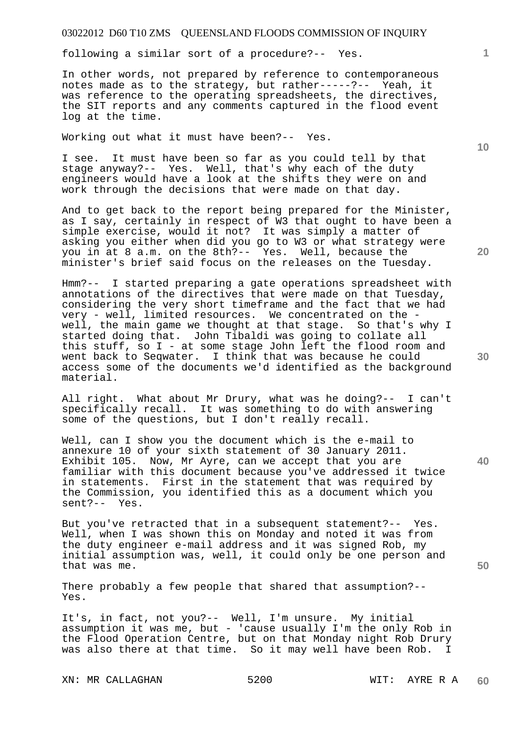following a similar sort of a procedure?-- Yes.

In other words, not prepared by reference to contemporaneous notes made as to the strategy, but rather-----?-- Yeah, it was reference to the operating spreadsheets, the directives, the SIT reports and any comments captured in the flood event log at the time.

Working out what it must have been?-- Yes.

I see. It must have been so far as you could tell by that stage anyway?-- Yes. Well, that's why each of the duty engineers would have a look at the shifts they were on and work through the decisions that were made on that day.

And to get back to the report being prepared for the Minister, as I say, certainly in respect of W3 that ought to have been a simple exercise, would it not? It was simply a matter of asking you either when did you go to W3 or what strategy were you in at 8 a.m. on the 8th?-- Yes. Well, because the minister's brief said focus on the releases on the Tuesday.

Hmm?-- I started preparing a gate operations spreadsheet with annotations of the directives that were made on that Tuesday, considering the very short timeframe and the fact that we had very - well, limited resources. We concentrated on the - well, the main game we thought at that stage. So that's why I started doing that. John Tibaldi was going to collate all this stuff, so I - at some stage John left the flood room and went back to Seqwater. I think that was because he could access some of the documents we'd identified as the background material.

All right. What about Mr Drury, what was he doing?-- I can't specifically recall. It was something to do with answering some of the questions, but I don't really recall.

Well, can I show you the document which is the e-mail to annexure 10 of your sixth statement of 30 January 2011. Exhibit 105. Now, Mr Ayre, can we accept that you are familiar with this document because you've addressed it twice in statements. First in the statement that was required by the Commission, you identified this as a document which you sent?-- Yes.

But you've retracted that in a subsequent statement?-- Yes. Well, when I was shown this on Monday and noted it was from the duty engineer e-mail address and it was signed Rob, my initial assumption was, well, it could only be one person and that was me.

There probably a few people that shared that assumption?-- Yes.

It's, in fact, not you?-- Well, I'm unsure. My initial assumption it was me, but - 'cause usually I'm the only Rob in the Flood Operation Centre, but on that Monday night Rob Drury was also there at that time. So it may well have been Rob. I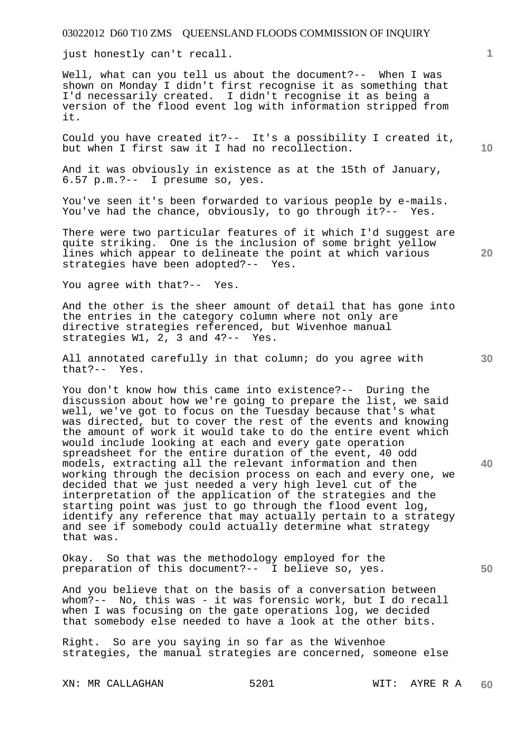just honestly can't recall.

Well, what can you tell us about the document?-- When I was shown on Monday I didn't first recognise it as something that I'd necessarily created. I didn't recognise it as being a version of the flood event log with information stripped from it.

Could you have created it?-- It's a possibility I created it, but when I first saw it I had no recollection.

And it was obviously in existence as at the 15th of January, 6.57 p.m.?-- I presume so, yes.

You've seen it's been forwarded to various people by e-mails. You've had the chance, obviously, to go through it?-- Yes.

There were two particular features of it which I'd suggest are quite striking. One is the inclusion of some bright yellow lines which appear to delineate the point at which various strategies have been adopted?-- Yes.

You agree with that?-- Yes.

And the other is the sheer amount of detail that has gone into the entries in the category column where not only are directive strategies referenced, but Wivenhoe manual strategies W1, 2, 3 and 4?-- Yes.

All annotated carefully in that column; do you agree with that?-- Yes.

You don't know how this came into existence?-- During the discussion about how we're going to prepare the list, we said well, we've got to focus on the Tuesday because that's what was directed, but to cover the rest of the events and knowing the amount of work it would take to do the entire event which would include looking at each and every gate operation spreadsheet for the entire duration of the event, 40 odd models, extracting all the relevant information and then working through the decision process on each and every one, we decided that we just needed a very high level cut of the interpretation of the application of the strategies and the starting point was just to go through the flood event log, identify any reference that may actually pertain to a strategy and see if somebody could actually determine what strategy that was.

Okay. So that was the methodology employed for the preparation of this document?-- I believe so, yes.

And you believe that on the basis of a conversation between whom?-- No, this was - it was forensic work, but I do recall when I was focusing on the gate operations log, we decided that somebody else needed to have a look at the other bits.

Right. So are you saying in so far as the Wivenhoe strategies, the manual strategies are concerned, someone else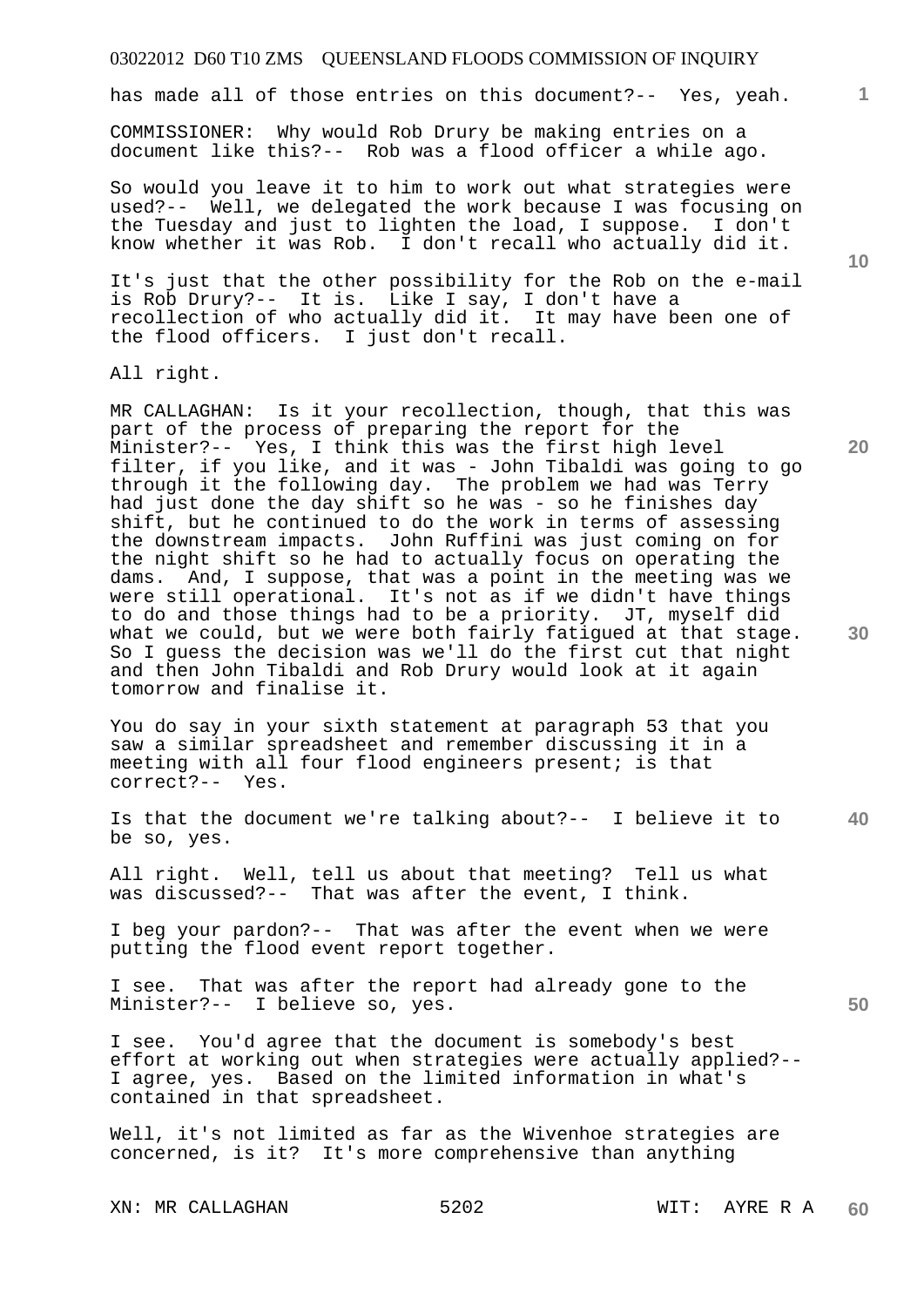has made all of those entries on this document?-- Yes, yeah.

COMMISSIONER: Why would Rob Drury be making entries on a document like this?-- Rob was a flood officer a while ago.

So would you leave it to him to work out what strategies were used?-- Well, we delegated the work because I was focusing on the Tuesday and just to lighten the load, I suppose. I don't know whether it was Rob. I don't recall who actually did it.

It's just that the other possibility for the Rob on the e-mail is Rob Drury?-- It is. Like I say, I don't have a recollection of who actually did it. It may have been one of the flood officers. I just don't recall.

All right.

MR CALLAGHAN: Is it your recollection, though, that this was part of the process of preparing the report for the Minister?-- Yes, I think this was the first high level filter, if you like, and it was - John Tibaldi was going to go through it the following day. The problem we had was Terry had just done the day shift so he was - so he finishes day shift, but he continued to do the work in terms of assessing the downstream impacts. John Ruffini was just coming on for the night shift so he had to actually focus on operating the dams. And, I suppose, that was a point in the meeting was we were still operational. It's not as if we didn't have things to do and those things had to be a priority. JT, myself did what we could, but we were both fairly fatigued at that stage. So I guess the decision was we'll do the first cut that night and then John Tibaldi and Rob Drury would look at it again tomorrow and finalise it.

You do say in your sixth statement at paragraph 53 that you saw a similar spreadsheet and remember discussing it in a meeting with all four flood engineers present; is that correct?-- Yes.

Is that the document we're talking about?-- I believe it to be so, yes.

All right. Well, tell us about that meeting? Tell us what was discussed?-- That was after the event, I think.

I beg your pardon?-- That was after the event when we were putting the flood event report together.

I see. That was after the report had already gone to the Minister?-- I believe so, yes.

I see. You'd agree that the document is somebody's best effort at working out when strategies were actually applied?-- I agree, yes. Based on the limited information in what's contained in that spreadsheet.

Well, it's not limited as far as the Wivenhoe strategies are concerned, is it? It's more comprehensive than anything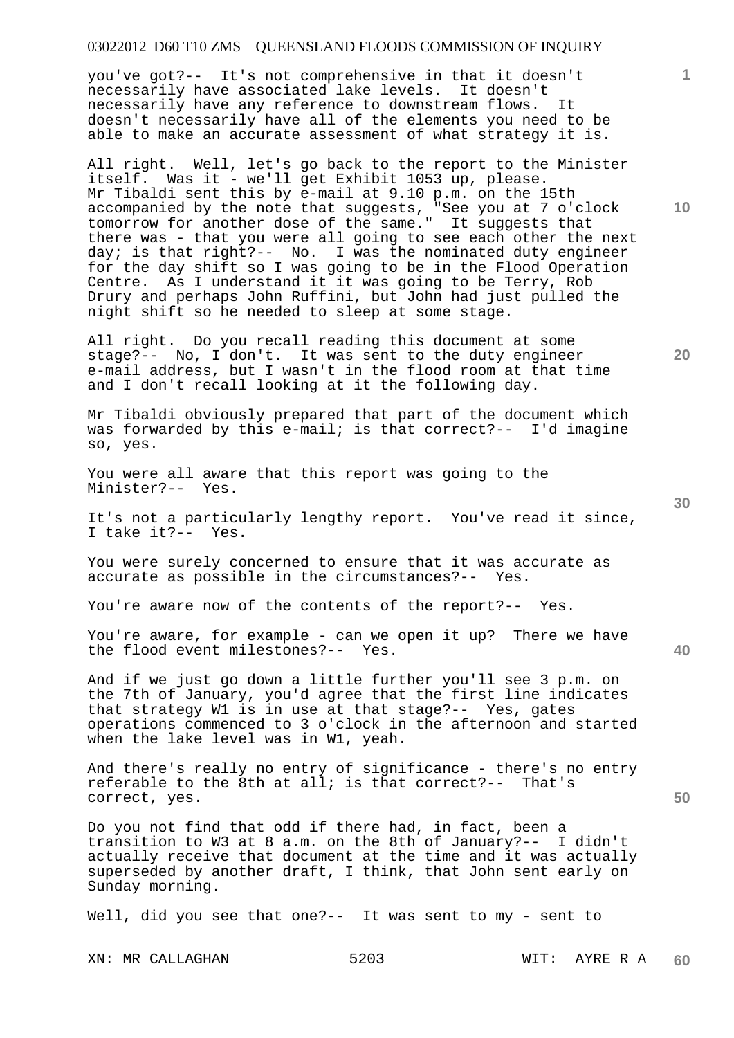you've got?-- It's not comprehensive in that it doesn't necessarily have associated lake levels. It doesn't necessarily have any reference to downstream flows. It doesn't necessarily have all of the elements you need to be able to make an accurate assessment of what strategy it is.

All right. Well, let's go back to the report to the Minister itself. Was it - we'll get Exhibit 1053 up, please. Mr Tibaldi sent this by e-mail at 9.10 p.m. on the 15th accompanied by the note that suggests, "See you at 7 o'clock tomorrow for another dose of the same." It suggests that there was - that you were all going to see each other the next day; is that right?-- No. I was the nominated duty engineer for the day shift so I was going to be in the Flood Operation Centre. As I understand it it was going to be Terry, Rob Drury and perhaps John Ruffini, but John had just pulled the night shift so he needed to sleep at some stage.

All right. Do you recall reading this document at some stage?-- No, I don't. It was sent to the duty engineer e-mail address, but I wasn't in the flood room at that time and I don't recall looking at it the following day.

Mr Tibaldi obviously prepared that part of the document which was forwarded by this e-mail; is that correct?-- I'd imagine so, yes.

You were all aware that this report was going to the Minister?-- Yes.

It's not a particularly lengthy report. You've read it since, I take it?-- Yes.

You were surely concerned to ensure that it was accurate as accurate as possible in the circumstances?-- Yes.

You're aware now of the contents of the report?-- Yes.

You're aware, for example - can we open it up? There we have the flood event milestones?-- Yes.

And if we just go down a little further you'll see 3 p.m. on the 7th of January, you'd agree that the first line indicates that strategy W1 is in use at that stage?-- Yes, gates operations commenced to 3 o'clock in the afternoon and started when the lake level was in W1, yeah.

And there's really no entry of significance - there's no entry referable to the 8th at all; is that correct?-- That's correct, yes.

Do you not find that odd if there had, in fact, been a transition to W3 at 8 a.m. on the 8th of January?-- I didn't actually receive that document at the time and it was actually superseded by another draft, I think, that John sent early on Sunday morning.

Well, did you see that one?-- It was sent to my - sent to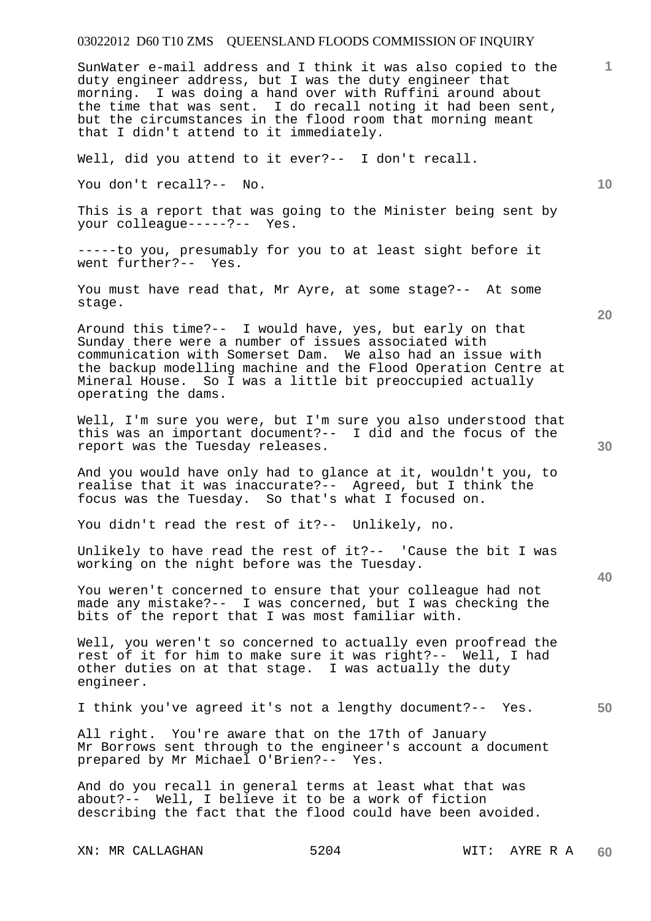SunWater e-mail address and I think it was also copied to the duty engineer address, but I was the duty engineer that morning. I was doing a hand over with Ruffini around about the time that was sent. I do recall noting it had been sent, but the circumstances in the flood room that morning meant that I didn't attend to it immediately.

Well, did you attend to it ever?-- I don't recall.

You don't recall?-- No.

This is a report that was going to the Minister being sent by your colleague-----?-- Yes.

-----to you, presumably for you to at least sight before it went further?-- Yes.

You must have read that, Mr Ayre, at some stage?-- At some stage.

Around this time?-- I would have, yes, but early on that Sunday there were a number of issues associated with communication with Somerset Dam. We also had an issue with the backup modelling machine and the Flood Operation Centre at Mineral House. So I was a little bit preoccupied actually operating the dams.

Well, I'm sure you were, but I'm sure you also understood that this was an important document?-- I did and the focus of the report was the Tuesday releases.

And you would have only had to glance at it, wouldn't you, to realise that it was inaccurate?-- Agreed, but I think the focus was the Tuesday. So that's what I focused on.

You didn't read the rest of it?-- Unlikely, no.

Unlikely to have read the rest of it?-- 'Cause the bit I was working on the night before was the Tuesday.

You weren't concerned to ensure that your colleague had not made any mistake?-- I was concerned, but I was checking the bits of the report that I was most familiar with.

Well, you weren't so concerned to actually even proofread the rest of it for him to make sure it was right?-- Well, I had other duties on at that stage. I was actually the duty engineer.

I think you've agreed it's not a lengthy document?-- Yes.

All right. You're aware that on the 17th of January Mr Borrows sent through to the engineer's account a document prepared by Mr Michael O'Brien?-- Yes.

And do you recall in general terms at least what that was about?-- Well, I believe it to be a work of fiction describing the fact that the flood could have been avoided.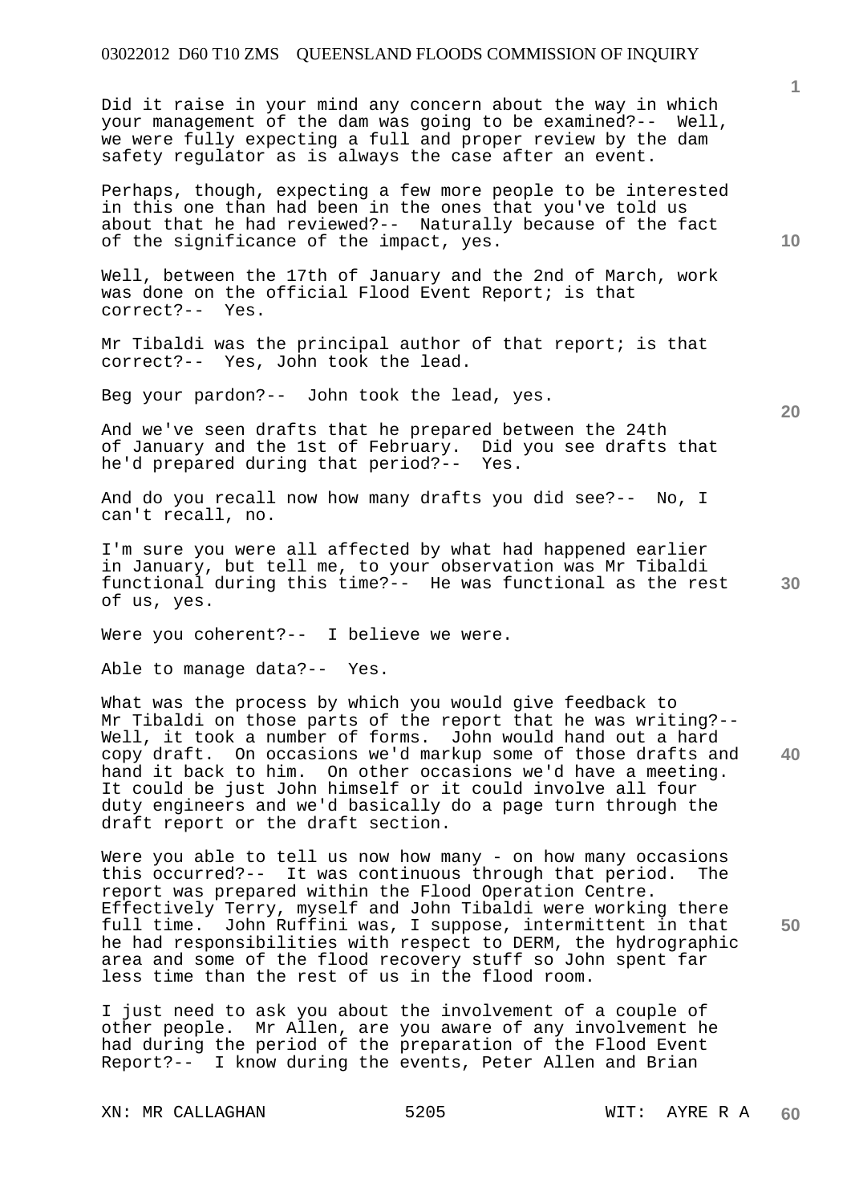Did it raise in your mind any concern about the way in which your management of the dam was going to be examined?-- Well, we were fully expecting a full and proper review by the dam safety regulator as is always the case after an event.

Perhaps, though, expecting a few more people to be interested in this one than had been in the ones that you've told us about that he had reviewed?-- Naturally because of the fact of the significance of the impact, yes.

Well, between the 17th of January and the 2nd of March, work was done on the official Flood Event Report; is that correct?-- Yes.

Mr Tibaldi was the principal author of that report; is that correct?-- Yes, John took the lead.

Beg your pardon?-- John took the lead, yes.

And we've seen drafts that he prepared between the 24th of January and the 1st of February. Did you see drafts that he'd prepared during that period?-- Yes.

And do you recall now how many drafts you did see?-- No, I can't recall, no.

I'm sure you were all affected by what had happened earlier in January, but tell me, to your observation was Mr Tibaldi functional during this time?-- He was functional as the rest of us, yes.

Were you coherent?-- I believe we were.

Able to manage data?-- Yes.

What was the process by which you would give feedback to Mr Tibaldi on those parts of the report that he was writing?-- Well, it took a number of forms. John would hand out a hard copy draft. On occasions we'd markup some of those drafts and hand it back to him. On other occasions we'd have a meeting. It could be just John himself or it could involve all four duty engineers and we'd basically do a page turn through the draft report or the draft section.

Were you able to tell us now how many - on how many occasions this occurred?-- It was continuous through that period. The report was prepared within the Flood Operation Centre. Effectively Terry, myself and John Tibaldi were working there full time. John Ruffini was, I suppose, intermittent in that he had responsibilities with respect to DERM, the hydrographic area and some of the flood recovery stuff so John spent far less time than the rest of us in the flood room.

I just need to ask you about the involvement of a couple of other people. Mr Allen, are you aware of any involvement he had during the period of the preparation of the Flood Event Report?-- I know during the events, Peter Allen and Brian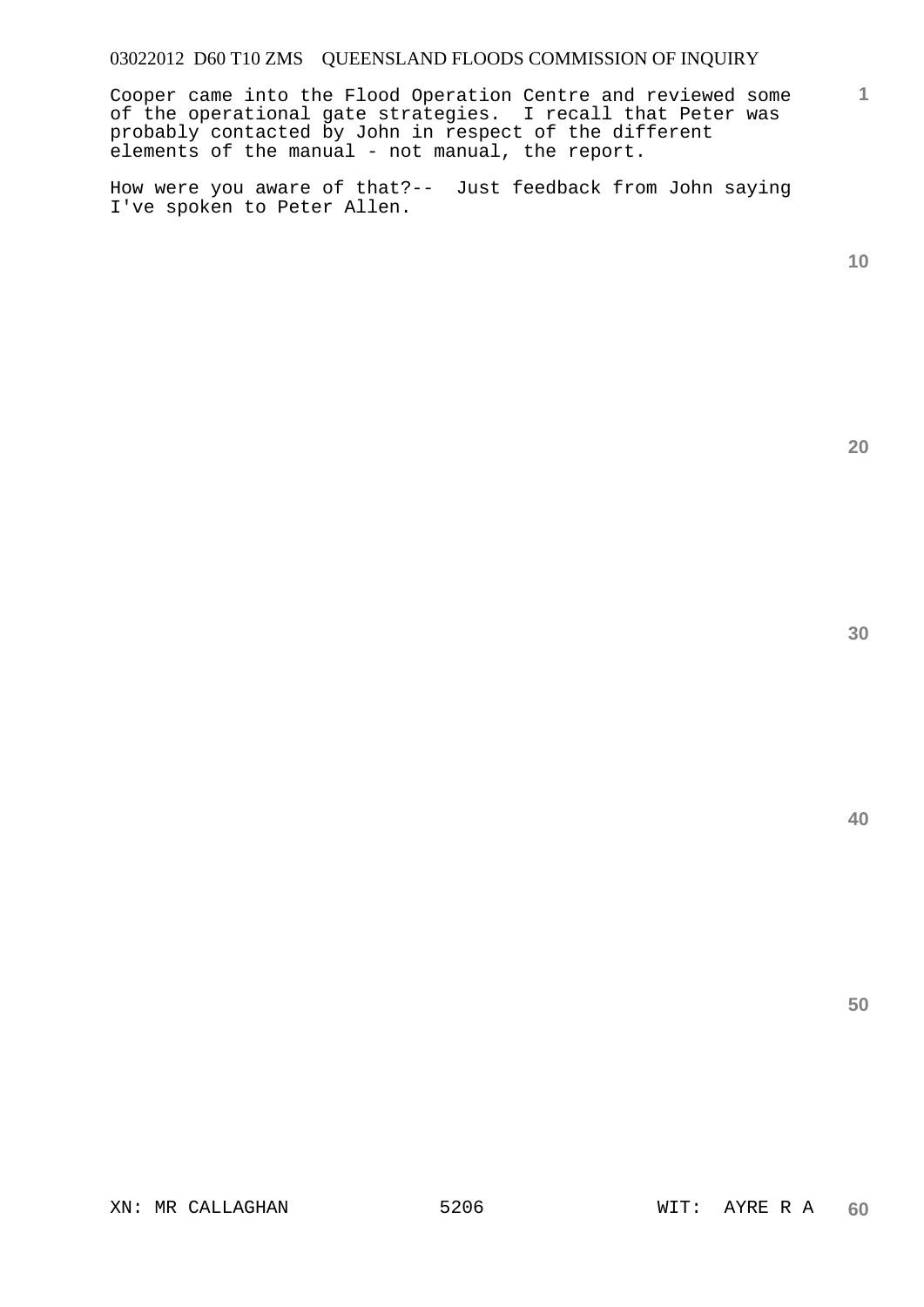Cooper came into the Flood Operation Centre and reviewed some of the operational gate strategies. I recall that Peter was probably contacted by John in respect of the different elements of the manual - not manual, the report.

How were you aware of that?-- Just feedback from John saying I've spoken to Peter Allen.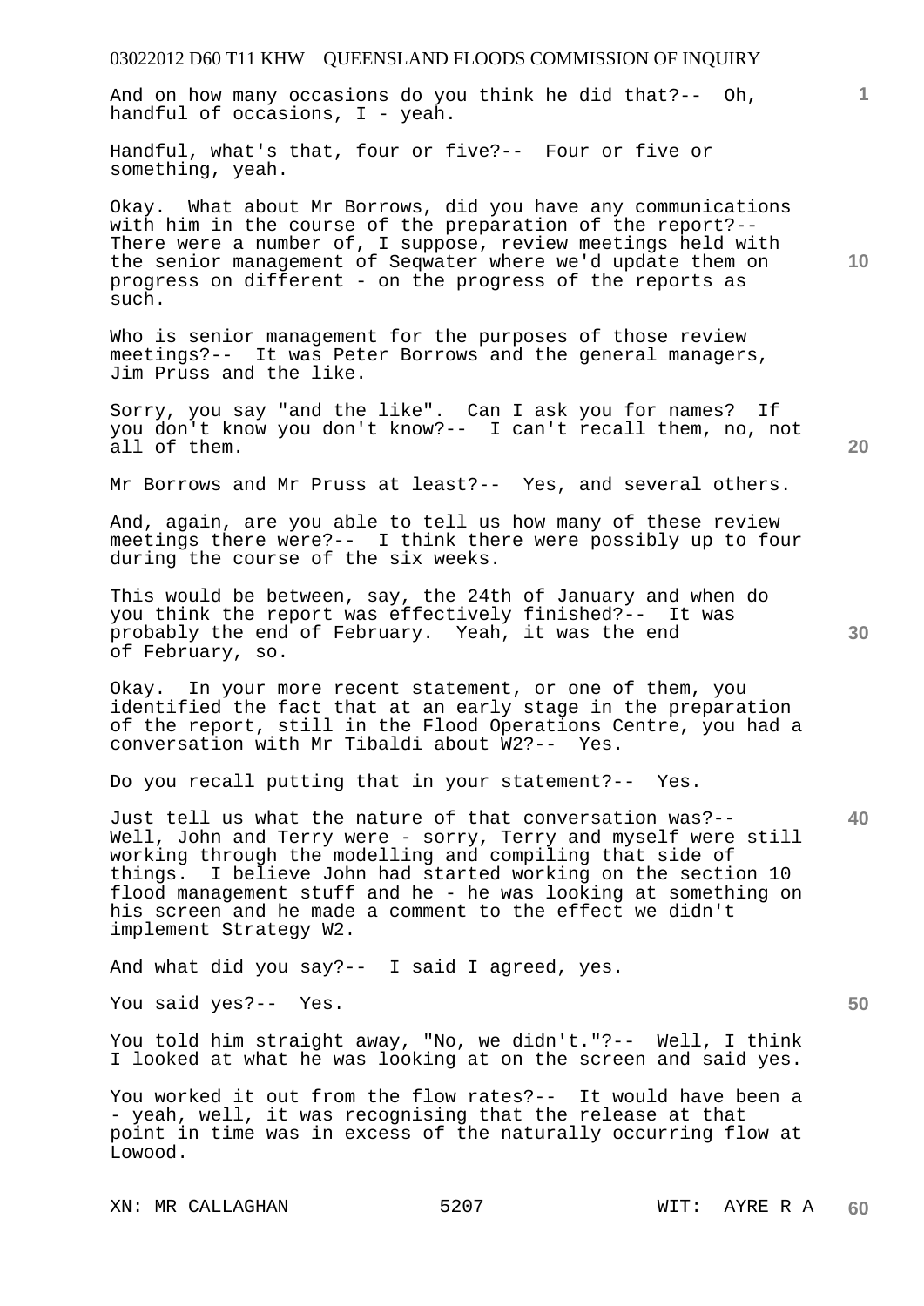And on how many occasions do you think he did that?-- Oh, handful of occasions, I - yeah.

Handful, what's that, four or five?-- Four or five or something, yeah.

Okay. What about Mr Borrows, did you have any communications with him in the course of the preparation of the report?-- There were a number of, I suppose, review meetings held with the senior management of Seqwater where we'd update them on progress on different - on the progress of the reports as such.

Who is senior management for the purposes of those review meetings?-- It was Peter Borrows and the general managers, Jim Pruss and the like.

Sorry, you say "and the like". Can I ask you for names? If you don't know you don't know?-- I can't recall them, no, not all of them.

Mr Borrows and Mr Pruss at least?-- Yes, and several others.

And, again, are you able to tell us how many of these review meetings there were?-- I think there were possibly up to four during the course of the six weeks.

This would be between, say, the 24th of January and when do you think the report was effectively finished?-- It was probably the end of February. Yeah, it was the end of February, so.

Okay. In your more recent statement, or one of them, you identified the fact that at an early stage in the preparation of the report, still in the Flood Operations Centre, you had a conversation with Mr Tibaldi about W2?-- Yes.

Do you recall putting that in your statement?-- Yes.

Just tell us what the nature of that conversation was?-- Well, John and Terry were - sorry, Terry and myself were still working through the modelling and compiling that side of things. I believe John had started working on the section 10 flood management stuff and he - he was looking at something on his screen and he made a comment to the effect we didn't implement Strategy W2.

And what did you say?-- I said I agreed, yes.

You said yes?-- Yes.

You told him straight away, "No, we didn't."?-- Well, I think I looked at what he was looking at on the screen and said yes.

You worked it out from the flow rates?-- It would have been a - yeah, well, it was recognising that the release at that point in time was in excess of the naturally occurring flow at Lowood.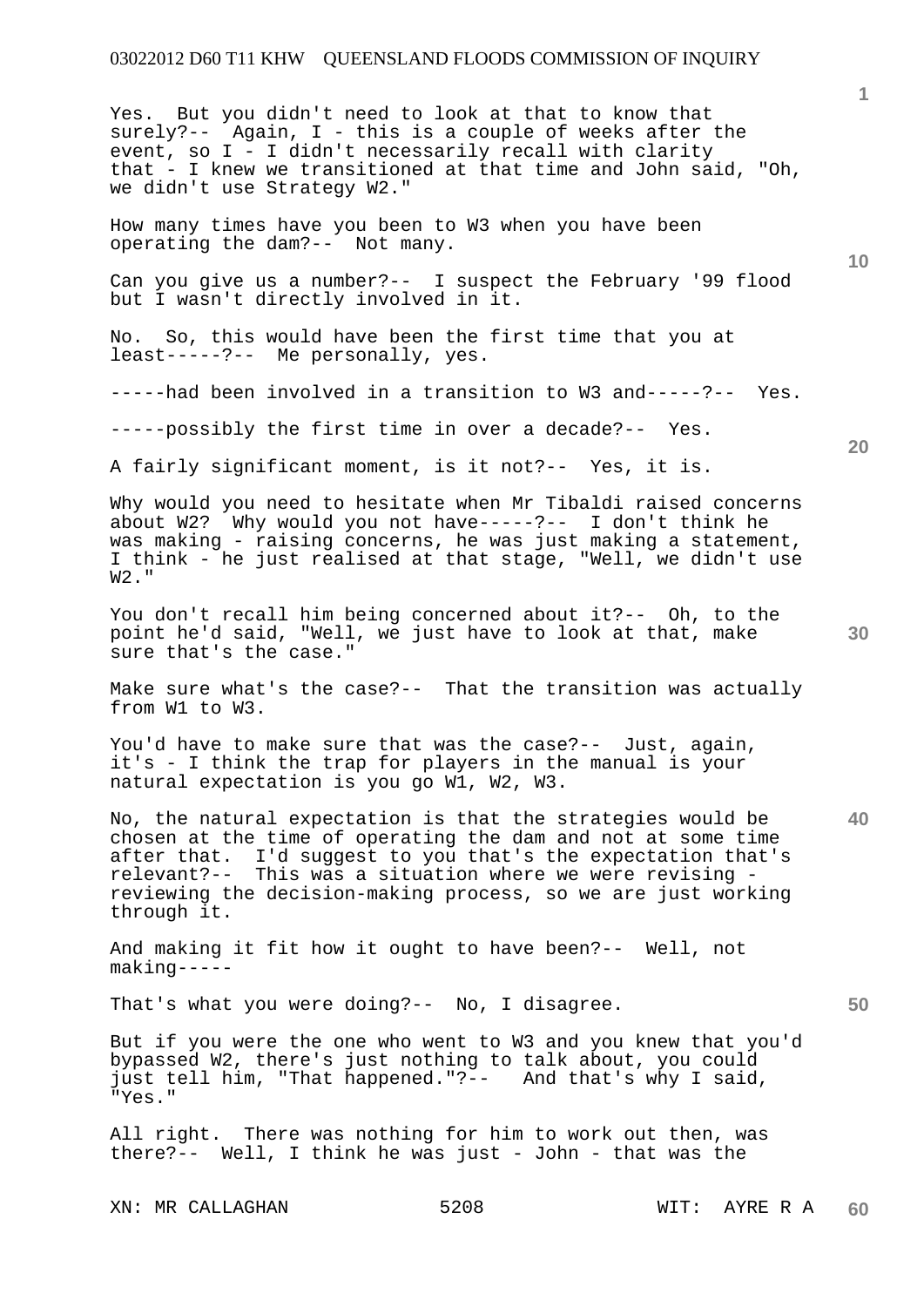Yes. But you didn't need to look at that to know that surely?-- Again, I - this is a couple of weeks after the event, so I - I didn't necessarily recall with clarity that - I knew we transitioned at that time and John said, "Oh, we didn't use Strategy W2."

How many times have you been to W3 when you have been operating the dam?-- Not many.

Can you give us a number?-- I suspect the February '99 flood but I wasn't directly involved in it.

No. So, this would have been the first time that you at least-----?-- Me personally, yes.

-----had been involved in a transition to W3 and-----?-- Yes.

-----possibly the first time in over a decade?-- Yes.

A fairly significant moment, is it not?-- Yes, it is.

Why would you need to hesitate when Mr Tibaldi raised concerns about W2? Why would you not have-----?-- I don't think he was making - raising concerns, he was just making a statement, I think - he just realised at that stage, "Well, we didn't use W2."

You don't recall him being concerned about it?-- Oh, to the point he'd said, "Well, we just have to look at that, make sure that's the case."

Make sure what's the case?-- That the transition was actually from W1 to W3.

You'd have to make sure that was the case?-- Just, again, it's - I think the trap for players in the manual is your natural expectation is you go W1, W2, W3.

No, the natural expectation is that the strategies would be chosen at the time of operating the dam and not at some time after that. I'd suggest to you that's the expectation that's relevant?-- This was a situation where we were revising - reviewing the decision-making process, so we are just working through it.

And making it fit how it ought to have been?-- Well, not making-----

That's what you were doing?-- No, I disagree.

But if you were the one who went to W3 and you knew that you'd bypassed W2, there's just nothing to talk about, you could just tell him, "That happened."?-- And that's why I said, "Yes."

All right. There was nothing for him to work out then, was there?-- Well, I think he was just - John - that was the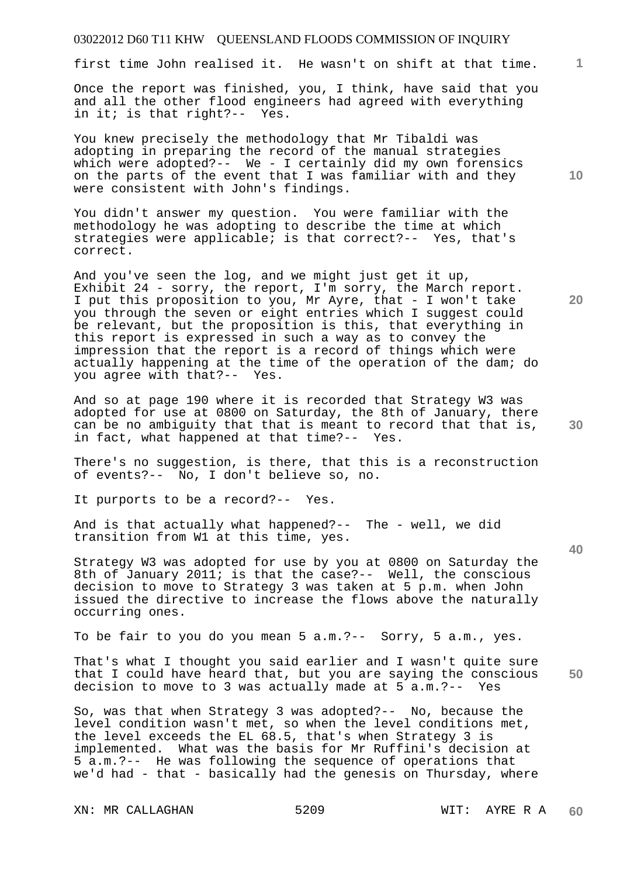first time John realised it. He wasn't on shift at that time.

Once the report was finished, you, I think, have said that you and all the other flood engineers had agreed with everything in it; is that right?-- Yes.

You knew precisely the methodology that Mr Tibaldi was adopting in preparing the record of the manual strategies which were adopted?-- We - I certainly did my own forensics on the parts of the event that I was familiar with and they were consistent with John's findings.

You didn't answer my question. You were familiar with the methodology he was adopting to describe the time at which strategies were applicable; is that correct?-- Yes, that's correct.

And you've seen the log, and we might just get it up, Exhibit 24 - sorry, the report, I'm sorry, the March report. I put this proposition to you, Mr Ayre, that - I won't take you through the seven or eight entries which I suggest could be relevant, but the proposition is this, that everything in this report is expressed in such a way as to convey the impression that the report is a record of things which were actually happening at the time of the operation of the dam; do you agree with that?-- Yes.

And so at page 190 where it is recorded that Strategy W3 was adopted for use at 0800 on Saturday, the 8th of January, there can be no ambiguity that that is meant to record that that is, in fact, what happened at that time?-- Yes.

There's no suggestion, is there, that this is a reconstruction of events?-- No, I don't believe so, no.

It purports to be a record?-- Yes.

And is that actually what happened?-- The - well, we did transition from W1 at this time, yes.

Strategy W3 was adopted for use by you at 0800 on Saturday the 8th of January 2011; is that the case?-- Well, the conscious decision to move to Strategy 3 was taken at 5 p.m. when John issued the directive to increase the flows above the naturally occurring ones.

To be fair to you do you mean 5 a.m.?-- Sorry, 5 a.m., yes.

That's what I thought you said earlier and I wasn't quite sure that I could have heard that, but you are saying the conscious decision to move to 3 was actually made at 5 a.m.?-- Yes

So, was that when Strategy 3 was adopted?-- No, because the level condition wasn't met, so when the level conditions met, the level exceeds the EL 68.5, that's when Strategy 3 is implemented. What was the basis for Mr Ruffini's decision at 5 a.m.?-- He was following the sequence of operations that we'd had - that - basically had the genesis on Thursday, where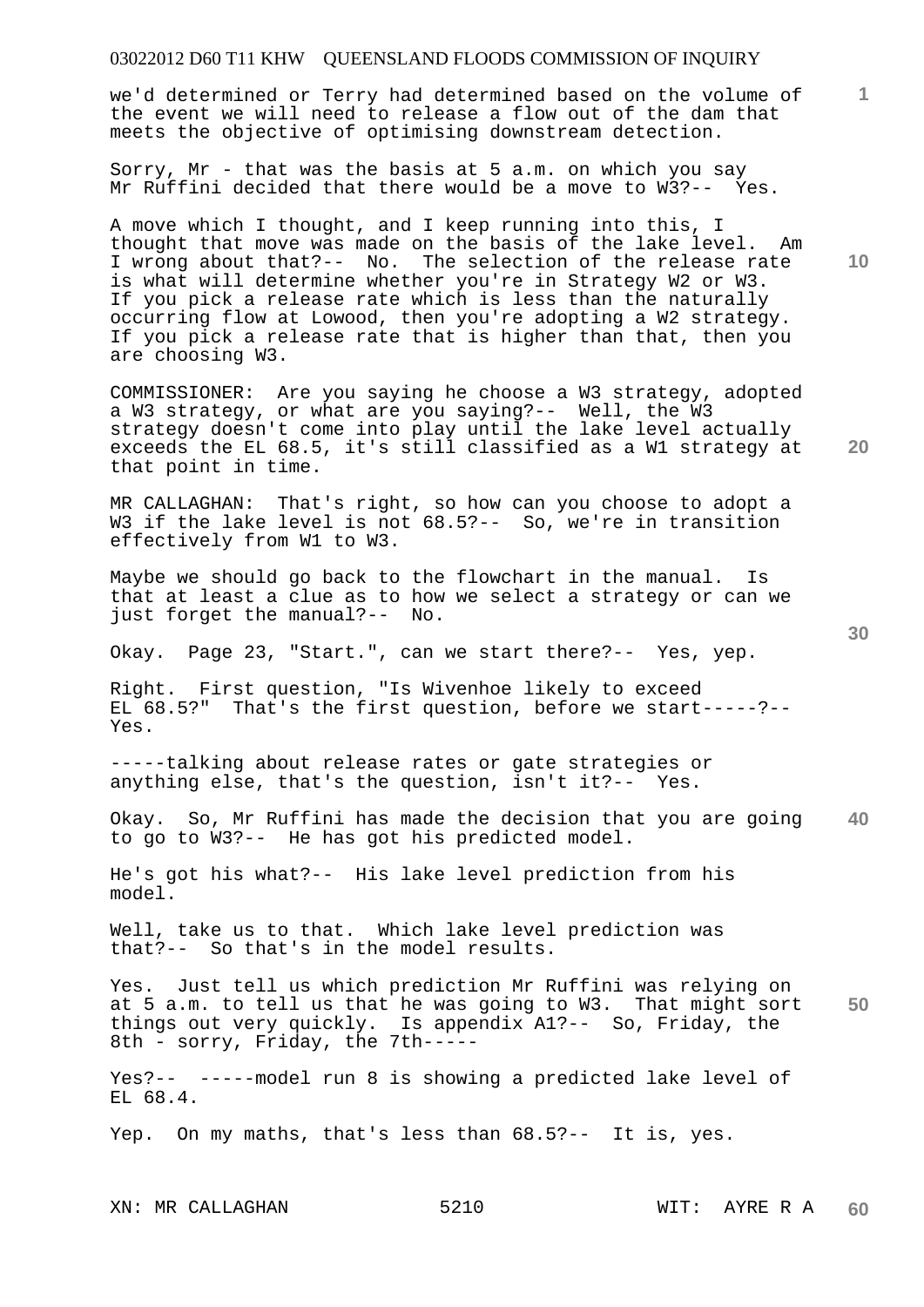we'd determined or Terry had determined based on the volume of the event we will need to release a flow out of the dam that meets the objective of optimising downstream detection.

Sorry, Mr - that was the basis at 5 a.m. on which you say Mr Ruffini decided that there would be a move to W3?-- Yes.

A move which I thought, and I keep running into this, I thought that move was made on the basis of the lake level. Am I wrong about that?-- No. The selection of the release rate is what will determine whether you're in Strategy W2 or W3. If you pick a release rate which is less than the naturally occurring flow at Lowood, then you're adopting a W2 strategy. If you pick a release rate that is higher than that, then you are choosing W3.

COMMISSIONER: Are you saying he choose a W3 strategy, adopted a W3 strategy, or what are you saying?-- Well, the W3 strategy doesn't come into play until the lake level actually exceeds the EL 68.5, it's still classified as a W1 strategy at that point in time.

MR CALLAGHAN: That's right, so how can you choose to adopt a W3 if the lake level is not 68.5?-- So, we're in transition effectively from W1 to W3.

Maybe we should go back to the flowchart in the manual. Is that at least a clue as to how we select a strategy or can we just forget the manual?-- No.

Okay. Page 23, "Start.", can we start there?-- Yes, yep.

Right. First question, "Is Wivenhoe likely to exceed EL 68.5?" That's the first question, before we start-----?-- Yes.

-----talking about release rates or gate strategies or anything else, that's the question, isn't it?-- Yes.

Okay. So, Mr Ruffini has made the decision that you are going to go to W3?-- He has got his predicted model.

He's got his what?-- His lake level prediction from his model.

Well, take us to that. Which lake level prediction was that?-- So that's in the model results.

Yes. Just tell us which prediction Mr Ruffini was relying on at 5 a.m. to tell us that he was going to W3. That might sort things out very quickly. Is appendix A1?-- So, Friday, the 8th - sorry, Friday, the 7th-----

Yes?-- -----model run 8 is showing a predicted lake level of EL 68.4.

Yep. On my maths, that's less than 68.5?-- It is, yes.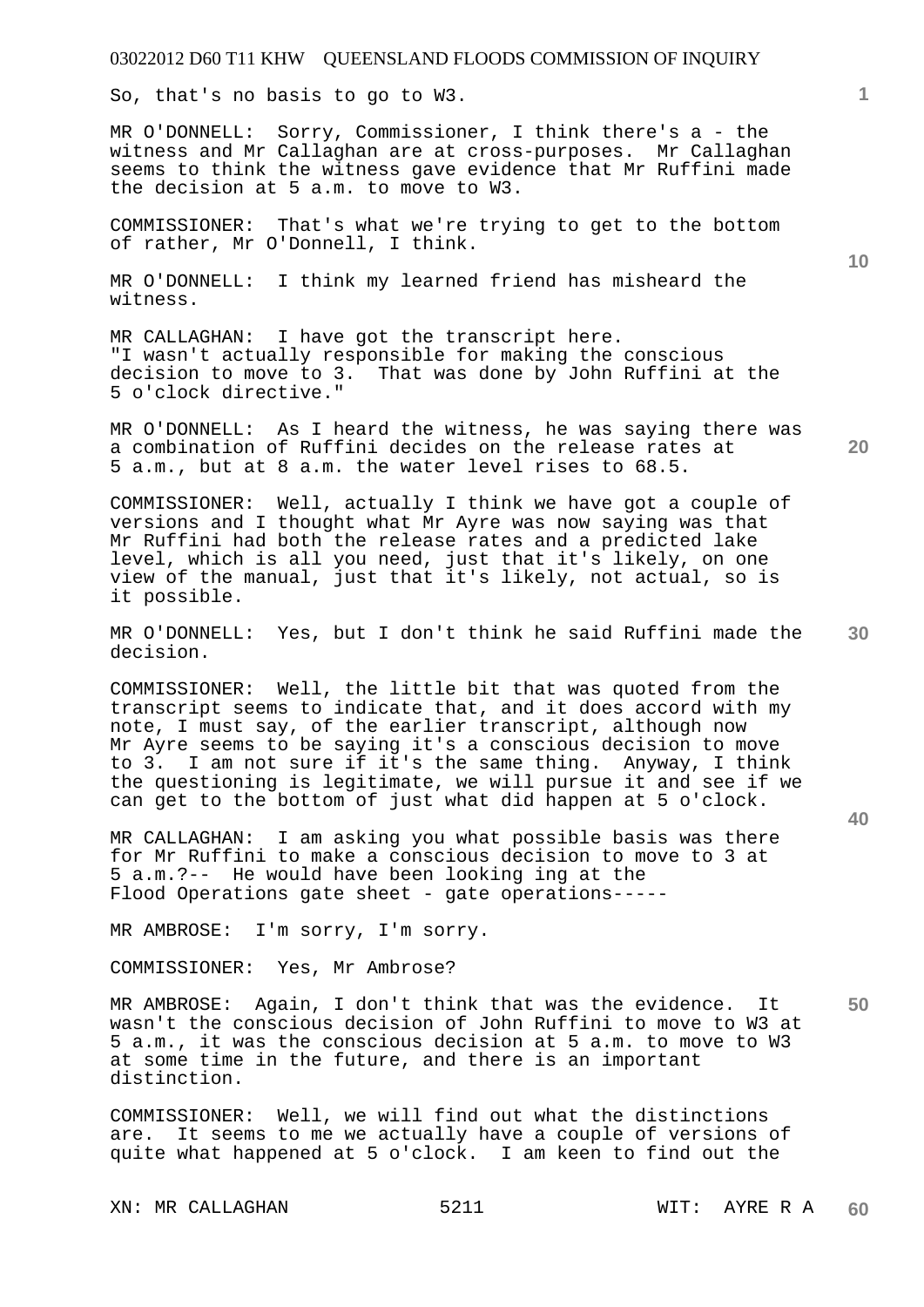So, that's no basis to go to W3.

MR O'DONNELL: Sorry, Commissioner, I think there's a - the witness and Mr Callaghan are at cross-purposes. Mr Callaghan seems to think the witness gave evidence that Mr Ruffini made the decision at 5 a.m. to move to W3.

COMMISSIONER: That's what we're trying to get to the bottom of rather, Mr O'Donnell, I think.

MR O'DONNELL: I think my learned friend has misheard the witness.

MR CALLAGHAN: I have got the transcript here. "I wasn't actually responsible for making the conscious decision to move to 3. That was done by John Ruffini at the 5 o'clock directive."

MR O'DONNELL: As I heard the witness, he was saying there was a combination of Ruffini decides on the release rates at 5 a.m., but at 8 a.m. the water level rises to 68.5.

COMMISSIONER: Well, actually I think we have got a couple of versions and I thought what Mr Ayre was now saying was that Mr Ruffini had both the release rates and a predicted lake level, which is all you need, just that it's likely, on one view of the manual, just that it's likely, not actual, so is it possible.

MR O'DONNELL: Yes, but I don't think he said Ruffini made the decision.

COMMISSIONER: Well, the little bit that was quoted from the transcript seems to indicate that, and it does accord with my note, I must say, of the earlier transcript, although now Mr Ayre seems to be saying it's a conscious decision to move to 3. I am not sure if it's the same thing. Anyway, I think the questioning is legitimate, we will pursue it and see if we can get to the bottom of just what did happen at 5 o'clock.

MR CALLAGHAN: I am asking you what possible basis was there for Mr Ruffini to make a conscious decision to move to 3 at 5 a.m.?-- He would have been looking ing at the Flood Operations gate sheet - gate operations-----

MR AMBROSE: I'm sorry, I'm sorry.

COMMISSIONER: Yes, Mr Ambrose?

MR AMBROSE: Again, I don't think that was the evidence. It wasn't the conscious decision of John Ruffini to move to W3 at 5 a.m., it was the conscious decision at 5 a.m. to move to W3 at some time in the future, and there is an important distinction.

COMMISSIONER: Well, we will find out what the distinctions are. It seems to me we actually have a couple of versions of quite what happened at 5 o'clock. I am keen to find out the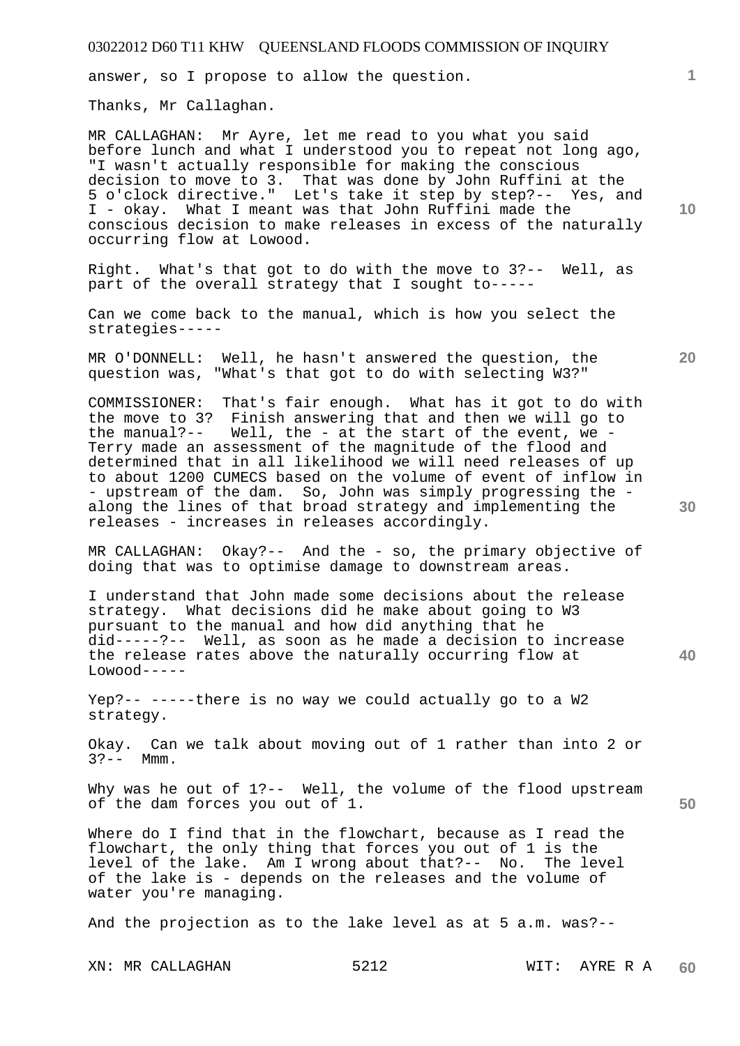answer, so I propose to allow the question.

Thanks, Mr Callaghan.

MR CALLAGHAN: Mr Ayre, let me read to you what you said before lunch and what I understood you to repeat not long ago, "I wasn't actually responsible for making the conscious decision to move to 3. That was done by John Ruffini at the 5 o'clock directive." Let's take it step by step?-- Yes, and I - okay. What I meant was that John Ruffini made the conscious decision to make releases in excess of the naturally occurring flow at Lowood.

Right. What's that got to do with the move to 3?-- Well, as part of the overall strategy that I sought to-----

Can we come back to the manual, which is how you select the strategies-----

MR O'DONNELL: Well, he hasn't answered the question, the question was, "What's that got to do with selecting W3?"

COMMISSIONER: That's fair enough. What has it got to do with the move to 3? Finish answering that and then we will go to the manual?-- Well, the - at the start of the event, we - Terry made an assessment of the magnitude of the flood and determined that in all likelihood we will need releases of up to about 1200 CUMECS based on the volume of event of inflow in - upstream of the dam. So, John was simply progressing the - along the lines of that broad strategy and implementing the releases - increases in releases accordingly.

MR CALLAGHAN: Okay?-- And the - so, the primary objective of doing that was to optimise damage to downstream areas.

I understand that John made some decisions about the release strategy. What decisions did he make about going to W3 pursuant to the manual and how did anything that he did-----?-- Well, as soon as he made a decision to increase the release rates above the naturally occurring flow at Lowood-----

Yep?-- -----there is no way we could actually go to a W2 strategy.

Okay. Can we talk about moving out of 1 rather than into 2 or 3?-- Mmm.

Why was he out of 1?-- Well, the volume of the flood upstream of the dam forces you out of 1.

Where do I find that in the flowchart, because as I read the flowchart, the only thing that forces you out of 1 is the level of the lake. Am I wrong about that?-- No. The level of the lake is - depends on the releases and the volume of water you're managing.

And the projection as to the lake level as at 5 a.m. was?--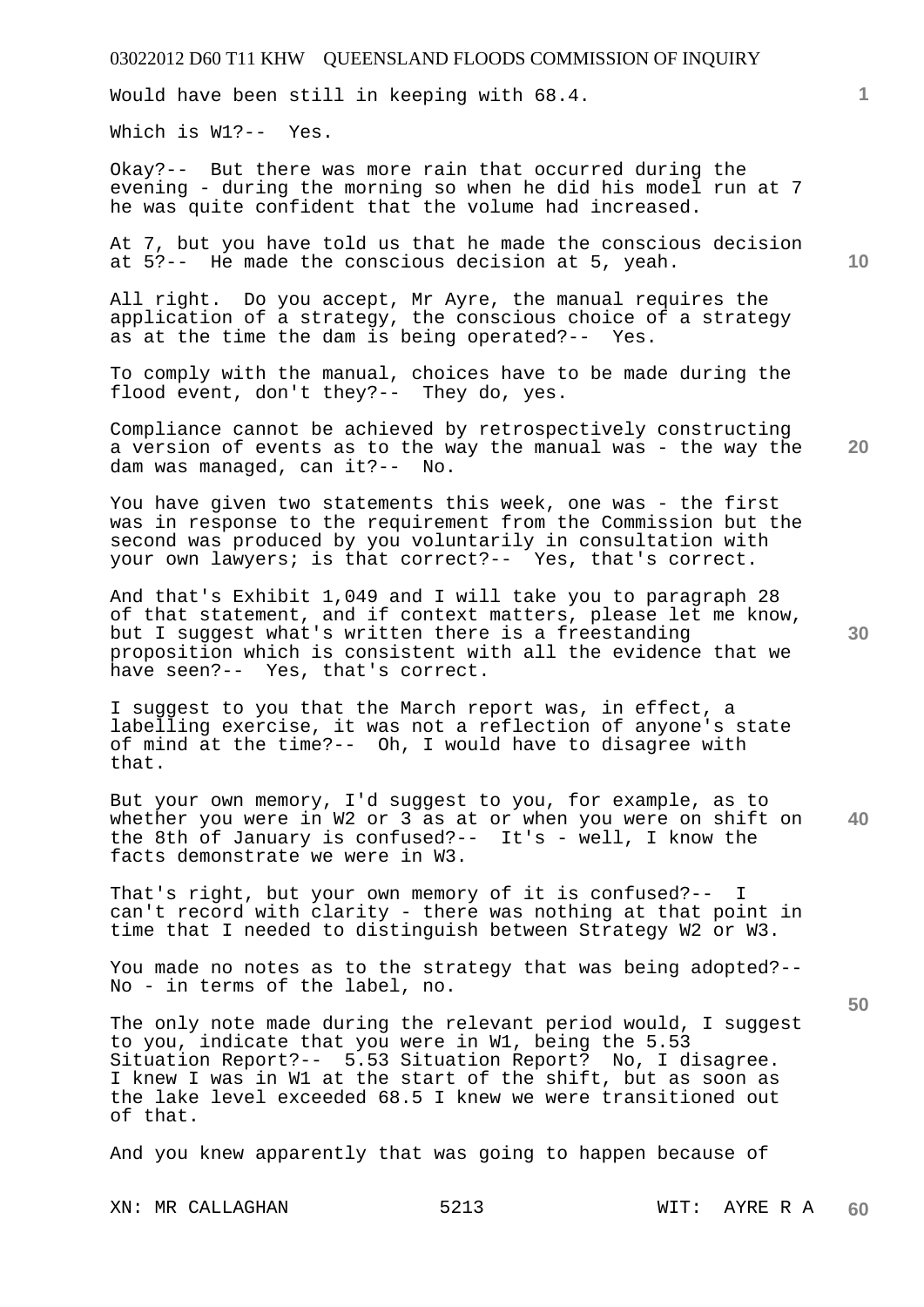Would have been still in keeping with 68.4.

Which is W1?-- Yes.

Okay?-- But there was more rain that occurred during the evening - during the morning so when he did his model run at 7 he was quite confident that the volume had increased.

At 7, but you have told us that he made the conscious decision at 5?-- He made the conscious decision at 5, yeah.

All right. Do you accept, Mr Ayre, the manual requires the application of a strategy, the conscious choice of a strategy as at the time the dam is being operated?-- Yes.

To comply with the manual, choices have to be made during the flood event, don't they?-- They do, yes.

Compliance cannot be achieved by retrospectively constructing a version of events as to the way the manual was - the way the dam was managed, can it?-- No.

You have given two statements this week, one was - the first was in response to the requirement from the Commission but the second was produced by you voluntarily in consultation with your own lawyers; is that correct?-- Yes, that's correct.

And that's Exhibit 1,049 and I will take you to paragraph 28 of that statement, and if context matters, please let me know, but I suggest what's written there is a freestanding proposition which is consistent with all the evidence that we have seen?-- Yes, that's correct.

I suggest to you that the March report was, in effect, a labelling exercise, it was not a reflection of anyone's state of mind at the time?-- Oh, I would have to disagree with that.

But your own memory, I'd suggest to you, for example, as to whether you were in W2 or 3 as at or when you were on shift on the 8th of January is confused?-- It's - well, I know the facts demonstrate we were in W3.

That's right, but your own memory of it is confused?-- I can't record with clarity - there was nothing at that point in time that I needed to distinguish between Strategy W2 or W3.

You made no notes as to the strategy that was being adopted?-- No - in terms of the label, no.

The only note made during the relevant period would, I suggest to you, indicate that you were in W1, being the 5.53 Situation Report?-- 5.53 Situation Report? No, I disagree. I knew I was in W1 at the start of the shift, but as soon as the lake level exceeded 68.5 I knew we were transitioned out of that.

And you knew apparently that was going to happen because of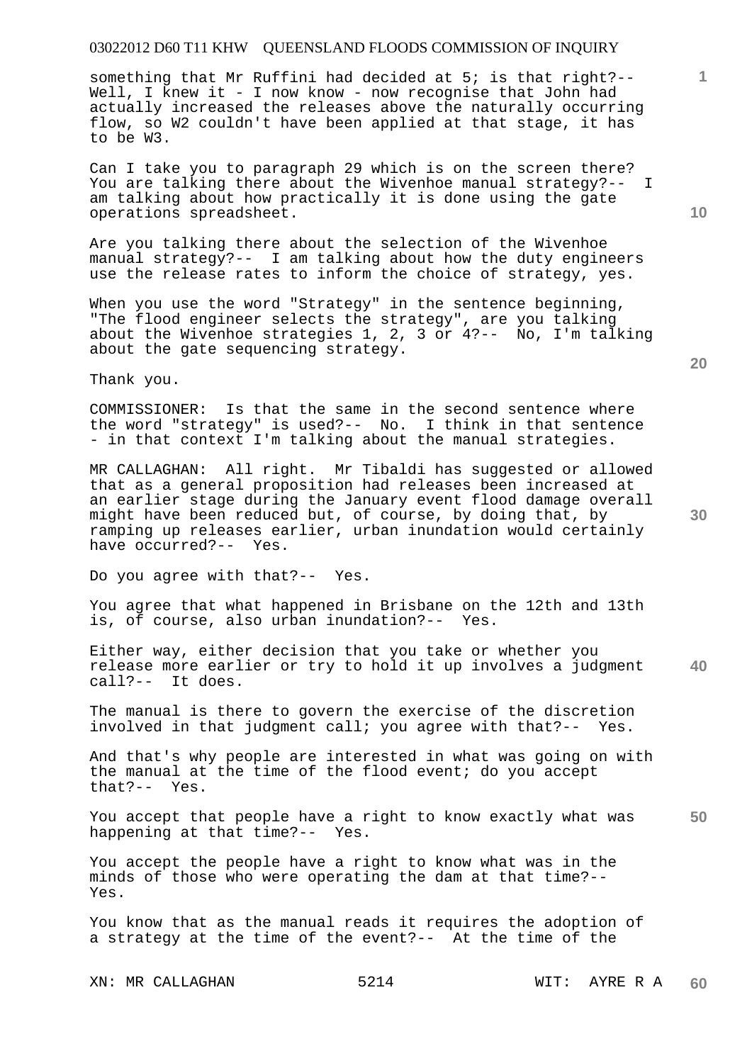something that Mr Ruffini had decided at 5; is that right?-- Well, I knew it - I now know - now recognise that John had actually increased the releases above the naturally occurring flow, so W2 couldn't have been applied at that stage, it has to be W3.

Can I take you to paragraph 29 which is on the screen there? You are talking there about the Wivenhoe manual strategy?-- I am talking about how practically it is done using the gate operations spreadsheet.

Are you talking there about the selection of the Wivenhoe manual strategy?-- I am talking about how the duty engineers use the release rates to inform the choice of strategy, yes.

When you use the word "Strategy" in the sentence beginning, "The flood engineer selects the strategy", are you talking about the Wivenhoe strategies 1, 2, 3 or 4?-- No, I'm talking about the gate sequencing strategy.

Thank you.

COMMISSIONER: Is that the same in the second sentence where the word "strategy" is used?-- No. I think in that sentence - in that context I'm talking about the manual strategies.

MR CALLAGHAN: All right. Mr Tibaldi has suggested or allowed that as a general proposition had releases been increased at an earlier stage during the January event flood damage overall might have been reduced but, of course, by doing that, by ramping up releases earlier, urban inundation would certainly have occurred?-- Yes.

Do you agree with that?-- Yes.

You agree that what happened in Brisbane on the 12th and 13th is, of course, also urban inundation?-- Yes.

Either way, either decision that you take or whether you release more earlier or try to hold it up involves a judgment call?-- It does.

The manual is there to govern the exercise of the discretion involved in that judgment call; you agree with that?-- Yes.

And that's why people are interested in what was going on with the manual at the time of the flood event; do you accept that?-- Yes.

You accept that people have a right to know exactly what was happening at that time?-- Yes.

You accept the people have a right to know what was in the minds of those who were operating the dam at that time?-- Yes.

You know that as the manual reads it requires the adoption of a strategy at the time of the event?-- At the time of the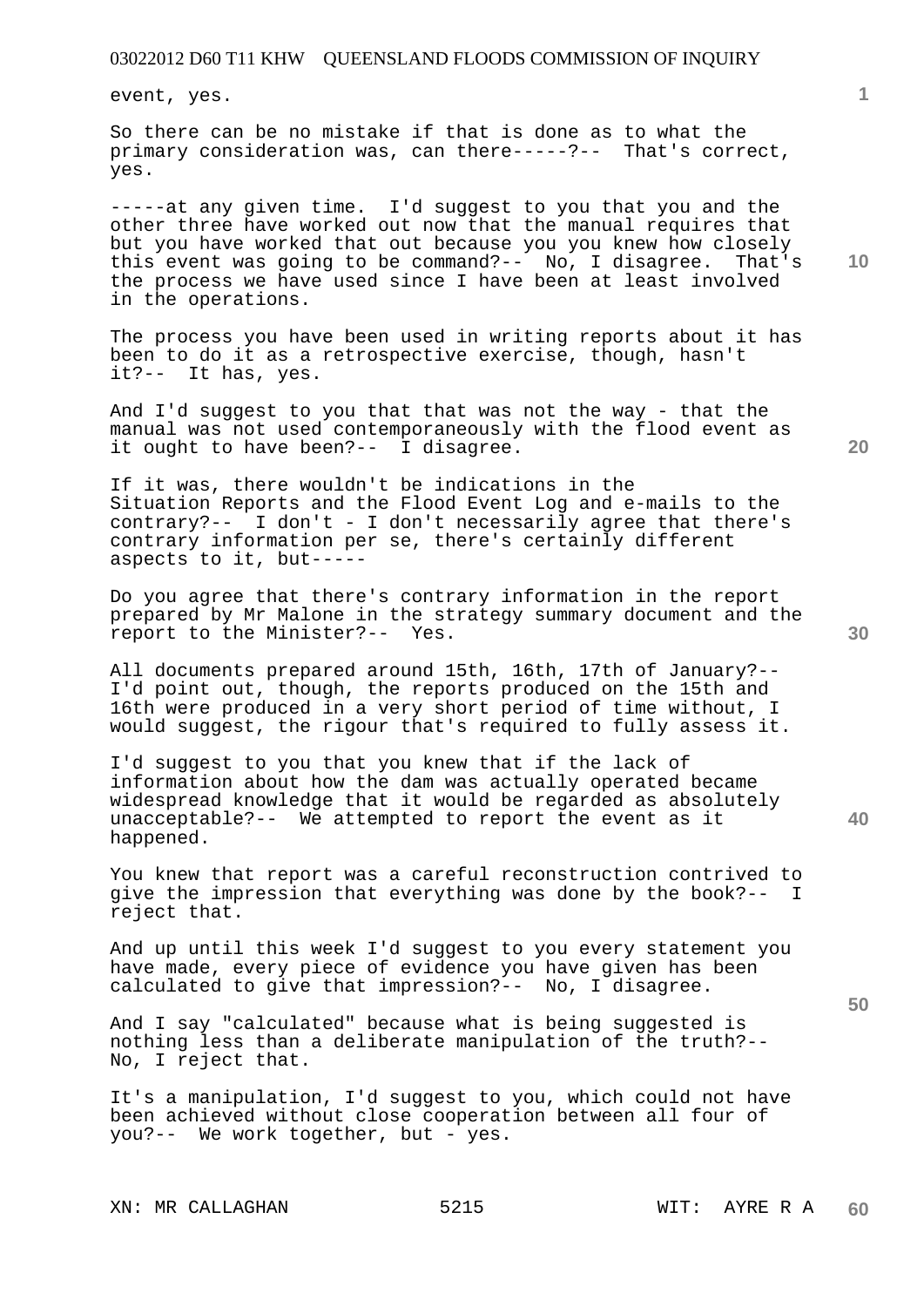event, yes.

So there can be no mistake if that is done as to what the primary consideration was, can there-----?-- That's correct, yes.

-----at any given time. I'd suggest to you that you and the other three have worked out now that the manual requires that but you have worked that out because you you knew how closely this event was going to be command?-- No, I disagree. That's the process we have used since I have been at least involved in the operations.

The process you have been used in writing reports about it has been to do it as a retrospective exercise, though, hasn't it?-- It has, yes.

And I'd suggest to you that that was not the way - that the manual was not used contemporaneously with the flood event as it ought to have been?-- I disagree.

If it was, there wouldn't be indications in the Situation Reports and the Flood Event Log and e-mails to the contrary?-- I don't - I don't necessarily agree that there's contrary information per se, there's certainly different aspects to it, but-----

Do you agree that there's contrary information in the report prepared by Mr Malone in the strategy summary document and the report to the Minister?-- Yes.

All documents prepared around 15th, 16th, 17th of January?-- I'd point out, though, the reports produced on the 15th and 16th were produced in a very short period of time without, I would suggest, the rigour that's required to fully assess it.

I'd suggest to you that you knew that if the lack of information about how the dam was actually operated became widespread knowledge that it would be regarded as absolutely unacceptable?-- We attempted to report the event as it happened.

You knew that report was a careful reconstruction contrived to give the impression that everything was done by the book?-- I reject that.

And up until this week I'd suggest to you every statement you have made, every piece of evidence you have given has been calculated to give that impression?-- No, I disagree.

And I say "calculated" because what is being suggested is nothing less than a deliberate manipulation of the truth?-- No, I reject that.

It's a manipulation, I'd suggest to you, which could not have been achieved without close cooperation between all four of you?-- We work together, but - yes.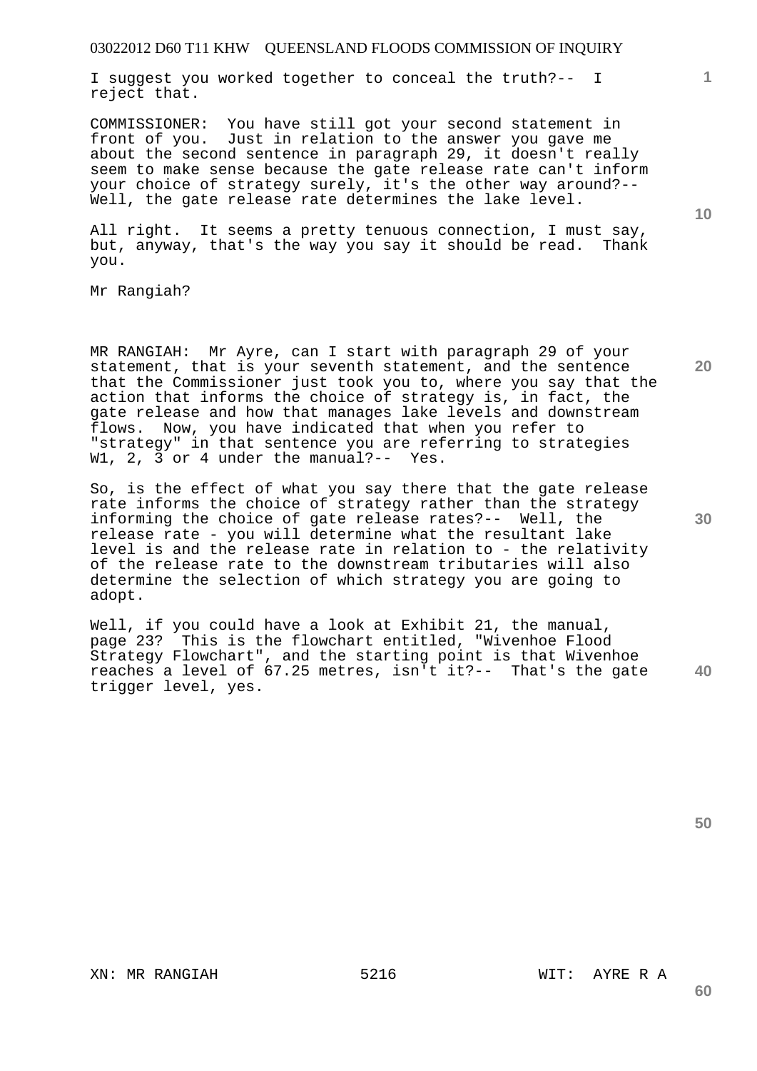I suggest you worked together to conceal the truth?-- I reject that.

COMMISSIONER: You have still got your second statement in front of you. Just in relation to the answer you gave me about the second sentence in paragraph 29, it doesn't really seem to make sense because the gate release rate can't inform your choice of strategy surely, it's the other way around?-- Well, the gate release rate determines the lake level.

All right. It seems a pretty tenuous connection, I must say, but, anyway, that's the way you say it should be read. Thank you.

Mr Rangiah?

MR RANGIAH: Mr Ayre, can I start with paragraph 29 of your statement, that is your seventh statement, and the sentence that the Commissioner just took you to, where you say that the action that informs the choice of strategy is, in fact, the gate release and how that manages lake levels and downstream flows. Now, you have indicated that when you refer to "strategy" in that sentence you are referring to strategies W1, 2, 3 or 4 under the manual?-- Yes.

So, is the effect of what you say there that the gate release rate informs the choice of strategy rather than the strategy informing the choice of gate release rates?-- Well, the release rate - you will determine what the resultant lake level is and the release rate in relation to - the relativity of the release rate to the downstream tributaries will also determine the selection of which strategy you are going to adopt.

Well, if you could have a look at Exhibit 21, the manual, page 23? This is the flowchart entitled, "Wivenhoe Flood Strategy Flowchart", and the starting point is that Wivenhoe reaches a level of 67.25 metres, isn't it?-- That's the gate trigger level, yes.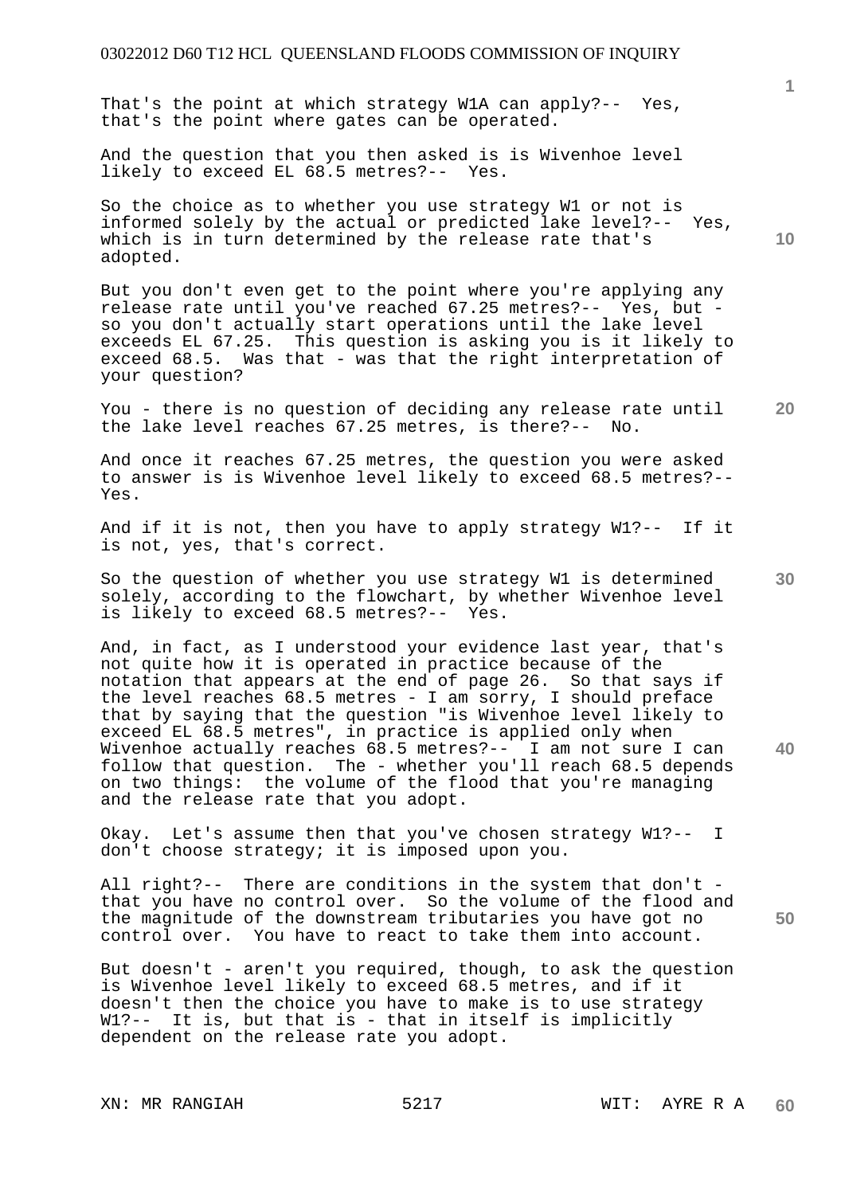That's the point at which strategy W1A can apply?-- Yes, that's the point where gates can be operated.

And the question that you then asked is is Wivenhoe level likely to exceed EL 68.5 metres?-- Yes.

So the choice as to whether you use strategy W1 or not is informed solely by the actual or predicted lake level?-- Yes, which is in turn determined by the release rate that's adopted.

But you don't even get to the point where you're applying any release rate until you've reached 67.25 metres?-- Yes, but - so you don't actually start operations until the lake level exceeds EL 67.25. This question is asking you is it likely to exceed 68.5. Was that - was that the right interpretation of your question?

You - there is no question of deciding any release rate until the lake level reaches 67.25 metres, is there?-- No.

And once it reaches 67.25 metres, the question you were asked to answer is is Wivenhoe level likely to exceed 68.5 metres?-- Yes.

And if it is not, then you have to apply strategy W1?-- If it is not, yes, that's correct.

So the question of whether you use strategy W1 is determined solely, according to the flowchart, by whether Wivenhoe level is likely to exceed 68.5 metres?-- Yes.

And, in fact, as I understood your evidence last year, that's not quite how it is operated in practice because of the notation that appears at the end of page 26. So that says if the level reaches 68.5 metres - I am sorry, I should preface that by saying that the question "is Wivenhoe level likely to exceed EL 68.5 metres", in practice is applied only when Wivenhoe actually reaches 68.5 metres?-- I am not sure I can follow that question. The - whether you'll reach 68.5 depends on two things: the volume of the flood that you're managing and the release rate that you adopt.

Okay. Let's assume then that you've chosen strategy W1?-- I don't choose strategy; it is imposed upon you.

All right?-- There are conditions in the system that don't - that you have no control over. So the volume of the flood and the magnitude of the downstream tributaries you have got no control over. You have to react to take them into account.

But doesn't - aren't you required, though, to ask the question is Wivenhoe level likely to exceed 68.5 metres, and if it doesn't then the choice you have to make is to use strategy W1?-- It is, but that is - that in itself is implicitly dependent on the release rate you adopt.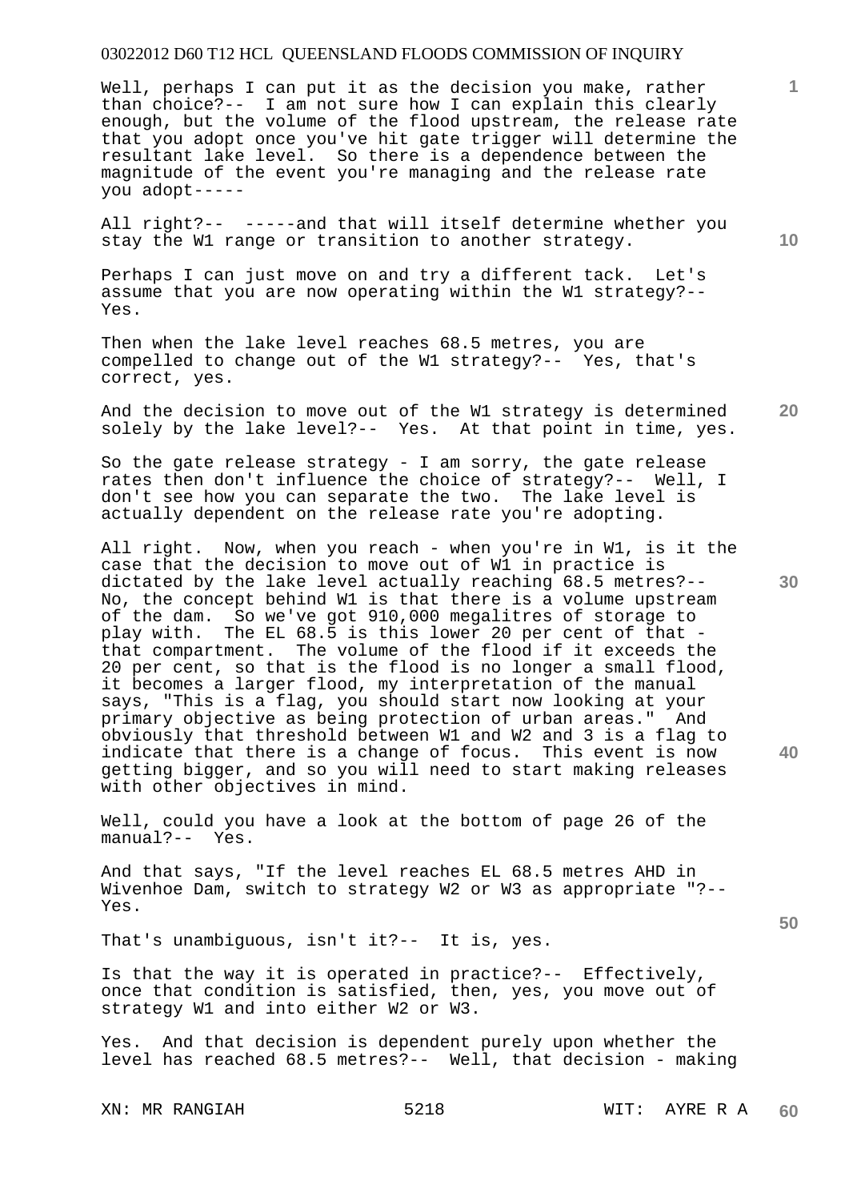Well, perhaps I can put it as the decision you make, rather than choice?-- I am not sure how I can explain this clearly enough, but the volume of the flood upstream, the release rate that you adopt once you've hit gate trigger will determine the resultant lake level. So there is a dependence between the magnitude of the event you're managing and the release rate you adopt-----

All right?-- -----and that will itself determine whether you stay the W1 range or transition to another strategy.

Perhaps I can just move on and try a different tack. Let's assume that you are now operating within the W1 strategy?-- Yes.

Then when the lake level reaches 68.5 metres, you are compelled to change out of the W1 strategy?-- Yes, that's correct, yes.

And the decision to move out of the W1 strategy is determined solely by the lake level?-- Yes. At that point in time, yes.

So the gate release strategy - I am sorry, the gate release rates then don't influence the choice of strategy?-- Well, I don't see how you can separate the two. The lake level is actually dependent on the release rate you're adopting.

All right. Now, when you reach - when you're in W1, is it the case that the decision to move out of W1 in practice is dictated by the lake level actually reaching 68.5 metres?-- No, the concept behind W1 is that there is a volume upstream of the dam. So we've got 910,000 megalitres of storage to play with. The EL 68.5 is this lower 20 per cent of that - that compartment. The volume of the flood if it exceeds the 20 per cent, so that is the flood is no longer a small flood, it becomes a larger flood, my interpretation of the manual says, "This is a flag, you should start now looking at your primary objective as being protection of urban areas." And obviously that threshold between W1 and W2 and 3 is a flag to indicate that there is a change of focus. This event is now getting bigger, and so you will need to start making releases with other objectives in mind.

Well, could you have a look at the bottom of page 26 of the manual?-- Yes.

And that says, "If the level reaches EL 68.5 metres AHD in Wivenhoe Dam, switch to strategy W2 or W3 as appropriate "?-- Yes.

That's unambiguous, isn't it?-- It is, yes.

Is that the way it is operated in practice?-- Effectively, once that condition is satisfied, then, yes, you move out of strategy W1 and into either W2 or W3.

Yes. And that decision is dependent purely upon whether the level has reached 68.5 metres?-- Well, that decision - making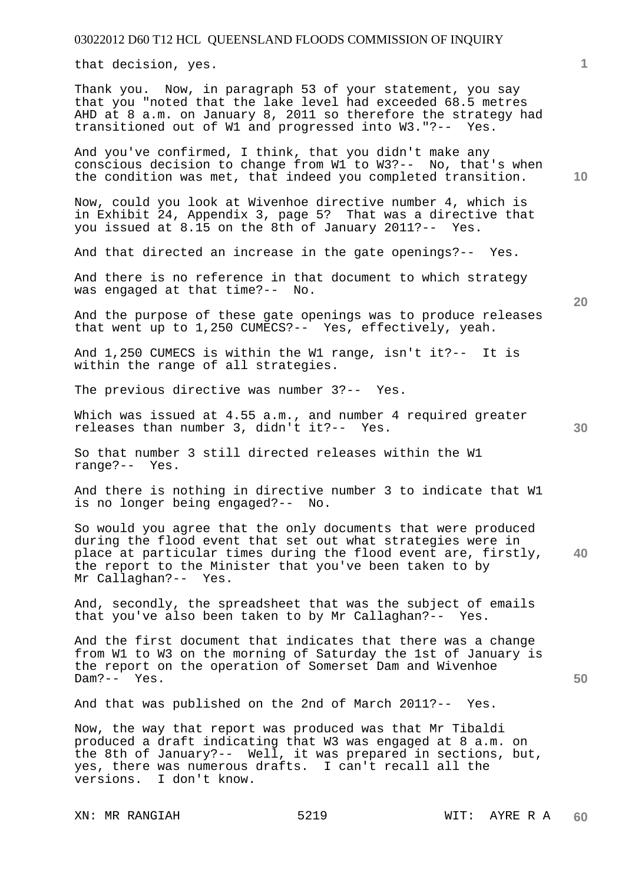that decision, yes.

Thank you. Now, in paragraph 53 of your statement, you say that you "noted that the lake level had exceeded 68.5 metres AHD at 8 a.m. on January 8, 2011 so therefore the strategy had transitioned out of W1 and progressed into W3."?-- Yes.

And you've confirmed, I think, that you didn't make any conscious decision to change from W1 to W3?-- No, that's when the condition was met, that indeed you completed transition.

Now, could you look at Wivenhoe directive number 4, which is in Exhibit 24, Appendix 3, page 5? That was a directive that you issued at 8.15 on the 8th of January 2011?-- Yes.

And that directed an increase in the gate openings?-- Yes.

And there is no reference in that document to which strategy was engaged at that time?-- No.

And the purpose of these gate openings was to produce releases that went up to 1,250 CUMECS?-- Yes, effectively, yeah.

And 1,250 CUMECS is within the W1 range, isn't it?-- It is within the range of all strategies.

The previous directive was number 3?-- Yes.

Which was issued at 4.55 a.m., and number 4 required greater releases than number 3, didn't it?-- Yes.

So that number 3 still directed releases within the W1 range?-- Yes.

And there is nothing in directive number 3 to indicate that W1 is no longer being engaged?-- No.

So would you agree that the only documents that were produced during the flood event that set out what strategies were in place at particular times during the flood event are, firstly, the report to the Minister that you've been taken to by Mr Callaghan?-- Yes.

And, secondly, the spreadsheet that was the subject of emails that you've also been taken to by Mr Callaghan?-- Yes.

And the first document that indicates that there was a change from W1 to W3 on the morning of Saturday the 1st of January is the report on the operation of Somerset Dam and Wivenhoe Dam?-- Yes.

And that was published on the 2nd of March 2011?-- Yes.

Now, the way that report was produced was that Mr Tibaldi produced a draft indicating that W3 was engaged at 8 a.m. on the 8th of January?-- Well, it was prepared in sections, but, yes, there was numerous drafts. I can't recall all the versions. I don't know.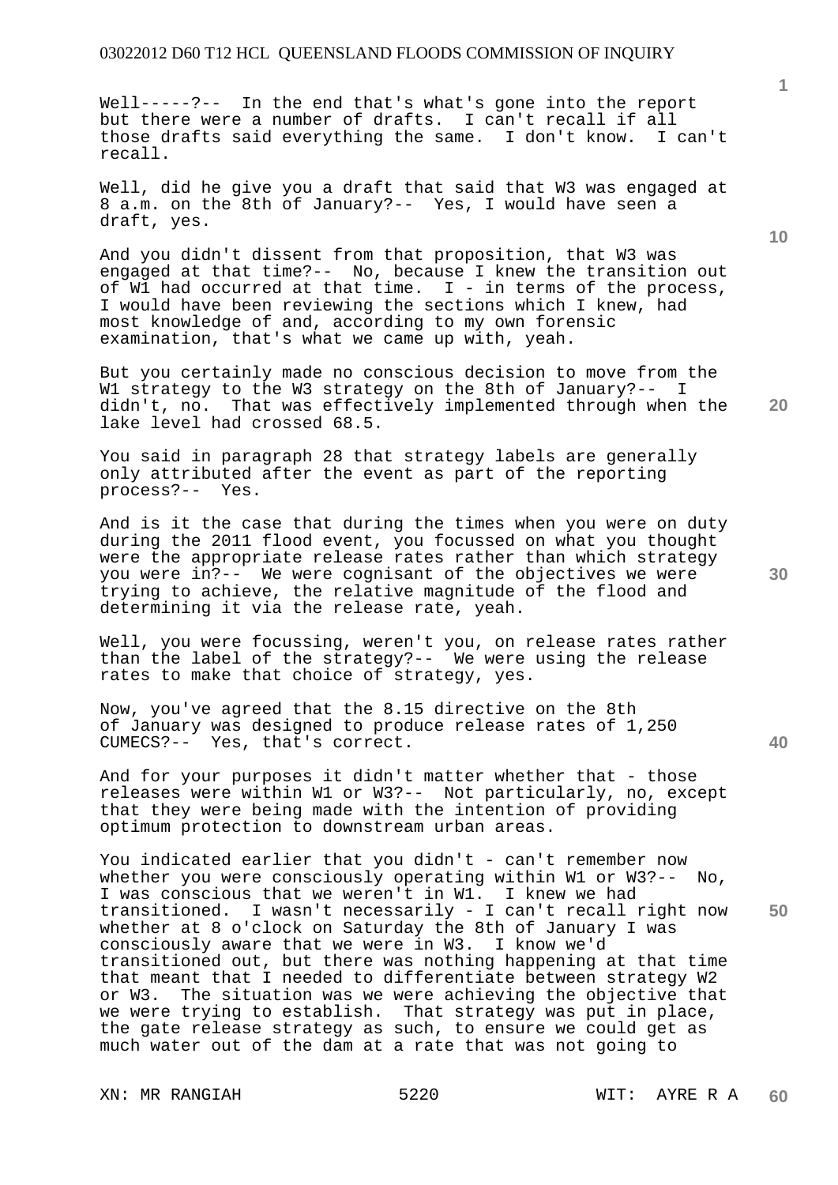Well-----?-- In the end that's what's gone into the report but there were a number of drafts. I can't recall if all those drafts said everything the same. I don't know. I can't recall.

Well, did he give you a draft that said that W3 was engaged at 8 a.m. on the 8th of January?-- Yes, I would have seen a draft, yes.

And you didn't dissent from that proposition, that W3 was engaged at that time?-- No, because I knew the transition out of W1 had occurred at that time. I - in terms of the process, I would have been reviewing the sections which I knew, had most knowledge of and, according to my own forensic examination, that's what we came up with, yeah.

But you certainly made no conscious decision to move from the W1 strategy to the W3 strategy on the 8th of January?-- I didn't, no. That was effectively implemented through when the lake level had crossed 68.5.

You said in paragraph 28 that strategy labels are generally only attributed after the event as part of the reporting process?-- Yes.

And is it the case that during the times when you were on duty during the 2011 flood event, you focussed on what you thought were the appropriate release rates rather than which strategy you were in?-- We were cognisant of the objectives we were trying to achieve, the relative magnitude of the flood and determining it via the release rate, yeah.

Well, you were focussing, weren't you, on release rates rather than the label of the strategy?-- We were using the release rates to make that choice of strategy, yes.

Now, you've agreed that the 8.15 directive on the 8th of January was designed to produce release rates of 1,250 CUMECS?-- Yes, that's correct.

And for your purposes it didn't matter whether that - those releases were within W1 or W3?-- Not particularly, no, except that they were being made with the intention of providing optimum protection to downstream urban areas.

You indicated earlier that you didn't - can't remember now whether you were consciously operating within W1 or W3?-- No, I was conscious that we weren't in W1. I knew we had transitioned. I wasn't necessarily - I can't recall right now whether at 8 o'clock on Saturday the 8th of January I was consciously aware that we were in W3. I know we'd transitioned out, but there was nothing happening at that time that meant that I needed to differentiate between strategy W2 or W3. The situation was we were achieving the objective that we were trying to establish. That strategy was put in place, the gate release strategy as such, to ensure we could get as much water out of the dam at a rate that was not going to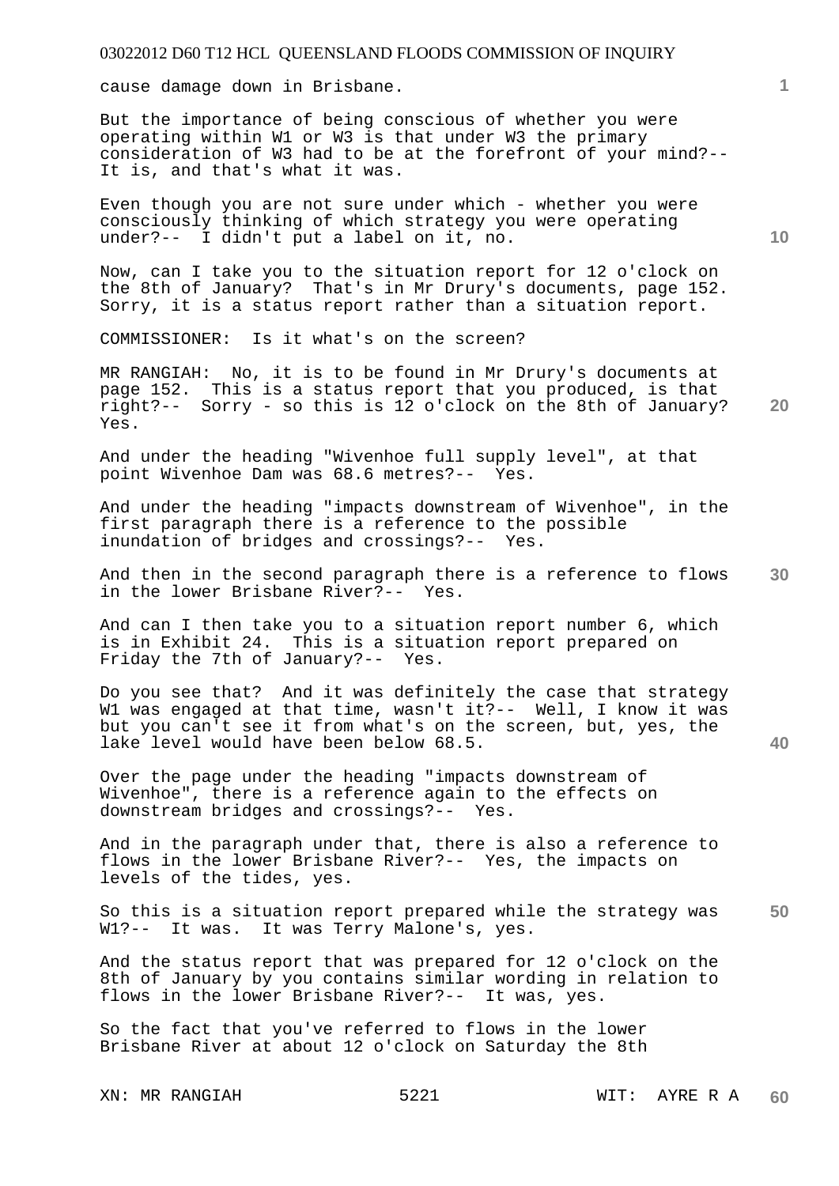cause damage down in Brisbane.

But the importance of being conscious of whether you were operating within W1 or W3 is that under W3 the primary consideration of W3 had to be at the forefront of your mind?-- It is, and that's what it was.

Even though you are not sure under which - whether you were consciously thinking of which strategy you were operating under?-- I didn't put a label on it, no.

Now, can I take you to the situation report for 12 o'clock on the 8th of January? That's in Mr Drury's documents, page 152. Sorry, it is a status report rather than a situation report.

COMMISSIONER: Is it what's on the screen?

MR RANGIAH: No, it is to be found in Mr Drury's documents at page 152. This is a status report that you produced, is that right?-- Sorry - so this is 12 o'clock on the 8th of January? Yes.

And under the heading "Wivenhoe full supply level", at that point Wivenhoe Dam was 68.6 metres?-- Yes.

And under the heading "impacts downstream of Wivenhoe", in the first paragraph there is a reference to the possible inundation of bridges and crossings?-- Yes.

And then in the second paragraph there is a reference to flows in the lower Brisbane River?-- Yes.

And can I then take you to a situation report number 6, which is in Exhibit 24. This is a situation report prepared on Friday the 7th of January?-- Yes.

Do you see that? And it was definitely the case that strategy W1 was engaged at that time, wasn't it?-- Well, I know it was but you can't see it from what's on the screen, but, yes, the lake level would have been below 68.5.

Over the page under the heading "impacts downstream of Wivenhoe", there is a reference again to the effects on downstream bridges and crossings?-- Yes.

And in the paragraph under that, there is also a reference to flows in the lower Brisbane River?-- Yes, the impacts on levels of the tides, yes.

So this is a situation report prepared while the strategy was W1?-- It was. It was Terry Malone's, yes.

And the status report that was prepared for 12 o'clock on the 8th of January by you contains similar wording in relation to flows in the lower Brisbane River?-- It was, yes.

So the fact that you've referred to flows in the lower Brisbane River at about 12 o'clock on Saturday the 8th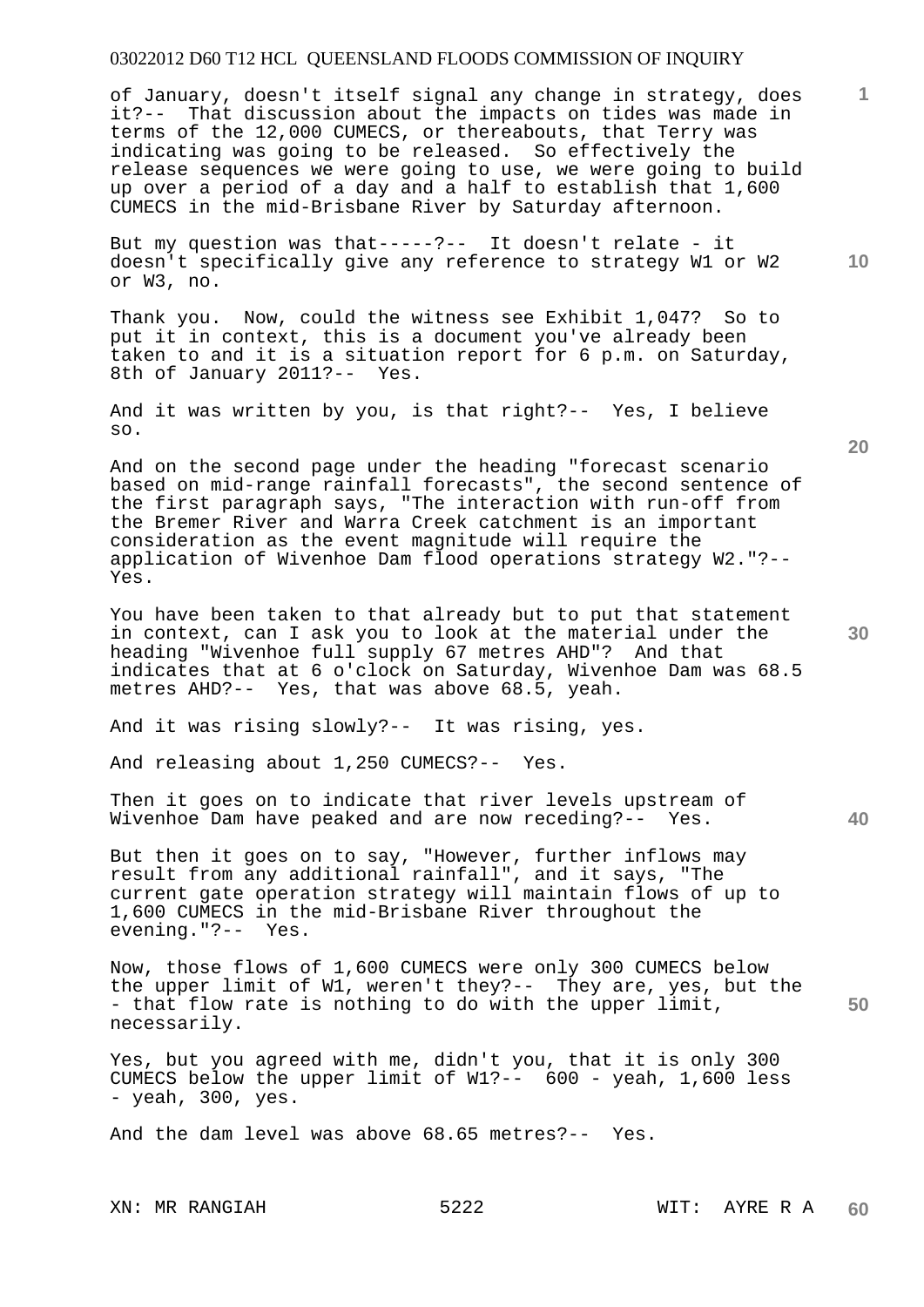of January, doesn't itself signal any change in strategy, does it?-- That discussion about the impacts on tides was made in terms of the 12,000 CUMECS, or thereabouts, that Terry was indicating was going to be released. So effectively the release sequences we were going to use, we were going to build up over a period of a day and a half to establish that 1,600 CUMECS in the mid-Brisbane River by Saturday afternoon.

But my question was that-----?-- It doesn't relate - it doesn't specifically give any reference to strategy W1 or W2 or W3, no.

Thank you. Now, could the witness see Exhibit 1,047? So to put it in context, this is a document you've already been taken to and it is a situation report for 6 p.m. on Saturday, 8th of January 2011?-- Yes.

And it was written by you, is that right?-- Yes, I believe so.

And on the second page under the heading "forecast scenario based on mid-range rainfall forecasts", the second sentence of the first paragraph says, "The interaction with run-off from the Bremer River and Warra Creek catchment is an important consideration as the event magnitude will require the application of Wivenhoe Dam flood operations strategy W2."?-- Yes.

You have been taken to that already but to put that statement in context, can I ask you to look at the material under the heading "Wivenhoe full supply 67 metres AHD"? And that indicates that at 6 o'clock on Saturday, Wivenhoe Dam was 68.5 metres AHD?-- Yes, that was above 68.5, yeah.

And it was rising slowly?-- It was rising, yes.

And releasing about 1,250 CUMECS?-- Yes.

Then it goes on to indicate that river levels upstream of Wivenhoe Dam have peaked and are now receding?-- Yes.

But then it goes on to say, "However, further inflows may result from any additional rainfall", and it says, "The current gate operation strategy will maintain flows of up to 1,600 CUMECS in the mid-Brisbane River throughout the evening."?-- Yes.

Now, those flows of 1,600 CUMECS were only 300 CUMECS below the upper limit of W1, weren't they?-- They are, yes, but the - that flow rate is nothing to do with the upper limit, necessarily.

Yes, but you agreed with me, didn't you, that it is only 300 CUMECS below the upper limit of W1?-- 600 - yeah, 1,600 less - yeah, 300, yes.

And the dam level was above 68.65 metres?-- Yes.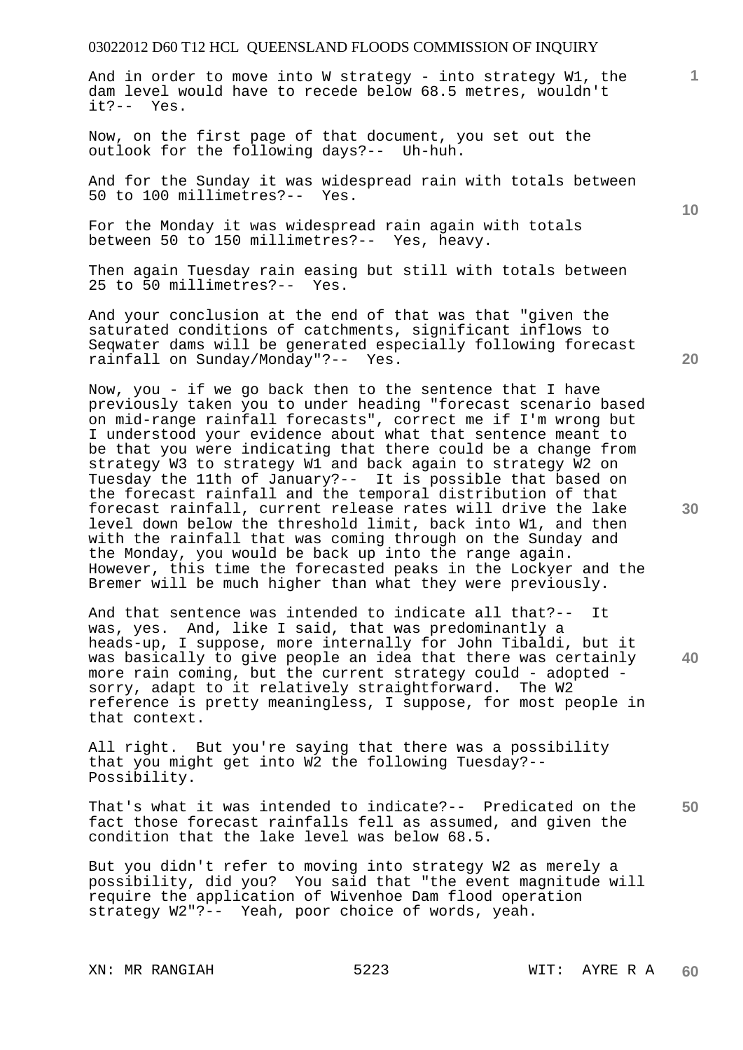And in order to move into W strategy - into strategy W1, the dam level would have to recede below 68.5 metres, wouldn't it?-- Yes.

Now, on the first page of that document, you set out the outlook for the following days?-- Uh-huh.

And for the Sunday it was widespread rain with totals between 50 to 100 millimetres?-- Yes.

For the Monday it was widespread rain again with totals between 50 to 150 millimetres?-- Yes, heavy.

Then again Tuesday rain easing but still with totals between 25 to 50 millimetres?-- Yes.

And your conclusion at the end of that was that "given the saturated conditions of catchments, significant inflows to Seqwater dams will be generated especially following forecast rainfall on Sunday/Monday"?-- Yes.

Now, you - if we go back then to the sentence that I have previously taken you to under heading "forecast scenario based on mid-range rainfall forecasts", correct me if I'm wrong but I understood your evidence about what that sentence meant to be that you were indicating that there could be a change from strategy W3 to strategy W1 and back again to strategy W2 on Tuesday the 11th of January?-- It is possible that based on the forecast rainfall and the temporal distribution of that forecast rainfall, current release rates will drive the lake level down below the threshold limit, back into W1, and then with the rainfall that was coming through on the Sunday and the Monday, you would be back up into the range again. However, this time the forecasted peaks in the Lockyer and the Bremer will be much higher than what they were previously.

And that sentence was intended to indicate all that?-- It was, yes. And, like I said, that was predominantly a heads-up, I suppose, more internally for John Tibaldi, but it was basically to give people an idea that there was certainly more rain coming, but the current strategy could - adopted - sorry, adapt to it relatively straightforward. The W2 reference is pretty meaningless, I suppose, for most people in that context.

All right. But you're saying that there was a possibility that you might get into W2 the following Tuesday?-- Possibility.

That's what it was intended to indicate?-- Predicated on the fact those forecast rainfalls fell as assumed, and given the condition that the lake level was below 68.5.

But you didn't refer to moving into strategy W2 as merely a possibility, did you? You said that "the event magnitude will require the application of Wivenhoe Dam flood operation strategy W2"?-- Yeah, poor choice of words, yeah.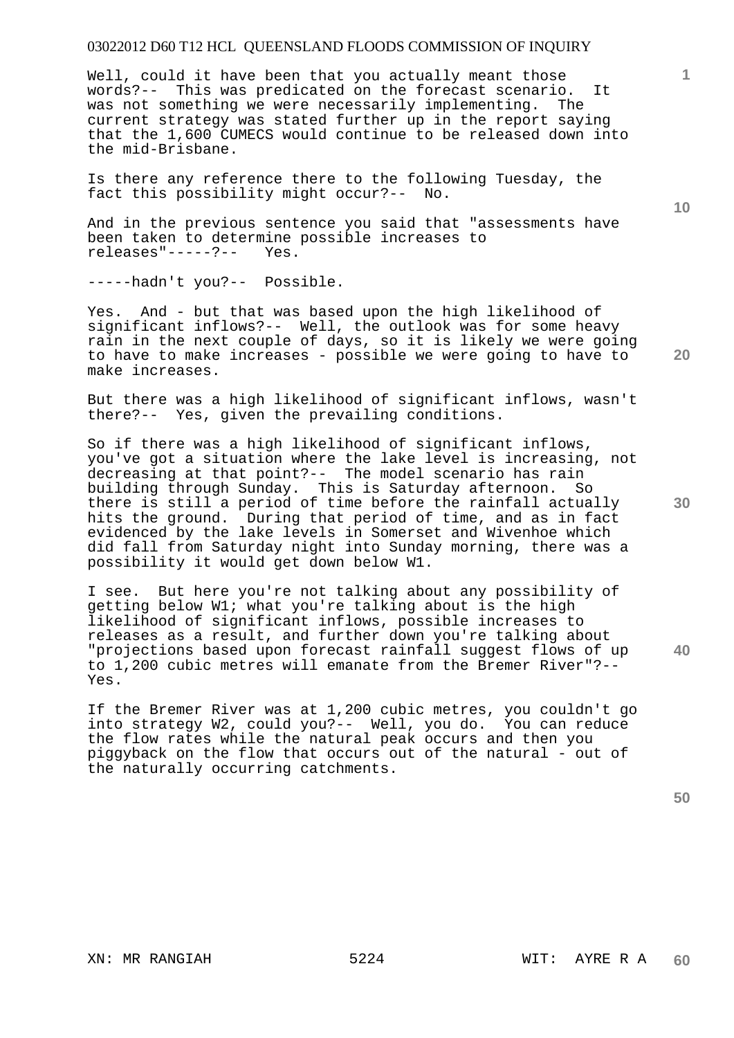Well, could it have been that you actually meant those words?-- This was predicated on the forecast scenario. It was not something we were necessarily implementing. The current strategy was stated further up in the report saying that the 1,600 CUMECS would continue to be released down into the mid-Brisbane.

Is there any reference there to the following Tuesday, the fact this possibility might occur?-- No.

And in the previous sentence you said that "assessments have been taken to determine possible increases to releases"-----?-- Yes.

-----hadn't you?-- Possible.

Yes. And - but that was based upon the high likelihood of significant inflows?-- Well, the outlook was for some heavy rain in the next couple of days, so it is likely we were going to have to make increases - possible we were going to have to make increases.

But there was a high likelihood of significant inflows, wasn't there?-- Yes, given the prevailing conditions.

So if there was a high likelihood of significant inflows, you've got a situation where the lake level is increasing, not decreasing at that point?-- The model scenario has rain building through Sunday. This is Saturday afternoon. So there is still a period of time before the rainfall actually hits the ground. During that period of time, and as in fact evidenced by the lake levels in Somerset and Wivenhoe which did fall from Saturday night into Sunday morning, there was a possibility it would get down below W1.

I see. But here you're not talking about any possibility of getting below W1; what you're talking about is the high likelihood of significant inflows, possible increases to releases as a result, and further down you're talking about "projections based upon forecast rainfall suggest flows of up to 1,200 cubic metres will emanate from the Bremer River"?-- Yes.

If the Bremer River was at 1,200 cubic metres, you couldn't go into strategy W2, could you?-- Well, you do. You can reduce the flow rates while the natural peak occurs and then you piggyback on the flow that occurs out of the natural - out of the naturally occurring catchments.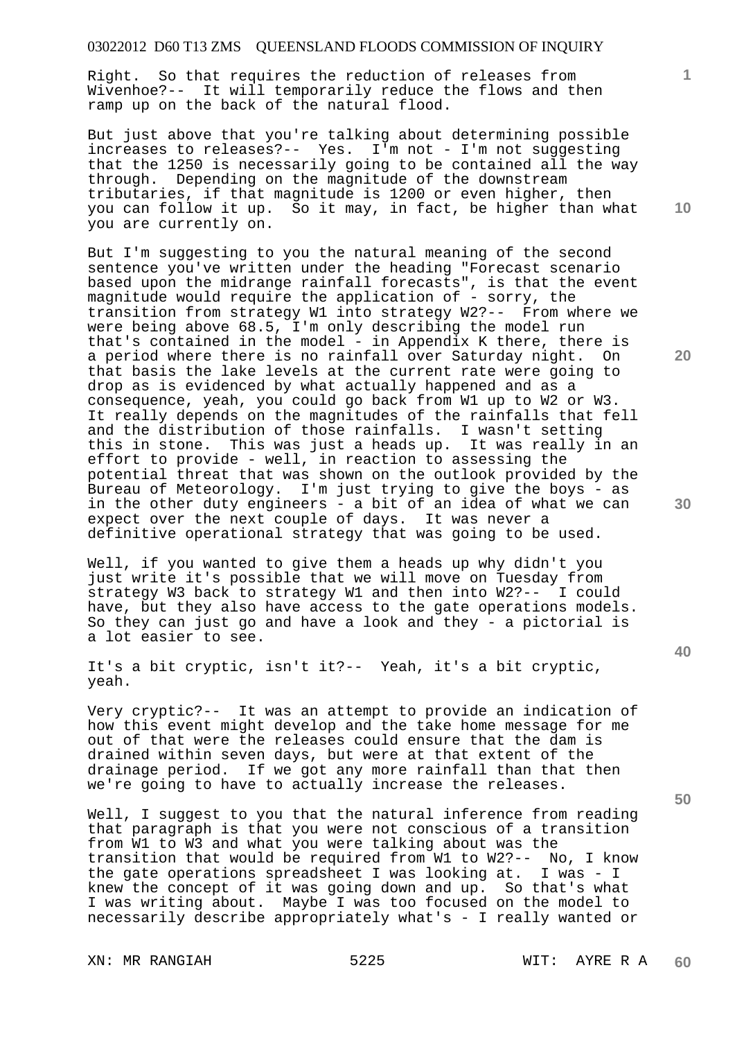Right. So that requires the reduction of releases from Wivenhoe?-- It will temporarily reduce the flows and then ramp up on the back of the natural flood.

But just above that you're talking about determining possible increases to releases?-- Yes. I'm not - I'm not suggesting that the 1250 is necessarily going to be contained all the way through. Depending on the magnitude of the downstream tributaries, if that magnitude is 1200 or even higher, then you can follow it up. So it may, in fact, be higher than what you are currently on.

But I'm suggesting to you the natural meaning of the second sentence you've written under the heading "Forecast scenario based upon the midrange rainfall forecasts", is that the event magnitude would require the application of - sorry, the transition from strategy W1 into strategy W2?-- From where we were being above 68.5, I'm only describing the model run that's contained in the model - in Appendix K there, there is a period where there is no rainfall over Saturday night. On that basis the lake levels at the current rate were going to drop as is evidenced by what actually happened and as a consequence, yeah, you could go back from W1 up to W2 or W3. It really depends on the magnitudes of the rainfalls that fell and the distribution of those rainfalls. I wasn't setting this in stone. This was just a heads up. It was really in an effort to provide - well, in reaction to assessing the potential threat that was shown on the outlook provided by the Bureau of Meteorology. I'm just trying to give the boys - as in the other duty engineers - a bit of an idea of what we can expect over the next couple of days. It was never a definitive operational strategy that was going to be used.

Well, if you wanted to give them a heads up why didn't you just write it's possible that we will move on Tuesday from strategy W3 back to strategy W1 and then into W2?-- I could have, but they also have access to the gate operations models. So they can just go and have a look and they - a pictorial is a lot easier to see.

It's a bit cryptic, isn't it?-- Yeah, it's a bit cryptic, yeah.

Very cryptic?-- It was an attempt to provide an indication of how this event might develop and the take home message for me out of that were the releases could ensure that the dam is drained within seven days, but were at that extent of the drainage period. If we got any more rainfall than that then we're going to have to actually increase the releases.

Well, I suggest to you that the natural inference from reading that paragraph is that you were not conscious of a transition from W1 to W3 and what you were talking about was the transition that would be required from W1 to W2?-- No, I know the gate operations spreadsheet I was looking at. I was - I knew the concept of it was going down and up. So that's what I was writing about. Maybe I was too focused on the model to necessarily describe appropriately what's - I really wanted or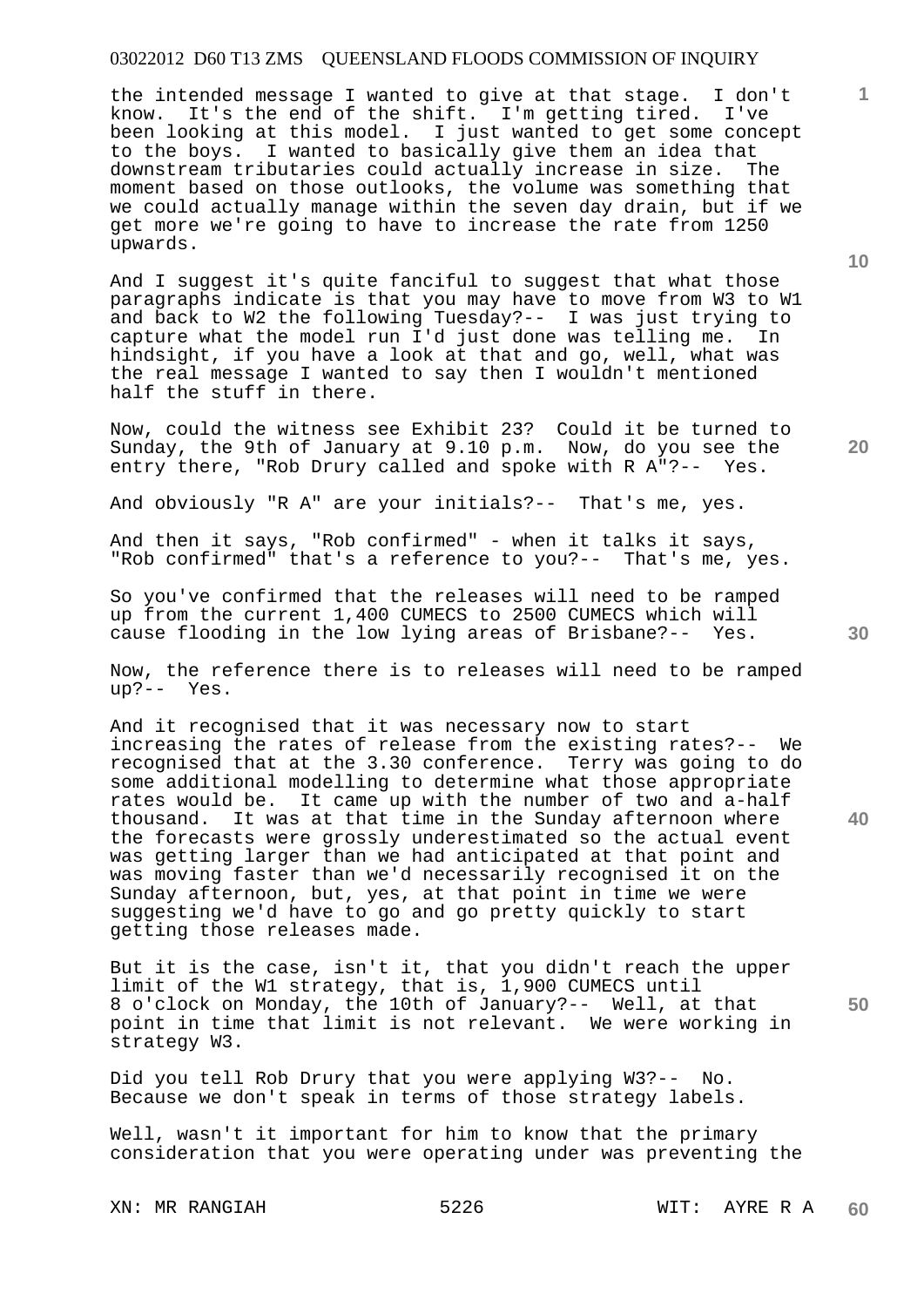the intended message I wanted to give at that stage. I don't know. It's the end of the shift. I'm getting tired. I've been looking at this model. I just wanted to get some concept to the boys. I wanted to basically give them an idea that downstream tributaries could actually increase in size. The moment based on those outlooks, the volume was something that we could actually manage within the seven day drain, but if we get more we're going to have to increase the rate from 1250 upwards.

And I suggest it's quite fanciful to suggest that what those paragraphs indicate is that you may have to move from W3 to W1 and back to W2 the following Tuesday?-- I was just trying to capture what the model run I'd just done was telling me. In hindsight, if you have a look at that and go, well, what was the real message I wanted to say then I wouldn't mentioned half the stuff in there.

Now, could the witness see Exhibit 23? Could it be turned to Sunday, the 9th of January at 9.10 p.m. Now, do you see the entry there, "Rob Drury called and spoke with R A"?-- Yes.

And obviously "R A" are your initials?-- That's me, yes.

And then it says, "Rob confirmed" - when it talks it says, "Rob confirmed" that's a reference to you?-- That's me, yes.

So you've confirmed that the releases will need to be ramped up from the current 1,400 CUMECS to 2500 CUMECS which will cause flooding in the low lying areas of Brisbane?-- Yes.

Now, the reference there is to releases will need to be ramped up?-- Yes.

And it recognised that it was necessary now to start increasing the rates of release from the existing rates?-- We recognised that at the 3.30 conference. Terry was going to do some additional modelling to determine what those appropriate rates would be. It came up with the number of two and a-half thousand. It was at that time in the Sunday afternoon where the forecasts were grossly underestimated so the actual event was getting larger than we had anticipated at that point and was moving faster than we'd necessarily recognised it on the Sunday afternoon, but, yes, at that point in time we were suggesting we'd have to go and go pretty quickly to start getting those releases made.

But it is the case, isn't it, that you didn't reach the upper limit of the W1 strategy, that is, 1,900 CUMECS until 8 o'clock on Monday, the 10th of January?-- Well, at that point in time that limit is not relevant. We were working in strategy W3.

Did you tell Rob Drury that you were applying W3?-- No. Because we don't speak in terms of those strategy labels.

Well, wasn't it important for him to know that the primary consideration that you were operating under was preventing the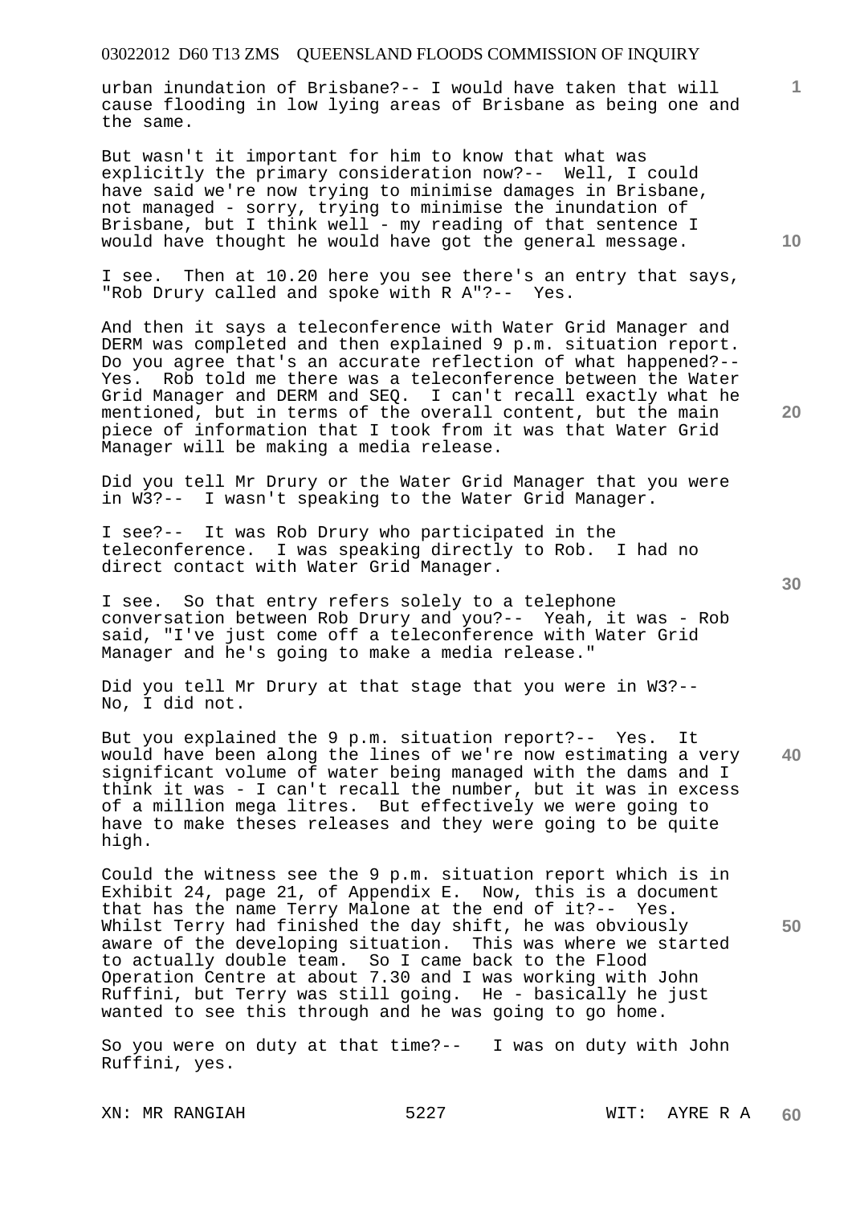urban inundation of Brisbane?-- I would have taken that will cause flooding in low lying areas of Brisbane as being one and the same.

But wasn't it important for him to know that what was explicitly the primary consideration now?-- Well, I could have said we're now trying to minimise damages in Brisbane, not managed - sorry, trying to minimise the inundation of Brisbane, but I think well - my reading of that sentence I would have thought he would have got the general message.

I see. Then at 10.20 here you see there's an entry that says, "Rob Drury called and spoke with R A"?-- Yes.

And then it says a teleconference with Water Grid Manager and DERM was completed and then explained 9 p.m. situation report. Do you agree that's an accurate reflection of what happened?-- Yes. Rob told me there was a teleconference between the Water Grid Manager and DERM and SEQ. I can't recall exactly what he mentioned, but in terms of the overall content, but the main piece of information that I took from it was that Water Grid Manager will be making a media release.

Did you tell Mr Drury or the Water Grid Manager that you were in W3?-- I wasn't speaking to the Water Grid Manager.

I see?-- It was Rob Drury who participated in the teleconference. I was speaking directly to Rob. I had no direct contact with Water Grid Manager.

I see. So that entry refers solely to a telephone conversation between Rob Drury and you?-- Yeah, it was - Rob said, "I've just come off a teleconference with Water Grid Manager and he's going to make a media release."

Did you tell Mr Drury at that stage that you were in W3?-- No, I did not.

But you explained the 9 p.m. situation report?-- Yes. It would have been along the lines of we're now estimating a very significant volume of water being managed with the dams and I think it was - I can't recall the number, but it was in excess of a million mega litres. But effectively we were going to have to make theses releases and they were going to be quite high.

Could the witness see the 9 p.m. situation report which is in Exhibit 24, page 21, of Appendix E. Now, this is a document that has the name Terry Malone at the end of it?-- Yes. Whilst Terry had finished the day shift, he was obviously aware of the developing situation. This was where we started to actually double team. So I came back to the Flood Operation Centre at about 7.30 and I was working with John Ruffini, but Terry was still going. He - basically he just wanted to see this through and he was going to go home.

So you were on duty at that time?-- I was on duty with John Ruffini, yes.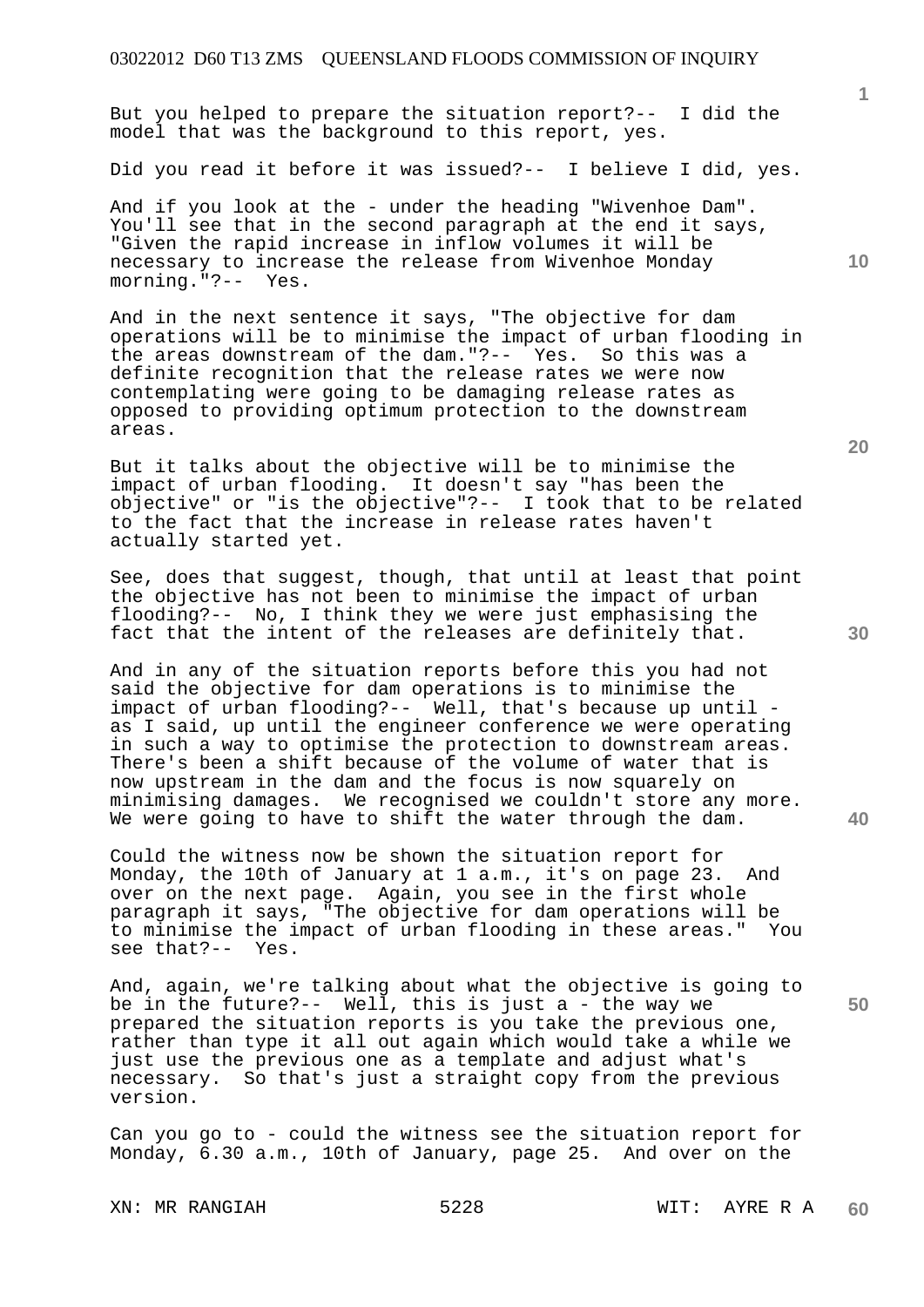But you helped to prepare the situation report?-- I did the model that was the background to this report, yes.

Did you read it before it was issued?-- I believe I did, yes.

And if you look at the - under the heading "Wivenhoe Dam". You'll see that in the second paragraph at the end it says, "Given the rapid increase in inflow volumes it will be necessary to increase the release from Wivenhoe Monday morning."?-- Yes.

And in the next sentence it says, "The objective for dam operations will be to minimise the impact of urban flooding in the areas downstream of the dam."?-- Yes. So this was a definite recognition that the release rates we were now contemplating were going to be damaging release rates as opposed to providing optimum protection to the downstream areas.

But it talks about the objective will be to minimise the impact of urban flooding. It doesn't say "has been the objective" or "is the objective"?-- I took that to be related to the fact that the increase in release rates haven't actually started yet.

See, does that suggest, though, that until at least that point the objective has not been to minimise the impact of urban flooding?-- No, I think they we were just emphasising the fact that the intent of the releases are definitely that.

And in any of the situation reports before this you had not said the objective for dam operations is to minimise the impact of urban flooding?-- Well, that's because up until - as I said, up until the engineer conference we were operating in such a way to optimise the protection to downstream areas. There's been a shift because of the volume of water that is now upstream in the dam and the focus is now squarely on minimising damages. We recognised we couldn't store any more. We were going to have to shift the water through the dam.

Could the witness now be shown the situation report for Monday, the 10th of January at 1 a.m., it's on page 23. And over on the next page. Again, you see in the first whole paragraph it says, "The objective for dam operations will be to minimise the impact of urban flooding in these areas." You see that?-- Yes.

And, again, we're talking about what the objective is going to be in the future?-- Well, this is just a - the way we prepared the situation reports is you take the previous one, rather than type it all out again which would take a while we just use the previous one as a template and adjust what's necessary. So that's just a straight copy from the previous version.

Can you go to - could the witness see the situation report for Monday, 6.30 a.m., 10th of January, page 25. And over on the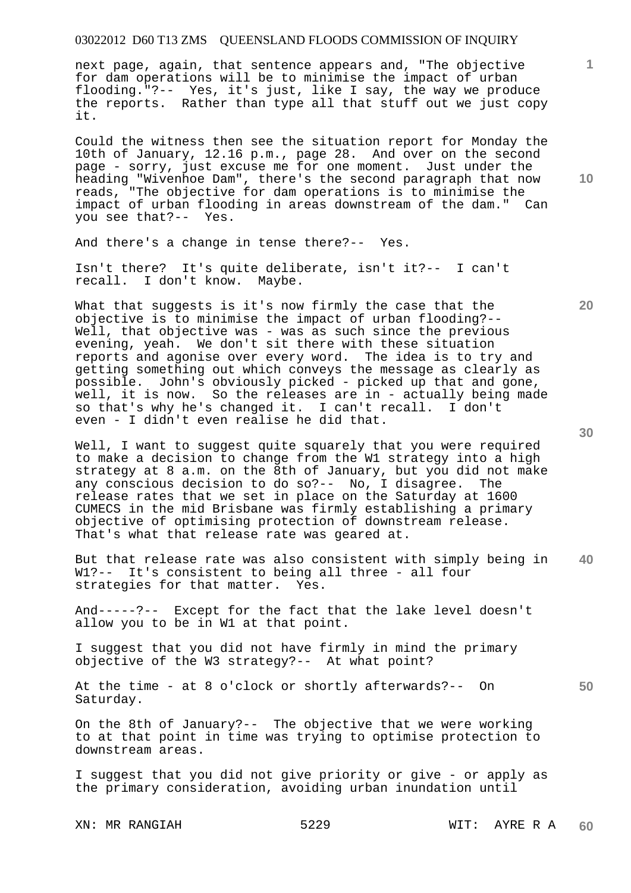next page, again, that sentence appears and, "The objective for dam operations will be to minimise the impact of urban flooding."?-- Yes, it's just, like I say, the way we produce the reports. Rather than type all that stuff out we just copy it.

Could the witness then see the situation report for Monday the 10th of January, 12.16 p.m., page 28. And over on the second page - sorry, just excuse me for one moment. Just under the heading "Wivenhoe Dam", there's the second paragraph that now reads, "The objective for dam operations is to minimise the impact of urban flooding in areas downstream of the dam." Can you see that?-- Yes.

And there's a change in tense there?-- Yes.

Isn't there? It's quite deliberate, isn't it?-- I can't recall. I don't know. Maybe.

What that suggests is it's now firmly the case that the objective is to minimise the impact of urban flooding?-- Well, that objective was - was as such since the previous evening, yeah. We don't sit there with these situation reports and agonise over every word. The idea is to try and getting something out which conveys the message as clearly as possible. John's obviously picked - picked up that and gone, well, it is now. So the releases are in - actually being made so that's why he's changed it. I can't recall. I don't even - I didn't even realise he did that.

Well, I want to suggest quite squarely that you were required to make a decision to change from the W1 strategy into a high strategy at 8 a.m. on the 8th of January, but you did not make any conscious decision to do so?-- No, I disagree. The release rates that we set in place on the Saturday at 1600 CUMECS in the mid Brisbane was firmly establishing a primary objective of optimising protection of downstream release. That's what that release rate was geared at.

But that release rate was also consistent with simply being in W1?-- It's consistent to being all three - all four strategies for that matter. Yes.

And-----?-- Except for the fact that the lake level doesn't allow you to be in W1 at that point.

I suggest that you did not have firmly in mind the primary objective of the W3 strategy?-- At what point?

At the time - at 8 o'clock or shortly afterwards?-- On Saturday.

On the 8th of January?-- The objective that we were working to at that point in time was trying to optimise protection to downstream areas.

I suggest that you did not give priority or give - or apply as the primary consideration, avoiding urban inundation until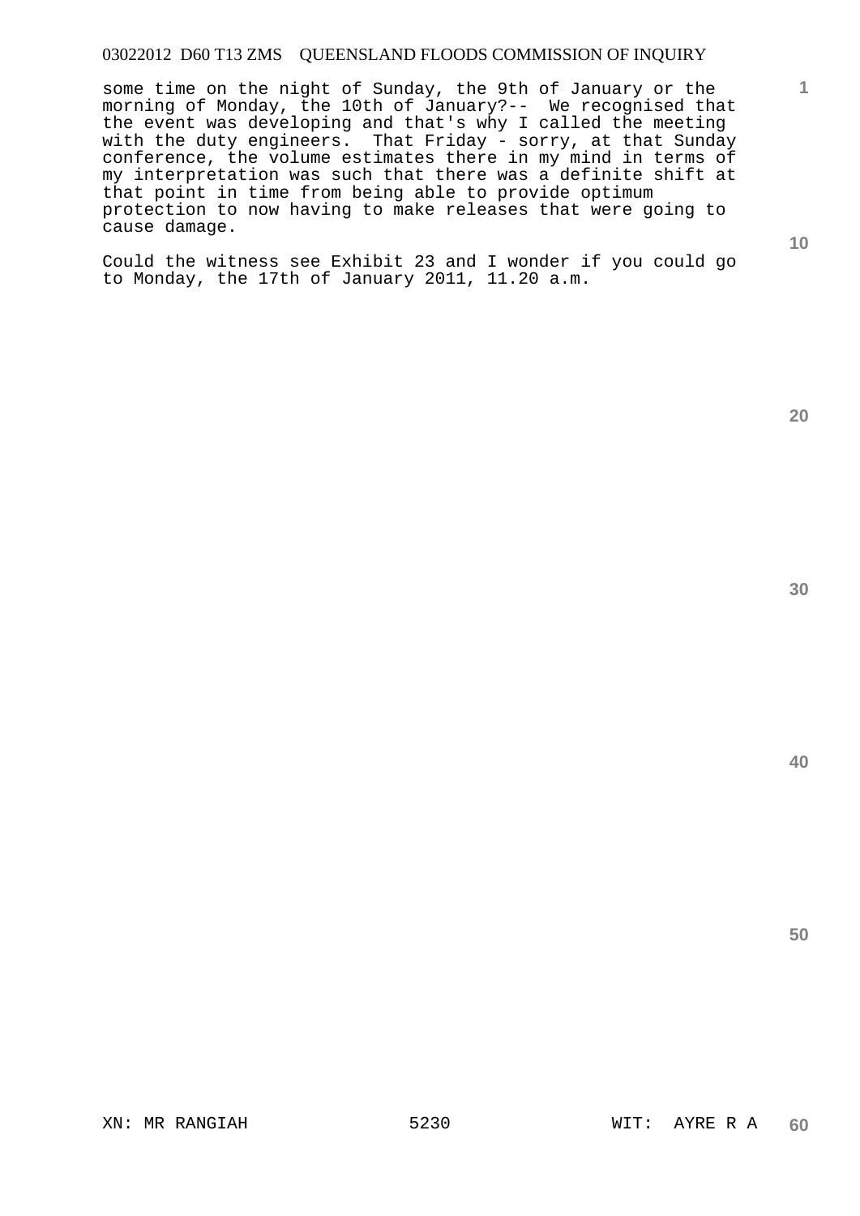some time on the night of Sunday, the 9th of January or the morning of Monday, the 10th of January?-- We recognised that the event was developing and that's why I called the meeting with the duty engineers. That Friday - sorry, at that Sunday conference, the volume estimates there in my mind in terms of my interpretation was such that there was a definite shift at that point in time from being able to provide optimum protection to now having to make releases that were going to cause damage.

Could the witness see Exhibit 23 and I wonder if you could go to Monday, the 17th of January 2011, 11.20 a.m.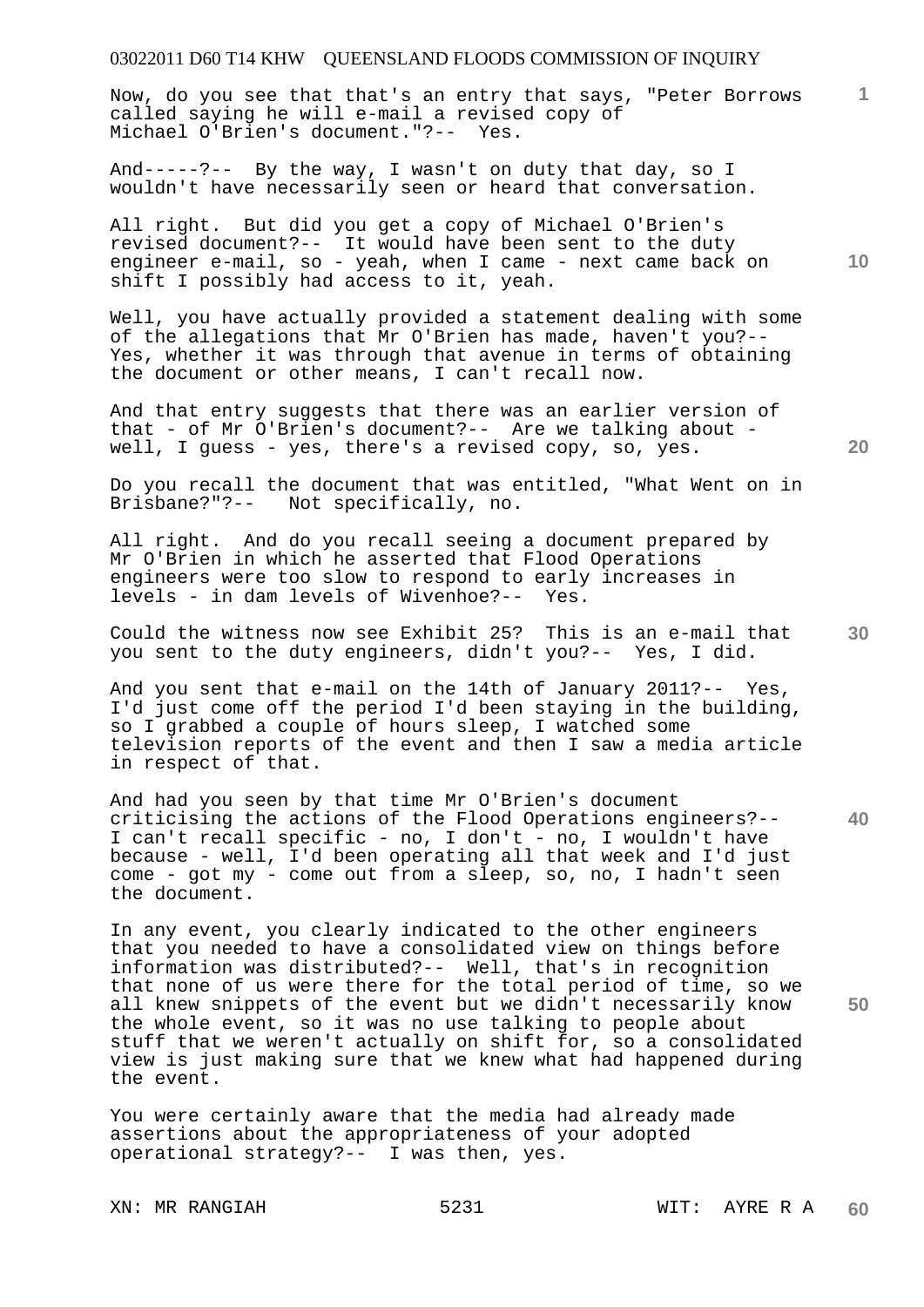Now, do you see that that's an entry that says, "Peter Borrows called saying he will e-mail a revised copy of Michael O'Brien's document."?-- Yes.

And-----?-- By the way, I wasn't on duty that day, so I wouldn't have necessarily seen or heard that conversation.

All right. But did you get a copy of Michael O'Brien's revised document?-- It would have been sent to the duty engineer e-mail, so - yeah, when I came - next came back on shift I possibly had access to it, yeah.

Well, you have actually provided a statement dealing with some of the allegations that Mr O'Brien has made, haven't you?-- Yes, whether it was through that avenue in terms of obtaining the document or other means, I can't recall now.

And that entry suggests that there was an earlier version of that - of Mr O'Brien's document?-- Are we talking about - well, I guess - yes, there's a revised copy, so, yes.

Do you recall the document that was entitled, "What Went on in Brisbane?"?-- Not specifically, no.

All right. And do you recall seeing a document prepared by Mr O'Brien in which he asserted that Flood Operations engineers were too slow to respond to early increases in levels - in dam levels of Wivenhoe?-- Yes.

Could the witness now see Exhibit 25? This is an e-mail that you sent to the duty engineers, didn't you?-- Yes, I did.

And you sent that e-mail on the 14th of January 2011?-- Yes, I'd just come off the period I'd been staying in the building, so I grabbed a couple of hours sleep, I watched some television reports of the event and then I saw a media article in respect of that.

And had you seen by that time Mr O'Brien's document criticising the actions of the Flood Operations engineers?-- I can't recall specific - no, I don't - no, I wouldn't have because - well, I'd been operating all that week and I'd just come - got my - come out from a sleep, so, no, I hadn't seen the document.

In any event, you clearly indicated to the other engineers that you needed to have a consolidated view on things before information was distributed?-- Well, that's in recognition that none of us were there for the total period of time, so we all knew snippets of the event but we didn't necessarily know the whole event, so it was no use talking to people about stuff that we weren't actually on shift for, so a consolidated view is just making sure that we knew what had happened during the event.

You were certainly aware that the media had already made assertions about the appropriateness of your adopted operational strategy?-- I was then, yes.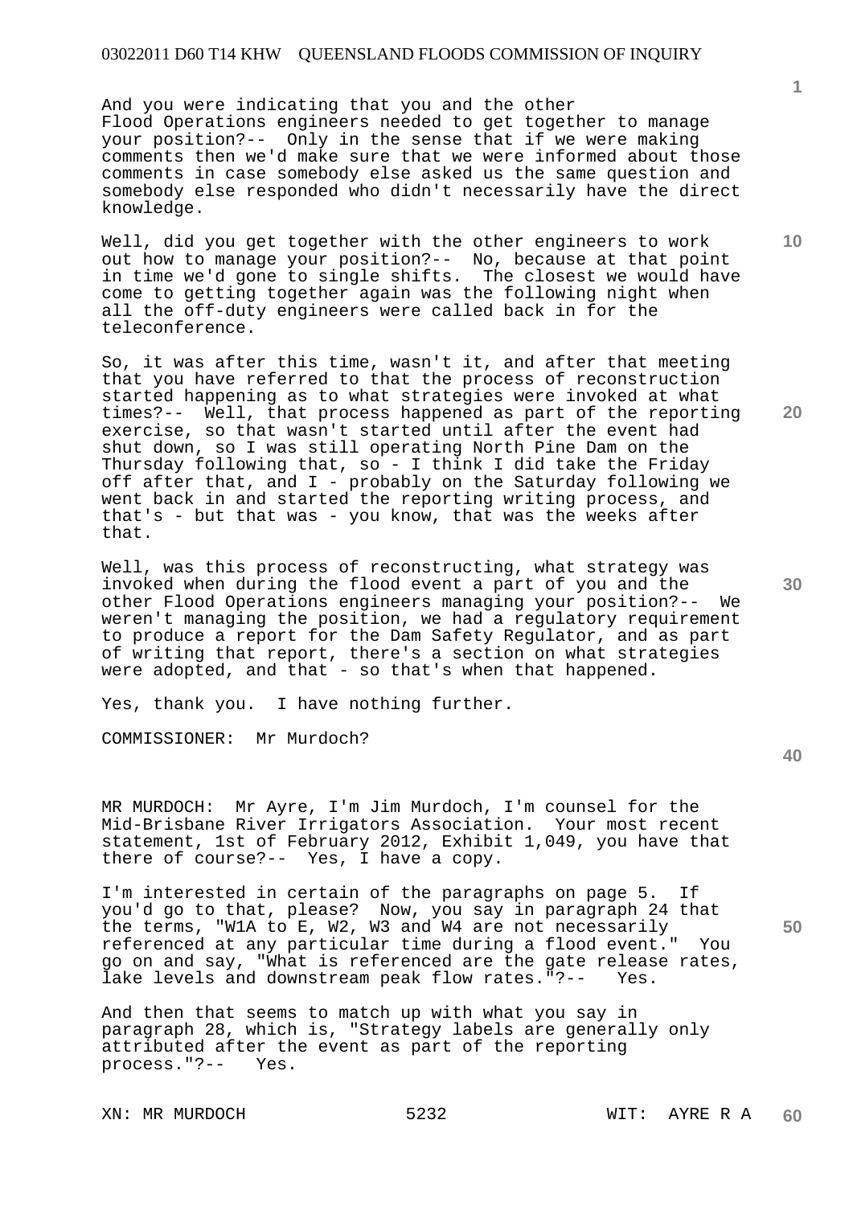And you were indicating that you and the other Flood Operations engineers needed to get together to manage your position?-- Only in the sense that if we were making comments then we'd make sure that we were informed about those comments in case somebody else asked us the same question and somebody else responded who didn't necessarily have the direct knowledge.

Well, did you get together with the other engineers to work out how to manage your position?-- No, because at that point in time we'd gone to single shifts. The closest we would have come to getting together again was the following night when all the off-duty engineers were called back in for the teleconference.

So, it was after this time, wasn't it, and after that meeting that you have referred to that the process of reconstruction started happening as to what strategies were invoked at what times?-- Well, that process happened as part of the reporting exercise, so that wasn't started until after the event had shut down, so I was still operating North Pine Dam on the Thursday following that, so - I think I did take the Friday off after that, and I - probably on the Saturday following we went back in and started the reporting writing process, and that's - but that was - you know, that was the weeks after that.

Well, was this process of reconstructing, what strategy was invoked when during the flood event a part of you and the other Flood Operations engineers managing your position?-- We weren't managing the position, we had a regulatory requirement to produce a report for the Dam Safety Regulator, and as part of writing that report, there's a section on what strategies were adopted, and that - so that's when that happened.

Yes, thank you. I have nothing further.

COMMISSIONER: Mr Murdoch?

MR MURDOCH: Mr Ayre, I'm Jim Murdoch, I'm counsel for the Mid-Brisbane River Irrigators Association. Your most recent statement, 1st of February 2012, Exhibit 1,049, you have that there of course?-- Yes, I have a copy.

I'm interested in certain of the paragraphs on page 5. If you'd go to that, please? Now, you say in paragraph 24 that the terms, "W1A to E, W2, W3 and W4 are not necessarily referenced at any particular time during a flood event." You go on and say, "What is referenced are the gate release rates, lake levels and downstream peak flow rates."?-- Yes.

And then that seems to match up with what you say in paragraph 28, which is, "Strategy labels are generally only attributed after the event as part of the reporting process."?-- Yes.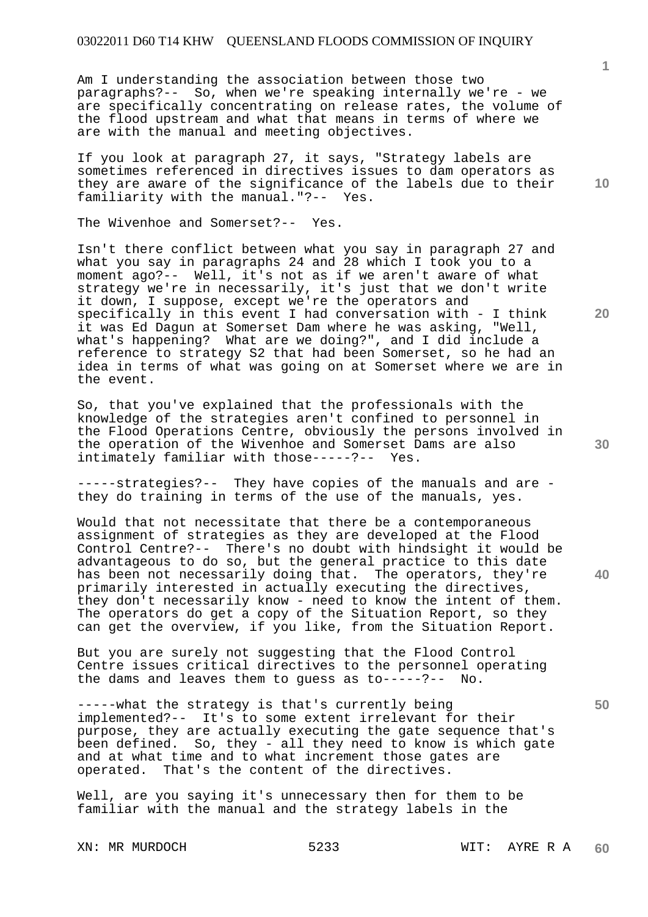Am I understanding the association between those two paragraphs?-- So, when we're speaking internally we're - we are specifically concentrating on release rates, the volume of the flood upstream and what that means in terms of where we are with the manual and meeting objectives.

If you look at paragraph 27, it says, "Strategy labels are sometimes referenced in directives issues to dam operators as they are aware of the significance of the labels due to their familiarity with the manual."?-- Yes.

The Wivenhoe and Somerset?-- Yes.

Isn't there conflict between what you say in paragraph 27 and what you say in paragraphs 24 and 28 which I took you to a moment ago?-- Well, it's not as if we aren't aware of what strategy we're in necessarily, it's just that we don't write it down, I suppose, except we're the operators and specifically in this event I had conversation with - I think it was Ed Dagun at Somerset Dam where he was asking, "Well, what's happening? What are we doing?", and I did include a reference to strategy S2 that had been Somerset, so he had an idea in terms of what was going on at Somerset where we are in the event.

So, that you've explained that the professionals with the knowledge of the strategies aren't confined to personnel in the Flood Operations Centre, obviously the persons involved in the operation of the Wivenhoe and Somerset Dams are also intimately familiar with those-----?-- Yes.

-----strategies?-- They have copies of the manuals and are - they do training in terms of the use of the manuals, yes.

Would that not necessitate that there be a contemporaneous assignment of strategies as they are developed at the Flood Control Centre?-- There's no doubt with hindsight it would be advantageous to do so, but the general practice to this date has been not necessarily doing that. The operators, they're primarily interested in actually executing the directives, they don't necessarily know - need to know the intent of them. The operators do get a copy of the Situation Report, so they can get the overview, if you like, from the Situation Report.

But you are surely not suggesting that the Flood Control Centre issues critical directives to the personnel operating the dams and leaves them to guess as to-----?-- No.

-----what the strategy is that's currently being implemented?-- It's to some extent irrelevant for their purpose, they are actually executing the gate sequence that's been defined. So, they - all they need to know is which gate and at what time and to what increment those gates are operated. That's the content of the directives.

Well, are you saying it's unnecessary then for them to be familiar with the manual and the strategy labels in the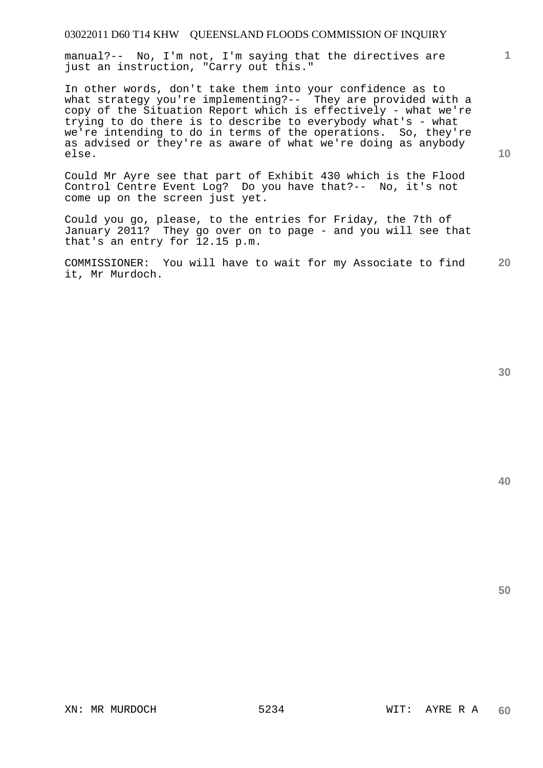manual?-- No, I'm not, I'm saying that the directives are just an instruction, "Carry out this."

In other words, don't take them into your confidence as to what strategy you're implementing?-- They are provided with a copy of the Situation Report which is effectively - what we're trying to do there is to describe to everybody what's - what we're intending to do in terms of the operations. So, they're as advised or they're as aware of what we're doing as anybody else.

Could Mr Ayre see that part of Exhibit 430 which is the Flood Control Centre Event Log? Do you have that?-- No, it's not come up on the screen just yet.

Could you go, please, to the entries for Friday, the 7th of January 2011? They go over on to page - and you will see that that's an entry for 12.15 p.m.

COMMISSIONER: You will have to wait for my Associate to find it, Mr Murdoch.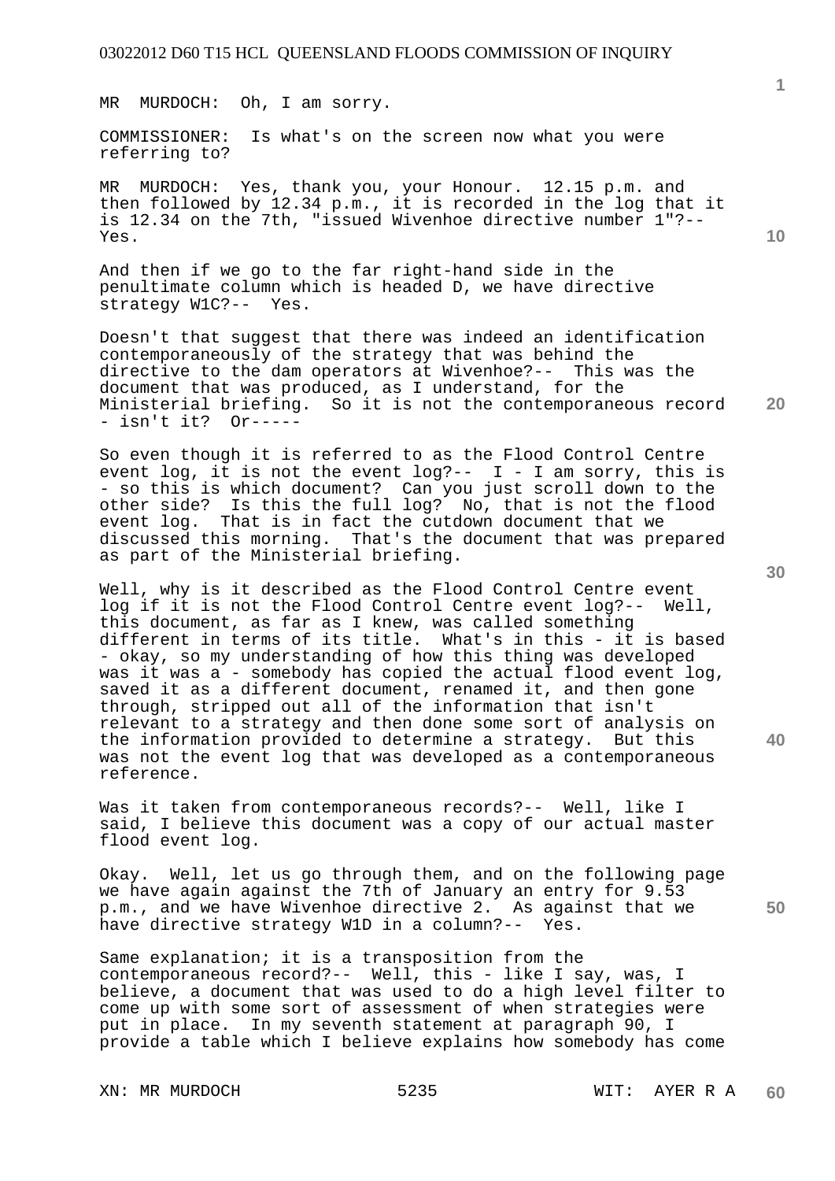MR MURDOCH: Oh, I am sorry.

COMMISSIONER: Is what's on the screen now what you were referring to?

MR MURDOCH: Yes, thank you, your Honour. 12.15 p.m. and then followed by 12.34 p.m., it is recorded in the log that it is 12.34 on the 7th, "issued Wivenhoe directive number 1"?-- Yes.

And then if we go to the far right-hand side in the penultimate column which is headed D, we have directive strategy W1C?-- Yes.

Doesn't that suggest that there was indeed an identification contemporaneously of the strategy that was behind the directive to the dam operators at Wivenhoe?-- This was the document that was produced, as I understand, for the Ministerial briefing. So it is not the contemporaneous record - isn't it? Or-----

So even though it is referred to as the Flood Control Centre event log, it is not the event log?-- I - I am sorry, this is - so this is which document? Can you just scroll down to the other side? Is this the full log? No, that is not the flood event log. That is in fact the cutdown document that we discussed this morning. That's the document that was prepared as part of the Ministerial briefing.

Well, why is it described as the Flood Control Centre event log if it is not the Flood Control Centre event log?-- Well, this document, as far as I knew, was called something different in terms of its title. What's in this - it is based - okay, so my understanding of how this thing was developed was it was a - somebody has copied the actual flood event log, saved it as a different document, renamed it, and then gone through, stripped out all of the information that isn't relevant to a strategy and then done some sort of analysis on the information provided to determine a strategy. But this was not the event log that was developed as a contemporaneous reference.

Was it taken from contemporaneous records?-- Well, like I said, I believe this document was a copy of our actual master flood event log.

Okay. Well, let us go through them, and on the following page we have again against the 7th of January an entry for 9.53 p.m., and we have Wivenhoe directive 2. As against that we have directive strategy W1D in a column?-- Yes.

Same explanation; it is a transposition from the contemporaneous record?-- Well, this - like I say, was, I believe, a document that was used to do a high level filter to come up with some sort of assessment of when strategies were put in place. In my seventh statement at paragraph 90, I provide a table which I believe explains how somebody has come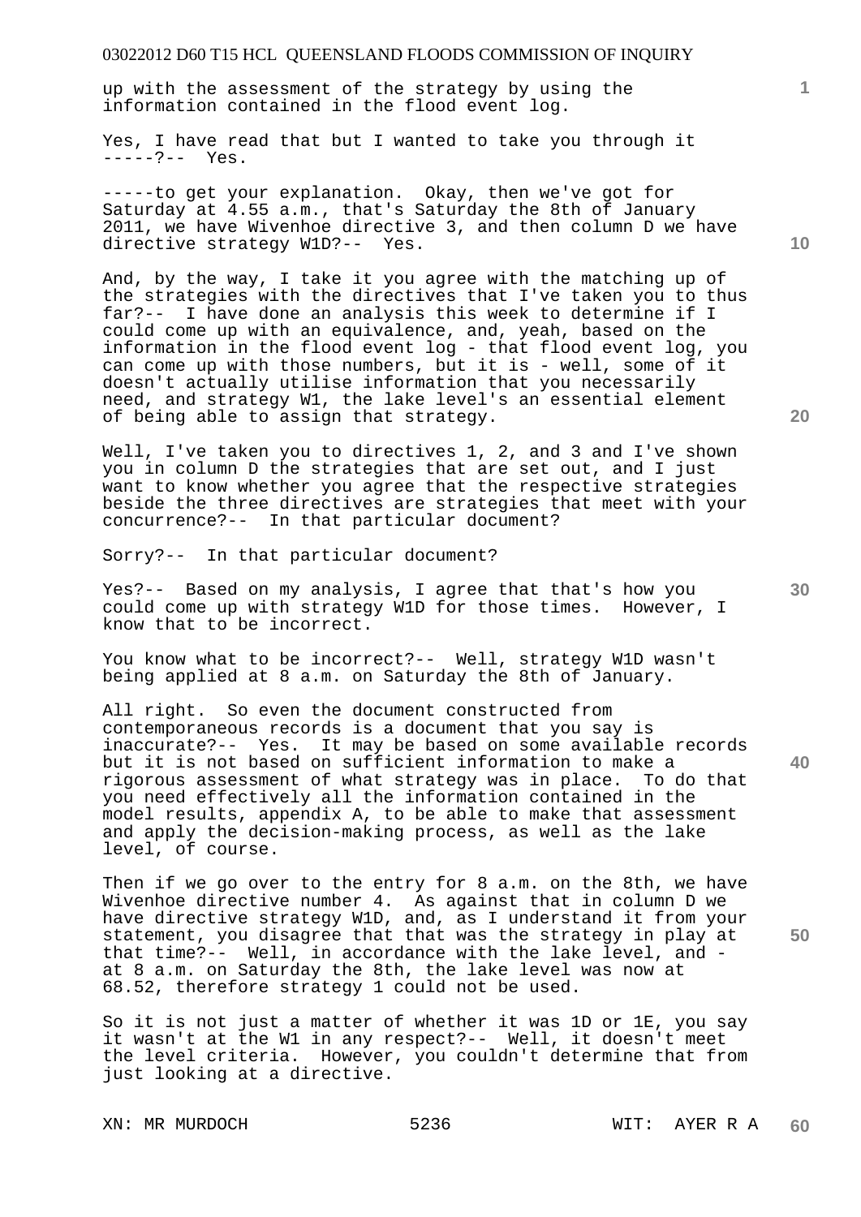up with the assessment of the strategy by using the information contained in the flood event log.

Yes, I have read that but I wanted to take you through it -----?-- Yes.

-----to get your explanation. Okay, then we've got for Saturday at 4.55 a.m., that's Saturday the 8th of January 2011, we have Wivenhoe directive 3, and then column D we have directive strategy W1D?-- Yes.

And, by the way, I take it you agree with the matching up of the strategies with the directives that I've taken you to thus far?-- I have done an analysis this week to determine if I could come up with an equivalence, and, yeah, based on the information in the flood event log - that flood event log, you can come up with those numbers, but it is - well, some of it doesn't actually utilise information that you necessarily need, and strategy W1, the lake level's an essential element of being able to assign that strategy.

Well, I've taken you to directives 1, 2, and 3 and I've shown you in column D the strategies that are set out, and I just want to know whether you agree that the respective strategies beside the three directives are strategies that meet with your concurrence?-- In that particular document?

Sorry?-- In that particular document?

Yes?-- Based on my analysis, I agree that that's how you could come up with strategy W1D for those times. However, I know that to be incorrect.

You know what to be incorrect?-- Well, strategy W1D wasn't being applied at 8 a.m. on Saturday the 8th of January.

All right. So even the document constructed from contemporaneous records is a document that you say is inaccurate?-- Yes. It may be based on some available records but it is not based on sufficient information to make a rigorous assessment of what strategy was in place. To do that you need effectively all the information contained in the model results, appendix A, to be able to make that assessment and apply the decision-making process, as well as the lake level, of course.

Then if we go over to the entry for 8 a.m. on the 8th, we have Wivenhoe directive number 4. As against that in column D we have directive strategy W1D, and, as I understand it from your statement, you disagree that that was the strategy in play at that time?-- Well, in accordance with the lake level, and - at 8 a.m. on Saturday the 8th, the lake level was now at 68.52, therefore strategy 1 could not be used.

So it is not just a matter of whether it was 1D or 1E, you say it wasn't at the W1 in any respect?-- Well, it doesn't meet the level criteria. However, you couldn't determine that from just looking at a directive.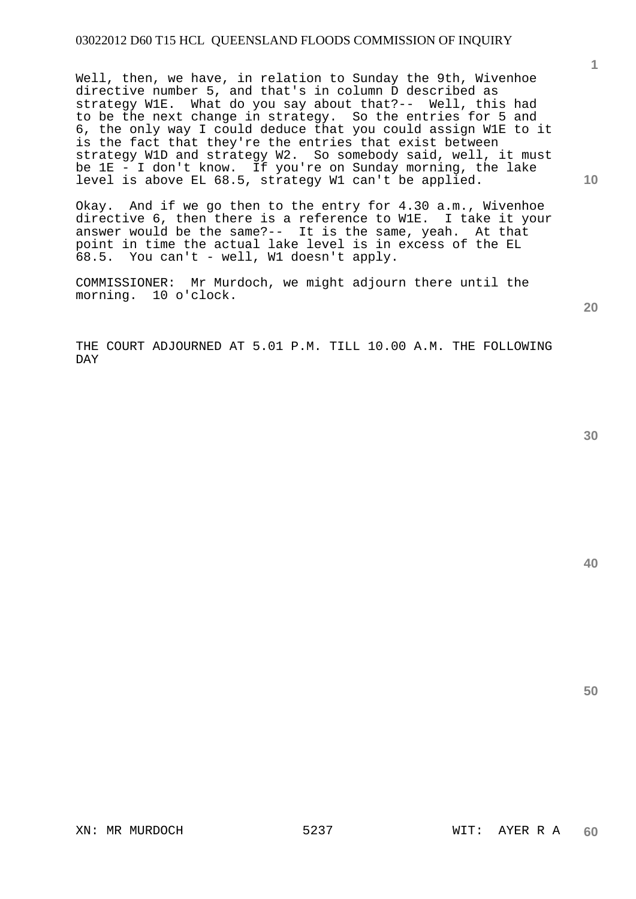Well, then, we have, in relation to Sunday the 9th, Wivenhoe directive number 5, and that's in column D described as strategy W1E. What do you say about that?-- Well, this had to be the next change in strategy. So the entries for 5 and 6, the only way I could deduce that you could assign W1E to it is the fact that they're the entries that exist between strategy W1D and strategy W2. So somebody said, well, it must be 1E - I don't know. If you're on Sunday morning, the lake level is above EL 68.5, strategy W1 can't be applied.

Okay. And if we go then to the entry for 4.30 a.m., Wivenhoe directive 6, then there is a reference to W1E. I take it your answer would be the same?-- It is the same, yeah. At that point in time the actual lake level is in excess of the EL 68.5. You can't - well, W1 doesn't apply.

COMMISSIONER: Mr Murdoch, we might adjourn there until the morning. 10 o'clock.

THE COURT ADJOURNED AT 5.01 P.M. TILL 10.00 A.M. THE FOLLOWING DAY